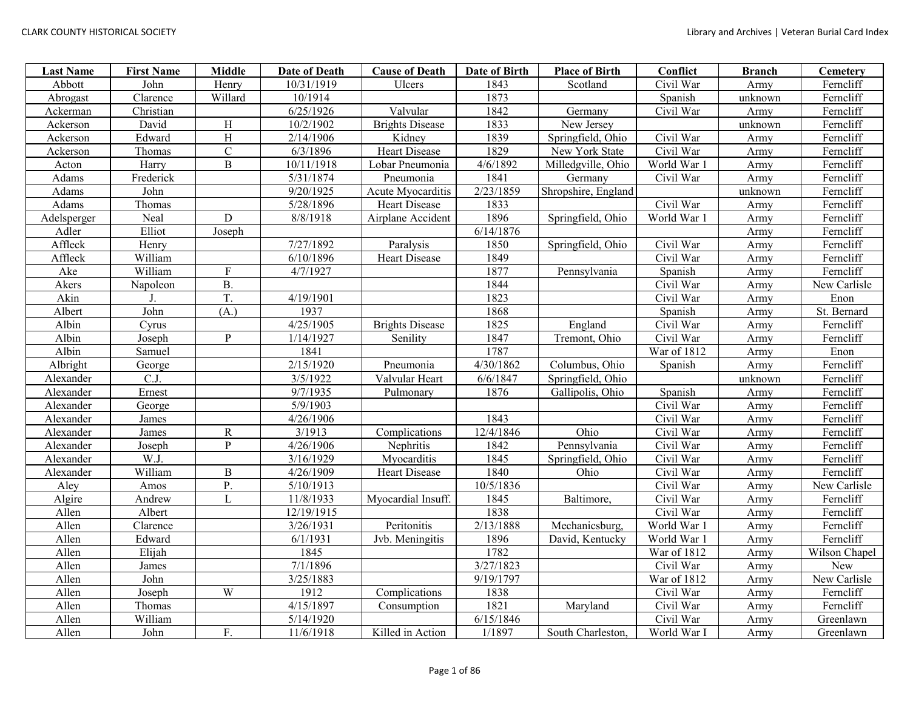| Last Name | First Name | Middle | Date of Death | Cause of Death | Date of Birth | Place of Birth | Conflict | Branch | Cemetery |
|---|---|---|---|---|---|---|---|---|---|
| Abbott | John | Henry | 10/31/1919 | Ulcers | 1843 | Scotland | Civil War | Army | Ferncliff |
| Abrogast | Clarence | Willard | 10/1914 | | 1873 | | Spanish | unknown | Ferncliff |
| Ackerman | Christian | | 6/25/1926 | Valvular | 1842 | Germany | Civil War | Army | Ferncliff |
| Ackerson | David | H | 10/2/1902 | Brights Disease | 1833 | New Jersey | | unknown | Ferncliff |
| Ackerson | Edward | H | 2/14/1906 | Kidney | 1839 | Springfield, Ohio | Civil War | Army | Ferncliff |
| Ackerson | Thomas | C | 6/3/1896 | Heart Disease | 1829 | New York State | Civil War | Army | Ferncliff |
| Acton | Harry | B | 10/11/1918 | Lobar Pneumonia | 4/6/1892 | Milledgville, Ohio | World War 1 | Army | Ferncliff |
| Adams | Frederick | | 5/31/1874 | Pneumonia | 1841 | Germany | Civil War | Army | Ferncliff |
| Adams | John | | 9/20/1925 | Acute Myocarditis | 2/23/1859 | Shropshire, England | | unknown | Ferncliff |
| Adams | Thomas | | 5/28/1896 | Heart Disease | 1833 | | Civil War | Army | Ferncliff |
| Adelsperger | Neal | D | 8/8/1918 | Airplane Accident | 1896 | Springfield, Ohio | World War 1 | Army | Ferncliff |
| Adler | Elliot | Joseph | | | 6/14/1876 | | | Army | Ferncliff |
| Affleck | Henry | | 7/27/1892 | Paralysis | 1850 | Springfield, Ohio | Civil War | Army | Ferncliff |
| Affleck | William | | 6/10/1896 | Heart Disease | 1849 | | Civil War | Army | Ferncliff |
| Ake | William | F | 4/7/1927 | | 1877 | Pennsylvania | Spanish | Army | Ferncliff |
| Akers | Napoleon | B. | | | 1844 | | Civil War | Army | New Carlisle |
| Akin | J. | T. | 4/19/1901 | | 1823 | | Civil War | Army | Enon |
| Albert | John | (A.) | 1937 | | 1868 | | Spanish | Army | St. Bernard |
| Albin | Cyrus | | 4/25/1905 | Brights Disease | 1825 | England | Civil War | Army | Ferncliff |
| Albin | Joseph | P | 1/14/1927 | Senility | 1847 | Tremont, Ohio | Civil War | Army | Ferncliff |
| Albin | Samuel | | 1841 | | 1787 | | War of 1812 | Army | Enon |
| Albright | George | | 2/15/1920 | Pneumonia | 4/30/1862 | Columbus, Ohio | Spanish | Army | Ferncliff |
| Alexander | C.J. | | 3/5/1922 | Valvular Heart | 6/6/1847 | Springfield, Ohio | | unknown | Ferncliff |
| Alexander | Ernest | | 9/7/1935 | Pulmonary | 1876 | Gallipolis, Ohio | Spanish | Army | Ferncliff |
| Alexander | George | | 5/9/1903 | | | | Civil War | Army | Ferncliff |
| Alexander | James | | 4/26/1906 | | 1843 | | Civil War | Army | Ferncliff |
| Alexander | James | R | 3/1913 | Complications | 12/4/1846 | Ohio | Civil War | Army | Ferncliff |
| Alexander | Joseph | P | 4/26/1906 | Nephritis | 1842 | Pennsylvania | Civil War | Army | Ferncliff |
| Alexander | W.J. | | 3/16/1929 | Myocarditis | 1845 | Springfield, Ohio | Civil War | Army | Ferncliff |
| Alexander | William | B | 4/26/1909 | Heart Disease | 1840 | Ohio | Civil War | Army | Ferncliff |
| Aley | Amos | P. | 5/10/1913 | | 10/5/1836 | | Civil War | Army | New Carlisle |
| Algire | Andrew | L | 11/8/1933 | Myocardial Insuff. | 1845 | Baltimore, | Civil War | Army | Ferncliff |
| Allen | Albert | | 12/19/1915 | | 1838 | | Civil War | Army | Ferncliff |
| Allen | Clarence | | 3/26/1931 | Peritonitis | 2/13/1888 | Mechanicsburg, | World War 1 | Army | Ferncliff |
| Allen | Edward | | 6/1/1931 | Jvb. Meningitis | 1896 | David, Kentucky | World War 1 | Army | Ferncliff |
| Allen | Elijah | | 1845 | | 1782 | | War of 1812 | Army | Wilson Chapel |
| Allen | James | | 7/1/1896 | | 3/27/1823 | | Civil War | Army | New |
| Allen | John | | 3/25/1883 | | 9/19/1797 | | War of 1812 | Army | New Carlisle |
| Allen | Joseph | W | 1912 | Complications | 1838 | | Civil War | Army | Ferncliff |
| Allen | Thomas | | 4/15/1897 | Consumption | 1821 | Maryland | Civil War | Army | Ferncliff |
| Allen | William | | 5/14/1920 | | 6/15/1846 | | Civil War | Army | Greenlawn |
| Allen | John | F. | 11/6/1918 | Killed in Action | 1/1897 | South Charleston, | World War I | Army | Greenlawn |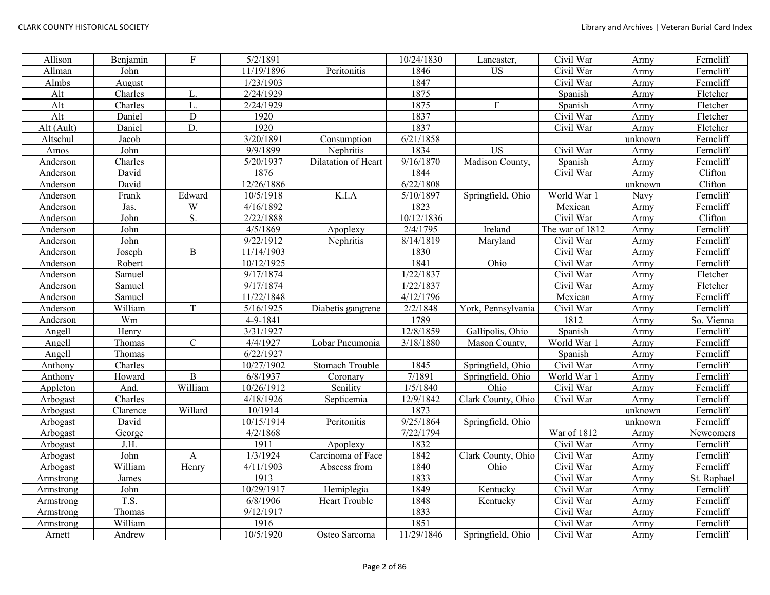| Allison | Benjamin | F | 5/2/1891 | | 10/24/1830 | Lancaster, | Civil War | Army | Ferncliff |
|---|---|---|---|---|---|---|---|---|---|
| Allman | John | | 11/19/1896 | Peritonitis | 1846 | US | Civil War | Army | Ferncliff |
| Almbs | August | | 1/23/1903 | | 1847 | | Civil War | Army | Ferncliff |
| Alt | Charles | L. | 2/24/1929 | | 1875 | | Spanish | Army | Fletcher |
| Alt | Charles | L. | 2/24/1929 | | 1875 | F | Spanish | Army | Fletcher |
| Alt | Daniel | D | 1920 | | 1837 | | Civil War | Army | Fletcher |
| Alt (Ault) | Daniel | D. | 1920 | | 1837 | | Civil War | Army | Fletcher |
| Altschul | Jacob | | 3/20/1891 | Consumption | 6/21/1858 | | | unknown | Ferncliff |
| Amos | John | | 9/9/1899 | Nephritis | 1834 | US | Civil War | Army | Ferncliff |
| Anderson | Charles | | 5/20/1937 | Dilatation of Heart | 9/16/1870 | Madison County, | Spanish | Army | Ferncliff |
| Anderson | David | | 1876 | | 1844 | | Civil War | Army | Clifton |
| Anderson | David | | 12/26/1886 | | 6/22/1808 | | | unknown | Clifton |
| Anderson | Frank | Edward | 10/5/1918 | K.I.A | 5/10/1897 | Springfield, Ohio | World War 1 | Navy | Ferncliff |
| Anderson | Jas. | W | 4/16/1892 | | 1823 | | Mexican | Army | Ferncliff |
| Anderson | John | S. | 2/22/1888 | | 10/12/1836 | | Civil War | Army | Clifton |
| Anderson | John | | 4/5/1869 | Apoplexy | 2/4/1795 | Ireland | The war of 1812 | Army | Ferncliff |
| Anderson | John | | 9/22/1912 | Nephritis | 8/14/1819 | Maryland | Civil War | Army | Ferncliff |
| Anderson | Joseph | B | 11/14/1903 | | 1830 | | Civil War | Army | Ferncliff |
| Anderson | Robert | | 10/12/1925 | | 1841 | Ohio | Civil War | Army | Ferncliff |
| Anderson | Samuel | | 9/17/1874 | | 1/22/1837 | | Civil War | Army | Fletcher |
| Anderson | Samuel | | 9/17/1874 | | 1/22/1837 | | Civil War | Army | Fletcher |
| Anderson | Samuel | | 11/22/1848 | | 4/12/1796 | | Mexican | Army | Ferncliff |
| Anderson | William | T | 5/16/1925 | Diabetis gangrene | 2/2/1848 | York, Pennsylvania | Civil War | Army | Ferncliff |
| Anderson | Wm | | 4-9-1841 | | 1789 | | 1812 | Army | So. Vienna |
| Angell | Henry | | 3/31/1927 | | 12/8/1859 | Gallipolis, Ohio | Spanish | Army | Ferncliff |
| Angell | Thomas | C | 4/4/1927 | Lobar Pneumonia | 3/18/1880 | Mason County, | World War 1 | Army | Ferncliff |
| Angell | Thomas | | 6/22/1927 | | | | Spanish | Army | Ferncliff |
| Anthony | Charles | | 10/27/1902 | Stomach Trouble | 1845 | Springfield, Ohio | Civil War | Army | Ferncliff |
| Anthony | Howard | B | 6/8/1937 | Coronary | 7/1891 | Springfield, Ohio | World War 1 | Army | Ferncliff |
| Appleton | And. | William | 10/26/1912 | Senility | 1/5/1840 | Ohio | Civil War | Army | Ferncliff |
| Arbogast | Charles | | 4/18/1926 | Septicemia | 12/9/1842 | Clark County, Ohio | Civil War | Army | Ferncliff |
| Arbogast | Clarence | Willard | 10/1914 | | 1873 | | | unknown | Ferncliff |
| Arbogast | David | | 10/15/1914 | Peritonitis | 9/25/1864 | Springfield, Ohio | | unknown | Ferncliff |
| Arbogast | George | | 4/2/1868 | | 7/22/1794 | | War of 1812 | Army | Newcomers |
| Arbogast | J.H. | | 1911 | Apoplexy | 1832 | | Civil War | Army | Ferncliff |
| Arbogast | John | A | 1/3/1924 | Carcinoma of Face | 1842 | Clark County, Ohio | Civil War | Army | Ferncliff |
| Arbogast | William | Henry | 4/11/1903 | Abscess from | 1840 | Ohio | Civil War | Army | Ferncliff |
| Armstrong | James | | 1913 | | 1833 | | Civil War | Army | St. Raphael |
| Armstrong | John | | 10/29/1917 | Hemiplegia | 1849 | Kentucky | Civil War | Army | Ferncliff |
| Armstrong | T.S. | | 6/8/1906 | Heart Trouble | 1848 | Kentucky | Civil War | Army | Ferncliff |
| Armstrong | Thomas | | 9/12/1917 | | 1833 | | Civil War | Army | Ferncliff |
| Armstrong | William | | 1916 | | 1851 | | Civil War | Army | Ferncliff |
| Arnett | Andrew | | 10/5/1920 | Osteo Sarcoma | 11/29/1846 | Springfield, Ohio | Civil War | Army | Ferncliff |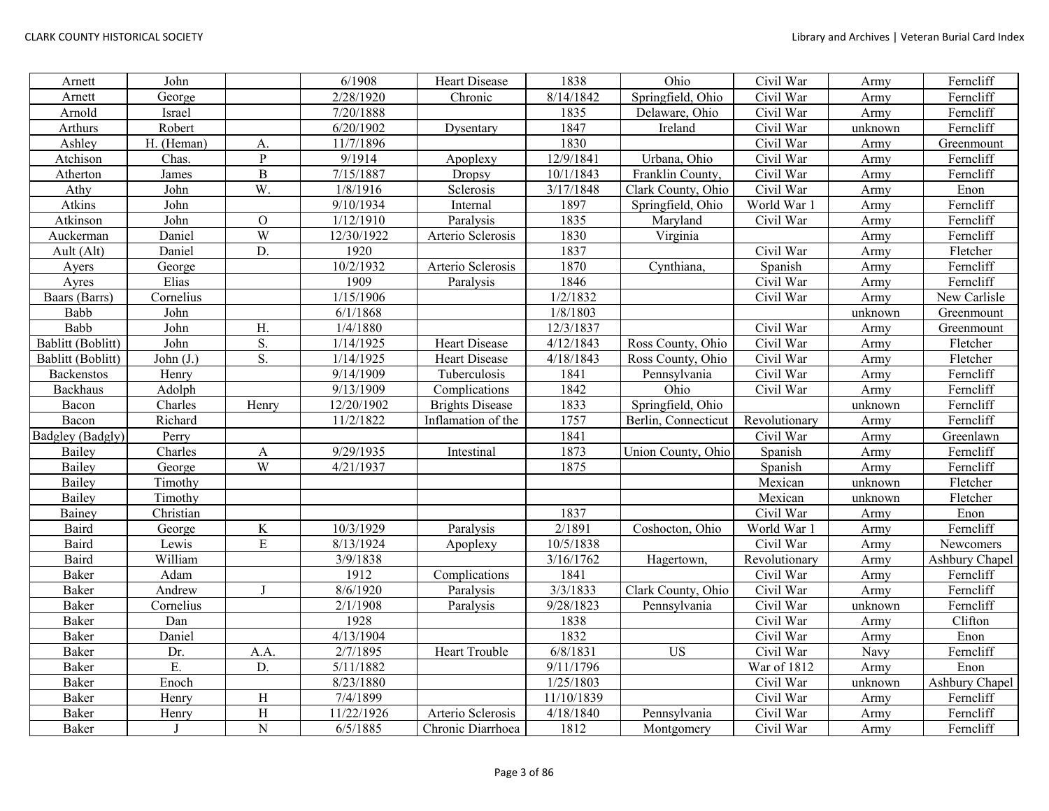| | | | | | | | | | |
|---|---|---|---|---|---|---|---|---|---|
| Arnett | John | | 6/1908 | Heart Disease | 1838 | Ohio | Civil War | Army | Ferncliff |
| Arnett | George | | 2/28/1920 | Chronic | 8/14/1842 | Springfield, Ohio | Civil War | Army | Ferncliff |
| Arnold | Israel | | 7/20/1888 | | 1835 | Delaware, Ohio | Civil War | Army | Ferncliff |
| Arthurs | Robert | | 6/20/1902 | Dysentary | 1847 | Ireland | Civil War | unknown | Ferncliff |
| Ashley | H. (Heman) | A. | 11/7/1896 | | 1830 | | Civil War | Army | Greenmount |
| Atchison | Chas. | P | 9/1914 | Apoplexy | 12/9/1841 | Urbana, Ohio | Civil War | Army | Ferncliff |
| Atherton | James | B | 7/15/1887 | Dropsy | 10/1/1843 | Franklin County, | Civil War | Army | Ferncliff |
| Athy | John | W. | 1/8/1916 | Sclerosis | 3/17/1848 | Clark County, Ohio | Civil War | Army | Enon |
| Atkins | John | | 9/10/1934 | Internal | 1897 | Springfield, Ohio | World War 1 | Army | Ferncliff |
| Atkinson | John | O | 1/12/1910 | Paralysis | 1835 | Maryland | Civil War | Army | Ferncliff |
| Auckerman | Daniel | W | 12/30/1922 | Arterio Sclerosis | 1830 | Virginia | | Army | Ferncliff |
| Ault (Alt) | Daniel | D. | 1920 | | 1837 | | Civil War | Army | Fletcher |
| Ayers | George | | 10/2/1932 | Arterio Sclerosis | 1870 | Cynthiana, | Spanish | Army | Ferncliff |
| Ayres | Elias | | 1909 | Paralysis | 1846 | | Civil War | Army | Ferncliff |
| Baars (Barrs) | Cornelius | | 1/15/1906 | | 1/2/1832 | | Civil War | Army | New Carlisle |
| Babb | John | | 6/1/1868 | | 1/8/1803 | | | unknown | Greenmount |
| Babb | John | H. | 1/4/1880 | | 12/3/1837 | | Civil War | Army | Greenmount |
| Bablitt (Boblitt) | John | S. | 1/14/1925 | Heart Disease | 4/12/1843 | Ross County, Ohio | Civil War | Army | Fletcher |
| Bablitt (Boblitt) | John (J.) | S. | 1/14/1925 | Heart Disease | 4/18/1843 | Ross County, Ohio | Civil War | Army | Fletcher |
| Backenstos | Henry | | 9/14/1909 | Tuberculosis | 1841 | Pennsylvania | Civil War | Army | Ferncliff |
| Backhaus | Adolph | | 9/13/1909 | Complications | 1842 | Ohio | Civil War | Army | Ferncliff |
| Bacon | Charles | Henry | 12/20/1902 | Brights Disease | 1833 | Springfield, Ohio | | unknown | Ferncliff |
| Bacon | Richard | | 11/2/1822 | Inflamation of the | 1757 | Berlin, Connecticut | Revolutionary | Army | Ferncliff |
| Badgley (Badgly) | Perry | | | | 1841 | | Civil War | Army | Greenlawn |
| Bailey | Charles | A | 9/29/1935 | Intestinal | 1873 | Union County, Ohio | Spanish | Army | Ferncliff |
| Bailey | George | W | 4/21/1937 | | 1875 | | Spanish | Army | Ferncliff |
| Bailey | Timothy | | | | | | Mexican | unknown | Fletcher |
| Bailey | Timothy | | | | | | Mexican | unknown | Fletcher |
| Bainey | Christian | | | | 1837 | | Civil War | Army | Enon |
| Baird | George | K | 10/3/1929 | Paralysis | 2/1891 | Coshocton, Ohio | World War 1 | Army | Ferncliff |
| Baird | Lewis | E | 8/13/1924 | Apoplexy | 10/5/1838 | | Civil War | Army | Newcomers |
| Baird | William | | 3/9/1838 | | 3/16/1762 | Hagertown, | Revolutionary | Army | Ashbury Chapel |
| Baker | Adam | | 1912 | Complications | 1841 | | Civil War | Army | Ferncliff |
| Baker | Andrew | J | 8/6/1920 | Paralysis | 3/3/1833 | Clark County, Ohio | Civil War | Army | Ferncliff |
| Baker | Cornelius | | 2/1/1908 | Paralysis | 9/28/1823 | Pennsylvania | Civil War | unknown | Ferncliff |
| Baker | Dan | | 1928 | | 1838 | | Civil War | Army | Clifton |
| Baker | Daniel | | 4/13/1904 | | 1832 | | Civil War | Army | Enon |
| Baker | Dr. | A.A. | 2/7/1895 | Heart Trouble | 6/8/1831 | US | Civil War | Navy | Ferncliff |
| Baker | E. | D. | 5/11/1882 | | 9/11/1796 | | War of 1812 | Army | Enon |
| Baker | Enoch | | 8/23/1880 | | 1/25/1803 | | Civil War | unknown | Ashbury Chapel |
| Baker | Henry | H | 7/4/1899 | | 11/10/1839 | | Civil War | Army | Ferncliff |
| Baker | Henry | H | 11/22/1926 | Arterio Sclerosis | 4/18/1840 | Pennsylvania | Civil War | Army | Ferncliff |
| Baker | J | N | 6/5/1885 | Chronic Diarrhoea | 1812 | Montgomery | Civil War | Army | Ferncliff |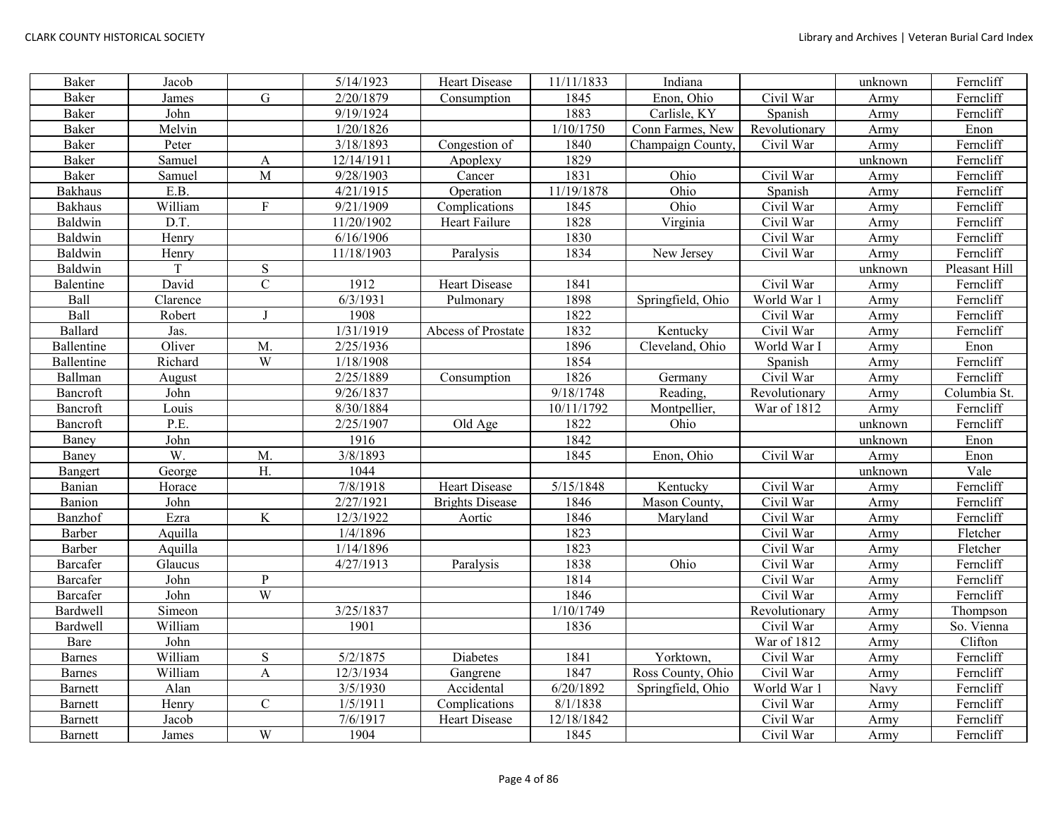| Baker | Jacob | | 5/14/1923 | Heart Disease | 11/11/1833 | Indiana | | unknown | Ferncliff |
|---|---|---|---|---|---|---|---|---|---|
| Baker | James | G | 2/20/1879 | Consumption | 1845 | Enon, Ohio | Civil War | Army | Ferncliff |
| Baker | John | | 9/19/1924 | | 1883 | Carlisle, KY | Spanish | Army | Ferncliff |
| Baker | Melvin | | 1/20/1826 | | 1/10/1750 | Conn Farmes, New | Revolutionary | Army | Enon |
| Baker | Peter | | 3/18/1893 | Congestion of | 1840 | Champaign County, | Civil War | Army | Ferncliff |
| Baker | Samuel | A | 12/14/1911 | Apoplexy | 1829 | | | unknown | Ferncliff |
| Baker | Samuel | M | 9/28/1903 | Cancer | 1831 | Ohio | Civil War | Army | Ferncliff |
| Bakhaus | E.B. | | 4/21/1915 | Operation | 11/19/1878 | Ohio | Spanish | Army | Ferncliff |
| Bakhaus | William | F | 9/21/1909 | Complications | 1845 | Ohio | Civil War | Army | Ferncliff |
| Baldwin | D.T. | | 11/20/1902 | Heart Failure | 1828 | Virginia | Civil War | Army | Ferncliff |
| Baldwin | Henry | | 6/16/1906 | | 1830 | | Civil War | Army | Ferncliff |
| Baldwin | Henry | | 11/18/1903 | Paralysis | 1834 | New Jersey | Civil War | Army | Ferncliff |
| Baldwin | T | S | | | | | | unknown | Pleasant Hill |
| Balentine | David | C | 1912 | Heart Disease | 1841 | | Civil War | Army | Ferncliff |
| Ball | Clarence | | 6/3/1931 | Pulmonary | 1898 | Springfield, Ohio | World War 1 | Army | Ferncliff |
| Ball | Robert | J | 1908 | | 1822 | | Civil War | Army | Ferncliff |
| Ballard | Jas. | | 1/31/1919 | Abcess of Prostate | 1832 | Kentucky | Civil War | Army | Ferncliff |
| Ballentine | Oliver | M. | 2/25/1936 | | 1896 | Cleveland, Ohio | World War I | Army | Enon |
| Ballentine | Richard | W | 1/18/1908 | | 1854 | | Spanish | Army | Ferncliff |
| Ballman | August | | 2/25/1889 | Consumption | 1826 | Germany | Civil War | Army | Ferncliff |
| Bancroft | John | | 9/26/1837 | | 9/18/1748 | Reading, | Revolutionary | Army | Columbia St. |
| Bancroft | Louis | | 8/30/1884 | | 10/11/1792 | Montpellier, | War of 1812 | Army | Ferncliff |
| Bancroft | P.E. | | 2/25/1907 | Old Age | 1822 | Ohio | | unknown | Ferncliff |
| Baney | John | | 1916 | | 1842 | | | unknown | Enon |
| Baney | W. | M. | 3/8/1893 | | 1845 | Enon, Ohio | Civil War | Army | Enon |
| Bangert | George | H. | 1044 | | | | | unknown | Vale |
| Banian | Horace | | 7/8/1918 | Heart Disease | 5/15/1848 | Kentucky | Civil War | Army | Ferncliff |
| Banion | John | | 2/27/1921 | Brights Disease | 1846 | Mason County, | Civil War | Army | Ferncliff |
| Banzhof | Ezra | K | 12/3/1922 | Aortic | 1846 | Maryland | Civil War | Army | Ferncliff |
| Barber | Aquilla | | 1/4/1896 | | 1823 | | Civil War | Army | Fletcher |
| Barber | Aquilla | | 1/14/1896 | | 1823 | | Civil War | Army | Fletcher |
| Barcafer | Glaucus | | 4/27/1913 | Paralysis | 1838 | Ohio | Civil War | Army | Ferncliff |
| Barcafer | John | P | | | 1814 | | Civil War | Army | Ferncliff |
| Barcafer | John | W | | | 1846 | | Civil War | Army | Ferncliff |
| Bardwell | Simeon | | 3/25/1837 | | 1/10/1749 | | Revolutionary | Army | Thompson |
| Bardwell | William | | 1901 | | 1836 | | Civil War | Army | So. Vienna |
| Bare | John | | | | | | War of 1812 | Army | Clifton |
| Barnes | William | S | 5/2/1875 | Diabetes | 1841 | Yorktown, | Civil War | Army | Ferncliff |
| Barnes | William | A | 12/3/1934 | Gangrene | 1847 | Ross County, Ohio | Civil War | Army | Ferncliff |
| Barnett | Alan | | 3/5/1930 | Accidental | 6/20/1892 | Springfield, Ohio | World War 1 | Navy | Ferncliff |
| Barnett | Henry | C | 1/5/1911 | Complications | 8/1/1838 | | Civil War | Army | Ferncliff |
| Barnett | Jacob | | 7/6/1917 | Heart Disease | 12/18/1842 | | Civil War | Army | Ferncliff |
| Barnett | James | W | 1904 | | 1845 | | Civil War | Army | Ferncliff |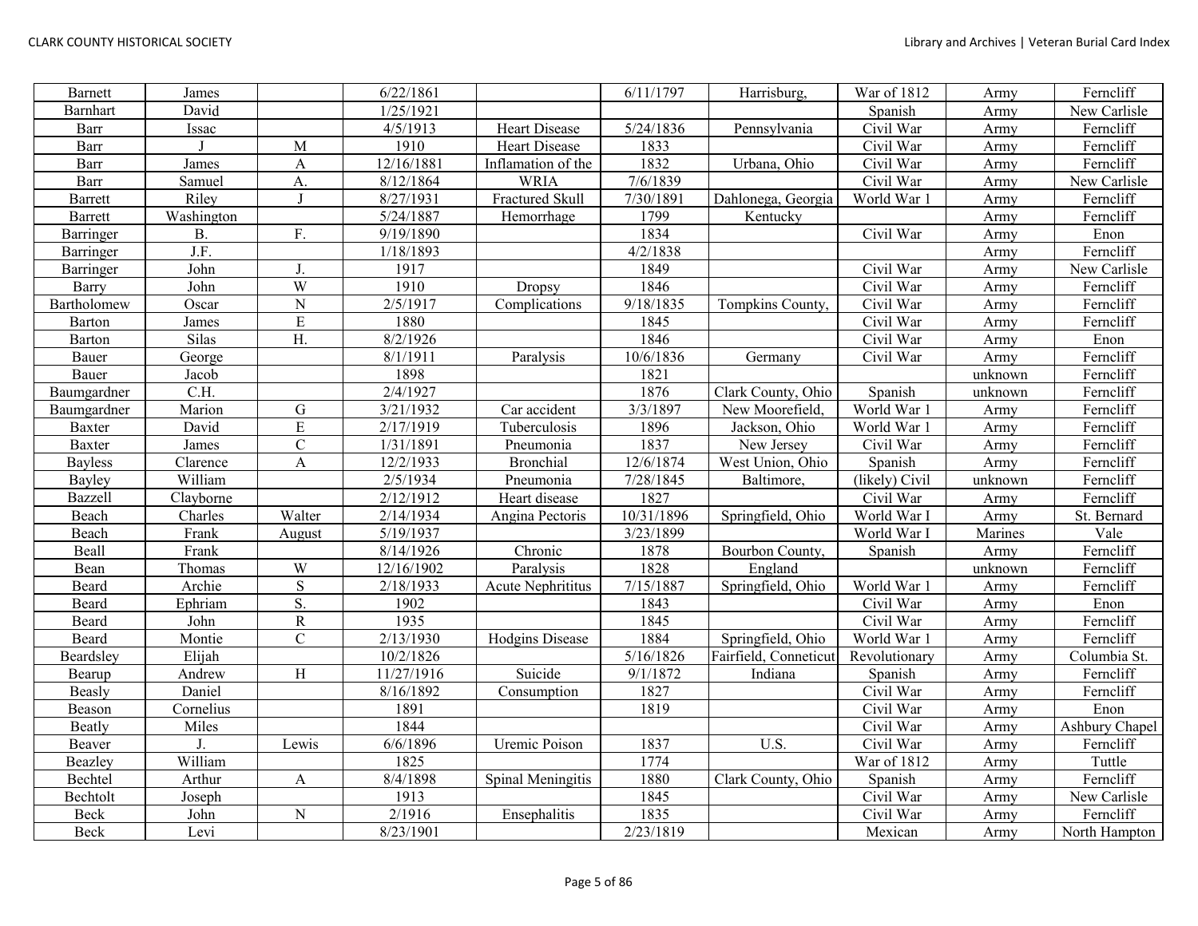| Barnett | James | | 6/22/1861 | | 6/11/1797 | Harrisburg, | War of 1812 | Army | Ferncliff |
|---|---|---|---|---|---|---|---|---|---|
| Barnhart | David | | 1/25/1921 | | | | Spanish | Army | New Carlisle |
| Barr | Issac | | 4/5/1913 | Heart Disease | 5/24/1836 | Pennsylvania | Civil War | Army | Ferncliff |
| Barr | J | M | 1910 | Heart Disease | 1833 | | Civil War | Army | Ferncliff |
| Barr | James | A | 12/16/1881 | Inflamation of the | 1832 | Urbana, Ohio | Civil War | Army | Ferncliff |
| Barr | Samuel | A. | 8/12/1864 | WRIA | 7/6/1839 | | Civil War | Army | New Carlisle |
| Barrett | Riley | J | 8/27/1931 | Fractured Skull | 7/30/1891 | Dahlonega, Georgia | World War 1 | Army | Ferncliff |
| Barrett | Washington | | 5/24/1887 | Hemorrhage | 1799 | Kentucky | | Army | Ferncliff |
| Barringer | B. | F. | 9/19/1890 | | 1834 | | Civil War | Army | Enon |
| Barringer | J.F. | | 1/18/1893 | | 4/2/1838 | | | Army | Ferncliff |
| Barringer | John | J. | 1917 | | 1849 | | Civil War | Army | New Carlisle |
| Barry | John | W | 1910 | Dropsy | 1846 | | Civil War | Army | Ferncliff |
| Bartholomew | Oscar | N | 2/5/1917 | Complications | 9/18/1835 | Tompkins County, | Civil War | Army | Ferncliff |
| Barton | James | E | 1880 | | 1845 | | Civil War | Army | Ferncliff |
| Barton | Silas | H. | 8/2/1926 | | 1846 | | Civil War | Army | Enon |
| Bauer | George | | 8/1/1911 | Paralysis | 10/6/1836 | Germany | Civil War | Army | Ferncliff |
| Bauer | Jacob | | 1898 | | 1821 | | | unknown | Ferncliff |
| Baumgardner | C.H. | | 2/4/1927 | | 1876 | Clark County, Ohio | Spanish | unknown | Ferncliff |
| Baumgardner | Marion | G | 3/21/1932 | Car accident | 3/3/1897 | New Moorefield, | World War 1 | Army | Ferncliff |
| Baxter | David | E | 2/17/1919 | Tuberculosis | 1896 | Jackson, Ohio | World War 1 | Army | Ferncliff |
| Baxter | James | C | 1/31/1891 | Pneumonia | 1837 | New Jersey | Civil War | Army | Ferncliff |
| Bayless | Clarence | A | 12/2/1933 | Bronchial | 12/6/1874 | West Union, Ohio | Spanish | Army | Ferncliff |
| Bayley | William | | 2/5/1934 | Pneumonia | 7/28/1845 | Baltimore, | (likely) Civil | unknown | Ferncliff |
| Bazzell | Clayborne | | 2/12/1912 | Heart disease | 1827 | | Civil War | Army | Ferncliff |
| Beach | Charles | Walter | 2/14/1934 | Angina Pectoris | 10/31/1896 | Springfield, Ohio | World War I | Army | St. Bernard |
| Beach | Frank | August | 5/19/1937 | | 3/23/1899 | | World War I | Marines | Vale |
| Beall | Frank | | 8/14/1926 | Chronic | 1878 | Bourbon County, | Spanish | Army | Ferncliff |
| Bean | Thomas | W | 12/16/1902 | Paralysis | 1828 | England | | unknown | Ferncliff |
| Beard | Archie | S | 2/18/1933 | Acute Nephritus | 7/15/1887 | Springfield, Ohio | World War 1 | Army | Ferncliff |
| Beard | Ephriam | S. | 1902 | | 1843 | | Civil War | Army | Enon |
| Beard | John | R | 1935 | | 1845 | | Civil War | Army | Ferncliff |
| Beard | Montie | C | 2/13/1930 | Hodgins Disease | 1884 | Springfield, Ohio | World War 1 | Army | Ferncliff |
| Beardsley | Elijah | | 10/2/1826 | | 5/16/1826 | Fairfield, Conneticut | Revolutionary | Army | Columbia St. |
| Bearup | Andrew | H | 11/27/1916 | Suicide | 9/1/1872 | Indiana | Spanish | Army | Ferncliff |
| Beasly | Daniel | | 8/16/1892 | Consumption | 1827 | | Civil War | Army | Ferncliff |
| Beason | Cornelius | | 1891 | | 1819 | | Civil War | Army | Enon |
| Beatly | Miles | | 1844 | | | | Civil War | Army | Ashbury Chapel |
| Beaver | J. | Lewis | 6/6/1896 | Uremic Poison | 1837 | U.S. | Civil War | Army | Ferncliff |
| Beazley | William | | 1825 | | 1774 | | War of 1812 | Army | Tuttle |
| Bechtel | Arthur | A | 8/4/1898 | Spinal Meningitis | 1880 | Clark County, Ohio | Spanish | Army | Ferncliff |
| Bechtolt | Joseph | | 1913 | | 1845 | | Civil War | Army | New Carlisle |
| Beck | John | N | 2/1916 | Ensephalitis | 1835 | | Civil War | Army | Ferncliff |
| Beck | Levi | | 8/23/1901 | | 2/23/1819 | | Mexican | Army | North Hampton |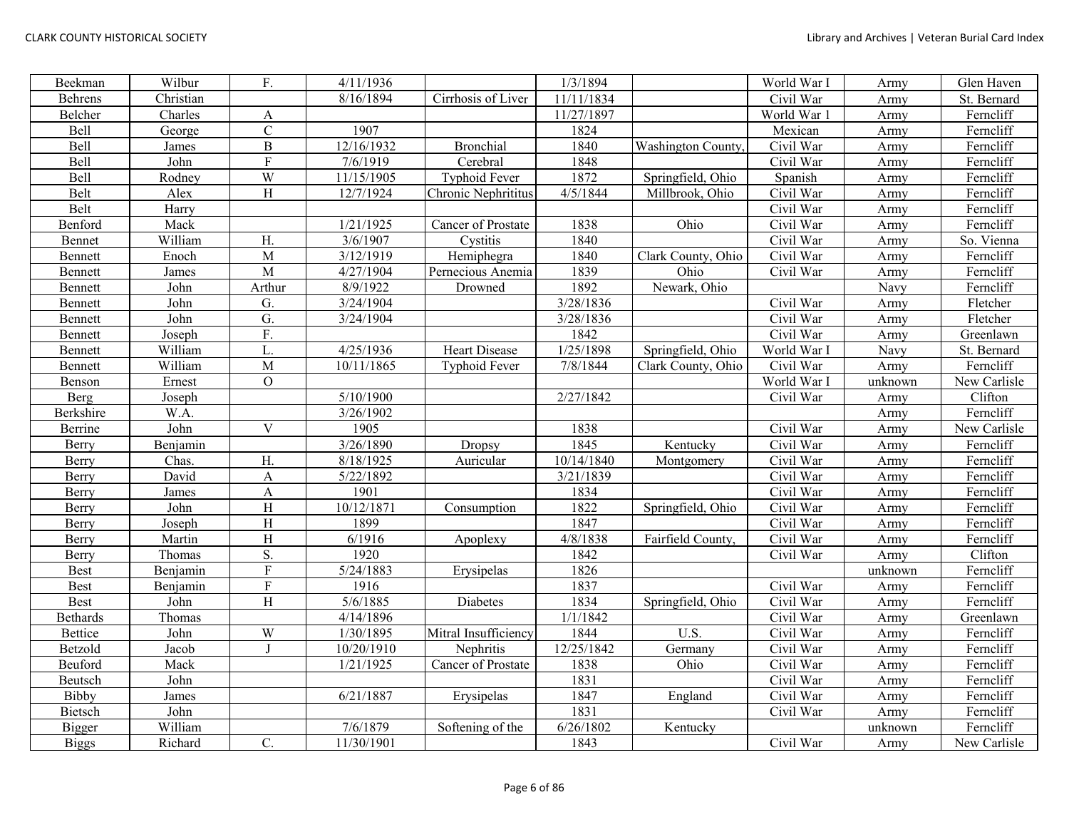| Beekman | Wilbur | F. | 4/11/1936 | | 1/3/1894 | | World War I | Army | Glen Haven |
|---|---|---|---|---|---|---|---|---|---|
| Behrens | Christian | | 8/16/1894 | Cirrhosis of Liver | 11/11/1834 | | Civil War | Army | St. Bernard |
| Belcher | Charles | A | | | 11/27/1897 | | World War 1 | Army | Ferncliff |
| Bell | George | C | 1907 | | 1824 | | Mexican | Army | Ferncliff |
| Bell | James | B | 12/16/1932 | Bronchial | 1840 | Washington County, | Civil War | Army | Ferncliff |
| Bell | John | F | 7/6/1919 | Cerebral | 1848 | | Civil War | Army | Ferncliff |
| Bell | Rodney | W | 11/15/1905 | Typhoid Fever | 1872 | Springfield, Ohio | Spanish | Army | Ferncliff |
| Belt | Alex | H | 12/7/1924 | Chronic Nephrititus | 4/5/1844 | Millbrook, Ohio | Civil War | Army | Ferncliff |
| Belt | Harry | | | | | | Civil War | Army | Ferncliff |
| Benford | Mack | | 1/21/1925 | Cancer of Prostate | 1838 | Ohio | Civil War | Army | Ferncliff |
| Bennet | William | H. | 3/6/1907 | Cystitis | 1840 | | Civil War | Army | So. Vienna |
| Bennett | Enoch | M | 3/12/1919 | Hemiphegra | 1840 | Clark County, Ohio | Civil War | Army | Ferncliff |
| Bennett | James | M | 4/27/1904 | Pernecious Anemia | 1839 | Ohio | Civil War | Army | Ferncliff |
| Bennett | John | Arthur | 8/9/1922 | Drowned | 1892 | Newark, Ohio | | Navy | Ferncliff |
| Bennett | John | G. | 3/24/1904 | | 3/28/1836 | | Civil War | Army | Fletcher |
| Bennett | John | G. | 3/24/1904 | | 3/28/1836 | | Civil War | Army | Fletcher |
| Bennett | Joseph | F. | | | 1842 | | Civil War | Army | Greenlawn |
| Bennett | William | L. | 4/25/1936 | Heart Disease | 1/25/1898 | Springfield, Ohio | World War I | Navy | St. Bernard |
| Bennett | William | M | 10/11/1865 | Typhoid Fever | 7/8/1844 | Clark County, Ohio | Civil War | Army | Ferncliff |
| Benson | Ernest | O | | | | | World War I | unknown | New Carlisle |
| Berg | Joseph | | 5/10/1900 | | 2/27/1842 | | Civil War | Army | Clifton |
| Berkshire | W.A. | | 3/26/1902 | | | | | Army | Ferncliff |
| Berrine | John | V | 1905 | | 1838 | | Civil War | Army | New Carlisle |
| Berry | Benjamin | | 3/26/1890 | Dropsy | 1845 | Kentucky | Civil War | Army | Ferncliff |
| Berry | Chas. | H. | 8/18/1925 | Auricular | 10/14/1840 | Montgomery | Civil War | Army | Ferncliff |
| Berry | David | A | 5/22/1892 | | 3/21/1839 | | Civil War | Army | Ferncliff |
| Berry | James | A | 1901 | | 1834 | | Civil War | Army | Ferncliff |
| Berry | John | H | 10/12/1871 | Consumption | 1822 | Springfield, Ohio | Civil War | Army | Ferncliff |
| Berry | Joseph | H | 1899 | | 1847 | | Civil War | Army | Ferncliff |
| Berry | Martin | H | 6/1916 | Apoplexy | 4/8/1838 | Fairfield County, | Civil War | Army | Ferncliff |
| Berry | Thomas | S. | 1920 | | 1842 | | Civil War | Army | Clifton |
| Best | Benjamin | F | 5/24/1883 | Erysipelas | 1826 | | | unknown | Ferncliff |
| Best | Benjamin | F | 1916 | | 1837 | | Civil War | Army | Ferncliff |
| Best | John | H | 5/6/1885 | Diabetes | 1834 | Springfield, Ohio | Civil War | Army | Ferncliff |
| Bethards | Thomas | | 4/14/1896 | | 1/1/1842 | | Civil War | Army | Greenlawn |
| Bettice | John | W | 1/30/1895 | Mitral Insufficiency | 1844 | U.S. | Civil War | Army | Ferncliff |
| Betzold | Jacob | J | 10/20/1910 | Nephritis | 12/25/1842 | Germany | Civil War | Army | Ferncliff |
| Beuford | Mack | | 1/21/1925 | Cancer of Prostate | 1838 | Ohio | Civil War | Army | Ferncliff |
| Beutsch | John | | | | 1831 | | Civil War | Army | Ferncliff |
| Bibby | James | | 6/21/1887 | Erysipelas | 1847 | England | Civil War | Army | Ferncliff |
| Bietsch | John | | | | 1831 | | Civil War | Army | Ferncliff |
| Bigger | William | | 7/6/1879 | Softening of the | 6/26/1802 | Kentucky | | unknown | Ferncliff |
| Biggs | Richard | C. | 11/30/1901 | | 1843 | | Civil War | Army | New Carlisle |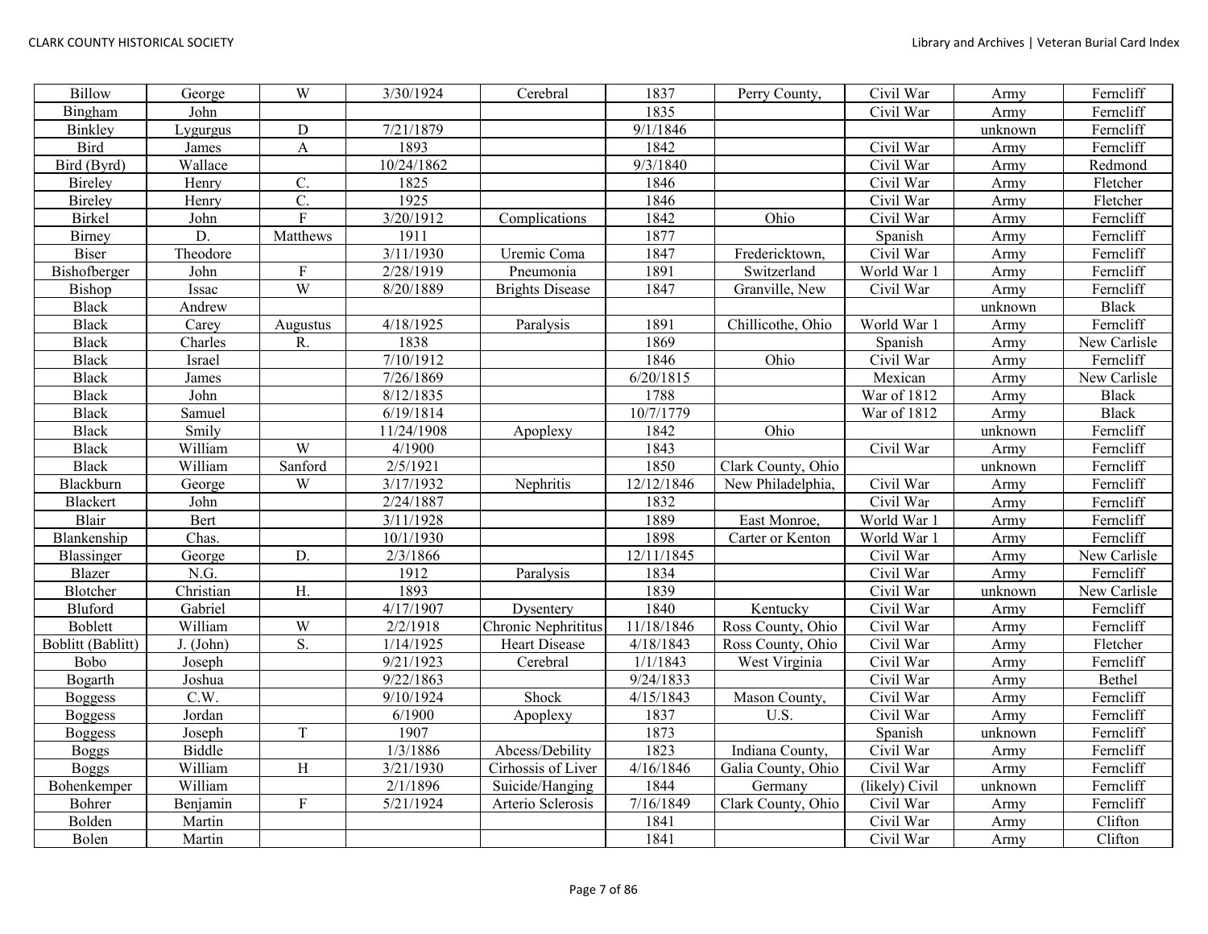| Billow | George | W | 3/30/1924 | Cerebral | 1837 | Perry County, | Civil War | Army | Ferncliff |
|---|---|---|---|---|---|---|---|---|---|
| Bingham | John | | | | 1835 | | Civil War | Army | Ferncliff |
| Binkley | Lygurgus | D | 7/21/1879 | | 9/1/1846 | | | unknown | Ferncliff |
| Bird | James | A | 1893 | | 1842 | | Civil War | Army | Ferncliff |
| Bird (Byrd) | Wallace | | 10/24/1862 | | 9/3/1840 | | Civil War | Army | Redmond |
| Bireley | Henry | C. | 1825 | | 1846 | | Civil War | Army | Fletcher |
| Bireley | Henry | C. | 1925 | | 1846 | | Civil War | Army | Fletcher |
| Birkel | John | F | 3/20/1912 | Complications | 1842 | Ohio | Civil War | Army | Ferncliff |
| Birney | D. | Matthews | 1911 | | 1877 | | Spanish | Army | Ferncliff |
| Biser | Theodore | | 3/11/1930 | Uremic Coma | 1847 | Fredericktown, | Civil War | Army | Ferncliff |
| Bishofberger | John | F | 2/28/1919 | Pneumonia | 1891 | Switzerland | World War 1 | Army | Ferncliff |
| Bishop | Issac | W | 8/20/1889 | Brights Disease | 1847 | Granville, New | Civil War | Army | Ferncliff |
| Black | Andrew | | | | | | | unknown | Black |
| Black | Carey | Augustus | 4/18/1925 | Paralysis | 1891 | Chillicothe, Ohio | World War 1 | Army | Ferncliff |
| Black | Charles | R. | 1838 | | 1869 | | Spanish | Army | New Carlisle |
| Black | Israel | | 7/10/1912 | | 1846 | Ohio | Civil War | Army | Ferncliff |
| Black | James | | 7/26/1869 | | 6/20/1815 | | Mexican | Army | New Carlisle |
| Black | John | | 8/12/1835 | | 1788 | | War of 1812 | Army | Black |
| Black | Samuel | | 6/19/1814 | | 10/7/1779 | | War of 1812 | Army | Black |
| Black | Smily | | 11/24/1908 | Apoplexy | 1842 | Ohio | | unknown | Ferncliff |
| Black | William | W | 4/1900 | | 1843 | | Civil War | Army | Ferncliff |
| Black | William | Sanford | 2/5/1921 | | 1850 | Clark County, Ohio | | unknown | Ferncliff |
| Blackburn | George | W | 3/17/1932 | Nephritis | 12/12/1846 | New Philadelphia, | Civil War | Army | Ferncliff |
| Blackert | John | | 2/24/1887 | | 1832 | | Civil War | Army | Ferncliff |
| Blair | Bert | | 3/11/1928 | | 1889 | East Monroe, | World War 1 | Army | Ferncliff |
| Blankenship | Chas. | | 10/1/1930 | | 1898 | Carter or Kenton | World War 1 | Army | Ferncliff |
| Blassinger | George | D. | 2/3/1866 | | 12/11/1845 | | Civil War | Army | New Carlisle |
| Blazer | N.G. | | 1912 | Paralysis | 1834 | | Civil War | Army | Ferncliff |
| Blotcher | Christian | H. | 1893 | | 1839 | | Civil War | unknown | New Carlisle |
| Bluford | Gabriel | | 4/17/1907 | Dysentery | 1840 | Kentucky | Civil War | Army | Ferncliff |
| Boblett | William | W | 2/2/1918 | Chronic Nephritus | 11/18/1846 | Ross County, Ohio | Civil War | Army | Ferncliff |
| Boblitt (Bablitt) | J. (John) | S. | 1/14/1925 | Heart Disease | 4/18/1843 | Ross County, Ohio | Civil War | Army | Fletcher |
| Bobo | Joseph | | 9/21/1923 | Cerebral | 1/1/1843 | West Virginia | Civil War | Army | Ferncliff |
| Bogarth | Joshua | | 9/22/1863 | | 9/24/1833 | | Civil War | Army | Bethel |
| Boggess | C.W. | | 9/10/1924 | Shock | 4/15/1843 | Mason County, | Civil War | Army | Ferncliff |
| Boggess | Jordan | | 6/1900 | Apoplexy | 1837 | U.S. | Civil War | Army | Ferncliff |
| Boggess | Joseph | T | 1907 | | 1873 | | Spanish | unknown | Ferncliff |
| Boggs | Biddle | | 1/3/1886 | Abcess/Debility | 1823 | Indiana County, | Civil War | Army | Ferncliff |
| Boggs | William | H | 3/21/1930 | Cirhossis of Liver | 4/16/1846 | Galia County, Ohio | Civil War | Army | Ferncliff |
| Bohenkemper | William | | 2/1/1896 | Suicide/Hanging | 1844 | Germany | (likely) Civil | unknown | Ferncliff |
| Bohrer | Benjamin | F | 5/21/1924 | Arterio Sclerosis | 7/16/1849 | Clark County, Ohio | Civil War | Army | Ferncliff |
| Bolden | Martin | | | | 1841 | | Civil War | Army | Clifton |
| Bolen | Martin | | | | 1841 | | Civil War | Army | Clifton |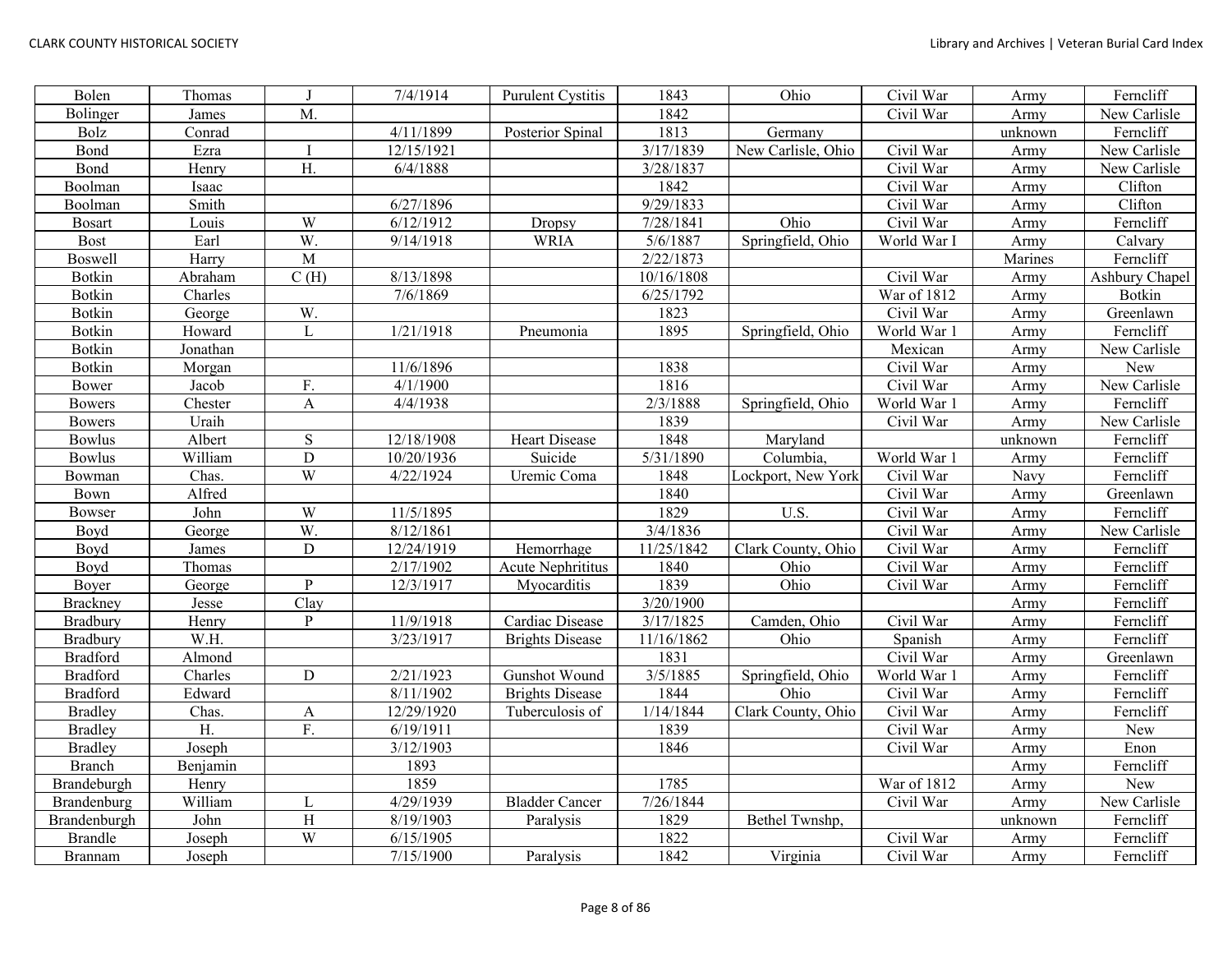| Bolen | Thomas | J | 7/4/1914 | Purulent Cystitis | 1843 | Ohio | Civil War | Army | Ferncliff |
|---|---|---|---|---|---|---|---|---|---|
| Bolinger | James | M. | | | 1842 | | Civil War | Army | New Carlisle |
| Bolz | Conrad | | 4/11/1899 | Posterior Spinal | 1813 | Germany | | unknown | Ferncliff |
| Bond | Ezra | I | 12/15/1921 | | 3/17/1839 | New Carlisle, Ohio | Civil War | Army | New Carlisle |
| Bond | Henry | H. | 6/4/1888 | | 3/28/1837 | | Civil War | Army | New Carlisle |
| Boolman | Isaac | | | | 1842 | | Civil War | Army | Clifton |
| Boolman | Smith | | 6/27/1896 | | 9/29/1833 | | Civil War | Army | Clifton |
| Bosart | Louis | W | 6/12/1912 | Dropsy | 7/28/1841 | Ohio | Civil War | Army | Ferncliff |
| Bost | Earl | W. | 9/14/1918 | WRIA | 5/6/1887 | Springfield, Ohio | World War I | Army | Calvary |
| Boswell | Harry | M | | | 2/22/1873 | | | Marines | Ferncliff |
| Botkin | Abraham | C (H) | 8/13/1898 | | 10/16/1808 | | Civil War | Army | Ashbury Chapel |
| Botkin | Charles | | 7/6/1869 | | 6/25/1792 | | War of 1812 | Army | Botkin |
| Botkin | George | W. | | | 1823 | | Civil War | Army | Greenlawn |
| Botkin | Howard | L | 1/21/1918 | Pneumonia | 1895 | Springfield, Ohio | World War 1 | Army | Ferncliff |
| Botkin | Jonathan | | | | | | Mexican | Army | New Carlisle |
| Botkin | Morgan | | 11/6/1896 | | 1838 | | Civil War | Army | New |
| Bower | Jacob | F. | 4/1/1900 | | 1816 | | Civil War | Army | New Carlisle |
| Bowers | Chester | A | 4/4/1938 | | 2/3/1888 | Springfield, Ohio | World War 1 | Army | Ferncliff |
| Bowers | Uraih | | | | 1839 | | Civil War | Army | New Carlisle |
| Bowlus | Albert | S | 12/18/1908 | Heart Disease | 1848 | Maryland | | unknown | Ferncliff |
| Bowlus | William | D | 10/20/1936 | Suicide | 5/31/1890 | Columbia, | World War 1 | Army | Ferncliff |
| Bowman | Chas. | W | 4/22/1924 | Uremic Coma | 1848 | Lockport, New York | Civil War | Navy | Ferncliff |
| Bown | Alfred | | | | 1840 | | Civil War | Army | Greenlawn |
| Bowser | John | W | 11/5/1895 | | 1829 | U.S. | Civil War | Army | Ferncliff |
| Boyd | George | W. | 8/12/1861 | | 3/4/1836 | | Civil War | Army | New Carlisle |
| Boyd | James | D | 12/24/1919 | Hemorrhage | 11/25/1842 | Clark County, Ohio | Civil War | Army | Ferncliff |
| Boyd | Thomas | | 2/17/1902 | Acute Nephritus | 1840 | Ohio | Civil War | Army | Ferncliff |
| Boyer | George | P | 12/3/1917 | Myocarditis | 1839 | Ohio | Civil War | Army | Ferncliff |
| Brackney | Jesse | Clay | | | 3/20/1900 | | | Army | Ferncliff |
| Bradbury | Henry | P | 11/9/1918 | Cardiac Disease | 3/17/1825 | Camden, Ohio | Civil War | Army | Ferncliff |
| Bradbury | W.H. | | 3/23/1917 | Brights Disease | 11/16/1862 | Ohio | Spanish | Army | Ferncliff |
| Bradford | Almond | | | | 1831 | | Civil War | Army | Greenlawn |
| Bradford | Charles | D | 2/21/1923 | Gunshot Wound | 3/5/1885 | Springfield, Ohio | World War 1 | Army | Ferncliff |
| Bradford | Edward | | 8/11/1902 | Brights Disease | 1844 | Ohio | Civil War | Army | Ferncliff |
| Bradley | Chas. | A | 12/29/1920 | Tuberculosis of | 1/14/1844 | Clark County, Ohio | Civil War | Army | Ferncliff |
| Bradley | H. | F. | 6/19/1911 | | 1839 | | Civil War | Army | New |
| Bradley | Joseph | | 3/12/1903 | | 1846 | | Civil War | Army | Enon |
| Branch | Benjamin | | 1893 | | | | | Army | Ferncliff |
| Brandeburgh | Henry | | 1859 | | 1785 | | War of 1812 | Army | New |
| Brandenburg | William | L | 4/29/1939 | Bladder Cancer | 7/26/1844 | | Civil War | Army | New Carlisle |
| Brandenburgh | John | H | 8/19/1903 | Paralysis | 1829 | Bethel Twnshp, | | unknown | Ferncliff |
| Brandle | Joseph | W | 6/15/1905 | | 1822 | | Civil War | Army | Ferncliff |
| Brannam | Joseph | | 7/15/1900 | Paralysis | 1842 | Virginia | Civil War | Army | Ferncliff |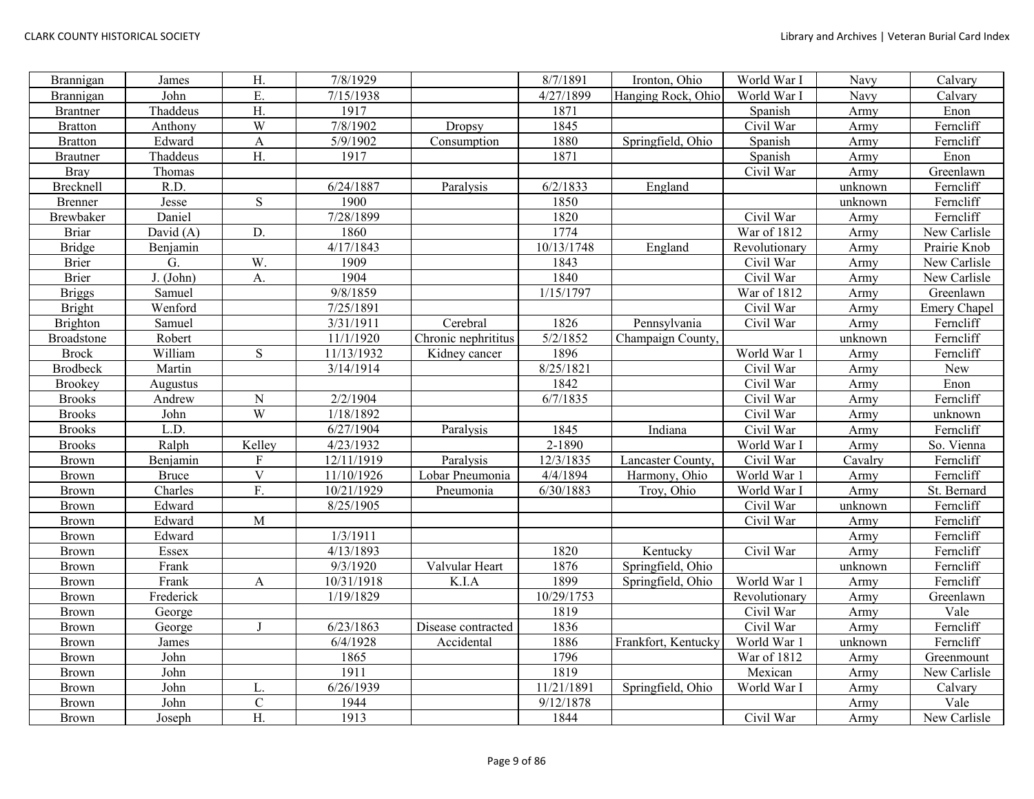| | | | | | | | | | |
|---|---|---|---|---|---|---|---|---|---|
| Brannigan | James | H. | 7/8/1929 | | 8/7/1891 | Ironton, Ohio | World War I | Navy | Calvary |
| Brannigan | John | E. | 7/15/1938 | | 4/27/1899 | Hanging Rock, Ohio | World War I | Navy | Calvary |
| Brantner | Thaddeus | H. | 1917 | | 1871 | | Spanish | Army | Enon |
| Bratton | Anthony | W | 7/8/1902 | Dropsy | 1845 | | Civil War | Army | Ferncliff |
| Bratton | Edward | A | 5/9/1902 | Consumption | 1880 | Springfield, Ohio | Spanish | Army | Ferncliff |
| Brautner | Thaddeus | H. | 1917 | | 1871 | | Spanish | Army | Enon |
| Bray | Thomas | | | | | | Civil War | Army | Greenlawn |
| Brecknell | R.D. | | 6/24/1887 | Paralysis | 6/2/1833 | England | | unknown | Ferncliff |
| Brenner | Jesse | S | 1900 | | 1850 | | | unknown | Ferncliff |
| Brewbaker | Daniel | | 7/28/1899 | | 1820 | | Civil War | Army | Ferncliff |
| Briar | David (A) | D. | 1860 | | 1774 | | War of 1812 | Army | New Carlisle |
| Bridge | Benjamin | | 4/17/1843 | | 10/13/1748 | England | Revolutionary | Army | Prairie Knob |
| Brier | G. | W. | 1909 | | 1843 | | Civil War | Army | New Carlisle |
| Brier | J. (John) | A. | 1904 | | 1840 | | Civil War | Army | New Carlisle |
| Briggs | Samuel | | 9/8/1859 | | 1/15/1797 | | War of 1812 | Army | Greenlawn |
| Bright | Wenford | | 7/25/1891 | | | | Civil War | Army | Emery Chapel |
| Brighton | Samuel | | 3/31/1911 | Cerebral | 1826 | Pennsylvania | Civil War | Army | Ferncliff |
| Broadstone | Robert | | 11/1/1920 | Chronic nephritis | 5/2/1852 | Champaign County, | | unknown | Ferncliff |
| Brock | William | S | 11/13/1932 | Kidney cancer | 1896 | | World War 1 | Army | Ferncliff |
| Brodbeck | Martin | | 3/14/1914 | | 8/25/1821 | | Civil War | Army | New |
| Brookey | Augustus | | | | 1842 | | Civil War | Army | Enon |
| Brooks | Andrew | N | 2/2/1904 | | 6/7/1835 | | Civil War | Army | Ferncliff |
| Brooks | John | W | 1/18/1892 | | | | Civil War | Army | unknown |
| Brooks | L.D. | | 6/27/1904 | Paralysis | 1845 | Indiana | Civil War | Army | Ferncliff |
| Brooks | Ralph | Kelley | 4/23/1932 | | 2-1890 | | World War I | Army | So. Vienna |
| Brown | Benjamin | F | 12/11/1919 | Paralysis | 12/3/1835 | Lancaster County, | Civil War | Cavalry | Ferncliff |
| Brown | Bruce | V | 11/10/1926 | Lobar Pneumonia | 4/4/1894 | Harmony, Ohio | World War 1 | Army | Ferncliff |
| Brown | Charles | F. | 10/21/1929 | Pneumonia | 6/30/1883 | Troy, Ohio | World War I | Army | St. Bernard |
| Brown | Edward | | 8/25/1905 | | | | Civil War | unknown | Ferncliff |
| Brown | Edward | M | | | | | Civil War | Army | Ferncliff |
| Brown | Edward | | 1/3/1911 | | | | | Army | Ferncliff |
| Brown | Essex | | 4/13/1893 | | 1820 | Kentucky | Civil War | Army | Ferncliff |
| Brown | Frank | | 9/3/1920 | Valvular Heart | 1876 | Springfield, Ohio | | unknown | Ferncliff |
| Brown | Frank | A | 10/31/1918 | K.I.A | 1899 | Springfield, Ohio | World War 1 | Army | Ferncliff |
| Brown | Frederick | | 1/19/1829 | | 10/29/1753 | | Revolutionary | Army | Greenlawn |
| Brown | George | | | | 1819 | | Civil War | Army | Vale |
| Brown | George | J | 6/23/1863 | Disease contracted | 1836 | | Civil War | Army | Ferncliff |
| Brown | James | | 6/4/1928 | Accidental | 1886 | Frankfort, Kentucky | World War 1 | unknown | Ferncliff |
| Brown | John | | 1865 | | 1796 | | War of 1812 | Army | Greenmount |
| Brown | John | | 1911 | | 1819 | | Mexican | Army | New Carlisle |
| Brown | John | L. | 6/26/1939 | | 11/21/1891 | Springfield, Ohio | World War I | Army | Calvary |
| Brown | John | C | 1944 | | 9/12/1878 | | | Army | Vale |
| Brown | Joseph | H. | 1913 | | 1844 | | Civil War | Army | New Carlisle |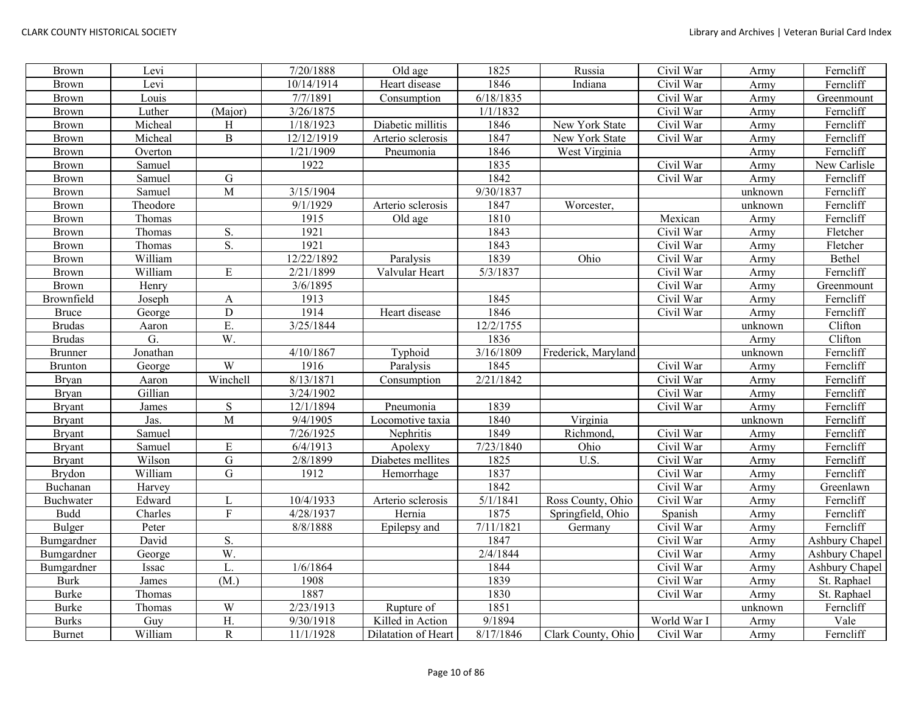| | | | | | | | | | |
|---|---|---|---|---|---|---|---|---|---|
| Brown | Levi | | 7/20/1888 | Old age | 1825 | Russia | Civil War | Army | Ferncliff |
| Brown | Levi | | 10/14/1914 | Heart disease | 1846 | Indiana | Civil War | Army | Ferncliff |
| Brown | Louis | | 7/7/1891 | Consumption | 6/18/1835 | | Civil War | Army | Greenmount |
| Brown | Luther | (Major) | 3/26/1875 | | 1/1/1832 | | Civil War | Army | Ferncliff |
| Brown | Micheal | H | 1/18/1923 | Diabetic millitis | 1846 | New York State | Civil War | Army | Ferncliff |
| Brown | Micheal | B | 12/12/1919 | Arterio sclerosis | 1847 | New York State | Civil War | Army | Ferncliff |
| Brown | Overton | | 1/21/1909 | Pneumonia | 1846 | West Virginia | | Army | Ferncliff |
| Brown | Samuel | | 1922 | | 1835 | | Civil War | Army | New Carlisle |
| Brown | Samuel | G | | | 1842 | | Civil War | Army | Ferncliff |
| Brown | Samuel | M | 3/15/1904 | | 9/30/1837 | | | unknown | Ferncliff |
| Brown | Theodore | | 9/1/1929 | Arterio sclerosis | 1847 | Worcester, | | unknown | Ferncliff |
| Brown | Thomas | | 1915 | Old age | 1810 | | Mexican | Army | Ferncliff |
| Brown | Thomas | S. | 1921 | | 1843 | | Civil War | Army | Fletcher |
| Brown | Thomas | S. | 1921 | | 1843 | | Civil War | Army | Fletcher |
| Brown | William | | 12/22/1892 | Paralysis | 1839 | Ohio | Civil War | Army | Bethel |
| Brown | William | E | 2/21/1899 | Valvular Heart | 5/3/1837 | | Civil War | Army | Ferncliff |
| Brown | Henry | | 3/6/1895 | | | | Civil War | Army | Greenmount |
| Brownfield | Joseph | A | 1913 | | 1845 | | Civil War | Army | Ferncliff |
| Bruce | George | D | 1914 | Heart disease | 1846 | | Civil War | Army | Ferncliff |
| Brudas | Aaron | E. | 3/25/1844 | | 12/2/1755 | | | unknown | Clifton |
| Brudas | G. | W. | | | 1836 | | | Army | Clifton |
| Brunner | Jonathan | | 4/10/1867 | Typhoid | 3/16/1809 | Frederick, Maryland | | unknown | Ferncliff |
| Brunton | George | W | 1916 | Paralysis | 1845 | | Civil War | Army | Ferncliff |
| Bryan | Aaron | Winchell | 8/13/1871 | Consumption | 2/21/1842 | | Civil War | Army | Ferncliff |
| Bryan | Gillian | | 3/24/1902 | | | | Civil War | Army | Ferncliff |
| Bryant | James | S | 12/1/1894 | Pneumonia | 1839 | | Civil War | Army | Ferncliff |
| Bryant | Jas. | M | 9/4/1905 | Locomotive taxia | 1840 | Virginia | | unknown | Ferncliff |
| Bryant | Samuel | | 7/26/1925 | Nephritis | 1849 | Richmond, | Civil War | Army | Ferncliff |
| Bryant | Samuel | E | 6/4/1913 | Apolexy | 7/23/1840 | Ohio | Civil War | Army | Ferncliff |
| Bryant | Wilson | G | 2/8/1899 | Diabetes mellites | 1825 | U.S. | Civil War | Army | Ferncliff |
| Brydon | William | G | 1912 | Hemorrhage | 1837 | | Civil War | Army | Ferncliff |
| Buchanan | Harvey | | | | 1842 | | Civil War | Army | Greenlawn |
| Buchwater | Edward | L | 10/4/1933 | Arterio sclerosis | 5/1/1841 | Ross County, Ohio | Civil War | Army | Ferncliff |
| Budd | Charles | F | 4/28/1937 | Hernia | 1875 | Springfield, Ohio | Spanish | Army | Ferncliff |
| Bulger | Peter | | 8/8/1888 | Epilepsy and | 7/11/1821 | Germany | Civil War | Army | Ferncliff |
| Bumgardner | David | S. | | | 1847 | | Civil War | Army | Ashbury Chapel |
| Bumgardner | George | W. | | | 2/4/1844 | | Civil War | Army | Ashbury Chapel |
| Bumgardner | Issac | L. | 1/6/1864 | | 1844 | | Civil War | Army | Ashbury Chapel |
| Burk | James | (M.) | 1908 | | 1839 | | Civil War | Army | St. Raphael |
| Burke | Thomas | | 1887 | | 1830 | | Civil War | Army | St. Raphael |
| Burke | Thomas | W | 2/23/1913 | Rupture of | 1851 | | | unknown | Ferncliff |
| Burks | Guy | H. | 9/30/1918 | Killed in Action | 9/1894 | | World War I | Army | Vale |
| Burnet | William | R | 11/1/1928 | Dilatation of Heart | 8/17/1846 | Clark County, Ohio | Civil War | Army | Ferncliff |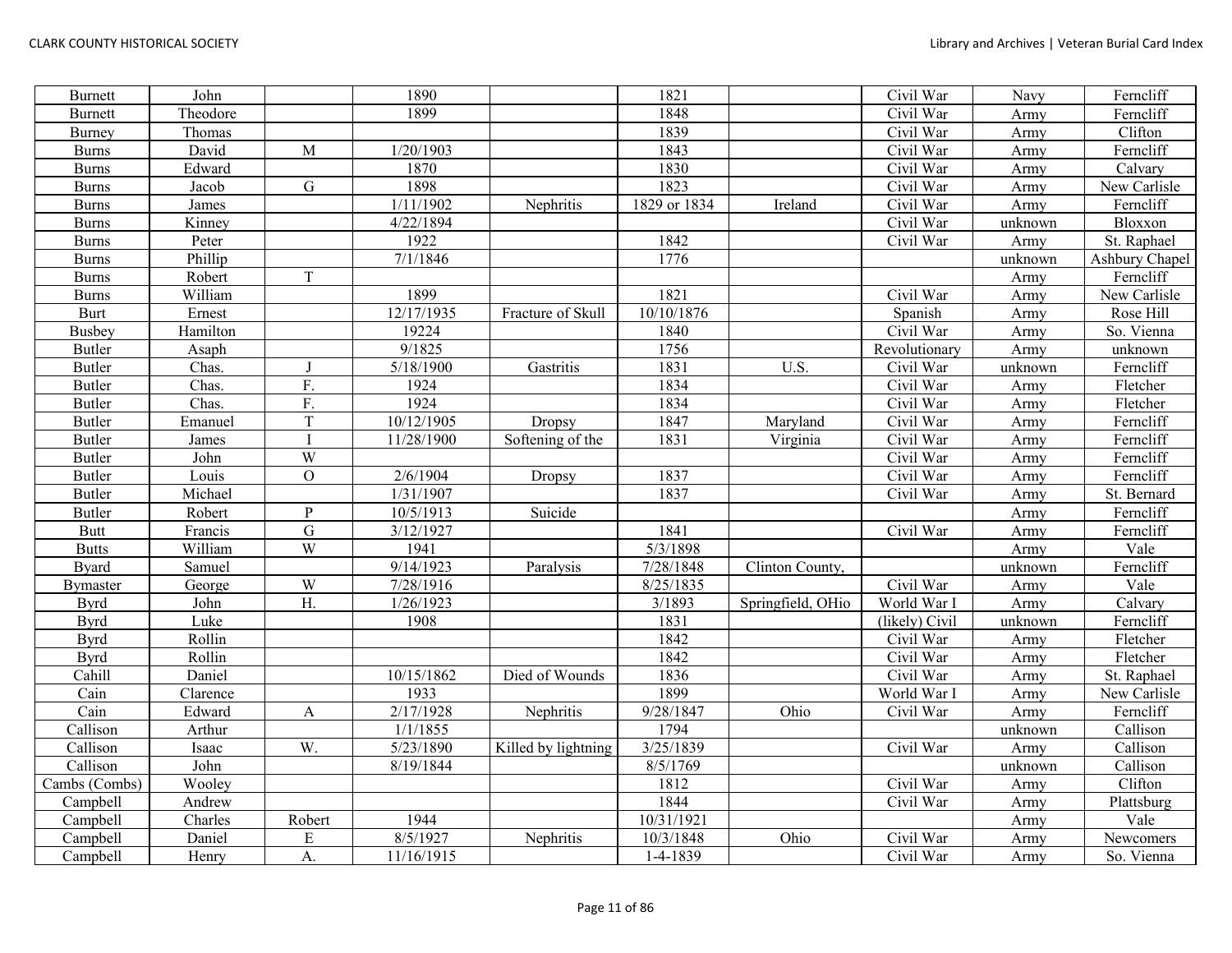| Burnett | John | | 1890 | | 1821 | | Civil War | Navy | Ferncliff |
|---|---|---|---|---|---|---|---|---|---|
| Burnett | Theodore | | 1899 | | 1848 | | Civil War | Army | Ferncliff |
| Burney | Thomas | | | | 1839 | | Civil War | Army | Clifton |
| Burns | David | M | 1/20/1903 | | 1843 | | Civil War | Army | Ferncliff |
| Burns | Edward | | 1870 | | 1830 | | Civil War | Army | Calvary |
| Burns | Jacob | G | 1898 | | 1823 | | Civil War | Army | New Carlisle |
| Burns | James | | 1/11/1902 | Nephritis | 1829 or 1834 | Ireland | Civil War | Army | Ferncliff |
| Burns | Kinney | | 4/22/1894 | | | | Civil War | unknown | Bloxxon |
| Burns | Peter | | 1922 | | 1842 | | Civil War | Army | St. Raphael |
| Burns | Phillip | | 7/1/1846 | | 1776 | | | unknown | Ashbury Chapel |
| Burns | Robert | T | | | | | | Army | Ferncliff |
| Burns | William | | 1899 | | 1821 | | Civil War | Army | New Carlisle |
| Burt | Ernest | | 12/17/1935 | Fracture of Skull | 10/10/1876 | | Spanish | Army | Rose Hill |
| Busbey | Hamilton | | 19224 | | 1840 | | Civil War | Army | So. Vienna |
| Butler | Asaph | | 9/1825 | | 1756 | | Revolutionary | Army | unknown |
| Butler | Chas. | J | 5/18/1900 | Gastritis | 1831 | U.S. | Civil War | unknown | Ferncliff |
| Butler | Chas. | F. | 1924 | | 1834 | | Civil War | Army | Fletcher |
| Butler | Chas. | F. | 1924 | | 1834 | | Civil War | Army | Fletcher |
| Butler | Emanuel | T | 10/12/1905 | Dropsy | 1847 | Maryland | Civil War | Army | Ferncliff |
| Butler | James | I | 11/28/1900 | Softening of the | 1831 | Virginia | Civil War | Army | Ferncliff |
| Butler | John | W | | | | | Civil War | Army | Ferncliff |
| Butler | Louis | O | 2/6/1904 | Dropsy | 1837 | | Civil War | Army | Ferncliff |
| Butler | Michael | | 1/31/1907 | | 1837 | | Civil War | Army | St. Bernard |
| Butler | Robert | P | 10/5/1913 | Suicide | | | | Army | Ferncliff |
| Butt | Francis | G | 3/12/1927 | | 1841 | | Civil War | Army | Ferncliff |
| Butts | William | W | 1941 | | 5/3/1898 | | | Army | Vale |
| Byard | Samuel | | 9/14/1923 | Paralysis | 7/28/1848 | Clinton County, | | unknown | Ferncliff |
| Bymaster | George | W | 7/28/1916 | | 8/25/1835 | | Civil War | Army | Vale |
| Byrd | John | H. | 1/26/1923 | | 3/1893 | Springfield, OHio | World War I | Army | Calvary |
| Byrd | Luke | | 1908 | | 1831 | | (likely) Civil | unknown | Ferncliff |
| Byrd | Rollin | | | | 1842 | | Civil War | Army | Fletcher |
| Byrd | Rollin | | | | 1842 | | Civil War | Army | Fletcher |
| Cahill | Daniel | | 10/15/1862 | Died of Wounds | 1836 | | Civil War | Army | St. Raphael |
| Cain | Clarence | | 1933 | | 1899 | | World War I | Army | New Carlisle |
| Cain | Edward | A | 2/17/1928 | Nephritis | 9/28/1847 | Ohio | Civil War | Army | Ferncliff |
| Callison | Arthur | | 1/1/1855 | | 1794 | | | unknown | Callison |
| Callison | Isaac | W. | 5/23/1890 | Killed by lightning | 3/25/1839 | | Civil War | Army | Callison |
| Callison | John | | 8/19/1844 | | 8/5/1769 | | | unknown | Callison |
| Cambs (Combs) | Wooley | | | | 1812 | | Civil War | Army | Clifton |
| Campbell | Andrew | | | | 1844 | | Civil War | Army | Plattsburg |
| Campbell | Charles | Robert | 1944 | | 10/31/1921 | | | Army | Vale |
| Campbell | Daniel | E | 8/5/1927 | Nephritis | 10/3/1848 | Ohio | Civil War | Army | Newcomers |
| Campbell | Henry | A. | 11/16/1915 | | 1-4-1839 | | Civil War | Army | So. Vienna |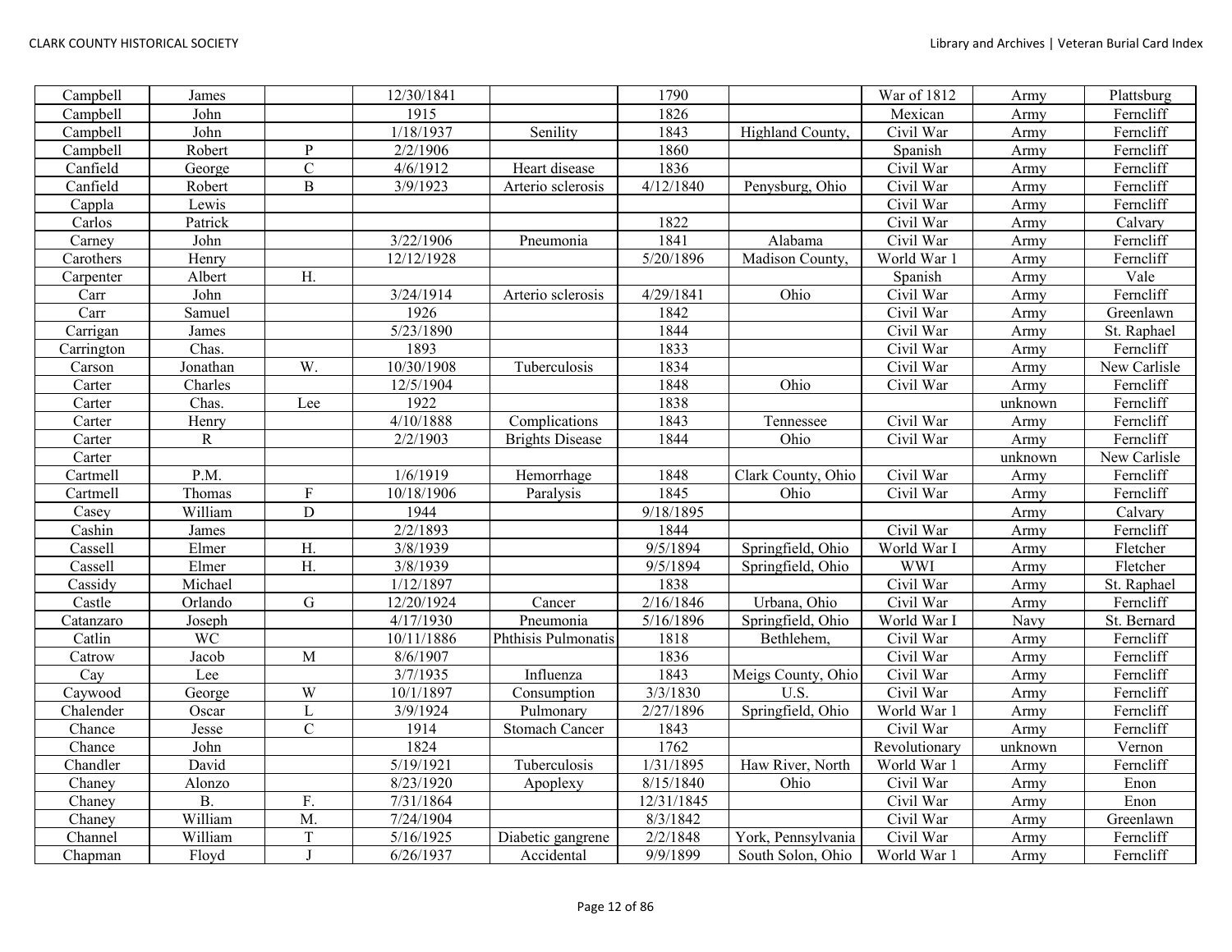| Campbell | James | | 12/30/1841 | | 1790 | | War of 1812 | Army | Plattsburg |
|---|---|---|---|---|---|---|---|---|---|
| Campbell | John | | 1915 | | 1826 | | Mexican | Army | Ferncliff |
| Campbell | John | | 1/18/1937 | Senility | 1843 | Highland County, | Civil War | Army | Ferncliff |
| Campbell | Robert | P | 2/2/1906 | | 1860 | | Spanish | Army | Ferncliff |
| Canfield | George | C | 4/6/1912 | Heart disease | 1836 | | Civil War | Army | Ferncliff |
| Canfield | Robert | B | 3/9/1923 | Arterio sclerosis | 4/12/1840 | Penysburg, Ohio | Civil War | Army | Ferncliff |
| Cappla | Lewis | | | | | | Civil War | Army | Ferncliff |
| Carlos | Patrick | | | | 1822 | | Civil War | Army | Calvary |
| Carney | John | | 3/22/1906 | Pneumonia | 1841 | Alabama | Civil War | Army | Ferncliff |
| Carothers | Henry | | 12/12/1928 | | 5/20/1896 | Madison County, | World War 1 | Army | Ferncliff |
| Carpenter | Albert | H. | | | | | Spanish | Army | Vale |
| Carr | John | | 3/24/1914 | Arterio sclerosis | 4/29/1841 | Ohio | Civil War | Army | Ferncliff |
| Carr | Samuel | | 1926 | | 1842 | | Civil War | Army | Greenlawn |
| Carrigan | James | | 5/23/1890 | | 1844 | | Civil War | Army | St. Raphael |
| Carrington | Chas. | | 1893 | | 1833 | | Civil War | Army | Ferncliff |
| Carson | Jonathan | W. | 10/30/1908 | Tuberculosis | 1834 | | Civil War | Army | New Carlisle |
| Carter | Charles | | 12/5/1904 | | 1848 | Ohio | Civil War | Army | Ferncliff |
| Carter | Chas. | Lee | 1922 | | 1838 | | | unknown | Ferncliff |
| Carter | Henry | | 4/10/1888 | Complications | 1843 | Tennessee | Civil War | Army | Ferncliff |
| Carter | R | | 2/2/1903 | Brights Disease | 1844 | Ohio | Civil War | Army | Ferncliff |
| Carter | | | | | | | | unknown | New Carlisle |
| Cartmell | P.M. | | 1/6/1919 | Hemorrhage | 1848 | Clark County, Ohio | Civil War | Army | Ferncliff |
| Cartmell | Thomas | F | 10/18/1906 | Paralysis | 1845 | Ohio | Civil War | Army | Ferncliff |
| Casey | William | D | 1944 | | 9/18/1895 | | | Army | Calvary |
| Cashin | James | | 2/2/1893 | | 1844 | | Civil War | Army | Ferncliff |
| Cassell | Elmer | H. | 3/8/1939 | | 9/5/1894 | Springfield, Ohio | World War I | Army | Fletcher |
| Cassell | Elmer | H. | 3/8/1939 | | 9/5/1894 | Springfield, Ohio | WWI | Army | Fletcher |
| Cassidy | Michael | | 1/12/1897 | | 1838 | | Civil War | Army | St. Raphael |
| Castle | Orlando | G | 12/20/1924 | Cancer | 2/16/1846 | Urbana, Ohio | Civil War | Army | Ferncliff |
| Catanzaro | Joseph | | 4/17/1930 | Pneumonia | 5/16/1896 | Springfield, Ohio | World War I | Navy | St. Bernard |
| Catlin | WC | | 10/11/1886 | Phthisis Pulmonatis | 1818 | Bethlehem, | Civil War | Army | Ferncliff |
| Catrow | Jacob | M | 8/6/1907 | | 1836 | | Civil War | Army | Ferncliff |
| Cay | Lee | | 3/7/1935 | Influenza | 1843 | Meigs County, Ohio | Civil War | Army | Ferncliff |
| Caywood | George | W | 10/1/1897 | Consumption | 3/3/1830 | U.S. | Civil War | Army | Ferncliff |
| Chalender | Oscar | L | 3/9/1924 | Pulmonary | 2/27/1896 | Springfield, Ohio | World War 1 | Army | Ferncliff |
| Chance | Jesse | C | 1914 | Stomach Cancer | 1843 | | Civil War | Army | Ferncliff |
| Chance | John | | 1824 | | 1762 | | Revolutionary | unknown | Vernon |
| Chandler | David | | 5/19/1921 | Tuberculosis | 1/31/1895 | Haw River, North | World War 1 | Army | Ferncliff |
| Chaney | Alonzo | | 8/23/1920 | Apoplexy | 8/15/1840 | Ohio | Civil War | Army | Enon |
| Chaney | B. | F. | 7/31/1864 | | 12/31/1845 | | Civil War | Army | Enon |
| Chaney | William | M. | 7/24/1904 | | 8/3/1842 | | Civil War | Army | Greenlawn |
| Channel | William | T | 5/16/1925 | Diabetic gangrene | 2/2/1848 | York, Pennsylvania | Civil War | Army | Ferncliff |
| Chapman | Floyd | J | 6/26/1937 | Accidental | 9/9/1899 | South Solon, Ohio | World War 1 | Army | Ferncliff |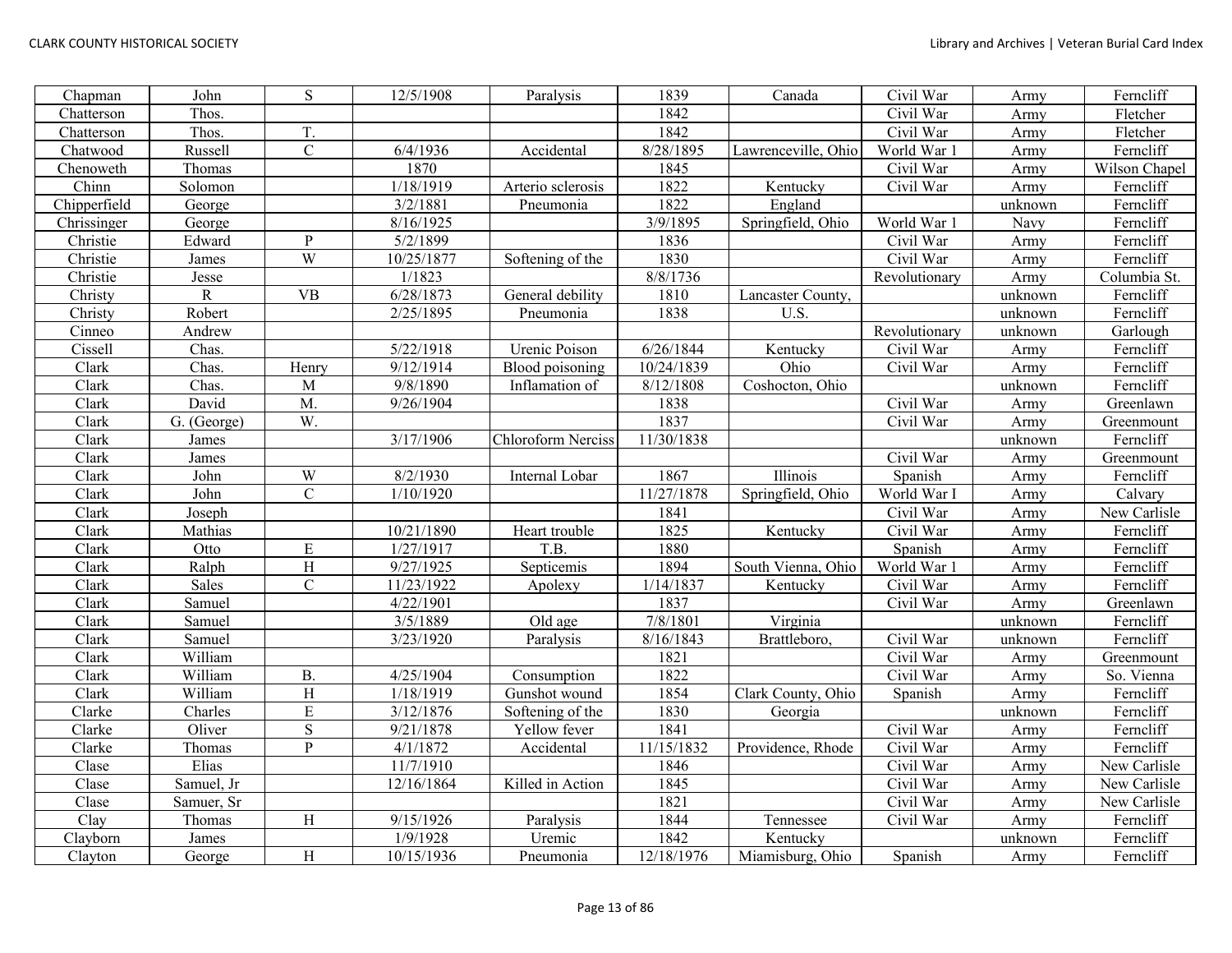| Chapman | John | S | 12/5/1908 | Paralysis | 1839 | Canada | Civil War | Army | Ferncliff |
|---|---|---|---|---|---|---|---|---|---|
| Chatterson | Thos. | | | | 1842 | | Civil War | Army | Fletcher |
| Chatterson | Thos. | T. | | | 1842 | | Civil War | Army | Fletcher |
| Chatwood | Russell | C | 6/4/1936 | Accidental | 8/28/1895 | Lawrenceville, Ohio | World War 1 | Army | Ferncliff |
| Chenoweth | Thomas | | 1870 | | 1845 | | Civil War | Army | Wilson Chapel |
| Chinn | Solomon | | 1/18/1919 | Arterio sclerosis | 1822 | Kentucky | Civil War | Army | Ferncliff |
| Chipperfield | George | | 3/2/1881 | Pneumonia | 1822 | England | | unknown | Ferncliff |
| Chrissinger | George | | 8/16/1925 | | 3/9/1895 | Springfield, Ohio | World War 1 | Navy | Ferncliff |
| Christie | Edward | P | 5/2/1899 | | 1836 | | Civil War | Army | Ferncliff |
| Christie | James | W | 10/25/1877 | Softening of the | 1830 | | Civil War | Army | Ferncliff |
| Christie | Jesse | | 1/1823 | | 8/8/1736 | | Revolutionary | Army | Columbia St. |
| Christy | R | VB | 6/28/1873 | General debility | 1810 | Lancaster County, | | unknown | Ferncliff |
| Christy | Robert | | 2/25/1895 | Pneumonia | 1838 | U.S. | | unknown | Ferncliff |
| Cinneo | Andrew | | | | | | Revolutionary | unknown | Garlough |
| Cissell | Chas. | | 5/22/1918 | Urenic Poison | 6/26/1844 | Kentucky | Civil War | Army | Ferncliff |
| Clark | Chas. | Henry | 9/12/1914 | Blood poisoning | 10/24/1839 | Ohio | Civil War | Army | Ferncliff |
| Clark | Chas. | M | 9/8/1890 | Inflamation of | 8/12/1808 | Coshocton, Ohio | | unknown | Ferncliff |
| Clark | David | M. | 9/26/1904 | | 1838 | | Civil War | Army | Greenlawn |
| Clark | G. (George) | W. | | | 1837 | | Civil War | Army | Greenmount |
| Clark | James | | 3/17/1906 | Chloroform Nerciss | 11/30/1838 | | | unknown | Ferncliff |
| Clark | James | | | | | | Civil War | Army | Greenmount |
| Clark | John | W | 8/2/1930 | Internal Lobar | 1867 | Illinois | Spanish | Army | Ferncliff |
| Clark | John | C | 1/10/1920 | | 11/27/1878 | Springfield, Ohio | World War I | Army | Calvary |
| Clark | Joseph | | | | 1841 | | Civil War | Army | New Carlisle |
| Clark | Mathias | | 10/21/1890 | Heart trouble | 1825 | Kentucky | Civil War | Army | Ferncliff |
| Clark | Otto | E | 1/27/1917 | T.B. | 1880 | | Spanish | Army | Ferncliff |
| Clark | Ralph | H | 9/27/1925 | Septicemis | 1894 | South Vienna, Ohio | World War 1 | Army | Ferncliff |
| Clark | Sales | C | 11/23/1922 | Apolexy | 1/14/1837 | Kentucky | Civil War | Army | Ferncliff |
| Clark | Samuel | | 4/22/1901 | | 1837 | | Civil War | Army | Greenlawn |
| Clark | Samuel | | 3/5/1889 | Old age | 7/8/1801 | Virginia | | unknown | Ferncliff |
| Clark | Samuel | | 3/23/1920 | Paralysis | 8/16/1843 | Brattleboro, | Civil War | unknown | Ferncliff |
| Clark | William | | | | 1821 | | Civil War | Army | Greenmount |
| Clark | William | B. | 4/25/1904 | Consumption | 1822 | | Civil War | Army | So. Vienna |
| Clark | William | H | 1/18/1919 | Gunshot wound | 1854 | Clark County, Ohio | Spanish | Army | Ferncliff |
| Clarke | Charles | E | 3/12/1876 | Softening of the | 1830 | Georgia | | unknown | Ferncliff |
| Clarke | Oliver | S | 9/21/1878 | Yellow fever | 1841 | | Civil War | Army | Ferncliff |
| Clarke | Thomas | P | 4/1/1872 | Accidental | 11/15/1832 | Providence, Rhode | Civil War | Army | Ferncliff |
| Clase | Elias | | 11/7/1910 | | 1846 | | Civil War | Army | New Carlisle |
| Clase | Samuel, Jr | | 12/16/1864 | Killed in Action | 1845 | | Civil War | Army | New Carlisle |
| Clase | Samuer, Sr | | | | 1821 | | Civil War | Army | New Carlisle |
| Clay | Thomas | H | 9/15/1926 | Paralysis | 1844 | Tennessee | Civil War | Army | Ferncliff |
| Clayborn | James | | 1/9/1928 | Uremic | 1842 | Kentucky | | unknown | Ferncliff |
| Clayton | George | H | 10/15/1936 | Pneumonia | 12/18/1976 | Miamisburg, Ohio | Spanish | Army | Ferncliff |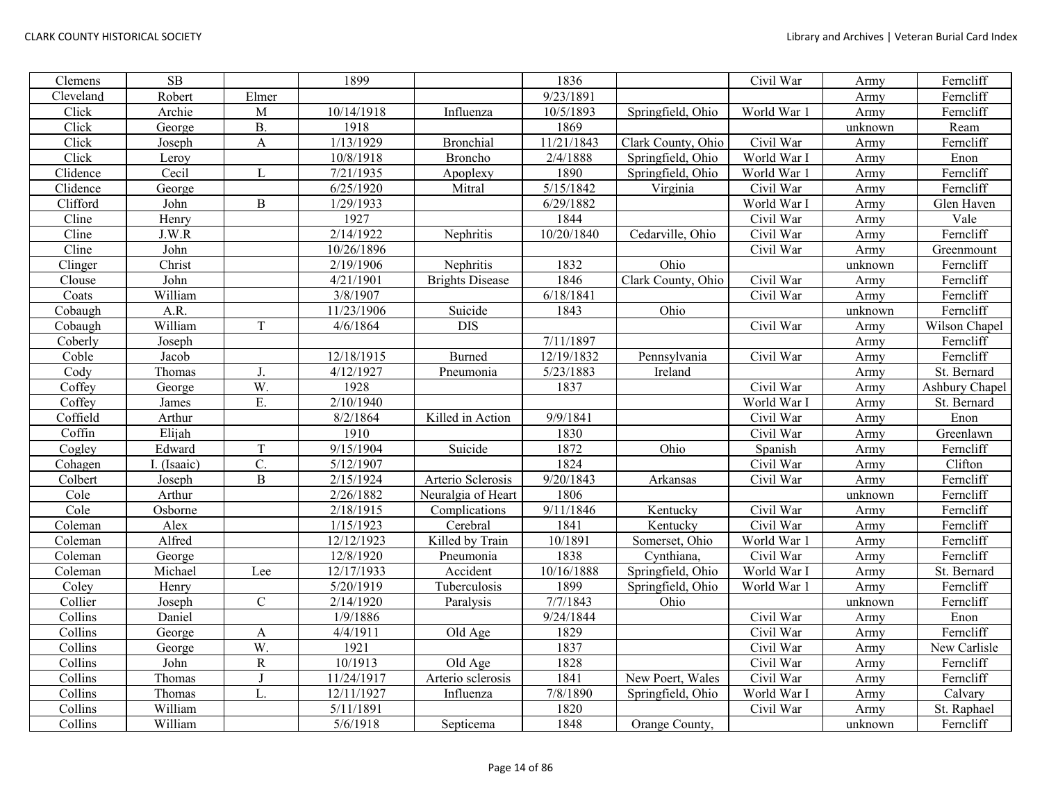| | | | | | | | | | |
|---|---|---|---|---|---|---|---|---|---|
| Clemens | SB | | 1899 | | 1836 | | Civil War | Army | Ferncliff |
| Cleveland | Robert | Elmer | | | 9/23/1891 | | | Army | Ferncliff |
| Click | Archie | M | 10/14/1918 | Influenza | 10/5/1893 | Springfield, Ohio | World War 1 | Army | Ferncliff |
| Click | George | B. | 1918 | | 1869 | | | unknown | Ream |
| Click | Joseph | A | 1/13/1929 | Bronchial | 11/21/1843 | Clark County, Ohio | Civil War | Army | Ferncliff |
| Click | Leroy | | 10/8/1918 | Broncho | 2/4/1888 | Springfield, Ohio | World War I | Army | Enon |
| Clidence | Cecil | L | 7/21/1935 | Apoplexy | 1890 | Springfield, Ohio | World War 1 | Army | Ferncliff |
| Clidence | George | | 6/25/1920 | Mitral | 5/15/1842 | Virginia | Civil War | Army | Ferncliff |
| Clifford | John | B | 1/29/1933 | | 6/29/1882 | | World War I | Army | Glen Haven |
| Cline | Henry | | 1927 | | 1844 | | Civil War | Army | Vale |
| Cline | J.W.R | | 2/14/1922 | Nephritis | 10/20/1840 | Cedarville, Ohio | Civil War | Army | Ferncliff |
| Cline | John | | 10/26/1896 | | | | Civil War | Army | Greenmount |
| Clinger | Christ | | 2/19/1906 | Nephritis | 1832 | Ohio | | unknown | Ferncliff |
| Clouse | John | | 4/21/1901 | Brights Disease | 1846 | Clark County, Ohio | Civil War | Army | Ferncliff |
| Coats | William | | 3/8/1907 | | 6/18/1841 | | Civil War | Army | Ferncliff |
| Cobaugh | A.R. | | 11/23/1906 | Suicide | 1843 | Ohio | | unknown | Ferncliff |
| Cobaugh | William | T | 4/6/1864 | DIS | | | Civil War | Army | Wilson Chapel |
| Coberly | Joseph | | | | 7/11/1897 | | | Army | Ferncliff |
| Coble | Jacob | | 12/18/1915 | Burned | 12/19/1832 | Pennsylvania | Civil War | Army | Ferncliff |
| Cody | Thomas | J. | 4/12/1927 | Pneumonia | 5/23/1883 | Ireland | | Army | St. Bernard |
| Coffey | George | W. | 1928 | | 1837 | | Civil War | Army | Ashbury Chapel |
| Coffey | James | E. | 2/10/1940 | | | | World War I | Army | St. Bernard |
| Coffield | Arthur | | 8/2/1864 | Killed in Action | 9/9/1841 | | Civil War | Army | Enon |
| Coffin | Elijah | | 1910 | | 1830 | | Civil War | Army | Greenlawn |
| Cogley | Edward | T | 9/15/1904 | Suicide | 1872 | Ohio | Spanish | Army | Ferncliff |
| Cohagen | I. (Isaaic) | C. | 5/12/1907 | | 1824 | | Civil War | Army | Clifton |
| Colbert | Joseph | B | 2/15/1924 | Arterio Sclerosis | 9/20/1843 | Arkansas | Civil War | Army | Ferncliff |
| Cole | Arthur | | 2/26/1882 | Neuralgia of Heart | 1806 | | | unknown | Ferncliff |
| Cole | Osborne | | 2/18/1915 | Complications | 9/11/1846 | Kentucky | Civil War | Army | Ferncliff |
| Coleman | Alex | | 1/15/1923 | Cerebral | 1841 | Kentucky | Civil War | Army | Ferncliff |
| Coleman | Alfred | | 12/12/1923 | Killed by Train | 10/1891 | Somerset, Ohio | World War 1 | Army | Ferncliff |
| Coleman | George | | 12/8/1920 | Pneumonia | 1838 | Cynthiana, | Civil War | Army | Ferncliff |
| Coleman | Michael | Lee | 12/17/1933 | Accident | 10/16/1888 | Springfield, Ohio | World War I | Army | St. Bernard |
| Coley | Henry | | 5/20/1919 | Tuberculosis | 1899 | Springfield, Ohio | World War 1 | Army | Ferncliff |
| Collier | Joseph | C | 2/14/1920 | Paralysis | 7/7/1843 | Ohio | | unknown | Ferncliff |
| Collins | Daniel | | 1/9/1886 | | 9/24/1844 | | Civil War | Army | Enon |
| Collins | George | A | 4/4/1911 | Old Age | 1829 | | Civil War | Army | Ferncliff |
| Collins | George | W. | 1921 | | 1837 | | Civil War | Army | New Carlisle |
| Collins | John | R | 10/1913 | Old Age | 1828 | | Civil War | Army | Ferncliff |
| Collins | Thomas | J | 11/24/1917 | Arterio sclerosis | 1841 | New Poert, Wales | Civil War | Army | Ferncliff |
| Collins | Thomas | L. | 12/11/1927 | Influenza | 7/8/1890 | Springfield, Ohio | World War I | Army | Calvary |
| Collins | William | | 5/11/1891 | | 1820 | | Civil War | Army | St. Raphael |
| Collins | William | | 5/6/1918 | Septicema | 1848 | Orange County, | | unknown | Ferncliff |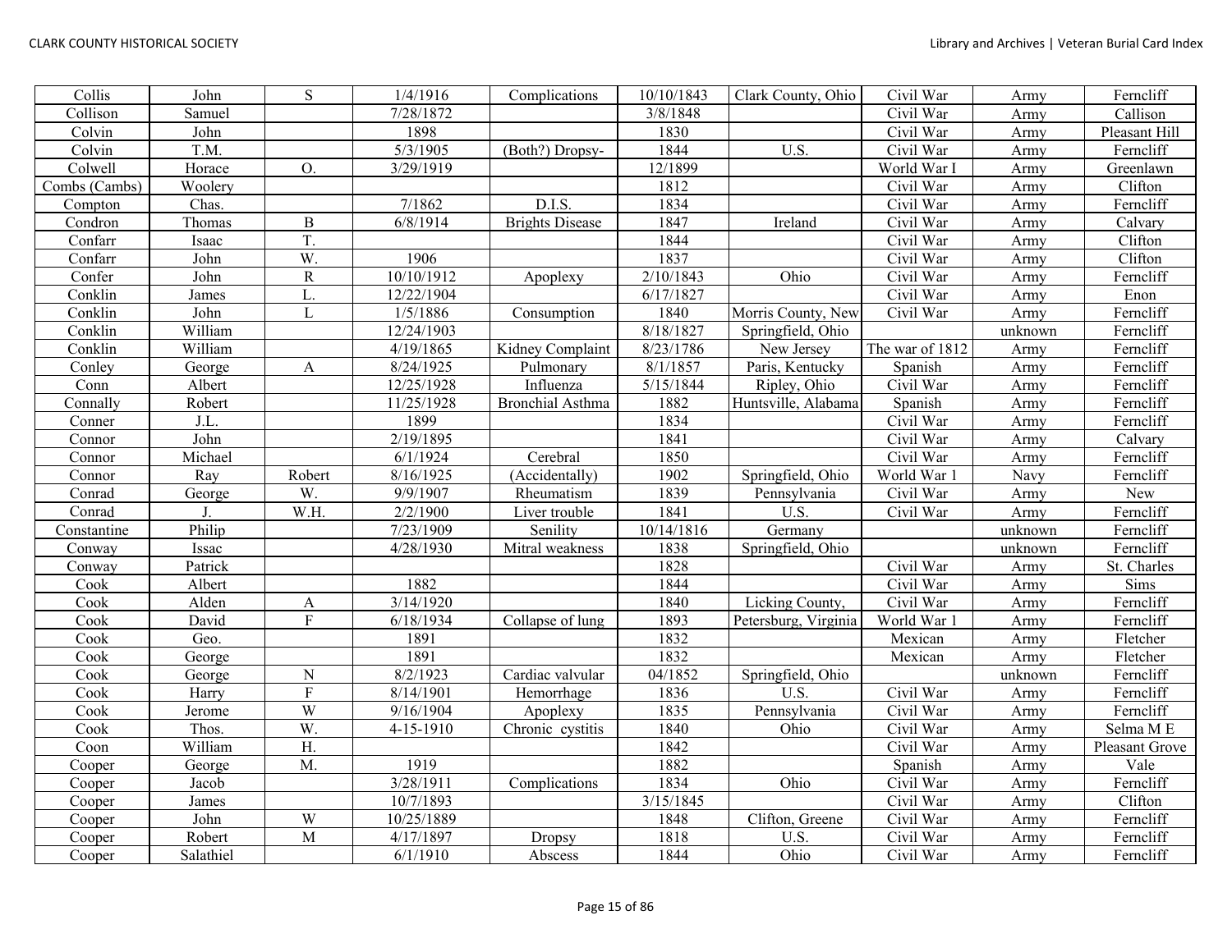| Collis | John | S | 1/4/1916 | Complications | 10/10/1843 | Clark County, Ohio | Civil War | Army | Ferncliff |
|---|---|---|---|---|---|---|---|---|---|
| Collison | Samuel | | 7/28/1872 | | 3/8/1848 | | Civil War | Army | Callison |
| Colvin | John | | 1898 | | 1830 | | Civil War | Army | Pleasant Hill |
| Colvin | T.M. | | 5/3/1905 | (Both?) Dropsy- | 1844 | U.S. | Civil War | Army | Ferncliff |
| Colwell | Horace | O. | 3/29/1919 | | 12/1899 | | World War I | Army | Greenlawn |
| Combs (Cambs) | Woolery | | | | 1812 | | Civil War | Army | Clifton |
| Compton | Chas. | | 7/1862 | D.I.S. | 1834 | | Civil War | Army | Ferncliff |
| Condron | Thomas | B | 6/8/1914 | Brights Disease | 1847 | Ireland | Civil War | Army | Calvary |
| Confarr | Isaac | T. | | | 1844 | | Civil War | Army | Clifton |
| Confarr | John | W. | 1906 | | 1837 | | Civil War | Army | Clifton |
| Confer | John | R | 10/10/1912 | Apoplexy | 2/10/1843 | Ohio | Civil War | Army | Ferncliff |
| Conklin | James | L. | 12/22/1904 | | 6/17/1827 | | Civil War | Army | Enon |
| Conklin | John | L | 1/5/1886 | Consumption | 1840 | Morris County, New | Civil War | Army | Ferncliff |
| Conklin | William | | 12/24/1903 | | 8/18/1827 | Springfield, Ohio | | unknown | Ferncliff |
| Conklin | William | | 4/19/1865 | Kidney Complaint | 8/23/1786 | New Jersey | The war of 1812 | Army | Ferncliff |
| Conley | George | A | 8/24/1925 | Pulmonary | 8/1/1857 | Paris, Kentucky | Spanish | Army | Ferncliff |
| Conn | Albert | | 12/25/1928 | Influenza | 5/15/1844 | Ripley, Ohio | Civil War | Army | Ferncliff |
| Connally | Robert | | 11/25/1928 | Bronchial Asthma | 1882 | Huntsville, Alabama | Spanish | Army | Ferncliff |
| Conner | J.L. | | 1899 | | 1834 | | Civil War | Army | Ferncliff |
| Connor | John | | 2/19/1895 | | 1841 | | Civil War | Army | Calvary |
| Connor | Michael | | 6/1/1924 | Cerebral | 1850 | | Civil War | Army | Ferncliff |
| Connor | Ray | Robert | 8/16/1925 | (Accidentally) | 1902 | Springfield, Ohio | World War 1 | Navy | Ferncliff |
| Conrad | George | W. | 9/9/1907 | Rheumatism | 1839 | Pennsylvania | Civil War | Army | New |
| Conrad | J. | W.H. | 2/2/1900 | Liver trouble | 1841 | U.S. | Civil War | Army | Ferncliff |
| Constantine | Philip | | 7/23/1909 | Senility | 10/14/1816 | Germany | | unknown | Ferncliff |
| Conway | Issac | | 4/28/1930 | Mitral weakness | 1838 | Springfield, Ohio | | unknown | Ferncliff |
| Conway | Patrick | | | | 1828 | | Civil War | Army | St. Charles |
| Cook | Albert | | 1882 | | 1844 | | Civil War | Army | Sims |
| Cook | Alden | A | 3/14/1920 | | 1840 | Licking County, | Civil War | Army | Ferncliff |
| Cook | David | F | 6/18/1934 | Collapse of lung | 1893 | Petersburg, Virginia | World War 1 | Army | Ferncliff |
| Cook | Geo. | | 1891 | | 1832 | | Mexican | Army | Fletcher |
| Cook | George | | 1891 | | 1832 | | Mexican | Army | Fletcher |
| Cook | George | N | 8/2/1923 | Cardiac valvular | 04/1852 | Springfield, Ohio | | unknown | Ferncliff |
| Cook | Harry | F | 8/14/1901 | Hemorrhage | 1836 | U.S. | Civil War | Army | Ferncliff |
| Cook | Jerome | W | 9/16/1904 | Apoplexy | 1835 | Pennsylvania | Civil War | Army | Ferncliff |
| Cook | Thos. | W. | 4-15-1910 | Chronic cystitis | 1840 | Ohio | Civil War | Army | Selma M E |
| Coon | William | H. | | | 1842 | | Civil War | Army | Pleasant Grove |
| Cooper | George | M. | 1919 | | 1882 | | Spanish | Army | Vale |
| Cooper | Jacob | | 3/28/1911 | Complications | 1834 | Ohio | Civil War | Army | Ferncliff |
| Cooper | James | | 10/7/1893 | | 3/15/1845 | | Civil War | Army | Clifton |
| Cooper | John | W | 10/25/1889 | | 1848 | Clifton, Greene | Civil War | Army | Ferncliff |
| Cooper | Robert | M | 4/17/1897 | Dropsy | 1818 | U.S. | Civil War | Army | Ferncliff |
| Cooper | Salathiel | | 6/1/1910 | Abscess | 1844 | Ohio | Civil War | Army | Ferncliff |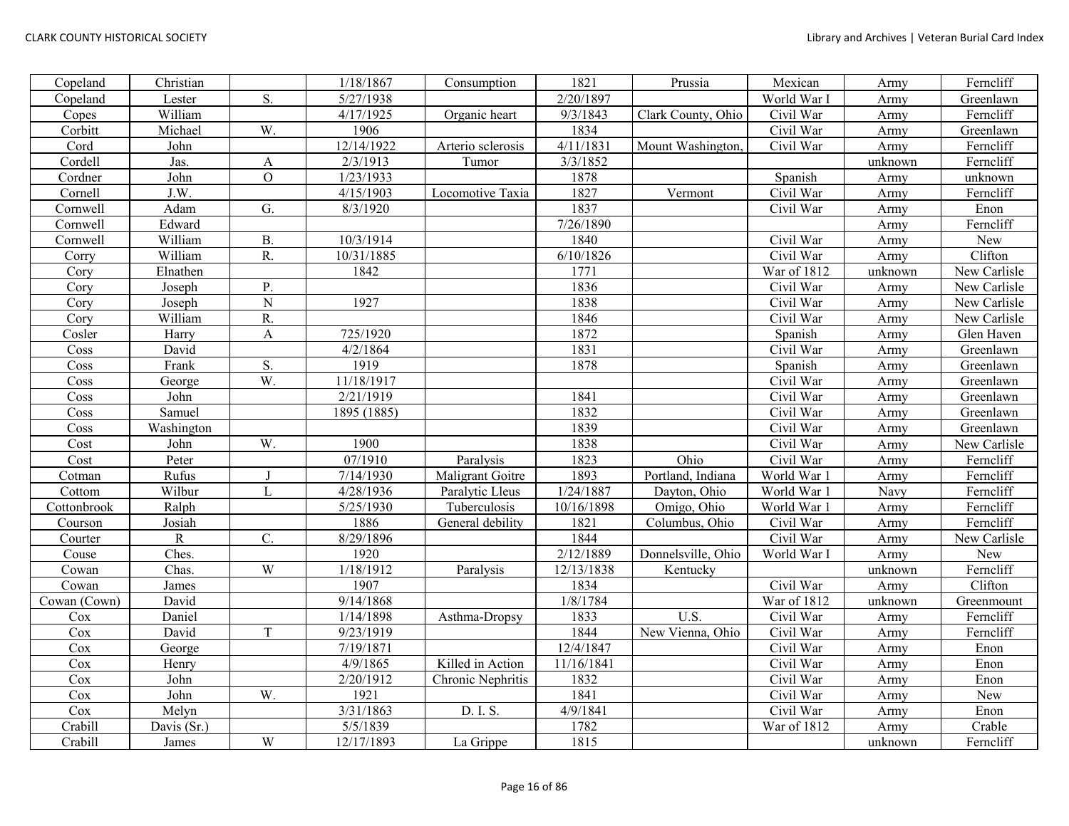| Copeland | Christian | | 1/18/1867 | Consumption | 1821 | Prussia | Mexican | Army | Ferncliff |
|---|---|---|---|---|---|---|---|---|---|
| Copeland | Lester | S. | 5/27/1938 | | 2/20/1897 | | World War I | Army | Greenlawn |
| Copes | William | | 4/17/1925 | Organic heart | 9/3/1843 | Clark County, Ohio | Civil War | Army | Ferncliff |
| Corbitt | Michael | W. | 1906 | | 1834 | | Civil War | Army | Greenlawn |
| Cord | John | | 12/14/1922 | Arterio sclerosis | 4/11/1831 | Mount Washington, | Civil War | Army | Ferncliff |
| Cordell | Jas. | A | 2/3/1913 | Tumor | 3/3/1852 | | | unknown | Ferncliff |
| Cordner | John | O | 1/23/1933 | | 1878 | | Spanish | Army | unknown |
| Cornell | J.W. | | 4/15/1903 | Locomotive Taxia | 1827 | Vermont | Civil War | Army | Ferncliff |
| Cornwell | Adam | G. | 8/3/1920 | | 1837 | | Civil War | Army | Enon |
| Cornwell | Edward | | | | 7/26/1890 | | | Army | Ferncliff |
| Cornwell | William | B. | 10/3/1914 | | 1840 | | Civil War | Army | New |
| Corry | William | R. | 10/31/1885 | | 6/10/1826 | | Civil War | Army | Clifton |
| Cory | Elnathen | | 1842 | | 1771 | | War of 1812 | unknown | New Carlisle |
| Cory | Joseph | P. | | | 1836 | | Civil War | Army | New Carlisle |
| Cory | Joseph | N | 1927 | | 1838 | | Civil War | Army | New Carlisle |
| Cory | William | R. | | | 1846 | | Civil War | Army | New Carlisle |
| Cosler | Harry | A | 725/1920 | | 1872 | | Spanish | Army | Glen Haven |
| Coss | David | | 4/2/1864 | | 1831 | | Civil War | Army | Greenlawn |
| Coss | Frank | S. | 1919 | | 1878 | | Spanish | Army | Greenlawn |
| Coss | George | W. | 11/18/1917 | | | | Civil War | Army | Greenlawn |
| Coss | John | | 2/21/1919 | | 1841 | | Civil War | Army | Greenlawn |
| Coss | Samuel | | 1895 (1885) | | 1832 | | Civil War | Army | Greenlawn |
| Coss | Washington | | | | 1839 | | Civil War | Army | Greenlawn |
| Cost | John | W. | 1900 | | 1838 | | Civil War | Army | New Carlisle |
| Cost | Peter | | 07/1910 | Paralysis | 1823 | Ohio | Civil War | Army | Ferncliff |
| Cotman | Rufus | J | 7/14/1930 | Maligrant Goitre | 1893 | Portland, Indiana | World War 1 | Army | Ferncliff |
| Cottom | Wilbur | L | 4/28/1936 | Paralytic Lleus | 1/24/1887 | Dayton, Ohio | World War 1 | Navy | Ferncliff |
| Cottonbrook | Ralph | | 5/25/1930 | Tuberculosis | 10/16/1898 | Omigo, Ohio | World War 1 | Army | Ferncliff |
| Courson | Josiah | | 1886 | General debility | 1821 | Columbus, Ohio | Civil War | Army | Ferncliff |
| Courter | R | C. | 8/29/1896 | | 1844 | | Civil War | Army | New Carlisle |
| Couse | Ches. | | 1920 | | 2/12/1889 | Donnelsville, Ohio | World War I | Army | New |
| Cowan | Chas. | W | 1/18/1912 | Paralysis | 12/13/1838 | Kentucky | | unknown | Ferncliff |
| Cowan | James | | 1907 | | 1834 | | Civil War | Army | Clifton |
| Cowan (Cown) | David | | 9/14/1868 | | 1/8/1784 | | War of 1812 | unknown | Greenmount |
| Cox | Daniel | | 1/14/1898 | Asthma-Dropsy | 1833 | U.S. | Civil War | Army | Ferncliff |
| Cox | David | T | 9/23/1919 | | 1844 | New Vienna, Ohio | Civil War | Army | Ferncliff |
| Cox | George | | 7/19/1871 | | 12/4/1847 | | Civil War | Army | Enon |
| Cox | Henry | | 4/9/1865 | Killed in Action | 11/16/1841 | | Civil War | Army | Enon |
| Cox | John | | 2/20/1912 | Chronic Nephritis | 1832 | | Civil War | Army | Enon |
| Cox | John | W. | 1921 | | 1841 | | Civil War | Army | New |
| Cox | Melyn | | 3/31/1863 | D. I. S. | 4/9/1841 | | Civil War | Army | Enon |
| Crabill | Davis (Sr.) | | 5/5/1839 | | 1782 | | War of 1812 | Army | Crable |
| Crabill | James | W | 12/17/1893 | La Grippe | 1815 | | | unknown | Ferncliff |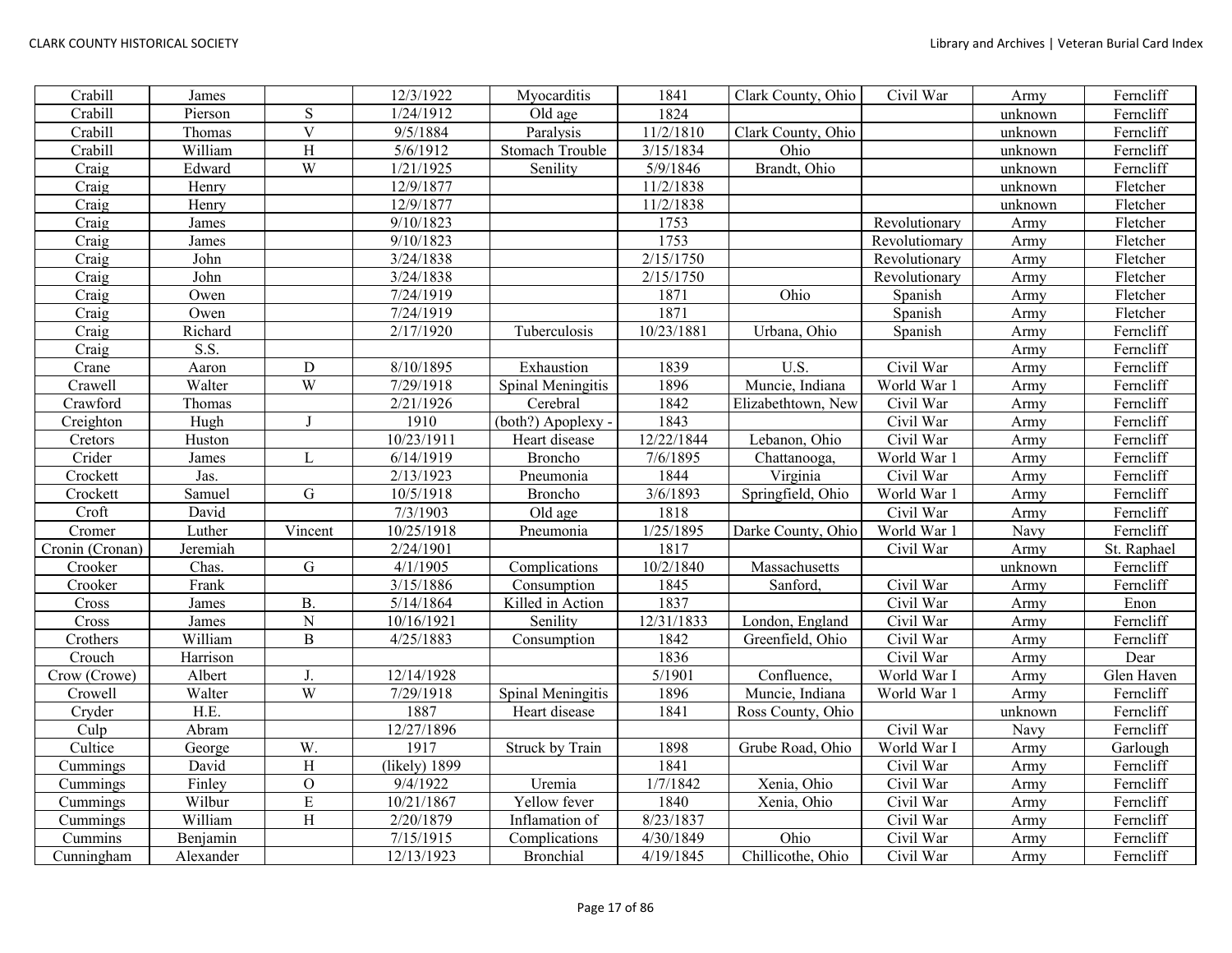| Crabill | James | | 12/3/1922 | Myocarditis | 1841 | Clark County, Ohio | Civil War | Army | Ferncliff |
|---|---|---|---|---|---|---|---|---|---|
| Crabill | Pierson | S | 1/24/1912 | Old age | 1824 | | | unknown | Ferncliff |
| Crabill | Thomas | V | 9/5/1884 | Paralysis | 11/2/1810 | Clark County, Ohio | | unknown | Ferncliff |
| Crabill | William | H | 5/6/1912 | Stomach Trouble | 3/15/1834 | Ohio | | unknown | Ferncliff |
| Craig | Edward | W | 1/21/1925 | Senility | 5/9/1846 | Brandt, Ohio | | unknown | Ferncliff |
| Craig | Henry | | 12/9/1877 | | 11/2/1838 | | | unknown | Fletcher |
| Craig | Henry | | 12/9/1877 | | 11/2/1838 | | | unknown | Fletcher |
| Craig | James | | 9/10/1823 | | 1753 | | Revolutionary | Army | Fletcher |
| Craig | James | | 9/10/1823 | | 1753 | | Revolutiomary | Army | Fletcher |
| Craig | John | | 3/24/1838 | | 2/15/1750 | | Revolutionary | Army | Fletcher |
| Craig | John | | 3/24/1838 | | 2/15/1750 | | Revolutionary | Army | Fletcher |
| Craig | Owen | | 7/24/1919 | | 1871 | Ohio | Spanish | Army | Fletcher |
| Craig | Owen | | 7/24/1919 | | 1871 | | Spanish | Army | Fletcher |
| Craig | Richard | | 2/17/1920 | Tuberculosis | 10/23/1881 | Urbana, Ohio | Spanish | Army | Ferncliff |
| Craig | S.S. | | | | | | | Army | Ferncliff |
| Crane | Aaron | D | 8/10/1895 | Exhaustion | 1839 | U.S. | Civil War | Army | Ferncliff |
| Crawell | Walter | W | 7/29/1918 | Spinal Meningitis | 1896 | Muncie, Indiana | World War 1 | Army | Ferncliff |
| Crawford | Thomas | | 2/21/1926 | Cerebral | 1842 | Elizabethtown, New | Civil War | Army | Ferncliff |
| Creighton | Hugh | J | 1910 | (both?) Apoplexy - | 1843 | | Civil War | Army | Ferncliff |
| Cretors | Huston | | 10/23/1911 | Heart disease | 12/22/1844 | Lebanon, Ohio | Civil War | Army | Ferncliff |
| Crider | James | L | 6/14/1919 | Broncho | 7/6/1895 | Chattanooga, | World War 1 | Army | Ferncliff |
| Crockett | Jas. | | 2/13/1923 | Pneumonia | 1844 | Virginia | Civil War | Army | Ferncliff |
| Crockett | Samuel | G | 10/5/1918 | Broncho | 3/6/1893 | Springfield, Ohio | World War 1 | Army | Ferncliff |
| Croft | David | | 7/3/1903 | Old age | 1818 | | Civil War | Army | Ferncliff |
| Cromer | Luther | Vincent | 10/25/1918 | Pneumonia | 1/25/1895 | Darke County, Ohio | World War 1 | Navy | Ferncliff |
| Cronin (Cronan) | Jeremiah | | 2/24/1901 | | 1817 | | Civil War | Army | St. Raphael |
| Crooker | Chas. | G | 4/1/1905 | Complications | 10/2/1840 | Massachusetts | | unknown | Ferncliff |
| Crooker | Frank | | 3/15/1886 | Consumption | 1845 | Sanford, | Civil War | Army | Ferncliff |
| Cross | James | B. | 5/14/1864 | Killed in Action | 1837 | | Civil War | Army | Enon |
| Cross | James | N | 10/16/1921 | Senility | 12/31/1833 | London, England | Civil War | Army | Ferncliff |
| Crothers | William | B | 4/25/1883 | Consumption | 1842 | Greenfield, Ohio | Civil War | Army | Ferncliff |
| Crouch | Harrison | | | | 1836 | | Civil War | Army | Dear |
| Crow (Crowe) | Albert | J. | 12/14/1928 | | 5/1901 | Confluence, | World War I | Army | Glen Haven |
| Crowell | Walter | W | 7/29/1918 | Spinal Meningitis | 1896 | Muncie, Indiana | World War 1 | Army | Ferncliff |
| Cryder | H.E. | | 1887 | Heart disease | 1841 | Ross County, Ohio | | unknown | Ferncliff |
| Culp | Abram | | 12/27/1896 | | | | Civil War | Navy | Ferncliff |
| Cultice | George | W. | 1917 | Struck by Train | 1898 | Grube Road, Ohio | World War I | Army | Garlough |
| Cummings | David | H | (likely) 1899 | | 1841 | | Civil War | Army | Ferncliff |
| Cummings | Finley | O | 9/4/1922 | Uremia | 1/7/1842 | Xenia, Ohio | Civil War | Army | Ferncliff |
| Cummings | Wilbur | E | 10/21/1867 | Yellow fever | 1840 | Xenia, Ohio | Civil War | Army | Ferncliff |
| Cummings | William | H | 2/20/1879 | Inflamation of | 8/23/1837 | | Civil War | Army | Ferncliff |
| Cummins | Benjamin | | 7/15/1915 | Complications | 4/30/1849 | Ohio | Civil War | Army | Ferncliff |
| Cunningham | Alexander | | 12/13/1923 | Bronchial | 4/19/1845 | Chillicothe, Ohio | Civil War | Army | Ferncliff |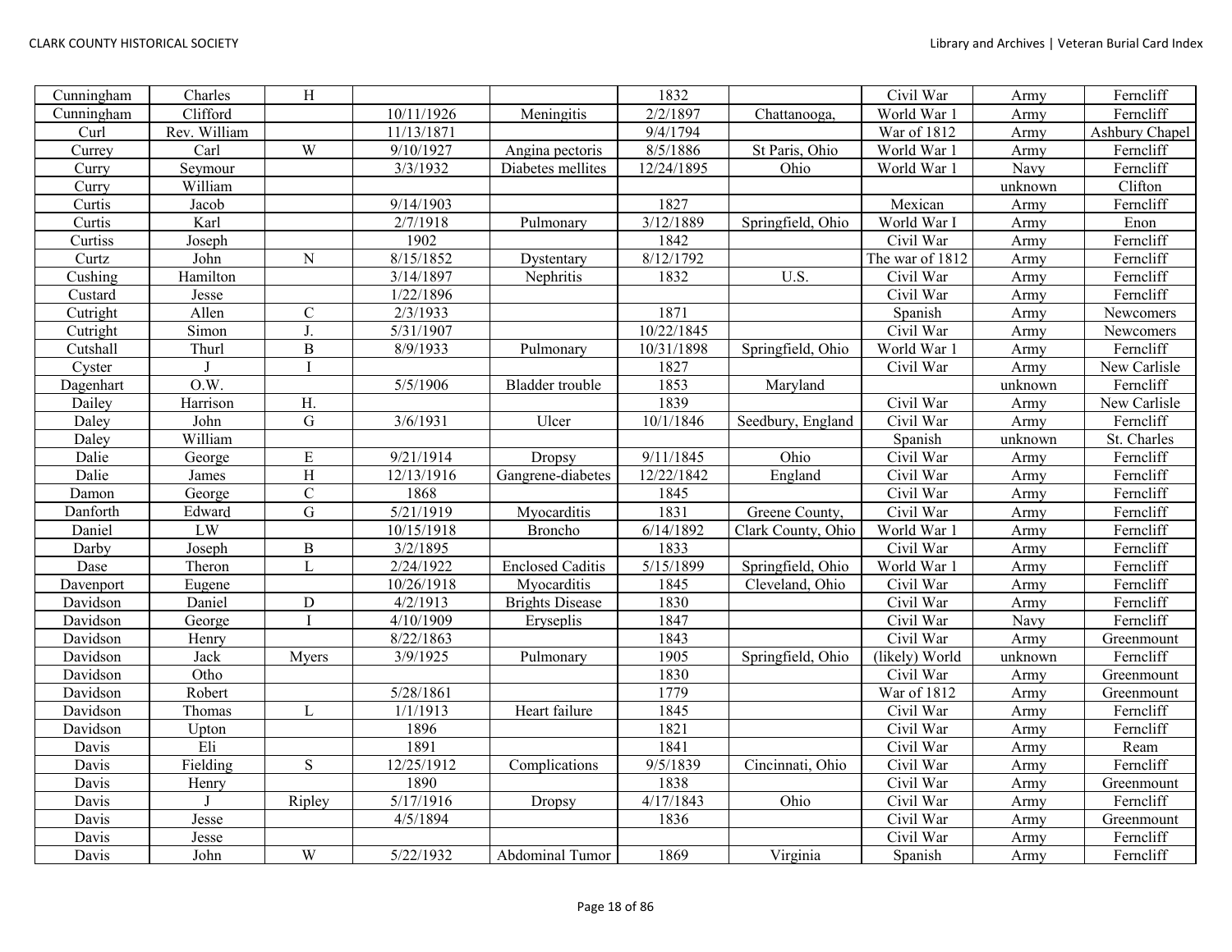| Cunningham | Charles | H | | | 1832 | | Civil War | Army | Ferncliff |
|---|---|---|---|---|---|---|---|---|---|
| Cunningham | Clifford | | 10/11/1926 | Meningitis | 2/2/1897 | Chattanooga, | World War 1 | Army | Ferncliff |
| Curl | Rev. William | | 11/13/1871 | | 9/4/1794 | | War of 1812 | Army | Ashbury Chapel |
| Currey | Carl | W | 9/10/1927 | Angina pectoris | 8/5/1886 | St Paris, Ohio | World War 1 | Army | Ferncliff |
| Curry | Seymour | | 3/3/1932 | Diabetes mellites | 12/24/1895 | Ohio | World War 1 | Navy | Ferncliff |
| Curry | William | | | | | | | unknown | Clifton |
| Curtis | Jacob | | 9/14/1903 | | 1827 | | Mexican | Army | Ferncliff |
| Curtis | Karl | | 2/7/1918 | Pulmonary | 3/12/1889 | Springfield, Ohio | World War I | Army | Enon |
| Curtiss | Joseph | | 1902 | | 1842 | | Civil War | Army | Ferncliff |
| Curtz | John | N | 8/15/1852 | Dystentary | 8/12/1792 | | The war of 1812 | Army | Ferncliff |
| Cushing | Hamilton | | 3/14/1897 | Nephritis | 1832 | U.S. | Civil War | Army | Ferncliff |
| Custard | Jesse | | 1/22/1896 | | | | Civil War | Army | Ferncliff |
| Cutright | Allen | C | 2/3/1933 | | 1871 | | Spanish | Army | Newcomers |
| Cutright | Simon | J. | 5/31/1907 | | 10/22/1845 | | Civil War | Army | Newcomers |
| Cutshall | Thurl | B | 8/9/1933 | Pulmonary | 10/31/1898 | Springfield, Ohio | World War 1 | Army | Ferncliff |
| Cyster | J | I | | | 1827 | | Civil War | Army | New Carlisle |
| Dagenhart | O.W. | | 5/5/1906 | Bladder trouble | 1853 | Maryland | | unknown | Ferncliff |
| Dailey | Harrison | H. | | | 1839 | | Civil War | Army | New Carlisle |
| Daley | John | G | 3/6/1931 | Ulcer | 10/1/1846 | Seedbury, England | Civil War | Army | Ferncliff |
| Daley | William | | | | | | Spanish | unknown | St. Charles |
| Dalie | George | E | 9/21/1914 | Dropsy | 9/11/1845 | Ohio | Civil War | Army | Ferncliff |
| Dalie | James | H | 12/13/1916 | Gangrene-diabetes | 12/22/1842 | England | Civil War | Army | Ferncliff |
| Damon | George | C | 1868 | | 1845 | | Civil War | Army | Ferncliff |
| Danforth | Edward | G | 5/21/1919 | Myocarditis | 1831 | Greene County, | Civil War | Army | Ferncliff |
| Daniel | LW | | 10/15/1918 | Broncho | 6/14/1892 | Clark County, Ohio | World War 1 | Army | Ferncliff |
| Darby | Joseph | B | 3/2/1895 | | 1833 | | Civil War | Army | Ferncliff |
| Dase | Theron | L | 2/24/1922 | Enclosed Caditis | 5/15/1899 | Springfield, Ohio | World War 1 | Army | Ferncliff |
| Davenport | Eugene | | 10/26/1918 | Myocarditis | 1845 | Cleveland, Ohio | Civil War | Army | Ferncliff |
| Davidson | Daniel | D | 4/2/1913 | Brights Disease | 1830 | | Civil War | Army | Ferncliff |
| Davidson | George | I | 4/10/1909 | Eryseplis | 1847 | | Civil War | Navy | Ferncliff |
| Davidson | Henry | | 8/22/1863 | | 1843 | | Civil War | Army | Greenmount |
| Davidson | Jack | Myers | 3/9/1925 | Pulmonary | 1905 | Springfield, Ohio | (likely) World | unknown | Ferncliff |
| Davidson | Otho | | | | 1830 | | Civil War | Army | Greenmount |
| Davidson | Robert | | 5/28/1861 | | 1779 | | War of 1812 | Army | Greenmount |
| Davidson | Thomas | L | 1/1/1913 | Heart failure | 1845 | | Civil War | Army | Ferncliff |
| Davidson | Upton | | 1896 | | 1821 | | Civil War | Army | Ferncliff |
| Davis | Eli | | 1891 | | 1841 | | Civil War | Army | Ream |
| Davis | Fielding | S | 12/25/1912 | Complications | 9/5/1839 | Cincinnati, Ohio | Civil War | Army | Ferncliff |
| Davis | Henry | | 1890 | | 1838 | | Civil War | Army | Greenmount |
| Davis | J | Ripley | 5/17/1916 | Dropsy | 4/17/1843 | Ohio | Civil War | Army | Ferncliff |
| Davis | Jesse | | 4/5/1894 | | 1836 | | Civil War | Army | Greenmount |
| Davis | Jesse | | | | | | Civil War | Army | Ferncliff |
| Davis | John | W | 5/22/1932 | Abdominal Tumor | 1869 | Virginia | Spanish | Army | Ferncliff |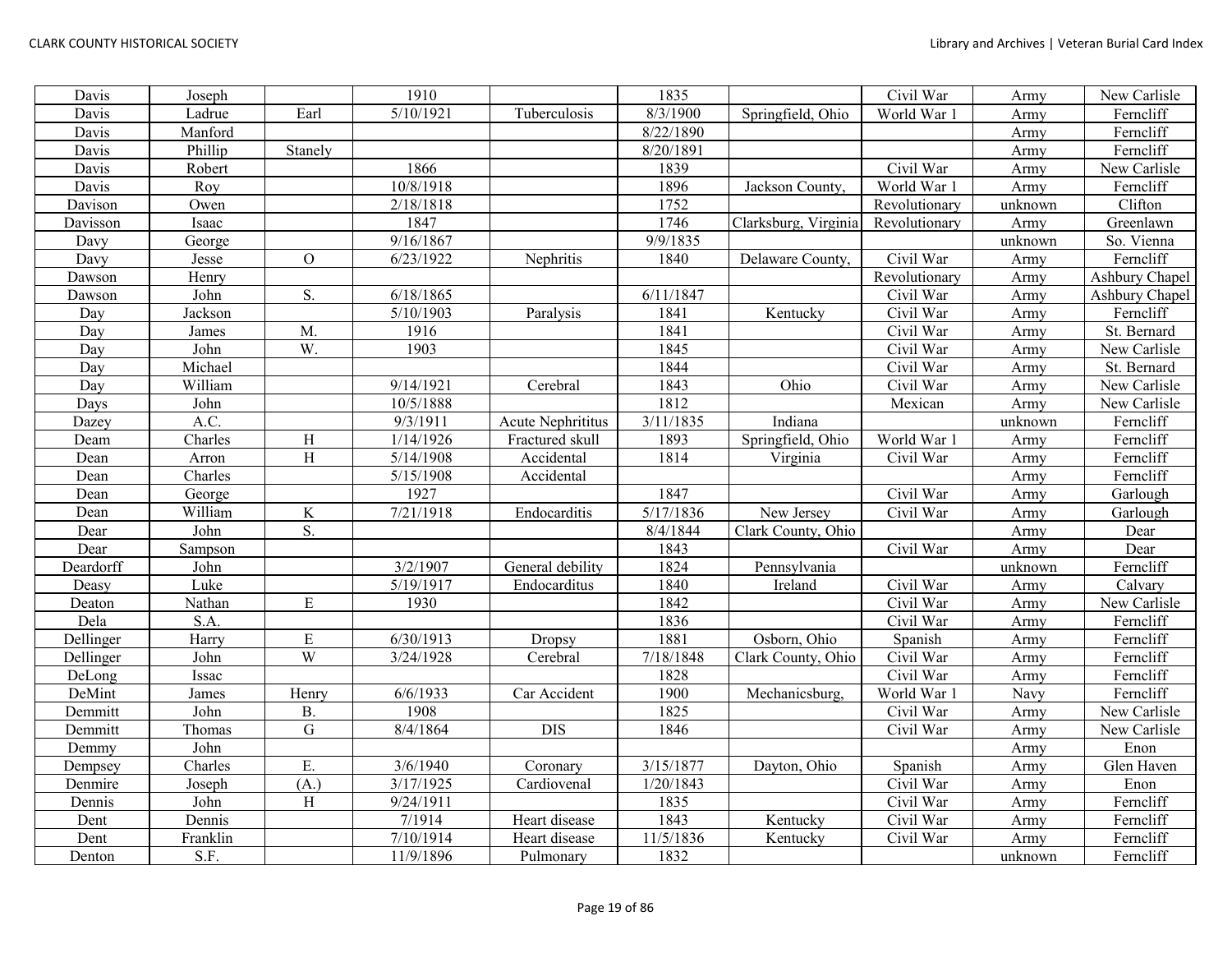| Davis | Joseph | | 1910 | | 1835 | | Civil War | Army | New Carlisle |
|---|---|---|---|---|---|---|---|---|---|
| Davis | Ladrue | Earl | 5/10/1921 | Tuberculosis | 8/3/1900 | Springfield, Ohio | World War 1 | Army | Ferncliff |
| Davis | Manford | | | | 8/22/1890 | | | Army | Ferncliff |
| Davis | Phillip | Stanely | | | 8/20/1891 | | | Army | Ferncliff |
| Davis | Robert | | 1866 | | 1839 | | Civil War | Army | New Carlisle |
| Davis | Roy | | 10/8/1918 | | 1896 | Jackson County, | World War 1 | Army | Ferncliff |
| Davison | Owen | | 2/18/1818 | | 1752 | | Revolutionary | unknown | Clifton |
| Davisson | Isaac | | 1847 | | 1746 | Clarksburg, Virginia | Revolutionary | Army | Greenlawn |
| Davy | George | | 9/16/1867 | | 9/9/1835 | | | unknown | So. Vienna |
| Davy | Jesse | O | 6/23/1922 | Nephritis | 1840 | Delaware County, | Civil War | Army | Ferncliff |
| Dawson | Henry | | | | | | Revolutionary | Army | Ashbury Chapel |
| Dawson | John | S. | 6/18/1865 | | 6/11/1847 | | Civil War | Army | Ashbury Chapel |
| Day | Jackson | | 5/10/1903 | Paralysis | 1841 | Kentucky | Civil War | Army | Ferncliff |
| Day | James | M. | 1916 | | 1841 | | Civil War | Army | St. Bernard |
| Day | John | W. | 1903 | | 1845 | | Civil War | Army | New Carlisle |
| Day | Michael | | | | 1844 | | Civil War | Army | St. Bernard |
| Day | William | | 9/14/1921 | Cerebral | 1843 | Ohio | Civil War | Army | New Carlisle |
| Days | John | | 10/5/1888 | | 1812 | | Mexican | Army | New Carlisle |
| Dazey | A.C. | | 9/3/1911 | Acute Nephrititus | 3/11/1835 | Indiana | | unknown | Ferncliff |
| Deam | Charles | H | 1/14/1926 | Fractured skull | 1893 | Springfield, Ohio | World War 1 | Army | Ferncliff |
| Dean | Arron | H | 5/14/1908 | Accidental | 1814 | Virginia | Civil War | Army | Ferncliff |
| Dean | Charles | | 5/15/1908 | Accidental | | | | Army | Ferncliff |
| Dean | George | | 1927 | | 1847 | | Civil War | Army | Garlough |
| Dean | William | K | 7/21/1918 | Endocarditis | 5/17/1836 | New Jersey | Civil War | Army | Garlough |
| Dear | John | S. | | | 8/4/1844 | Clark County, Ohio | | Army | Dear |
| Dear | Sampson | | | | 1843 | | Civil War | Army | Dear |
| Deardorff | John | | 3/2/1907 | General debility | 1824 | Pennsylvania | | unknown | Ferncliff |
| Deasy | Luke | | 5/19/1917 | Endocarditus | 1840 | Ireland | Civil War | Army | Calvary |
| Deaton | Nathan | E | 1930 | | 1842 | | Civil War | Army | New Carlisle |
| Dela | S.A. | | | | 1836 | | Civil War | Army | Ferncliff |
| Dellinger | Harry | E | 6/30/1913 | Dropsy | 1881 | Osborn, Ohio | Spanish | Army | Ferncliff |
| Dellinger | John | W | 3/24/1928 | Cerebral | 7/18/1848 | Clark County, Ohio | Civil War | Army | Ferncliff |
| DeLong | Issac | | | | 1828 | | Civil War | Army | Ferncliff |
| DeMint | James | Henry | 6/6/1933 | Car Accident | 1900 | Mechanicsburg, | World War 1 | Navy | Ferncliff |
| Demmitt | John | B. | 1908 | | 1825 | | Civil War | Army | New Carlisle |
| Demmitt | Thomas | G | 8/4/1864 | DIS | 1846 | | Civil War | Army | New Carlisle |
| Demmy | John | | | | | | | Army | Enon |
| Dempsey | Charles | E. | 3/6/1940 | Coronary | 3/15/1877 | Dayton, Ohio | Spanish | Army | Glen Haven |
| Denmire | Joseph | (A.) | 3/17/1925 | Cardiovenal | 1/20/1843 | | Civil War | Army | Enon |
| Dennis | John | H | 9/24/1911 | | 1835 | | Civil War | Army | Ferncliff |
| Dent | Dennis | | 7/1914 | Heart disease | 1843 | Kentucky | Civil War | Army | Ferncliff |
| Dent | Franklin | | 7/10/1914 | Heart disease | 11/5/1836 | Kentucky | Civil War | Army | Ferncliff |
| Denton | S.F. | | 11/9/1896 | Pulmonary | 1832 | | | unknown | Ferncliff |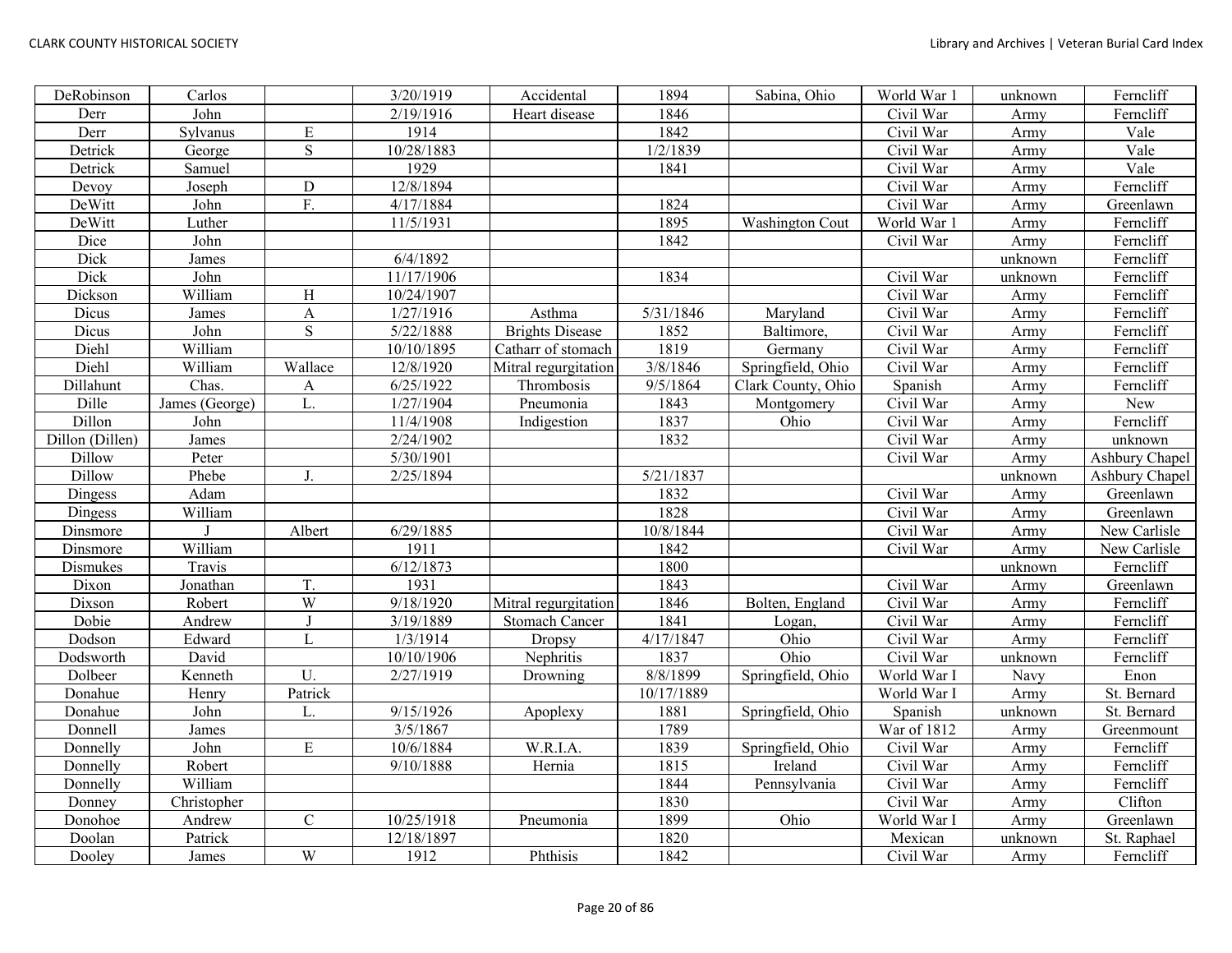| DeRobinson | Carlos | | 3/20/1919 | Accidental | 1894 | Sabina, Ohio | World War 1 | unknown | Ferncliff |
|---|---|---|---|---|---|---|---|---|---|
| Derr | John | | 2/19/1916 | Heart disease | 1846 | | Civil War | Army | Ferncliff |
| Derr | Sylvanus | E | 1914 | | 1842 | | Civil War | Army | Vale |
| Detrick | George | S | 10/28/1883 | | 1/2/1839 | | Civil War | Army | Vale |
| Detrick | Samuel | | 1929 | | 1841 | | Civil War | Army | Vale |
| Devoy | Joseph | D | 12/8/1894 | | | | Civil War | Army | Ferncliff |
| DeWitt | John | F. | 4/17/1884 | | 1824 | | Civil War | Army | Greenlawn |
| DeWitt | Luther | | 11/5/1931 | | 1895 | Washington Cout | World War 1 | Army | Ferncliff |
| Dice | John | | | | 1842 | | Civil War | Army | Ferncliff |
| Dick | James | | 6/4/1892 | | | | | unknown | Ferncliff |
| Dick | John | | 11/17/1906 | | 1834 | | Civil War | unknown | Ferncliff |
| Dickson | William | H | 10/24/1907 | | | | Civil War | Army | Ferncliff |
| Dicus | James | A | 1/27/1916 | Asthma | 5/31/1846 | Maryland | Civil War | Army | Ferncliff |
| Dicus | John | S | 5/22/1888 | Brights Disease | 1852 | Baltimore, | Civil War | Army | Ferncliff |
| Diehl | William | | 10/10/1895 | Catharr of stomach | 1819 | Germany | Civil War | Army | Ferncliff |
| Diehl | William | Wallace | 12/8/1920 | Mitral regurgitation | 3/8/1846 | Springfield, Ohio | Civil War | Army | Ferncliff |
| Dillahunt | Chas. | A | 6/25/1922 | Thrombosis | 9/5/1864 | Clark County, Ohio | Spanish | Army | Ferncliff |
| Dille | James (George) | L. | 1/27/1904 | Pneumonia | 1843 | Montgomery | Civil War | Army | New |
| Dillon | John | | 11/4/1908 | Indigestion | 1837 | Ohio | Civil War | Army | Ferncliff |
| Dillon (Dillen) | James | | 2/24/1902 | | 1832 | | Civil War | Army | unknown |
| Dillow | Peter | | 5/30/1901 | | | | Civil War | Army | Ashbury Chapel |
| Dillow | Phebe | J. | 2/25/1894 | | 5/21/1837 | | | unknown | Ashbury Chapel |
| Dingess | Adam | | | | 1832 | | Civil War | Army | Greenlawn |
| Dingess | William | | | | 1828 | | Civil War | Army | Greenlawn |
| Dinsmore | J | Albert | 6/29/1885 | | 10/8/1844 | | Civil War | Army | New Carlisle |
| Dinsmore | William | | 1911 | | 1842 | | Civil War | Army | New Carlisle |
| Dismukes | Travis | | 6/12/1873 | | 1800 | | | unknown | Ferncliff |
| Dixon | Jonathan | T. | 1931 | | 1843 | | Civil War | Army | Greenlawn |
| Dixson | Robert | W | 9/18/1920 | Mitral regurgitation | 1846 | Bolten, England | Civil War | Army | Ferncliff |
| Dobie | Andrew | J | 3/19/1889 | Stomach Cancer | 1841 | Logan, | Civil War | Army | Ferncliff |
| Dodson | Edward | L | 1/3/1914 | Dropsy | 4/17/1847 | Ohio | Civil War | Army | Ferncliff |
| Dodsworth | David | | 10/10/1906 | Nephritis | 1837 | Ohio | Civil War | unknown | Ferncliff |
| Dolbeer | Kenneth | U. | 2/27/1919 | Drowning | 8/8/1899 | Springfield, Ohio | World War I | Navy | Enon |
| Donahue | Henry | Patrick | | | 10/17/1889 | | World War I | Army | St. Bernard |
| Donahue | John | L. | 9/15/1926 | Apoplexy | 1881 | Springfield, Ohio | Spanish | unknown | St. Bernard |
| Donnell | James | | 3/5/1867 | | 1789 | | War of 1812 | Army | Greenmount |
| Donnelly | John | E | 10/6/1884 | W.R.I.A. | 1839 | Springfield, Ohio | Civil War | Army | Ferncliff |
| Donnelly | Robert | | 9/10/1888 | Hernia | 1815 | Ireland | Civil War | Army | Ferncliff |
| Donnelly | William | | | | 1844 | Pennsylvania | Civil War | Army | Ferncliff |
| Donney | Christopher | | | | 1830 | | Civil War | Army | Clifton |
| Donohoe | Andrew | C | 10/25/1918 | Pneumonia | 1899 | Ohio | World War I | Army | Greenlawn |
| Doolan | Patrick | | 12/18/1897 | | 1820 | | Mexican | unknown | St. Raphael |
| Dooley | James | W | 1912 | Phthisis | 1842 | | Civil War | Army | Ferncliff |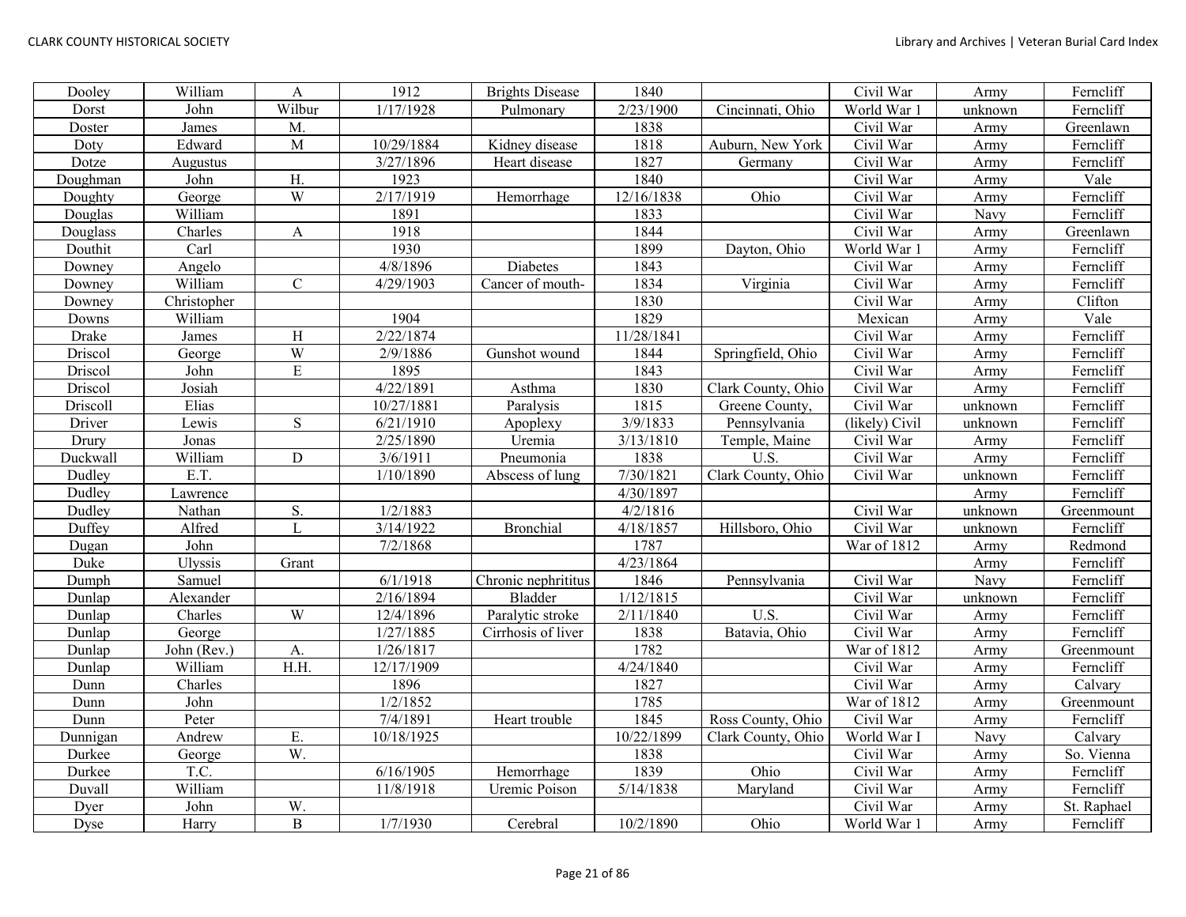| Dooley | William | A | 1912 | Brights Disease | 1840 | | Civil War | Army | Ferncliff |
|---|---|---|---|---|---|---|---|---|---|
| Dorst | John | Wilbur | 1/17/1928 | Pulmonary | 2/23/1900 | Cincinnati, Ohio | World War 1 | unknown | Ferncliff |
| Doster | James | M. | | | 1838 | | Civil War | Army | Greenlawn |
| Doty | Edward | M | 10/29/1884 | Kidney disease | 1818 | Auburn, New York | Civil War | Army | Ferncliff |
| Dotze | Augustus | | 3/27/1896 | Heart disease | 1827 | Germany | Civil War | Army | Ferncliff |
| Doughman | John | H. | 1923 | | 1840 | | Civil War | Army | Vale |
| Doughty | George | W | 2/17/1919 | Hemorrhage | 12/16/1838 | Ohio | Civil War | Army | Ferncliff |
| Douglas | William | | 1891 | | 1833 | | Civil War | Navy | Ferncliff |
| Douglass | Charles | A | 1918 | | 1844 | | Civil War | Army | Greenlawn |
| Douthit | Carl | | 1930 | | 1899 | Dayton, Ohio | World War 1 | Army | Ferncliff |
| Downey | Angelo | | 4/8/1896 | Diabetes | 1843 | | Civil War | Army | Ferncliff |
| Downey | William | C | 4/29/1903 | Cancer of mouth- | 1834 | Virginia | Civil War | Army | Ferncliff |
| Downey | Christopher | | | | 1830 | | Civil War | Army | Clifton |
| Downs | William | | 1904 | | 1829 | | Mexican | Army | Vale |
| Drake | James | H | 2/22/1874 | | 11/28/1841 | | Civil War | Army | Ferncliff |
| Driscol | George | W | 2/9/1886 | Gunshot wound | 1844 | Springfield, Ohio | Civil War | Army | Ferncliff |
| Driscol | John | E | 1895 | | 1843 | | Civil War | Army | Ferncliff |
| Driscol | Josiah | | 4/22/1891 | Asthma | 1830 | Clark County, Ohio | Civil War | Army | Ferncliff |
| Driscoll | Elias | | 10/27/1881 | Paralysis | 1815 | Greene County, | Civil War | unknown | Ferncliff |
| Driver | Lewis | S | 6/21/1910 | Apoplexy | 3/9/1833 | Pennsylvania | (likely) Civil | unknown | Ferncliff |
| Drury | Jonas | | 2/25/1890 | Uremia | 3/13/1810 | Temple, Maine | Civil War | Army | Ferncliff |
| Duckwall | William | D | 3/6/1911 | Pneumonia | 1838 | U.S. | Civil War | Army | Ferncliff |
| Dudley | E.T. | | 1/10/1890 | Abscess of lung | 7/30/1821 | Clark County, Ohio | Civil War | unknown | Ferncliff |
| Dudley | Lawrence | | | | 4/30/1897 | | | Army | Ferncliff |
| Dudley | Nathan | S. | 1/2/1883 | | 4/2/1816 | | Civil War | unknown | Greenmount |
| Duffey | Alfred | L | 3/14/1922 | Bronchial | 4/18/1857 | Hillsboro, Ohio | Civil War | unknown | Ferncliff |
| Dugan | John | | 7/2/1868 | | 1787 | | War of 1812 | Army | Redmond |
| Duke | Ulyssis | Grant | | | 4/23/1864 | | | Army | Ferncliff |
| Dumph | Samuel | | 6/1/1918 | Chronic nephritius | 1846 | Pennsylvania | Civil War | Navy | Ferncliff |
| Dunlap | Alexander | | 2/16/1894 | Bladder | 1/12/1815 | | Civil War | unknown | Ferncliff |
| Dunlap | Charles | W | 12/4/1896 | Paralytic stroke | 2/11/1840 | U.S. | Civil War | Army | Ferncliff |
| Dunlap | George | | 1/27/1885 | Cirrhosis of liver | 1838 | Batavia, Ohio | Civil War | Army | Ferncliff |
| Dunlap | John (Rev.) | A. | 1/26/1817 | | 1782 | | War of 1812 | Army | Greenmount |
| Dunlap | William | H.H. | 12/17/1909 | | 4/24/1840 | | Civil War | Army | Ferncliff |
| Dunn | Charles | | 1896 | | 1827 | | Civil War | Army | Calvary |
| Dunn | John | | 1/2/1852 | | 1785 | | War of 1812 | Army | Greenmount |
| Dunn | Peter | | 7/4/1891 | Heart trouble | 1845 | Ross County, Ohio | Civil War | Army | Ferncliff |
| Dunnigan | Andrew | E. | 10/18/1925 | | 10/22/1899 | Clark County, Ohio | World War I | Navy | Calvary |
| Durkee | George | W. | | | 1838 | | Civil War | Army | So. Vienna |
| Durkee | T.C. | | 6/16/1905 | Hemorrhage | 1839 | Ohio | Civil War | Army | Ferncliff |
| Duvall | William | | 11/8/1918 | Uremic Poison | 5/14/1838 | Maryland | Civil War | Army | Ferncliff |
| Dyer | John | W. | | | | | Civil War | Army | St. Raphael |
| Dyse | Harry | B | 1/7/1930 | Cerebral | 10/2/1890 | Ohio | World War 1 | Army | Ferncliff |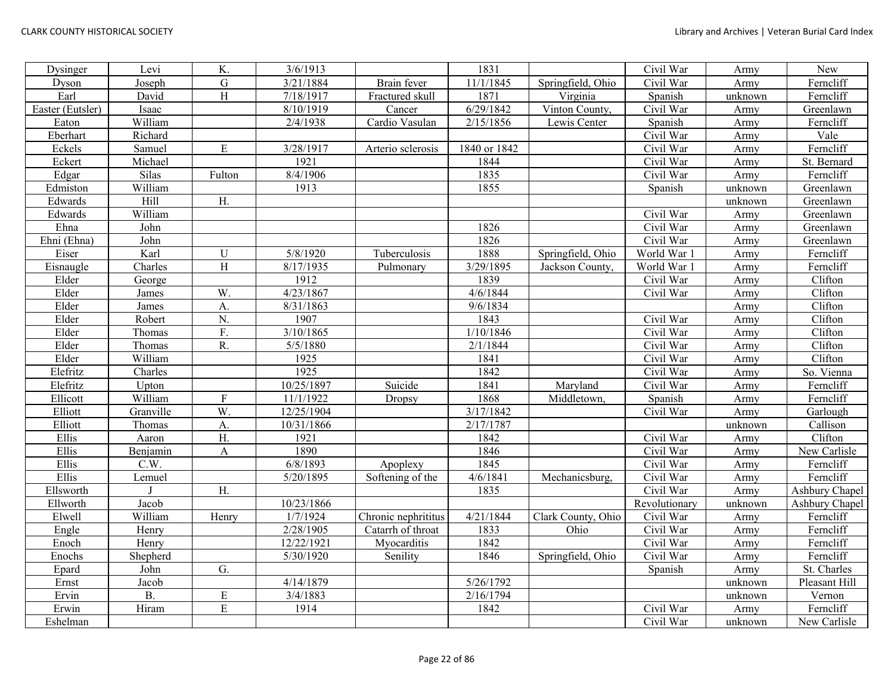| | | | | | | | | | |
|---|---|---|---|---|---|---|---|---|---|
| Dysinger | Levi | K. | 3/6/1913 | | 1831 | | Civil War | Army | New |
| Dyson | Joseph | G | 3/21/1884 | Brain fever | 11/1/1845 | Springfield, Ohio | Civil War | Army | Ferncliff |
| Earl | David | H | 7/18/1917 | Fractured skull | 1871 | Virginia | Spanish | unknown | Ferncliff |
| Easter (Eutsler) | Isaac | | 8/10/1919 | Cancer | 6/29/1842 | Vinton County, | Civil War | Army | Greenlawn |
| Eaton | William | | 2/4/1938 | Cardio Vasulan | 2/15/1856 | Lewis Center | Spanish | Army | Ferncliff |
| Eberhart | Richard | | | | | | Civil War | Army | Vale |
| Eckels | Samuel | E | 3/28/1917 | Arterio sclerosis | 1840 or 1842 | | Civil War | Army | Ferncliff |
| Eckert | Michael | | 1921 | | 1844 | | Civil War | Army | St. Bernard |
| Edgar | Silas | Fulton | 8/4/1906 | | 1835 | | Civil War | Army | Ferncliff |
| Edmiston | William | | 1913 | | 1855 | | Spanish | unknown | Greenlawn |
| Edwards | Hill | H. | | | | | | unknown | Greenlawn |
| Edwards | William | | | | | | Civil War | Army | Greenlawn |
| Ehna | John | | | | 1826 | | Civil War | Army | Greenlawn |
| Ehni (Ehna) | John | | | | 1826 | | Civil War | Army | Greenlawn |
| Eiser | Karl | U | 5/8/1920 | Tuberculosis | 1888 | Springfield, Ohio | World War 1 | Army | Ferncliff |
| Eisnaugle | Charles | H | 8/17/1935 | Pulmonary | 3/29/1895 | Jackson County, | World War 1 | Army | Ferncliff |
| Elder | George | | 1912 | | 1839 | | Civil War | Army | Clifton |
| Elder | James | W. | 4/23/1867 | | 4/6/1844 | | Civil War | Army | Clifton |
| Elder | James | A. | 8/31/1863 | | 9/6/1834 | | | Army | Clifton |
| Elder | Robert | N. | 1907 | | 1843 | | Civil War | Army | Clifton |
| Elder | Thomas | F. | 3/10/1865 | | 1/10/1846 | | Civil War | Army | Clifton |
| Elder | Thomas | R. | 5/5/1880 | | 2/1/1844 | | Civil War | Army | Clifton |
| Elder | William | | 1925 | | 1841 | | Civil War | Army | Clifton |
| Elefritz | Charles | | 1925 | | 1842 | | Civil War | Army | So. Vienna |
| Elefritz | Upton | | 10/25/1897 | Suicide | 1841 | Maryland | Civil War | Army | Ferncliff |
| Ellicott | William | F | 11/1/1922 | Dropsy | 1868 | Middletown, | Spanish | Army | Ferncliff |
| Elliott | Granville | W. | 12/25/1904 | | 3/17/1842 | | Civil War | Army | Garlough |
| Elliott | Thomas | A. | 10/31/1866 | | 2/17/1787 | | | unknown | Callison |
| Ellis | Aaron | H. | 1921 | | 1842 | | Civil War | Army | Clifton |
| Ellis | Benjamin | A | 1890 | | 1846 | | Civil War | Army | New Carlisle |
| Ellis | C.W. | | 6/8/1893 | Apoplexy | 1845 | | Civil War | Army | Ferncliff |
| Ellis | Lemuel | | 5/20/1895 | Softening of the | 4/6/1841 | Mechanicsburg, | Civil War | Army | Ferncliff |
| Ellsworth | J | H. | | | 1835 | | Civil War | Army | Ashbury Chapel |
| Ellworth | Jacob | | 10/23/1866 | | | | Revolutionary | unknown | Ashbury Chapel |
| Elwell | William | Henry | 1/7/1924 | Chronic nephrititus | 4/21/1844 | Clark County, Ohio | Civil War | Army | Ferncliff |
| Engle | Henry | | 2/28/1905 | Catarrh of throat | 1833 | Ohio | Civil War | Army | Ferncliff |
| Enoch | Henry | | 12/22/1921 | Myocarditis | 1842 | | Civil War | Army | Ferncliff |
| Enochs | Shepherd | | 5/30/1920 | Senility | 1846 | Springfield, Ohio | Civil War | Army | Ferncliff |
| Epard | John | G. | | | | | Spanish | Army | St. Charles |
| Ernst | Jacob | | 4/14/1879 | | 5/26/1792 | | | unknown | Pleasant Hill |
| Ervin | B. | E | 3/4/1883 | | 2/16/1794 | | | unknown | Vernon |
| Erwin | Hiram | E | 1914 | | 1842 | | Civil War | Army | Ferncliff |
| Eshelman | | | | | | | Civil War | unknown | New Carlisle |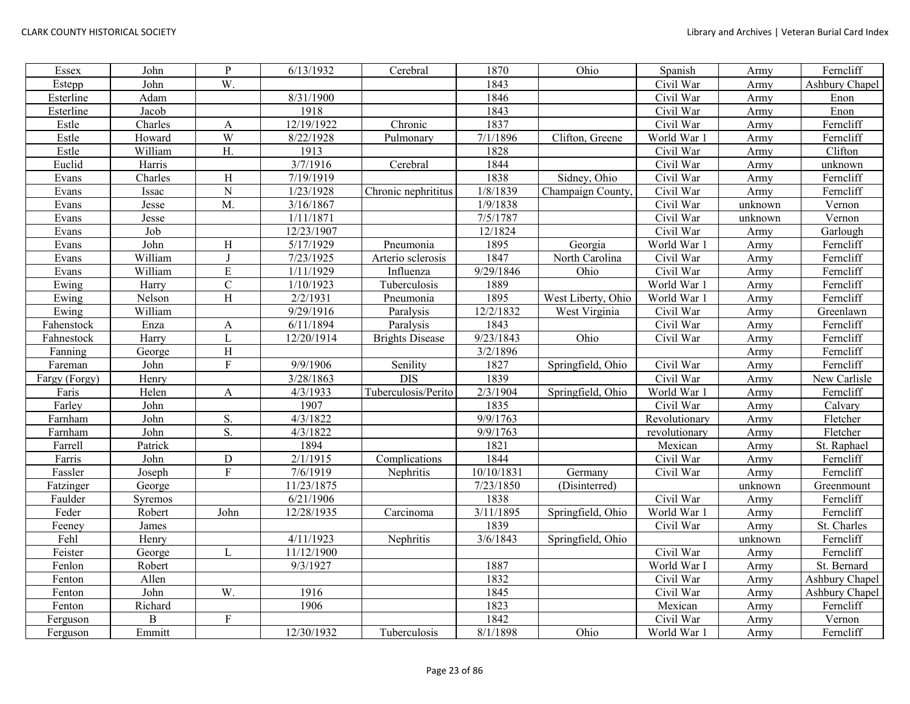| Essex | John | P | 6/13/1932 | Cerebral | 1870 | Ohio | Spanish | Army | Ferncliff |
|---|---|---|---|---|---|---|---|---|---|
| Estepp | John | W. | | | 1843 | | Civil War | Army | Ashbury Chapel |
| Esterline | Adam | | 8/31/1900 | | 1846 | | Civil War | Army | Enon |
| Esterline | Jacob | | 1918 | | 1843 | | Civil War | Army | Enon |
| Estle | Charles | A | 12/19/1922 | Chronic | 1837 | | Civil War | Army | Ferncliff |
| Estle | Howard | W | 8/22/1928 | Pulmonary | 7/1/1896 | Clifton, Greene | World War 1 | Army | Ferncliff |
| Estle | William | H. | 1913 | | 1828 | | Civil War | Army | Clifton |
| Euclid | Harris | | 3/7/1916 | Cerebral | 1844 | | Civil War | Army | unknown |
| Evans | Charles | H | 7/19/1919 | | 1838 | Sidney, Ohio | Civil War | Army | Ferncliff |
| Evans | Issac | N | 1/23/1928 | Chronic nephritius | 1/8/1839 | Champaign County, | Civil War | Army | Ferncliff |
| Evans | Jesse | M. | 3/16/1867 | | 1/9/1838 | | Civil War | unknown | Vernon |
| Evans | Jesse | | 1/11/1871 | | 7/5/1787 | | Civil War | unknown | Vernon |
| Evans | Job | | 12/23/1907 | | 12/1824 | | Civil War | Army | Garlough |
| Evans | John | H | 5/17/1929 | Pneumonia | 1895 | Georgia | World War 1 | Army | Ferncliff |
| Evans | William | J | 7/23/1925 | Arterio sclerosis | 1847 | North Carolina | Civil War | Army | Ferncliff |
| Evans | William | E | 1/11/1929 | Influenza | 9/29/1846 | Ohio | Civil War | Army | Ferncliff |
| Ewing | Harry | C | 1/10/1923 | Tuberculosis | 1889 | | World War 1 | Army | Ferncliff |
| Ewing | Nelson | H | 2/2/1931 | Pneumonia | 1895 | West Liberty, Ohio | World War 1 | Army | Ferncliff |
| Ewing | William | | 9/29/1916 | Paralysis | 12/2/1832 | West Virginia | Civil War | Army | Greenlawn |
| Fahenstock | Enza | A | 6/11/1894 | Paralysis | 1843 | | Civil War | Army | Ferncliff |
| Fahnestock | Harry | L | 12/20/1914 | Brights Disease | 9/23/1843 | Ohio | Civil War | Army | Ferncliff |
| Fanning | George | H | | | 3/2/1896 | | | Army | Ferncliff |
| Fareman | John | F | 9/9/1906 | Senility | 1827 | Springfield, Ohio | Civil War | Army | Ferncliff |
| Fargy (Forgy) | Henry | | 3/28/1863 | DIS | 1839 | | Civil War | Army | New Carlisle |
| Faris | Helen | A | 4/3/1933 | Tuberculosis/Perito | 2/3/1904 | Springfield, Ohio | World War 1 | Army | Ferncliff |
| Farley | John | | 1907 | | 1835 | | Civil War | Army | Calvary |
| Farnham | John | S. | 4/3/1822 | | 9/9/1763 | | Revolutionary | Army | Fletcher |
| Farnham | John | S. | 4/3/1822 | | 9/9/1763 | | revolutionary | Army | Fletcher |
| Farrell | Patrick | | 1894 | | 1821 | | Mexican | Army | St. Raphael |
| Farris | John | D | 2/1/1915 | Complications | 1844 | | Civil War | Army | Ferncliff |
| Fassler | Joseph | F | 7/6/1919 | Nephritis | 10/10/1831 | Germany | Civil War | Army | Ferncliff |
| Fatzinger | George | | 11/23/1875 | | 7/23/1850 | (Disinterred) | | unknown | Greenmount |
| Faulder | Syremos | | 6/21/1906 | | 1838 | | Civil War | Army | Ferncliff |
| Feder | Robert | John | 12/28/1935 | Carcinoma | 3/11/1895 | Springfield, Ohio | World War 1 | Army | Ferncliff |
| Feeney | James | | | | 1839 | | Civil War | Army | St. Charles |
| Fehl | Henry | | 4/11/1923 | Nephritis | 3/6/1843 | Springfield, Ohio | | unknown | Ferncliff |
| Feister | George | L | 11/12/1900 | | | | Civil War | Army | Ferncliff |
| Fenlon | Robert | | 9/3/1927 | | 1887 | | World War I | Army | St. Bernard |
| Fenton | Allen | | | | 1832 | | Civil War | Army | Ashbury Chapel |
| Fenton | John | W. | 1916 | | 1845 | | Civil War | Army | Ashbury Chapel |
| Fenton | Richard | | 1906 | | 1823 | | Mexican | Army | Ferncliff |
| Ferguson | B | F | | | 1842 | | Civil War | Army | Vernon |
| Ferguson | Emmitt | | 12/30/1932 | Tuberculosis | 8/1/1898 | Ohio | World War 1 | Army | Ferncliff |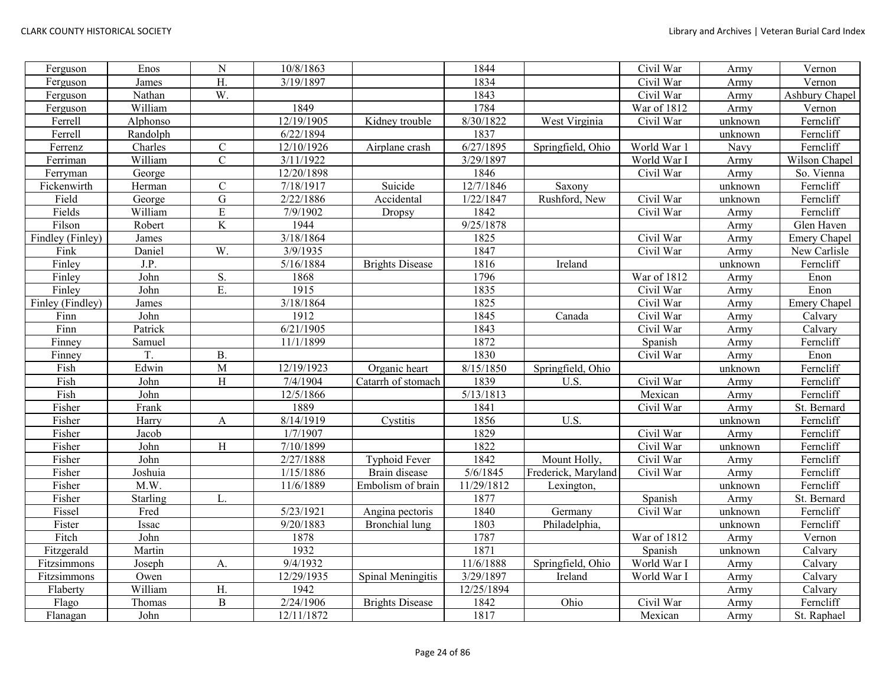| Ferguson | Enos | N | 10/8/1863 | | 1844 | | Civil War | Army | Vernon |
|---|---|---|---|---|---|---|---|---|---|
| Ferguson | James | H. | 3/19/1897 | | 1834 | | Civil War | Army | Vernon |
| Ferguson | Nathan | W. | | | 1843 | | Civil War | Army | Ashbury Chapel |
| Ferguson | William | | 1849 | | 1784 | | War of 1812 | Army | Vernon |
| Ferrell | Alphonso | | 12/19/1905 | Kidney trouble | 8/30/1822 | West Virginia | Civil War | unknown | Ferncliff |
| Ferrell | Randolph | | 6/22/1894 | | 1837 | | | unknown | Ferncliff |
| Ferrenz | Charles | C | 12/10/1926 | Airplane crash | 6/27/1895 | Springfield, Ohio | World War 1 | Navy | Ferncliff |
| Ferriman | William | C | 3/11/1922 | | 3/29/1897 | | World War I | Army | Wilson Chapel |
| Ferryman | George | | 12/20/1898 | | 1846 | | Civil War | Army | So. Vienna |
| Fickenwirth | Herman | C | 7/18/1917 | Suicide | 12/7/1846 | Saxony | | unknown | Ferncliff |
| Field | George | G | 2/22/1886 | Accidental | 1/22/1847 | Rushford, New | Civil War | unknown | Ferncliff |
| Fields | William | E | 7/9/1902 | Dropsy | 1842 | | Civil War | Army | Ferncliff |
| Filson | Robert | K | 1944 | | 9/25/1878 | | | Army | Glen Haven |
| Findley (Finley) | James | | 3/18/1864 | | 1825 | | Civil War | Army | Emery Chapel |
| Fink | Daniel | W. | 3/9/1935 | | 1847 | | Civil War | Army | New Carlisle |
| Finley | J.P. | | 5/16/1884 | Brights Disease | 1816 | Ireland | | unknown | Ferncliff |
| Finley | John | S. | 1868 | | 1796 | | War of 1812 | Army | Enon |
| Finley | John | E. | 1915 | | 1835 | | Civil War | Army | Enon |
| Finley (Findley) | James | | 3/18/1864 | | 1825 | | Civil War | Army | Emery Chapel |
| Finn | John | | 1912 | | 1845 | Canada | Civil War | Army | Calvary |
| Finn | Patrick | | 6/21/1905 | | 1843 | | Civil War | Army | Calvary |
| Finney | Samuel | | 11/1/1899 | | 1872 | | Spanish | Army | Ferncliff |
| Finney | T. | B. | | | 1830 | | Civil War | Army | Enon |
| Fish | Edwin | M | 12/19/1923 | Organic heart | 8/15/1850 | Springfield, Ohio | | unknown | Ferncliff |
| Fish | John | H | 7/4/1904 | Catarrh of stomach | 1839 | U.S. | Civil War | Army | Ferncliff |
| Fish | John | | 12/5/1866 | | 5/13/1813 | | Mexican | Army | Ferncliff |
| Fisher | Frank | | 1889 | | 1841 | | Civil War | Army | St. Bernard |
| Fisher | Harry | A | 8/14/1919 | Cystitis | 1856 | U.S. | | unknown | Ferncliff |
| Fisher | Jacob | | 1/7/1907 | | 1829 | | Civil War | Army | Ferncliff |
| Fisher | John | H | 7/10/1899 | | 1822 | | Civil War | unknown | Ferncliff |
| Fisher | John | | 2/27/1888 | Typhoid Fever | 1842 | Mount Holly, | Civil War | Army | Ferncliff |
| Fisher | Joshuia | | 1/15/1886 | Brain disease | 5/6/1845 | Frederick, Maryland | Civil War | Army | Ferncliff |
| Fisher | M.W. | | 11/6/1889 | Embolism of brain | 11/29/1812 | Lexington, | | unknown | Ferncliff |
| Fisher | Starling | L. | | | 1877 | | Spanish | Army | St. Bernard |
| Fissel | Fred | | 5/23/1921 | Angina pectoris | 1840 | Germany | Civil War | unknown | Ferncliff |
| Fister | Issac | | 9/20/1883 | Bronchial lung | 1803 | Philadelphia, | | unknown | Ferncliff |
| Fitch | John | | 1878 | | 1787 | | War of 1812 | Army | Vernon |
| Fitzgerald | Martin | | 1932 | | 1871 | | Spanish | unknown | Calvary |
| Fitzsimmons | Joseph | A. | 9/4/1932 | | 11/6/1888 | Springfield, Ohio | World War I | Army | Calvary |
| Fitzsimmons | Owen | | 12/29/1935 | Spinal Meningitis | 3/29/1897 | Ireland | World War I | Army | Calvary |
| Flaberty | William | H. | 1942 | | 12/25/1894 | | | Army | Calvary |
| Flago | Thomas | B | 2/24/1906 | Brights Disease | 1842 | Ohio | Civil War | Army | Ferncliff |
| Flanagan | John | | 12/11/1872 | | 1817 | | Mexican | Army | St. Raphael |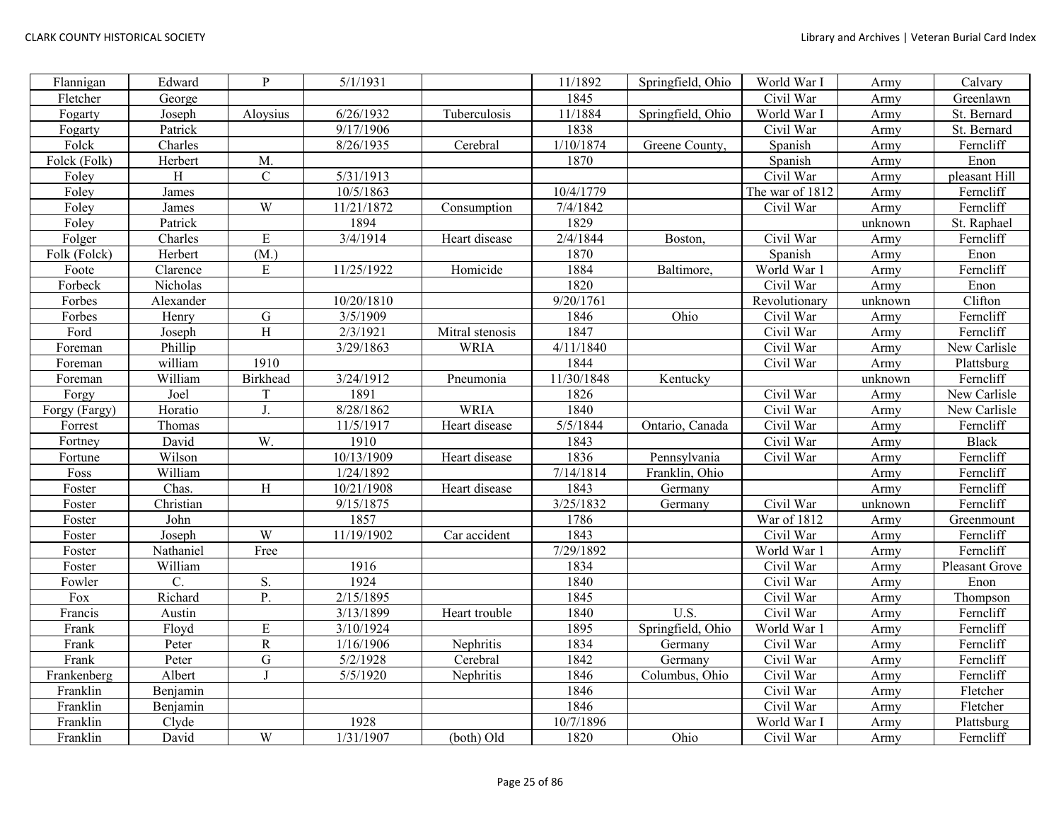| Flannigan | Edward | P | 5/1/1931 | | 11/1892 | Springfield, Ohio | World War I | Army | Calvary |
|---|---|---|---|---|---|---|---|---|---|
| Fletcher | George | | | | 1845 | | Civil War | Army | Greenlawn |
| Fogarty | Joseph | Aloysius | 6/26/1932 | Tuberculosis | 11/1884 | Springfield, Ohio | World War I | Army | St. Bernard |
| Fogarty | Patrick | | 9/17/1906 | | 1838 | | Civil War | Army | St. Bernard |
| Folck | Charles | | 8/26/1935 | Cerebral | 1/10/1874 | Greene County, | Spanish | Army | Ferncliff |
| Folck (Folk) | Herbert | M. | | | 1870 | | Spanish | Army | Enon |
| Foley | H | C | 5/31/1913 | | | | Civil War | Army | pleasant Hill |
| Foley | James | | 10/5/1863 | | 10/4/1779 | | The war of 1812 | Army | Ferncliff |
| Foley | James | W | 11/21/1872 | Consumption | 7/4/1842 | | Civil War | Army | Ferncliff |
| Foley | Patrick | | 1894 | | 1829 | | | unknown | St. Raphael |
| Folger | Charles | E | 3/4/1914 | Heart disease | 2/4/1844 | Boston, | Civil War | Army | Ferncliff |
| Folk (Folck) | Herbert | (M.) | | | 1870 | | Spanish | Army | Enon |
| Foote | Clarence | E | 11/25/1922 | Homicide | 1884 | Baltimore, | World War 1 | Army | Ferncliff |
| Forbeck | Nicholas | | | | 1820 | | Civil War | Army | Enon |
| Forbes | Alexander | | 10/20/1810 | | 9/20/1761 | | Revolutionary | unknown | Clifton |
| Forbes | Henry | G | 3/5/1909 | | 1846 | Ohio | Civil War | Army | Ferncliff |
| Ford | Joseph | H | 2/3/1921 | Mitral stenosis | 1847 | | Civil War | Army | Ferncliff |
| Foreman | Phillip | | 3/29/1863 | WRIA | 4/11/1840 | | Civil War | Army | New Carlisle |
| Foreman | william | 1910 | | | 1844 | | Civil War | Army | Plattsburg |
| Foreman | William | Birkhead | 3/24/1912 | Pneumonia | 11/30/1848 | Kentucky | | unknown | Ferncliff |
| Forgy | Joel | T | 1891 | | 1826 | | Civil War | Army | New Carlisle |
| Forgy (Fargy) | Horatio | J. | 8/28/1862 | WRIA | 1840 | | Civil War | Army | New Carlisle |
| Forrest | Thomas | | 11/5/1917 | Heart disease | 5/5/1844 | Ontario, Canada | Civil War | Army | Ferncliff |
| Fortney | David | W. | 1910 | | 1843 | | Civil War | Army | Black |
| Fortune | Wilson | | 10/13/1909 | Heart disease | 1836 | Pennsylvania | Civil War | Army | Ferncliff |
| Foss | William | | 1/24/1892 | | 7/14/1814 | Franklin, Ohio | | Army | Ferncliff |
| Foster | Chas. | H | 10/21/1908 | Heart disease | 1843 | Germany | | Army | Ferncliff |
| Foster | Christian | | 9/15/1875 | | 3/25/1832 | Germany | Civil War | unknown | Ferncliff |
| Foster | John | | 1857 | | 1786 | | War of 1812 | Army | Greenmount |
| Foster | Joseph | W | 11/19/1902 | Car accident | 1843 | | Civil War | Army | Ferncliff |
| Foster | Nathaniel | Free | | | 7/29/1892 | | World War 1 | Army | Ferncliff |
| Foster | William | | 1916 | | 1834 | | Civil War | Army | Pleasant Grove |
| Fowler | C. | S. | 1924 | | 1840 | | Civil War | Army | Enon |
| Fox | Richard | P. | 2/15/1895 | | 1845 | | Civil War | Army | Thompson |
| Francis | Austin | | 3/13/1899 | Heart trouble | 1840 | U.S. | Civil War | Army | Ferncliff |
| Frank | Floyd | E | 3/10/1924 | | 1895 | Springfield, Ohio | World War 1 | Army | Ferncliff |
| Frank | Peter | R | 1/16/1906 | Nephritis | 1834 | Germany | Civil War | Army | Ferncliff |
| Frank | Peter | G | 5/2/1928 | Cerebral | 1842 | Germany | Civil War | Army | Ferncliff |
| Frankenberg | Albert | J | 5/5/1920 | Nephritis | 1846 | Columbus, Ohio | Civil War | Army | Ferncliff |
| Franklin | Benjamin | | | | 1846 | | Civil War | Army | Fletcher |
| Franklin | Benjamin | | | | 1846 | | Civil War | Army | Fletcher |
| Franklin | Clyde | | 1928 | | 10/7/1896 | | World War I | Army | Plattsburg |
| Franklin | David | W | 1/31/1907 | (both) Old | 1820 | Ohio | Civil War | Army | Ferncliff |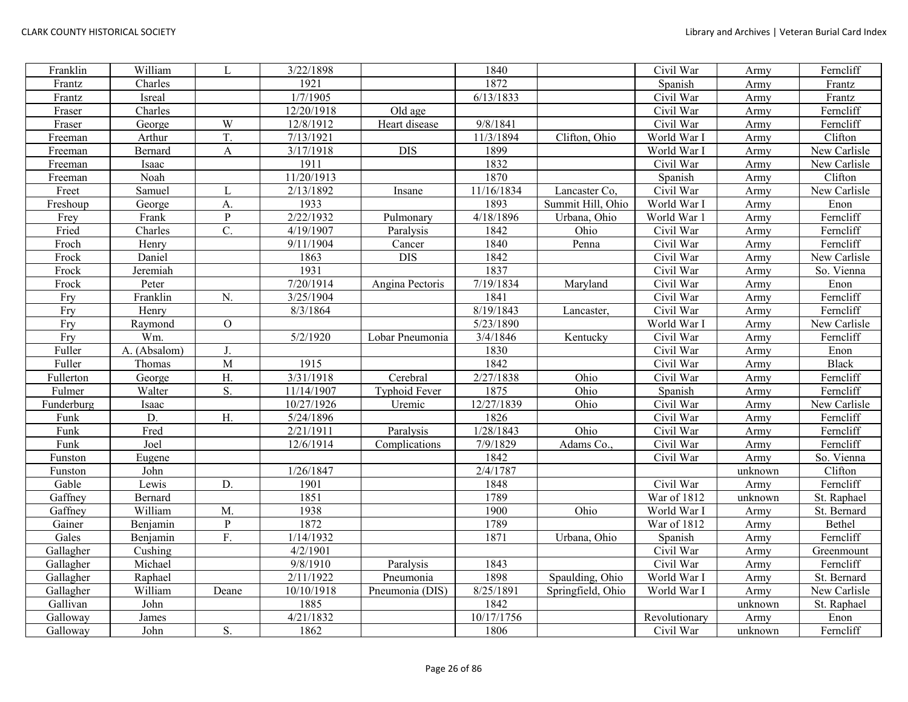| Franklin | William | L | 3/22/1898 | | 1840 | | Civil War | Army | Ferncliff |
|---|---|---|---|---|---|---|---|---|---|
| Frantz | Charles | | 1921 | | 1872 | | Spanish | Army | Frantz |
| Frantz | Isreal | | 1/7/1905 | | 6/13/1833 | | Civil War | Army | Frantz |
| Fraser | Charles | | 12/20/1918 | Old age | | | Civil War | Army | Ferncliff |
| Fraser | George | W | 12/8/1912 | Heart disease | 9/8/1841 | | Civil War | Army | Ferncliff |
| Freeman | Arthur | T. | 7/13/1921 | | 11/3/1894 | Clifton, Ohio | World War I | Army | Clifton |
| Freeman | Bernard | A | 3/17/1918 | DIS | 1899 | | World War I | Army | New Carlisle |
| Freeman | Isaac | | 1911 | | 1832 | | Civil War | Army | New Carlisle |
| Freeman | Noah | | 11/20/1913 | | 1870 | | Spanish | Army | Clifton |
| Freet | Samuel | L | 2/13/1892 | Insane | 11/16/1834 | Lancaster Co, | Civil War | Army | New Carlisle |
| Freshoup | George | A. | 1933 | | 1893 | Summit Hill, Ohio | World War I | Army | Enon |
| Frey | Frank | P | 2/22/1932 | Pulmonary | 4/18/1896 | Urbana, Ohio | World War 1 | Army | Ferncliff |
| Fried | Charles | C. | 4/19/1907 | Paralysis | 1842 | Ohio | Civil War | Army | Ferncliff |
| Froch | Henry | | 9/11/1904 | Cancer | 1840 | Penna | Civil War | Army | Ferncliff |
| Frock | Daniel | | 1863 | DIS | 1842 | | Civil War | Army | New Carlisle |
| Frock | Jeremiah | | 1931 | | 1837 | | Civil War | Army | So. Vienna |
| Frock | Peter | | 7/20/1914 | Angina Pectoris | 7/19/1834 | Maryland | Civil War | Army | Enon |
| Fry | Franklin | N. | 3/25/1904 | | 1841 | | Civil War | Army | Ferncliff |
| Fry | Henry | | 8/3/1864 | | 8/19/1843 | Lancaster, | Civil War | Army | Ferncliff |
| Fry | Raymond | O | | | 5/23/1890 | | World War I | Army | New Carlisle |
| Fry | Wm. | | 5/2/1920 | Lobar Pneumonia | 3/4/1846 | Kentucky | Civil War | Army | Ferncliff |
| Fuller | A. (Absalom) | J. | | | 1830 | | Civil War | Army | Enon |
| Fuller | Thomas | M | 1915 | | 1842 | | Civil War | Army | Black |
| Fullerton | George | H. | 3/31/1918 | Cerebral | 2/27/1838 | Ohio | Civil War | Army | Ferncliff |
| Fulmer | Walter | S. | 11/14/1907 | Typhoid Fever | 1875 | Ohio | Spanish | Army | Ferncliff |
| Funderburg | Isaac | | 10/27/1926 | Uremic | 12/27/1839 | Ohio | Civil War | Army | New Carlisle |
| Funk | D. | H. | 5/24/1896 | | 1826 | | Civil War | Army | Ferncliff |
| Funk | Fred | | 2/21/1911 | Paralysis | 1/28/1843 | Ohio | Civil War | Army | Ferncliff |
| Funk | Joel | | 12/6/1914 | Complications | 7/9/1829 | Adams Co., | Civil War | Army | Ferncliff |
| Funston | Eugene | | | | 1842 | | Civil War | Army | So. Vienna |
| Funston | John | | 1/26/1847 | | 2/4/1787 | | | unknown | Clifton |
| Gable | Lewis | D. | 1901 | | 1848 | | Civil War | Army | Ferncliff |
| Gaffney | Bernard | | 1851 | | 1789 | | War of 1812 | unknown | St. Raphael |
| Gaffney | William | M. | 1938 | | 1900 | Ohio | World War I | Army | St. Bernard |
| Gainer | Benjamin | P | 1872 | | 1789 | | War of 1812 | Army | Bethel |
| Gales | Benjamin | F. | 1/14/1932 | | 1871 | Urbana, Ohio | Spanish | Army | Ferncliff |
| Gallagher | Cushing | | 4/2/1901 | | | | Civil War | Army | Greenmount |
| Gallagher | Michael | | 9/8/1910 | Paralysis | 1843 | | Civil War | Army | Ferncliff |
| Gallagher | Raphael | | 2/11/1922 | Pneumonia | 1898 | Spaulding, Ohio | World War I | Army | St. Bernard |
| Gallagher | William | Deane | 10/10/1918 | Pneumonia (DIS) | 8/25/1891 | Springfield, Ohio | World War I | Army | New Carlisle |
| Gallivan | John | | 1885 | | 1842 | | | unknown | St. Raphael |
| Galloway | James | | 4/21/1832 | | 10/17/1756 | | Revolutionary | Army | Enon |
| Galloway | John | S. | 1862 | | 1806 | | Civil War | unknown | Ferncliff |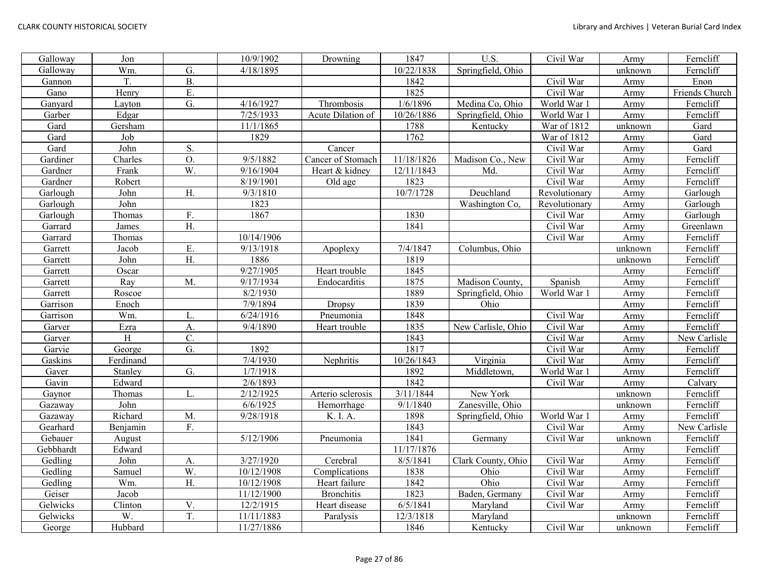| Galloway | Jon | | 10/9/1902 | Drowning | 1847 | U.S. | Civil War | Army | Ferncliff |
|---|---|---|---|---|---|---|---|---|---|
| Galloway | Wm. | G. | 4/18/1895 | | 10/22/1838 | Springfield, Ohio | | unknown | Ferncliff |
| Gannon | T. | B. | | | 1842 | | Civil War | Army | Enon |
| Gano | Henry | E. | | | 1825 | | Civil War | Army | Friends Church |
| Ganyard | Layton | G. | 4/16/1927 | Thrombosis | 1/6/1896 | Medina Co, Ohio | World War 1 | Army | Ferncliff |
| Garber | Edgar | | 7/25/1933 | Acute Dilation of | 10/26/1886 | Springfield, Ohio | World War 1 | Army | Ferncliff |
| Gard | Gersham | | 11/1/1865 | | 1788 | Kentucky | War of 1812 | unknown | Gard |
| Gard | Job | | 1829 | | 1762 | | War of 1812 | Army | Gard |
| Gard | John | S. | | Cancer | | | Civil War | Army | Gard |
| Gardiner | Charles | O. | 9/5/1882 | Cancer of Stomach | 11/18/1826 | Madison Co., New | Civil War | Army | Ferncliff |
| Gardner | Frank | W. | 9/16/1904 | Heart & kidney | 12/11/1843 | Md. | Civil War | Army | Ferncliff |
| Gardner | Robert | | 8/19/1901 | Old age | 1823 | | Civil War | Army | Ferncliff |
| Garlough | John | H. | 9/3/1810 | | 10/7/1728 | Deuchland | Revolutionary | Army | Garlough |
| Garlough | John | | 1823 | | | Washington Co, | Revolutionary | Army | Garlough |
| Garlough | Thomas | F. | 1867 | | 1830 | | Civil War | Army | Garlough |
| Garrard | James | H. | | | 1841 | | Civil War | Army | Greenlawn |
| Garrard | Thomas | | 10/14/1906 | | | | Civil War | Army | Ferncliff |
| Garrett | Jacob | E. | 9/13/1918 | Apoplexy | 7/4/1847 | Columbus, Ohio | | unknown | Ferncliff |
| Garrett | John | H. | 1886 | | 1819 | | | unknown | Ferncliff |
| Garrett | Oscar | | 9/27/1905 | Heart trouble | 1845 | | | Army | Ferncliff |
| Garrett | Ray | M. | 9/17/1934 | Endocarditis | 1875 | Madison County, | Spanish | Army | Ferncliff |
| Garrett | Roscoe | | 8/2/1930 | | 1889 | Springfield, Ohio | World War 1 | Army | Ferncliff |
| Garrison | Enoch | | 7/9/1894 | Dropsy | 1839 | Ohio | | Army | Ferncliff |
| Garrison | Wm. | L. | 6/24/1916 | Pneumonia | 1848 | | Civil War | Army | Ferncliff |
| Garver | Ezra | A. | 9/4/1890 | Heart trouble | 1835 | New Carlisle, Ohio | Civil War | Army | Ferncliff |
| Garver | H | C. | | | 1843 | | Civil War | Army | New Carlisle |
| Garvie | George | G. | 1892 | | 1817 | | Civil War | Army | Ferncliff |
| Gaskins | Ferdinand | | 7/4/1930 | Nephritis | 10/26/1843 | Virginia | Civil War | Army | Ferncliff |
| Gaver | Stanley | G. | 1/7/1918 | | 1892 | Middletown, | World War 1 | Army | Ferncliff |
| Gavin | Edward | | 2/6/1893 | | 1842 | | Civil War | Army | Calvary |
| Gaynor | Thomas | L. | 2/12/1925 | Arterio sclerosis | 3/11/1844 | New York | | unknown | Ferncliff |
| Gazaway | John | | 6/6/1925 | Hemorrhage | 9/1/1840 | Zanesville, Ohio | | unknown | Ferncliff |
| Gazaway | Richard | M. | 9/28/1918 | K. I. A. | 1898 | Springfield, Ohio | World War 1 | Army | Ferncliff |
| Gearhard | Benjamin | F. | | | 1843 | | Civil War | Army | New Carlisle |
| Gebauer | August | | 5/12/1906 | Pneumonia | 1841 | Germany | Civil War | unknown | Ferncliff |
| Gebbhardt | Edward | | | | 11/17/1876 | | | Army | Ferncliff |
| Gedling | John | A. | 3/27/1920 | Cerebral | 8/5/1841 | Clark County, Ohio | Civil War | Army | Ferncliff |
| Gedling | Samuel | W. | 10/12/1908 | Complications | 1838 | Ohio | Civil War | Army | Ferncliff |
| Gedling | Wm. | H. | 10/12/1908 | Heart failure | 1842 | Ohio | Civil War | Army | Ferncliff |
| Geiser | Jacob | | 11/12/1900 | Bronchitis | 1823 | Baden, Germany | Civil War | Army | Ferncliff |
| Gelwicks | Clinton | V. | 12/2/1915 | Heart disease | 6/5/1841 | Maryland | Civil War | Army | Ferncliff |
| Gelwicks | W. | T. | 11/11/1883 | Paralysis | 12/3/1818 | Maryland | | unknown | Ferncliff |
| George | Hubbard | | 11/27/1886 | | 1846 | Kentucky | Civil War | unknown | Ferncliff |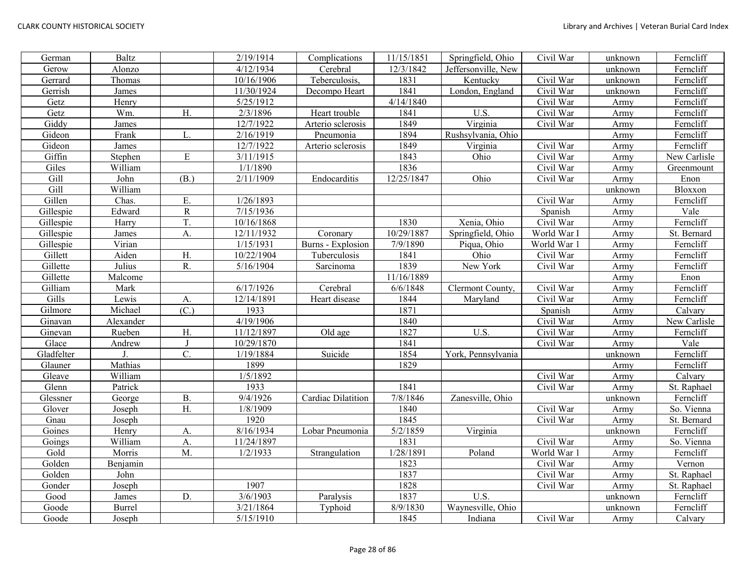| German | Baltz | | 2/19/1914 | Complications | 11/15/1851 | Springfield, Ohio | Civil War | unknown | Ferncliff |
|---|---|---|---|---|---|---|---|---|---|
| Gerow | Alonzo | | 4/12/1934 | Cerebral | 12/3/1842 | Jeffersonville, New | | unknown | Ferncliff |
| Gerrard | Thomas | | 10/16/1906 | Teberculosis, | 1831 | Kentucky | Civil War | unknown | Ferncliff |
| Gerrish | James | | 11/30/1924 | Decompo Heart | 1841 | London, England | Civil War | unknown | Ferncliff |
| Getz | Henry | | 5/25/1912 | | 4/14/1840 | | Civil War | Army | Ferncliff |
| Getz | Wm. | H. | 2/3/1896 | Heart trouble | 1841 | U.S. | Civil War | Army | Ferncliff |
| Giddy | James | | 12/7/1922 | Arterio sclerosis | 1849 | Virginia | Civil War | Army | Ferncliff |
| Gideon | Frank | L. | 2/16/1919 | Pneumonia | 1894 | Rushsylvania, Ohio | | Army | Ferncliff |
| Gideon | James | | 12/7/1922 | Arterio sclerosis | 1849 | Virginia | Civil War | Army | Ferncliff |
| Giffin | Stephen | E | 3/11/1915 | | 1843 | Ohio | Civil War | Army | New Carlisle |
| Giles | William | | 1/1/1890 | | 1836 | | Civil War | Army | Greenmount |
| Gill | John | (B.) | 2/11/1909 | Endocarditis | 12/25/1847 | Ohio | Civil War | Army | Enon |
| Gill | William | | | | | | | unknown | Bloxxon |
| Gillen | Chas. | E. | 1/26/1893 | | | | Civil War | Army | Ferncliff |
| Gillespie | Edward | R | 7/15/1936 | | | | Spanish | Army | Vale |
| Gillespie | Harry | T. | 10/16/1868 | | 1830 | Xenia, Ohio | Civil War | Army | Ferncliff |
| Gillespie | James | A. | 12/11/1932 | Coronary | 10/29/1887 | Springfield, Ohio | World War I | Army | St. Bernard |
| Gillespie | Virian | | 1/15/1931 | Burns - Explosion | 7/9/1890 | Piqua, Ohio | World War 1 | Army | Ferncliff |
| Gillett | Aiden | H. | 10/22/1904 | Tuberculosis | 1841 | Ohio | Civil War | Army | Ferncliff |
| Gillette | Julius | R. | 5/16/1904 | Sarcinoma | 1839 | New York | Civil War | Army | Ferncliff |
| Gillette | Malcome | | | | 11/16/1889 | | | Army | Enon |
| Gilliam | Mark | | 6/17/1926 | Cerebral | 6/6/1848 | Clermont County, | Civil War | Army | Ferncliff |
| Gills | Lewis | A. | 12/14/1891 | Heart disease | 1844 | Maryland | Civil War | Army | Ferncliff |
| Gilmore | Michael | (C.) | 1933 | | 1871 | | Spanish | Army | Calvary |
| Ginavan | Alexander | | 4/19/1906 | | 1840 | | Civil War | Army | New Carlisle |
| Ginevan | Rueben | H. | 11/12/1897 | Old age | 1827 | U.S. | Civil War | Army | Ferncliff |
| Glace | Andrew | J | 10/29/1870 | | 1841 | | Civil War | Army | Vale |
| Gladfelter | J. | C. | 1/19/1884 | Suicide | 1854 | York, Pennsylvania | | unknown | Ferncliff |
| Glauner | Mathias | | 1899 | | 1829 | | | Army | Ferncliff |
| Gleave | William | | 1/5/1892 | | | | Civil War | Army | Calvary |
| Glenn | Patrick | | 1933 | | 1841 | | Civil War | Army | St. Raphael |
| Glessner | George | B. | 9/4/1926 | Cardiac Dilatition | 7/8/1846 | Zanesville, Ohio | | unknown | Ferncliff |
| Glover | Joseph | H. | 1/8/1909 | | 1840 | | Civil War | Army | So. Vienna |
| Gnau | Joseph | | 1920 | | 1845 | | Civil War | Army | St. Bernard |
| Goines | Henry | A. | 8/16/1934 | Lobar Pneumonia | 5/2/1859 | Virginia | | unknown | Ferncliff |
| Goings | William | A. | 11/24/1897 | | 1831 | | Civil War | Army | So. Vienna |
| Gold | Morris | M. | 1/2/1933 | Strangulation | 1/28/1891 | Poland | World War 1 | Army | Ferncliff |
| Golden | Benjamin | | | | 1823 | | Civil War | Army | Vernon |
| Golden | John | | | | 1837 | | Civil War | Army | St. Raphael |
| Gonder | Joseph | | 1907 | | 1828 | | Civil War | Army | St. Raphael |
| Good | James | D. | 3/6/1903 | Paralysis | 1837 | U.S. | | unknown | Ferncliff |
| Goode | Burrel | | 3/21/1864 | Typhoid | 8/9/1830 | Waynesville, Ohio | | unknown | Ferncliff |
| Goode | Joseph | | 5/15/1910 | | 1845 | Indiana | Civil War | Army | Calvary |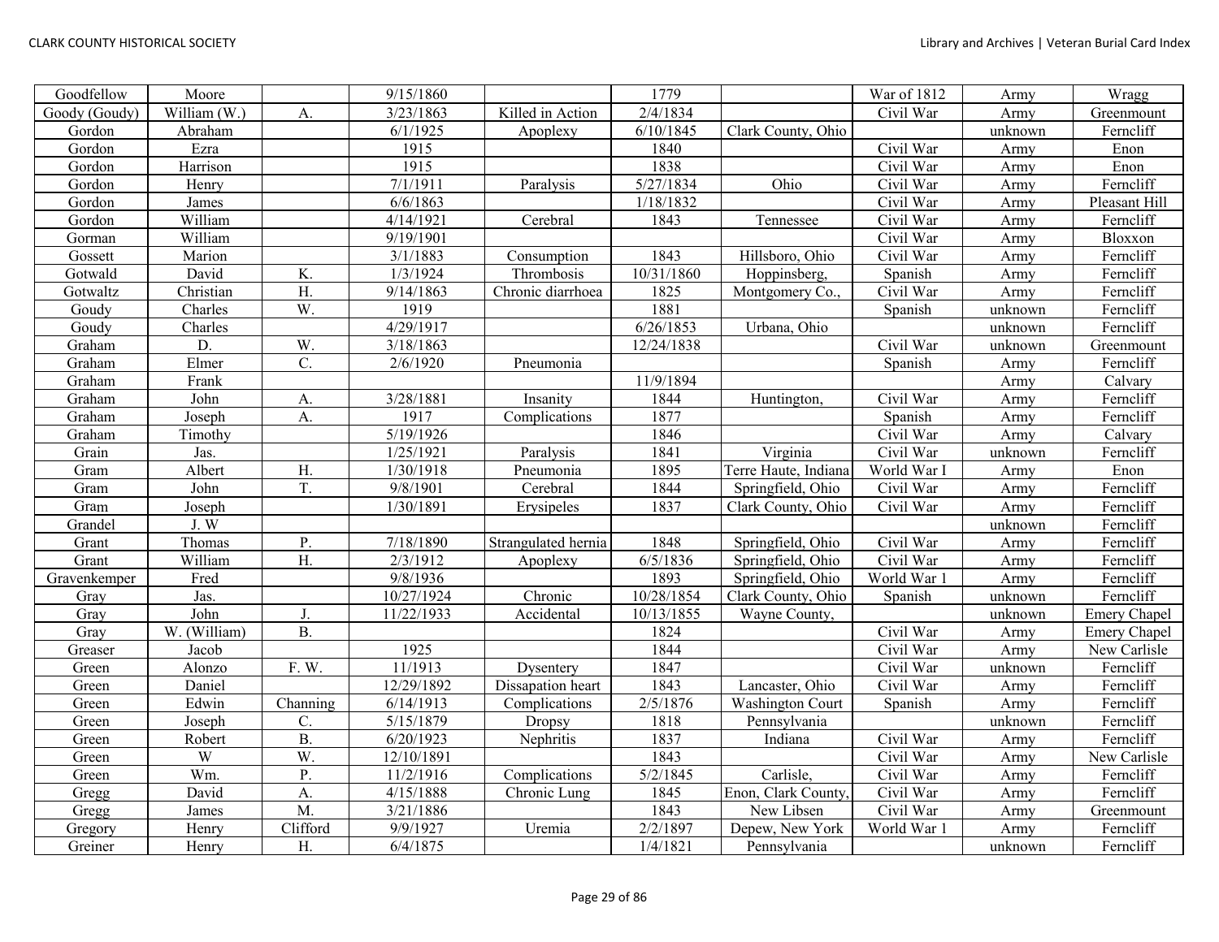| Goodfellow | Moore | | 9/15/1860 | | 1779 | | War of 1812 | Army | Wragg |
|---|---|---|---|---|---|---|---|---|---|
| Goody (Goudy) | William (W.) | A. | 3/23/1863 | Killed in Action | 2/4/1834 | | Civil War | Army | Greenmount |
| Gordon | Abraham | | 6/1/1925 | Apoplexy | 6/10/1845 | Clark County, Ohio | | unknown | Ferncliff |
| Gordon | Ezra | | 1915 | | 1840 | | Civil War | Army | Enon |
| Gordon | Harrison | | 1915 | | 1838 | | Civil War | Army | Enon |
| Gordon | Henry | | 7/1/1911 | Paralysis | 5/27/1834 | Ohio | Civil War | Army | Ferncliff |
| Gordon | James | | 6/6/1863 | | 1/18/1832 | | Civil War | Army | Pleasant Hill |
| Gordon | William | | 4/14/1921 | Cerebral | 1843 | Tennessee | Civil War | Army | Ferncliff |
| Gorman | William | | 9/19/1901 | | | | Civil War | Army | Bloxxon |
| Gossett | Marion | | 3/1/1883 | Consumption | 1843 | Hillsboro, Ohio | Civil War | Army | Ferncliff |
| Gotwald | David | K. | 1/3/1924 | Thrombosis | 10/31/1860 | Hoppinsberg, | Spanish | Army | Ferncliff |
| Gotwaltz | Christian | H. | 9/14/1863 | Chronic diarrhoea | 1825 | Montgomery Co., | Civil War | Army | Ferncliff |
| Goudy | Charles | W. | 1919 | | 1881 | | Spanish | unknown | Ferncliff |
| Goudy | Charles | | 4/29/1917 | | 6/26/1853 | Urbana, Ohio | | unknown | Ferncliff |
| Graham | D. | W. | 3/18/1863 | | 12/24/1838 | | Civil War | unknown | Greenmount |
| Graham | Elmer | C. | 2/6/1920 | Pneumonia | | | Spanish | Army | Ferncliff |
| Graham | Frank | | | | 11/9/1894 | | | Army | Calvary |
| Graham | John | A. | 3/28/1881 | Insanity | 1844 | Huntington, | Civil War | Army | Ferncliff |
| Graham | Joseph | A. | 1917 | Complications | 1877 | | Spanish | Army | Ferncliff |
| Graham | Timothy | | 5/19/1926 | | 1846 | | Civil War | Army | Calvary |
| Grain | Jas. | | 1/25/1921 | Paralysis | 1841 | Virginia | Civil War | unknown | Ferncliff |
| Gram | Albert | H. | 1/30/1918 | Pneumonia | 1895 | Terre Haute, Indiana | World War I | Army | Enon |
| Gram | John | T. | 9/8/1901 | Cerebral | 1844 | Springfield, Ohio | Civil War | Army | Ferncliff |
| Gram | Joseph | | 1/30/1891 | Erysipeles | 1837 | Clark County, Ohio | Civil War | Army | Ferncliff |
| Grandel | J. W | | | | | | | unknown | Ferncliff |
| Grant | Thomas | P. | 7/18/1890 | Strangulated hernia | 1848 | Springfield, Ohio | Civil War | Army | Ferncliff |
| Grant | William | H. | 2/3/1912 | Apoplexy | 6/5/1836 | Springfield, Ohio | Civil War | Army | Ferncliff |
| Gravenkemper | Fred | | 9/8/1936 | | 1893 | Springfield, Ohio | World War 1 | Army | Ferncliff |
| Gray | Jas. | | 10/27/1924 | Chronic | 10/28/1854 | Clark County, Ohio | Spanish | unknown | Ferncliff |
| Gray | John | J. | 11/22/1933 | Accidental | 10/13/1855 | Wayne County, | | unknown | Emery Chapel |
| Gray | W. (William) | B. | | | 1824 | | Civil War | Army | Emery Chapel |
| Greaser | Jacob | | 1925 | | 1844 | | Civil War | Army | New Carlisle |
| Green | Alonzo | F. W. | 11/1913 | Dysentery | 1847 | | Civil War | unknown | Ferncliff |
| Green | Daniel | | 12/29/1892 | Dissapation heart | 1843 | Lancaster, Ohio | Civil War | Army | Ferncliff |
| Green | Edwin | Channing | 6/14/1913 | Complications | 2/5/1876 | Washington Court | Spanish | Army | Ferncliff |
| Green | Joseph | C. | 5/15/1879 | Dropsy | 1818 | Pennsylvania | | unknown | Ferncliff |
| Green | Robert | B. | 6/20/1923 | Nephritis | 1837 | Indiana | Civil War | Army | Ferncliff |
| Green | W | W. | 12/10/1891 | | 1843 | | Civil War | Army | New Carlisle |
| Green | Wm. | P. | 11/2/1916 | Complications | 5/2/1845 | Carlisle, | Civil War | Army | Ferncliff |
| Gregg | David | A. | 4/15/1888 | Chronic Lung | 1845 | Enon, Clark County, | Civil War | Army | Ferncliff |
| Gregg | James | M. | 3/21/1886 | | 1843 | New Libsen | Civil War | Army | Greenmount |
| Gregory | Henry | Clifford | 9/9/1927 | Uremia | 2/2/1897 | Depew, New York | World War 1 | Army | Ferncliff |
| Greiner | Henry | H. | 6/4/1875 | | 1/4/1821 | Pennsylvania | | unknown | Ferncliff |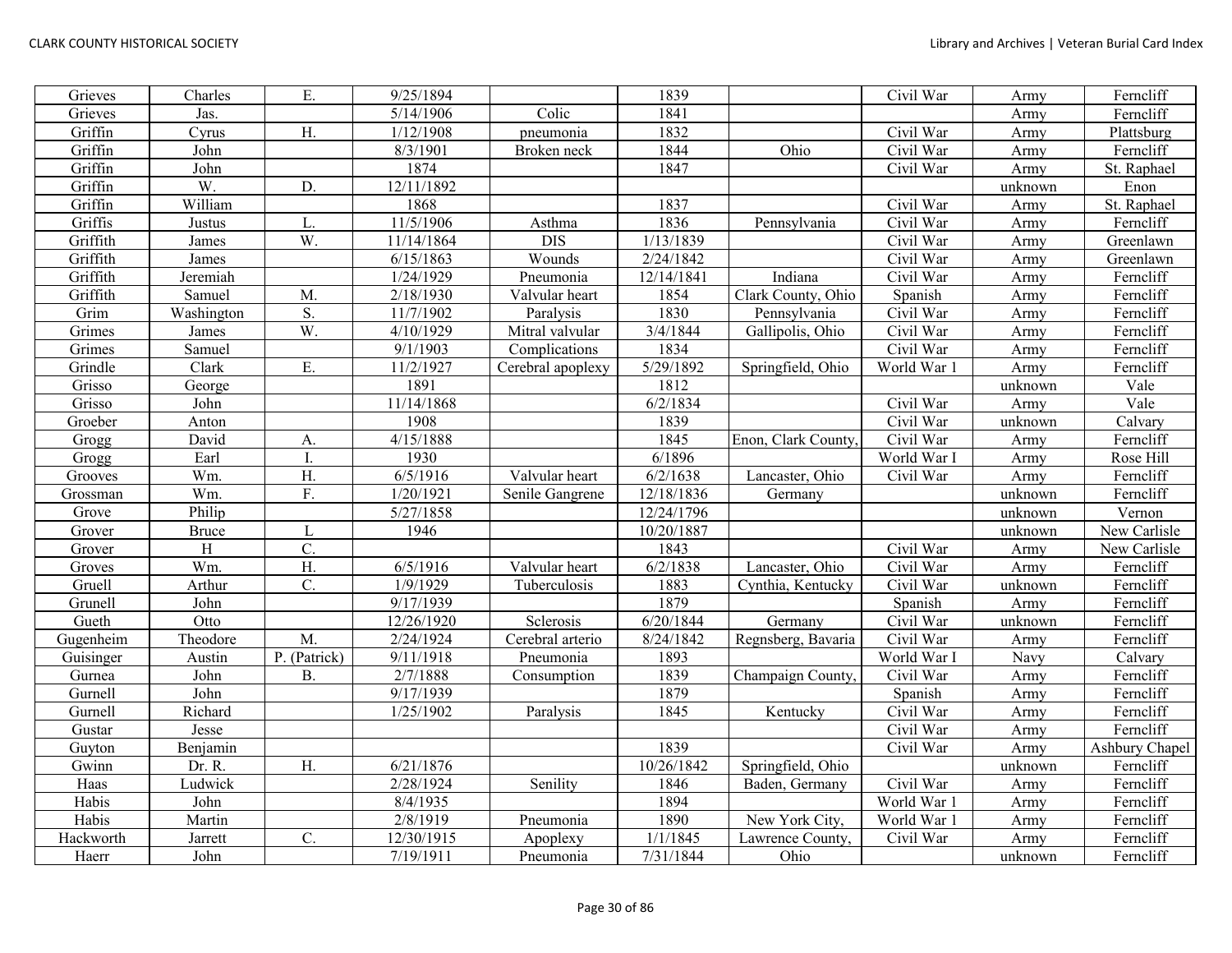| Grieves | Charles | E. | 9/25/1894 | | 1839 | | Civil War | Army | Ferncliff |
|---|---|---|---|---|---|---|---|---|---|
| Grieves | Jas. | | 5/14/1906 | Colic | 1841 | | | Army | Ferncliff |
| Griffin | Cyrus | H. | 1/12/1908 | pneumonia | 1832 | | Civil War | Army | Plattsburg |
| Griffin | John | | 8/3/1901 | Broken neck | 1844 | Ohio | Civil War | Army | Ferncliff |
| Griffin | John | | 1874 | | 1847 | | Civil War | Army | St. Raphael |
| Griffin | W. | D. | 12/11/1892 | | | | | unknown | Enon |
| Griffin | William | | 1868 | | 1837 | | Civil War | Army | St. Raphael |
| Griffis | Justus | L. | 11/5/1906 | Asthma | 1836 | Pennsylvania | Civil War | Army | Ferncliff |
| Griffith | James | W. | 11/14/1864 | DIS | 1/13/1839 | | Civil War | Army | Greenlawn |
| Griffith | James | | 6/15/1863 | Wounds | 2/24/1842 | | Civil War | Army | Greenlawn |
| Griffith | Jeremiah | | 1/24/1929 | Pneumonia | 12/14/1841 | Indiana | Civil War | Army | Ferncliff |
| Griffith | Samuel | M. | 2/18/1930 | Valvular heart | 1854 | Clark County, Ohio | Spanish | Army | Ferncliff |
| Grim | Washington | S. | 11/7/1902 | Paralysis | 1830 | Pennsylvania | Civil War | Army | Ferncliff |
| Grimes | James | W. | 4/10/1929 | Mitral valvular | 3/4/1844 | Gallipolis, Ohio | Civil War | Army | Ferncliff |
| Grimes | Samuel | | 9/1/1903 | Complications | 1834 | | Civil War | Army | Ferncliff |
| Grindle | Clark | E. | 11/2/1927 | Cerebral apoplexy | 5/29/1892 | Springfield, Ohio | World War 1 | Army | Ferncliff |
| Grisso | George | | 1891 | | 1812 | | | unknown | Vale |
| Grisso | John | | 11/14/1868 | | 6/2/1834 | | Civil War | Army | Vale |
| Groeber | Anton | | 1908 | | 1839 | | Civil War | unknown | Calvary |
| Grogg | David | A. | 4/15/1888 | | 1845 | Enon, Clark County, | Civil War | Army | Ferncliff |
| Grogg | Earl | I. | 1930 | | 6/1896 | | World War I | Army | Rose Hill |
| Grooves | Wm. | H. | 6/5/1916 | Valvular heart | 6/2/1638 | Lancaster, Ohio | Civil War | Army | Ferncliff |
| Grossman | Wm. | F. | 1/20/1921 | Senile Gangrene | 12/18/1836 | Germany | | unknown | Ferncliff |
| Grove | Philip | | 5/27/1858 | | 12/24/1796 | | | unknown | Vernon |
| Grover | Bruce | L | 1946 | | 10/20/1887 | | | unknown | New Carlisle |
| Grover | H | C. | | | 1843 | | Civil War | Army | New Carlisle |
| Groves | Wm. | H. | 6/5/1916 | Valvular heart | 6/2/1838 | Lancaster, Ohio | Civil War | Army | Ferncliff |
| Gruell | Arthur | C. | 1/9/1929 | Tuberculosis | 1883 | Cynthia, Kentucky | Civil War | unknown | Ferncliff |
| Grunell | John | | 9/17/1939 | | 1879 | | Spanish | Army | Ferncliff |
| Gueth | Otto | | 12/26/1920 | Sclerosis | 6/20/1844 | Germany | Civil War | unknown | Ferncliff |
| Gugenheim | Theodore | M. | 2/24/1924 | Cerebral arterio | 8/24/1842 | Regnsberg, Bavaria | Civil War | Army | Ferncliff |
| Guisinger | Austin | P. (Patrick) | 9/11/1918 | Pneumonia | 1893 | | World War I | Navy | Calvary |
| Gurnea | John | B. | 2/7/1888 | Consumption | 1839 | Champaign County, | Civil War | Army | Ferncliff |
| Gurnell | John | | 9/17/1939 | | 1879 | | Spanish | Army | Ferncliff |
| Gurnell | Richard | | 1/25/1902 | Paralysis | 1845 | Kentucky | Civil War | Army | Ferncliff |
| Gustar | Jesse | | | | | | Civil War | Army | Ferncliff |
| Guyton | Benjamin | | | | 1839 | | Civil War | Army | Ashbury Chapel |
| Gwinn | Dr. R. | H. | 6/21/1876 | | 10/26/1842 | Springfield, Ohio | | unknown | Ferncliff |
| Haas | Ludwick | | 2/28/1924 | Senility | 1846 | Baden, Germany | Civil War | Army | Ferncliff |
| Habis | John | | 8/4/1935 | | 1894 | | World War 1 | Army | Ferncliff |
| Habis | Martin | | 2/8/1919 | Pneumonia | 1890 | New York City, | World War 1 | Army | Ferncliff |
| Hackworth | Jarrett | C. | 12/30/1915 | Apoplexy | 1/1/1845 | Lawrence County, | Civil War | Army | Ferncliff |
| Haerr | John | | 7/19/1911 | Pneumonia | 7/31/1844 | Ohio | | unknown | Ferncliff |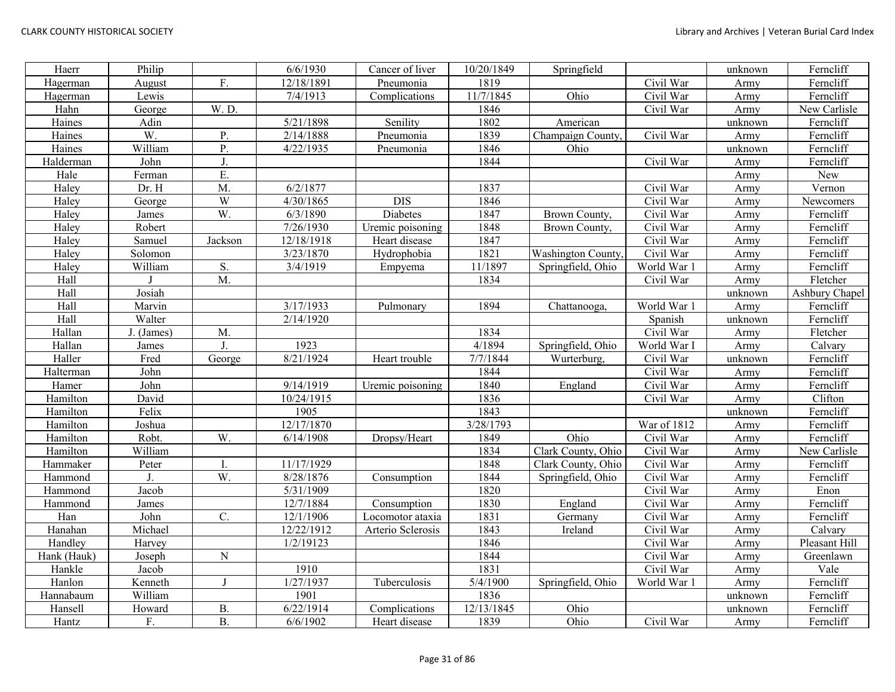| Haerr | Philip | | 6/6/1930 | Cancer of liver | 10/20/1849 | Springfield | | unknown | Ferncliff |
|---|---|---|---|---|---|---|---|---|---|
| Hagerman | August | F. | 12/18/1891 | Pneumonia | 1819 | | Civil War | Army | Ferncliff |
| Hagerman | Lewis | | 7/4/1913 | Complications | 11/7/1845 | Ohio | Civil War | Army | Ferncliff |
| Hahn | George | W. D. | | | 1846 | | Civil War | Army | New Carlisle |
| Haines | Adin | | 5/21/1898 | Senility | 1802 | American | | unknown | Ferncliff |
| Haines | W. | P. | 2/14/1888 | Pneumonia | 1839 | Champaign County, | Civil War | Army | Ferncliff |
| Haines | William | P. | 4/22/1935 | Pneumonia | 1846 | Ohio | | unknown | Ferncliff |
| Halderman | John | J. | | | 1844 | | Civil War | Army | Ferncliff |
| Hale | Ferman | E. | | | | | | Army | New |
| Haley | Dr. H | M. | 6/2/1877 | | 1837 | | Civil War | Army | Vernon |
| Haley | George | W | 4/30/1865 | DIS | 1846 | | Civil War | Army | Newcomers |
| Haley | James | W. | 6/3/1890 | Diabetes | 1847 | Brown County, | Civil War | Army | Ferncliff |
| Haley | Robert | | 7/26/1930 | Uremic poisoning | 1848 | Brown County, | Civil War | Army | Ferncliff |
| Haley | Samuel | Jackson | 12/18/1918 | Heart disease | 1847 | | Civil War | Army | Ferncliff |
| Haley | Solomon | | 3/23/1870 | Hydrophobia | 1821 | Washington County, | Civil War | Army | Ferncliff |
| Haley | William | S. | 3/4/1919 | Empyema | 11/1897 | Springfield, Ohio | World War 1 | Army | Ferncliff |
| Hall | J | M. | | | 1834 | | Civil War | Army | Fletcher |
| Hall | Josiah | | | | | | | unknown | Ashbury Chapel |
| Hall | Marvin | | 3/17/1933 | Pulmonary | 1894 | Chattanooga, | World War 1 | Army | Ferncliff |
| Hall | Walter | | 2/14/1920 | | | | Spanish | unknown | Ferncliff |
| Hallan | J. (James) | M. | | | 1834 | | Civil War | Army | Fletcher |
| Hallan | James | J. | 1923 | | 4/1894 | Springfield, Ohio | World War I | Army | Calvary |
| Haller | Fred | George | 8/21/1924 | Heart trouble | 7/7/1844 | Wurterburg, | Civil War | unknown | Ferncliff |
| Halterman | John | | | | 1844 | | Civil War | Army | Ferncliff |
| Hamer | John | | 9/14/1919 | Uremic poisoning | 1840 | England | Civil War | Army | Ferncliff |
| Hamilton | David | | 10/24/1915 | | 1836 | | Civil War | Army | Clifton |
| Hamilton | Felix | | 1905 | | 1843 | | | unknown | Ferncliff |
| Hamilton | Joshua | | 12/17/1870 | | 3/28/1793 | | War of 1812 | Army | Ferncliff |
| Hamilton | Robt. | W. | 6/14/1908 | Dropsy/Heart | 1849 | Ohio | Civil War | Army | Ferncliff |
| Hamilton | William | | | | 1834 | Clark County, Ohio | Civil War | Army | New Carlisle |
| Hammaker | Peter | I. | 11/17/1929 | | 1848 | Clark County, Ohio | Civil War | Army | Ferncliff |
| Hammond | J. | W. | 8/28/1876 | Consumption | 1844 | Springfield, Ohio | Civil War | Army | Ferncliff |
| Hammond | Jacob | | 5/31/1909 | | 1820 | | Civil War | Army | Enon |
| Hammond | James | | 12/7/1884 | Consumption | 1830 | England | Civil War | Army | Ferncliff |
| Han | John | C. | 12/1/1906 | Locomotor ataxia | 1831 | Germany | Civil War | Army | Ferncliff |
| Hanahan | Michael | | 12/22/1912 | Arterio Sclerosis | 1843 | Ireland | Civil War | Army | Calvary |
| Handley | Harvey | | 1/2/19123 | | 1846 | | Civil War | Army | Pleasant Hill |
| Hank (Hauk) | Joseph | N | | | 1844 | | Civil War | Army | Greenlawn |
| Hankle | Jacob | | 1910 | | 1831 | | Civil War | Army | Vale |
| Hanlon | Kenneth | J | 1/27/1937 | Tuberculosis | 5/4/1900 | Springfield, Ohio | World War 1 | Army | Ferncliff |
| Hannabaum | William | | 1901 | | 1836 | | | unknown | Ferncliff |
| Hansell | Howard | B. | 6/22/1914 | Complications | 12/13/1845 | Ohio | | unknown | Ferncliff |
| Hantz | F. | B. | 6/6/1902 | Heart disease | 1839 | Ohio | Civil War | Army | Ferncliff |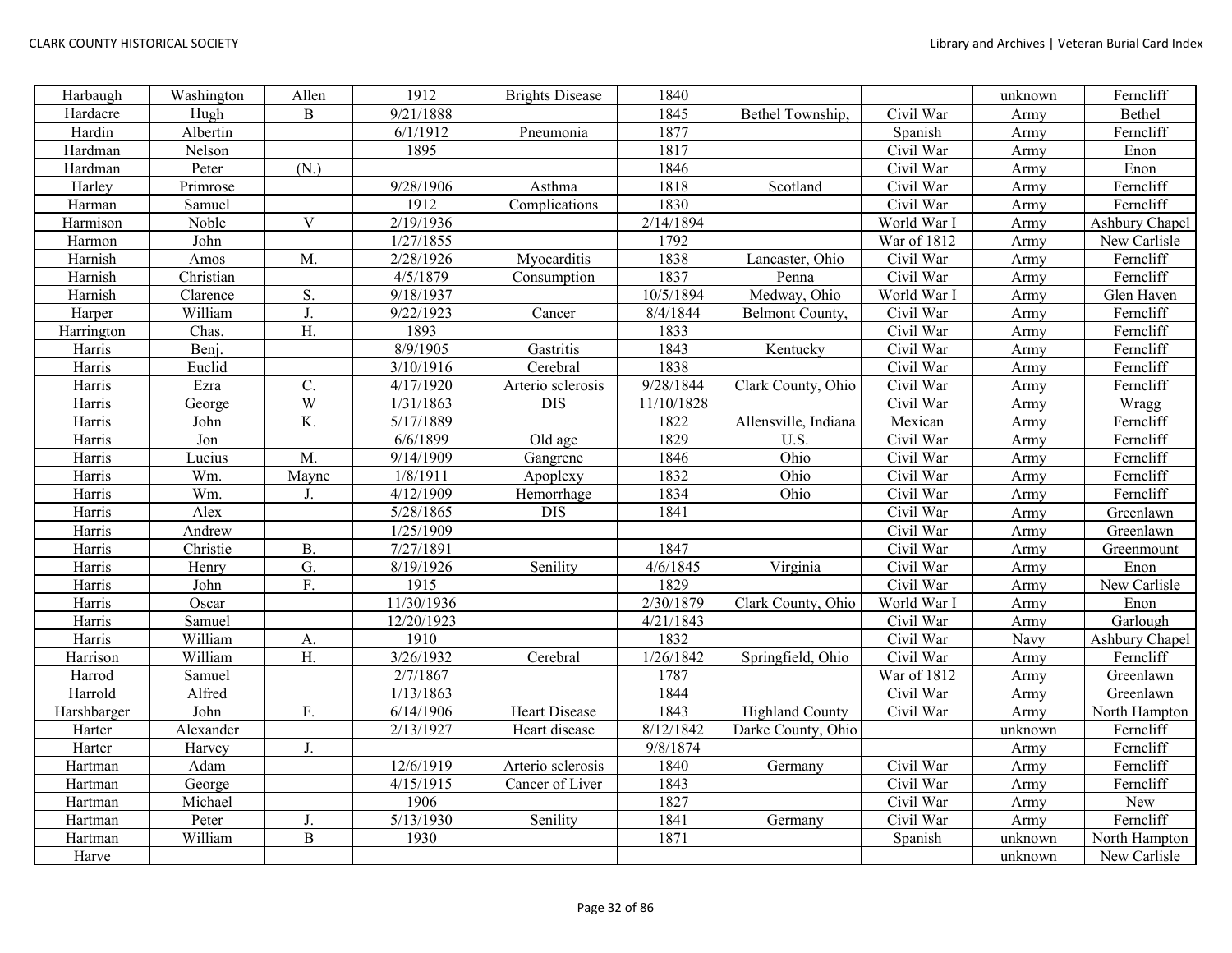| Harbaugh | Washington | Allen | 1912 | Brights Disease | 1840 | | | unknown | Ferncliff |
|---|---|---|---|---|---|---|---|---|---|
| Hardacre | Hugh | B | 9/21/1888 | | 1845 | Bethel Township, | Civil War | Army | Bethel |
| Hardin | Albertin | | 6/1/1912 | Pneumonia | 1877 | | Spanish | Army | Ferncliff |
| Hardman | Nelson | | 1895 | | 1817 | | Civil War | Army | Enon |
| Hardman | Peter | (N.) | | | 1846 | | Civil War | Army | Enon |
| Harley | Primrose | | 9/28/1906 | Asthma | 1818 | Scotland | Civil War | Army | Ferncliff |
| Harman | Samuel | | 1912 | Complications | 1830 | | Civil War | Army | Ferncliff |
| Harmison | Noble | V | 2/19/1936 | | 2/14/1894 | | World War I | Army | Ashbury Chapel |
| Harmon | John | | 1/27/1855 | | 1792 | | War of 1812 | Army | New Carlisle |
| Harnish | Amos | M. | 2/28/1926 | Myocarditis | 1838 | Lancaster, Ohio | Civil War | Army | Ferncliff |
| Harnish | Christian | | 4/5/1879 | Consumption | 1837 | Penna | Civil War | Army | Ferncliff |
| Harnish | Clarence | S. | 9/18/1937 | | 10/5/1894 | Medway, Ohio | World War I | Army | Glen Haven |
| Harper | William | J. | 9/22/1923 | Cancer | 8/4/1844 | Belmont County, | Civil War | Army | Ferncliff |
| Harrington | Chas. | H. | 1893 | | 1833 | | Civil War | Army | Ferncliff |
| Harris | Benj. | | 8/9/1905 | Gastritis | 1843 | Kentucky | Civil War | Army | Ferncliff |
| Harris | Euclid | | 3/10/1916 | Cerebral | 1838 | | Civil War | Army | Ferncliff |
| Harris | Ezra | C. | 4/17/1920 | Arterio sclerosis | 9/28/1844 | Clark County, Ohio | Civil War | Army | Ferncliff |
| Harris | George | W | 1/31/1863 | DIS | 11/10/1828 | | Civil War | Army | Wragg |
| Harris | John | K. | 5/17/1889 | | 1822 | Allensville, Indiana | Mexican | Army | Ferncliff |
| Harris | Jon | | 6/6/1899 | Old age | 1829 | U.S. | Civil War | Army | Ferncliff |
| Harris | Lucius | M. | 9/14/1909 | Gangrene | 1846 | Ohio | Civil War | Army | Ferncliff |
| Harris | Wm. | Mayne | 1/8/1911 | Apoplexy | 1832 | Ohio | Civil War | Army | Ferncliff |
| Harris | Wm. | J. | 4/12/1909 | Hemorrhage | 1834 | Ohio | Civil War | Army | Ferncliff |
| Harris | Alex | | 5/28/1865 | DIS | 1841 | | Civil War | Army | Greenlawn |
| Harris | Andrew | | 1/25/1909 | | | | Civil War | Army | Greenlawn |
| Harris | Christie | B. | 7/27/1891 | | 1847 | | Civil War | Army | Greenmount |
| Harris | Henry | G. | 8/19/1926 | Senility | 4/6/1845 | Virginia | Civil War | Army | Enon |
| Harris | John | F. | 1915 | | 1829 | | Civil War | Army | New Carlisle |
| Harris | Oscar | | 11/30/1936 | | 2/30/1879 | Clark County, Ohio | World War I | Army | Enon |
| Harris | Samuel | | 12/20/1923 | | 4/21/1843 | | Civil War | Army | Garlough |
| Harris | William | A. | 1910 | | 1832 | | Civil War | Navy | Ashbury Chapel |
| Harrison | William | H. | 3/26/1932 | Cerebral | 1/26/1842 | Springfield, Ohio | Civil War | Army | Ferncliff |
| Harrod | Samuel | | 2/7/1867 | | 1787 | | War of 1812 | Army | Greenlawn |
| Harrold | Alfred | | 1/13/1863 | | 1844 | | Civil War | Army | Greenlawn |
| Harshbarger | John | F. | 6/14/1906 | Heart Disease | 1843 | Highland County | Civil War | Army | North Hampton |
| Harter | Alexander | | 2/13/1927 | Heart disease | 8/12/1842 | Darke County, Ohio | | unknown | Ferncliff |
| Harter | Harvey | J. | | | 9/8/1874 | | | Army | Ferncliff |
| Hartman | Adam | | 12/6/1919 | Arterio sclerosis | 1840 | Germany | Civil War | Army | Ferncliff |
| Hartman | George | | 4/15/1915 | Cancer of Liver | 1843 | | Civil War | Army | Ferncliff |
| Hartman | Michael | | 1906 | | 1827 | | Civil War | Army | New |
| Hartman | Peter | J. | 5/13/1930 | Senility | 1841 | Germany | Civil War | Army | Ferncliff |
| Hartman | William | B | 1930 | | 1871 | | Spanish | unknown | North Hampton |
| Harve | | | | | | | | unknown | New Carlisle |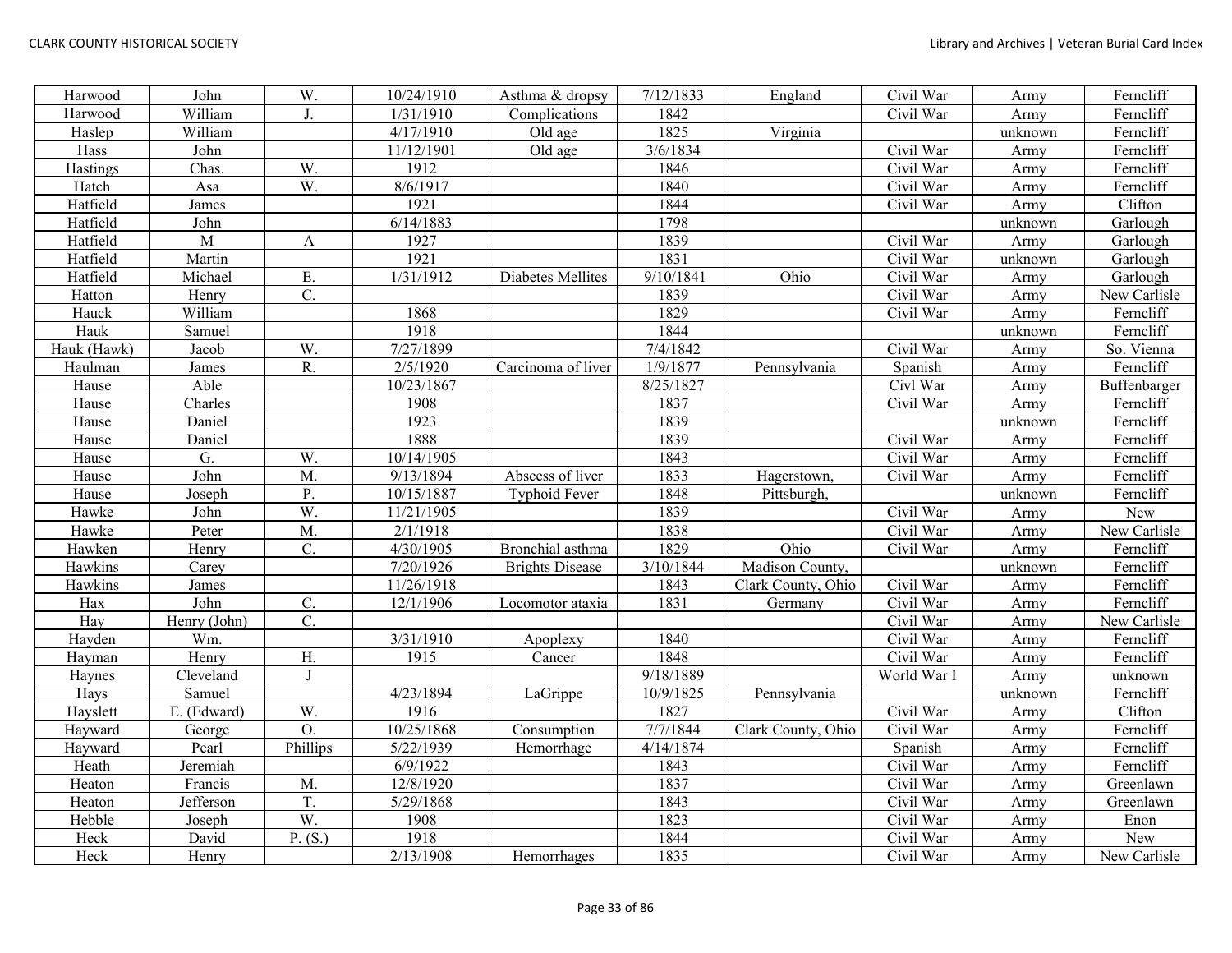| Harwood | John | W. | 10/24/1910 | Asthma & dropsy | 7/12/1833 | England | Civil War | Army | Ferncliff |
|---|---|---|---|---|---|---|---|---|---|
| Harwood | William | J. | 1/31/1910 | Complications | 1842 | | Civil War | Army | Ferncliff |
| Haslep | William | | 4/17/1910 | Old age | 1825 | Virginia | | unknown | Ferncliff |
| Hass | John | | 11/12/1901 | Old age | 3/6/1834 | | Civil War | Army | Ferncliff |
| Hastings | Chas. | W. | 1912 | | 1846 | | Civil War | Army | Ferncliff |
| Hatch | Asa | W. | 8/6/1917 | | 1840 | | Civil War | Army | Ferncliff |
| Hatfield | James | | 1921 | | 1844 | | Civil War | Army | Clifton |
| Hatfield | John | | 6/14/1883 | | 1798 | | | unknown | Garlough |
| Hatfield | M | A | 1927 | | 1839 | | Civil War | Army | Garlough |
| Hatfield | Martin | | 1921 | | 1831 | | Civil War | unknown | Garlough |
| Hatfield | Michael | E. | 1/31/1912 | Diabetes Mellites | 9/10/1841 | Ohio | Civil War | Army | Garlough |
| Hatton | Henry | C. | | | 1839 | | Civil War | Army | New Carlisle |
| Hauck | William | | 1868 | | 1829 | | Civil War | Army | Ferncliff |
| Hauk | Samuel | | 1918 | | 1844 | | | unknown | Ferncliff |
| Hauk (Hawk) | Jacob | W. | 7/27/1899 | | 7/4/1842 | | Civil War | Army | So. Vienna |
| Haulman | James | R. | 2/5/1920 | Carcinoma of liver | 1/9/1877 | Pennsylvania | Spanish | Army | Ferncliff |
| Hause | Able | | 10/23/1867 | | 8/25/1827 | | Civl War | Army | Buffenbarger |
| Hause | Charles | | 1908 | | 1837 | | Civil War | Army | Ferncliff |
| Hause | Daniel | | 1923 | | 1839 | | | unknown | Ferncliff |
| Hause | Daniel | | 1888 | | 1839 | | Civil War | Army | Ferncliff |
| Hause | G. | W. | 10/14/1905 | | 1843 | | Civil War | Army | Ferncliff |
| Hause | John | M. | 9/13/1894 | Abscess of liver | 1833 | Hagerstown, | Civil War | Army | Ferncliff |
| Hause | Joseph | P. | 10/15/1887 | Typhoid Fever | 1848 | Pittsburgh, | | unknown | Ferncliff |
| Hawke | John | W. | 11/21/1905 | | 1839 | | Civil War | Army | New |
| Hawke | Peter | M. | 2/1/1918 | | 1838 | | Civil War | Army | New Carlisle |
| Hawken | Henry | C. | 4/30/1905 | Bronchial asthma | 1829 | Ohio | Civil War | Army | Ferncliff |
| Hawkins | Carey | | 7/20/1926 | Brights Disease | 3/10/1844 | Madison County, | | unknown | Ferncliff |
| Hawkins | James | | 11/26/1918 | | 1843 | Clark County, Ohio | Civil War | Army | Ferncliff |
| Hax | John | C. | 12/1/1906 | Locomotor ataxia | 1831 | Germany | Civil War | Army | Ferncliff |
| Hay | Henry (John) | C. | | | | | Civil War | Army | New Carlisle |
| Hayden | Wm. | | 3/31/1910 | Apoplexy | 1840 | | Civil War | Army | Ferncliff |
| Hayman | Henry | H. | 1915 | Cancer | 1848 | | Civil War | Army | Ferncliff |
| Haynes | Cleveland | J | | | 9/18/1889 | | World War I | Army | unknown |
| Hays | Samuel | | 4/23/1894 | LaGrippe | 10/9/1825 | Pennsylvania | | unknown | Ferncliff |
| Hayslett | E. (Edward) | W. | 1916 | | 1827 | | Civil War | Army | Clifton |
| Hayward | George | O. | 10/25/1868 | Consumption | 7/7/1844 | Clark County, Ohio | Civil War | Army | Ferncliff |
| Hayward | Pearl | Phillips | 5/22/1939 | Hemorrhage | 4/14/1874 | | Spanish | Army | Ferncliff |
| Heath | Jeremiah | | 6/9/1922 | | 1843 | | Civil War | Army | Ferncliff |
| Heaton | Francis | M. | 12/8/1920 | | 1837 | | Civil War | Army | Greenlawn |
| Heaton | Jefferson | T. | 5/29/1868 | | 1843 | | Civil War | Army | Greenlawn |
| Hebble | Joseph | W. | 1908 | | 1823 | | Civil War | Army | Enon |
| Heck | David | P. (S.) | 1918 | | 1844 | | Civil War | Army | New |
| Heck | Henry | | 2/13/1908 | Hemorrhages | 1835 | | Civil War | Army | New Carlisle |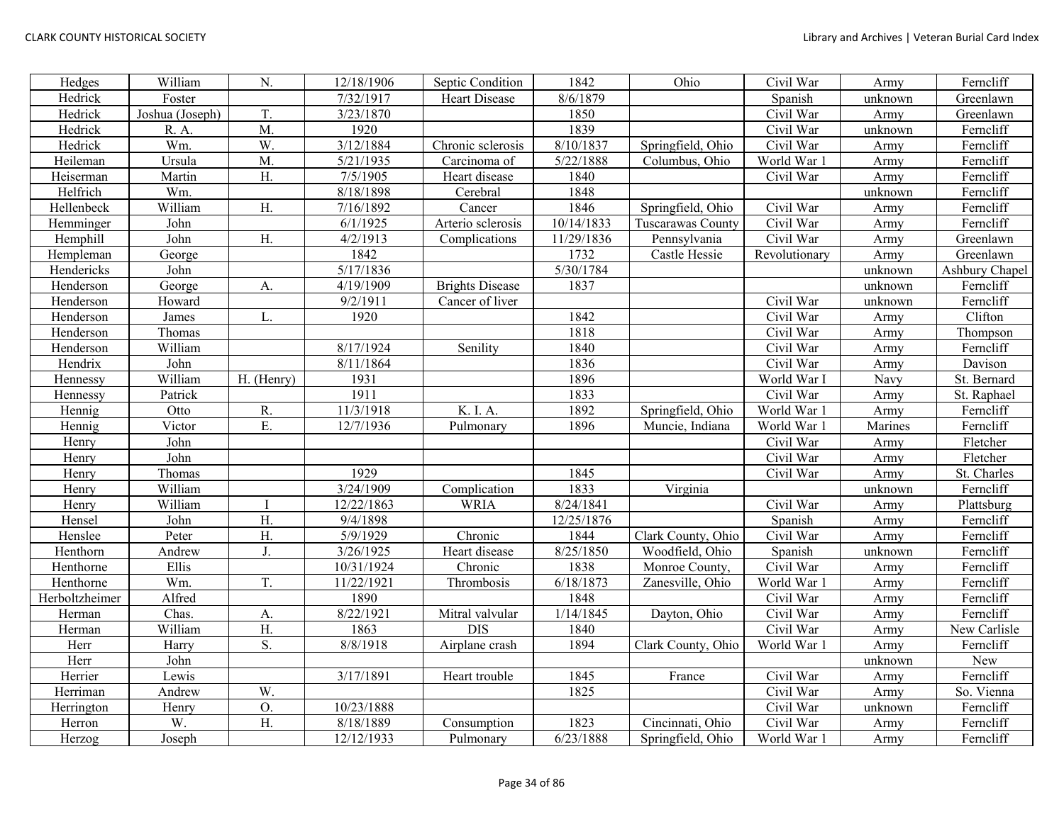| Hedges | William | N. | 12/18/1906 | Septic Condition | 1842 | Ohio | Civil War | Army | Ferncliff |
|---|---|---|---|---|---|---|---|---|---|
| Hedrick | Foster | | 7/32/1917 | Heart Disease | 8/6/1879 | | Spanish | unknown | Greenlawn |
| Hedrick | Joshua (Joseph) | T. | 3/23/1870 | | 1850 | | Civil War | Army | Greenlawn |
| Hedrick | R. A. | M. | 1920 | | 1839 | | Civil War | unknown | Ferncliff |
| Hedrick | Wm. | W. | 3/12/1884 | Chronic sclerosis | 8/10/1837 | Springfield, Ohio | Civil War | Army | Ferncliff |
| Heileman | Ursula | M. | 5/21/1935 | Carcinoma of | 5/22/1888 | Columbus, Ohio | World War 1 | Army | Ferncliff |
| Heiserman | Martin | H. | 7/5/1905 | Heart disease | 1840 | | Civil War | Army | Ferncliff |
| Helfrich | Wm. | | 8/18/1898 | Cerebral | 1848 | | | unknown | Ferncliff |
| Hellenbeck | William | H. | 7/16/1892 | Cancer | 1846 | Springfield, Ohio | Civil War | Army | Ferncliff |
| Hemminger | John | | 6/1/1925 | Arterio sclerosis | 10/14/1833 | Tuscarawas County | Civil War | Army | Ferncliff |
| Hemphill | John | H. | 4/2/1913 | Complications | 11/29/1836 | Pennsylvania | Civil War | Army | Greenlawn |
| Hempleman | George | | 1842 | | 1732 | Castle Hessie | Revolutionary | Army | Greenlawn |
| Hendericks | John | | 5/17/1836 | | 5/30/1784 | | | unknown | Ashbury Chapel |
| Henderson | George | A. | 4/19/1909 | Brights Disease | 1837 | | | unknown | Ferncliff |
| Henderson | Howard | | 9/2/1911 | Cancer of liver | | | Civil War | unknown | Ferncliff |
| Henderson | James | L. | 1920 | | 1842 | | Civil War | Army | Clifton |
| Henderson | Thomas | | | | 1818 | | Civil War | Army | Thompson |
| Henderson | William | | 8/17/1924 | Senility | 1840 | | Civil War | Army | Ferncliff |
| Hendrix | John | | 8/11/1864 | | 1836 | | Civil War | Army | Davison |
| Hennessy | William | H. (Henry) | 1931 | | 1896 | | World War I | Navy | St. Bernard |
| Hennessy | Patrick | | 1911 | | 1833 | | Civil War | Army | St. Raphael |
| Hennig | Otto | R. | 11/3/1918 | K. I. A. | 1892 | Springfield, Ohio | World War 1 | Army | Ferncliff |
| Hennig | Victor | E. | 12/7/1936 | Pulmonary | 1896 | Muncie, Indiana | World War 1 | Marines | Ferncliff |
| Henry | John | | | | | | Civil War | Army | Fletcher |
| Henry | John | | | | | | Civil War | Army | Fletcher |
| Henry | Thomas | | 1929 | | 1845 | | Civil War | Army | St. Charles |
| Henry | William | | 3/24/1909 | Complication | 1833 | Virginia | | unknown | Ferncliff |
| Henry | William | I | 12/22/1863 | WRIA | 8/24/1841 | | Civil War | Army | Plattsburg |
| Hensel | John | H. | 9/4/1898 | | 12/25/1876 | | Spanish | Army | Ferncliff |
| Henslee | Peter | H. | 5/9/1929 | Chronic | 1844 | Clark County, Ohio | Civil War | Army | Ferncliff |
| Henthorn | Andrew | J. | 3/26/1925 | Heart disease | 8/25/1850 | Woodfield, Ohio | Spanish | unknown | Ferncliff |
| Henthorne | Ellis | | 10/31/1924 | Chronic | 1838 | Monroe County, | Civil War | Army | Ferncliff |
| Henthorne | Wm. | T. | 11/22/1921 | Thrombosis | 6/18/1873 | Zanesville, Ohio | World War 1 | Army | Ferncliff |
| Herboltzheimer | Alfred | | 1890 | | 1848 | | Civil War | Army | Ferncliff |
| Herman | Chas. | A. | 8/22/1921 | Mitral valvular | 1/14/1845 | Dayton, Ohio | Civil War | Army | Ferncliff |
| Herman | William | H. | 1863 | DIS | 1840 | | Civil War | Army | New Carlisle |
| Herr | Harry | S. | 8/8/1918 | Airplane crash | 1894 | Clark County, Ohio | World War 1 | Army | Ferncliff |
| Herr | John | | | | | | | unknown | New |
| Herrier | Lewis | | 3/17/1891 | Heart trouble | 1845 | France | Civil War | Army | Ferncliff |
| Herriman | Andrew | W. | | | 1825 | | Civil War | Army | So. Vienna |
| Herrington | Henry | O. | 10/23/1888 | | | | Civil War | unknown | Ferncliff |
| Herron | W. | H. | 8/18/1889 | Consumption | 1823 | Cincinnati, Ohio | Civil War | Army | Ferncliff |
| Herzog | Joseph | | 12/12/1933 | Pulmonary | 6/23/1888 | Springfield, Ohio | World War 1 | Army | Ferncliff |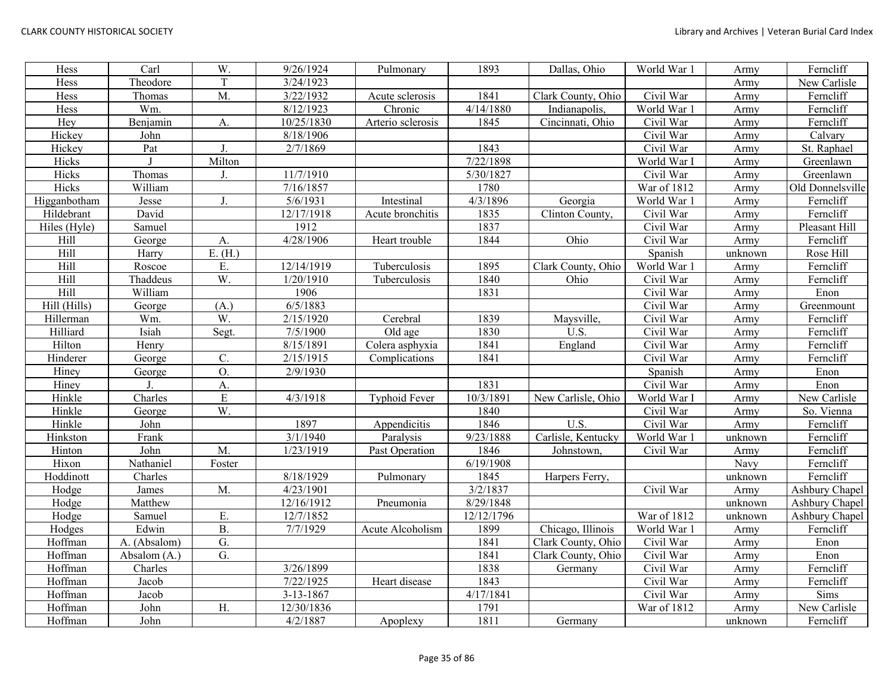| Hess | Carl | W. | 9/26/1924 | Pulmonary | 1893 | Dallas, Ohio | World War 1 | Army | Ferncliff |
|---|---|---|---|---|---|---|---|---|---|
| Hess | Theodore | T | 3/24/1923 | | | | | Army | New Carlisle |
| Hess | Thomas | M. | 3/22/1932 | Acute sclerosis | 1841 | Clark County, Ohio | Civil War | Army | Ferncliff |
| Hess | Wm. | | 8/12/1923 | Chronic | 4/14/1880 | Indianapolis, | World War 1 | Army | Ferncliff |
| Hey | Benjamin | A. | 10/25/1830 | Arterio sclerosis | 1845 | Cincinnati, Ohio | Civil War | Army | Ferncliff |
| Hickey | John | | 8/18/1906 | | | | Civil War | Army | Calvary |
| Hickey | Pat | J. | 2/7/1869 | | 1843 | | Civil War | Army | St. Raphael |
| Hicks | J | Milton | | | 7/22/1898 | | World War I | Army | Greenlawn |
| Hicks | Thomas | J. | 11/7/1910 | | 5/30/1827 | | Civil War | Army | Greenlawn |
| Hicks | William | | 7/16/1857 | | 1780 | | War of 1812 | Army | Old Donnelsville |
| Higganbotham | Jesse | J. | 5/6/1931 | Intestinal | 4/3/1896 | Georgia | World War 1 | Army | Ferncliff |
| Hildebrant | David | | 12/17/1918 | Acute bronchitis | 1835 | Clinton County, | Civil War | Army | Ferncliff |
| Hiles (Hyle) | Samuel | | 1912 | | 1837 | | Civil War | Army | Pleasant Hill |
| Hill | George | A. | 4/28/1906 | Heart trouble | 1844 | Ohio | Civil War | Army | Ferncliff |
| Hill | Harry | E. (H.) | | | | | Spanish | unknown | Rose Hill |
| Hill | Roscoe | E. | 12/14/1919 | Tuberculosis | 1895 | Clark County, Ohio | World War 1 | Army | Ferncliff |
| Hill | Thaddeus | W. | 1/20/1910 | Tuberculosis | 1840 | Ohio | Civil War | Army | Ferncliff |
| Hill | William | | 1906 | | 1831 | | Civil War | Army | Enon |
| Hill (Hills) | George | (A.) | 6/5/1883 | | | | Civil War | Army | Greenmount |
| Hillerman | Wm. | W. | 2/15/1920 | Cerebral | 1839 | Maysville, | Civil War | Army | Ferncliff |
| Hilliard | Isiah | Segt. | 7/5/1900 | Old age | 1830 | U.S. | Civil War | Army | Ferncliff |
| Hilton | Henry | | 8/15/1891 | Colera asphyxia | 1841 | England | Civil War | Army | Ferncliff |
| Hinderer | George | C. | 2/15/1915 | Complications | 1841 | | Civil War | Army | Ferncliff |
| Hiney | George | O. | 2/9/1930 | | | | Spanish | Army | Enon |
| Hiney | J. | A. | | | 1831 | | Civil War | Army | Enon |
| Hinkle | Charles | E | 4/3/1918 | Typhoid Fever | 10/3/1891 | New Carlisle, Ohio | World War I | Army | New Carlisle |
| Hinkle | George | W. | | | 1840 | | Civil War | Army | So. Vienna |
| Hinkle | John | | 1897 | Appendicitis | 1846 | U.S. | Civil War | Army | Ferncliff |
| Hinkston | Frank | | 3/1/1940 | Paralysis | 9/23/1888 | Carlisle, Kentucky | World War 1 | unknown | Ferncliff |
| Hinton | John | M. | 1/23/1919 | Past Operation | 1846 | Johnstown, | Civil War | Army | Ferncliff |
| Hixon | Nathaniel | Foster | | | 6/19/1908 | | | Navy | Ferncliff |
| Hoddinott | Charles | | 8/18/1929 | Pulmonary | 1845 | Harpers Ferry, | | unknown | Ferncliff |
| Hodge | James | M. | 4/23/1901 | | 3/2/1837 | | Civil War | Army | Ashbury Chapel |
| Hodge | Matthew | | 12/16/1912 | Pneumonia | 8/29/1848 | | | unknown | Ashbury Chapel |
| Hodge | Samuel | E. | 12/7/1852 | | 12/12/1796 | | War of 1812 | unknown | Ashbury Chapel |
| Hodges | Edwin | B. | 7/7/1929 | Acute Alcoholism | 1899 | Chicago, Illinois | World War 1 | Army | Ferncliff |
| Hoffman | A. (Absalom) | G. | | | 1841 | Clark County, Ohio | Civil War | Army | Enon |
| Hoffman | Absalom (A.) | G. | | | 1841 | Clark County, Ohio | Civil War | Army | Enon |
| Hoffman | Charles | | 3/26/1899 | | 1838 | Germany | Civil War | Army | Ferncliff |
| Hoffman | Jacob | | 7/22/1925 | Heart disease | 1843 | | Civil War | Army | Ferncliff |
| Hoffman | Jacob | | 3-13-1867 | | 4/17/1841 | | Civil War | Army | Sims |
| Hoffman | John | H. | 12/30/1836 | | 1791 | | War of 1812 | Army | New Carlisle |
| Hoffman | John | | 4/2/1887 | Apoplexy | 1811 | Germany | | unknown | Ferncliff |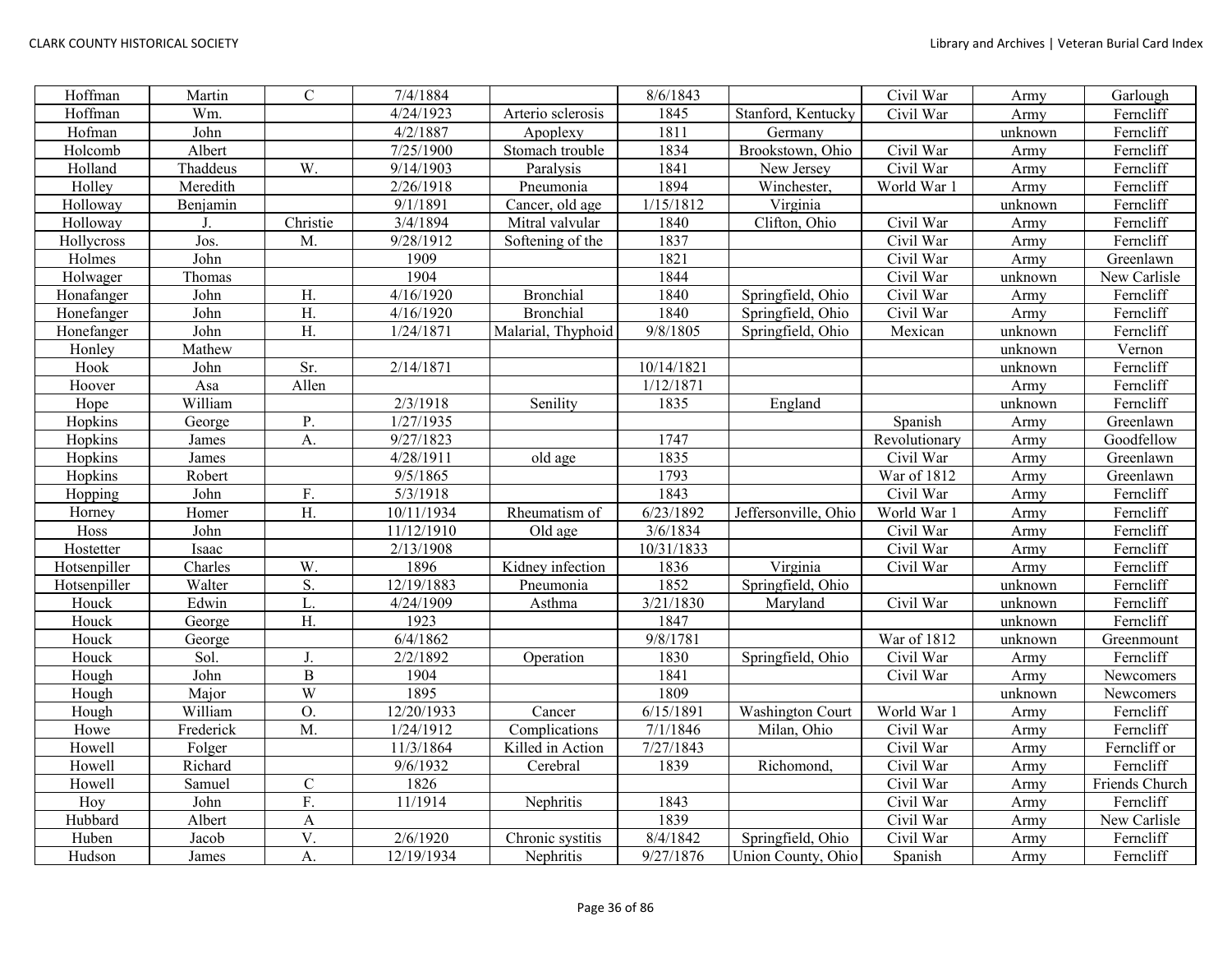| Hoffman | Martin | C | 7/4/1884 | | 8/6/1843 | | Civil War | Army | Garlough |
|---|---|---|---|---|---|---|---|---|---|
| Hoffman | Wm. | | 4/24/1923 | Arterio sclerosis | 1845 | Stanford, Kentucky | Civil War | Army | Ferncliff |
| Hofman | John | | 4/2/1887 | Apoplexy | 1811 | Germany | | unknown | Ferncliff |
| Holcomb | Albert | | 7/25/1900 | Stomach trouble | 1834 | Brookstown, Ohio | Civil War | Army | Ferncliff |
| Holland | Thaddeus | W. | 9/14/1903 | Paralysis | 1841 | New Jersey | Civil War | Army | Ferncliff |
| Holley | Meredith | | 2/26/1918 | Pneumonia | 1894 | Winchester, | World War 1 | Army | Ferncliff |
| Holloway | Benjamin | | 9/1/1891 | Cancer, old age | 1/15/1812 | Virginia | | unknown | Ferncliff |
| Holloway | J. | Christie | 3/4/1894 | Mitral valvular | 1840 | Clifton, Ohio | Civil War | Army | Ferncliff |
| Hollycross | Jos. | M. | 9/28/1912 | Softening of the | 1837 | | Civil War | Army | Ferncliff |
| Holmes | John | | 1909 | | 1821 | | Civil War | Army | Greenlawn |
| Holwager | Thomas | | 1904 | | 1844 | | Civil War | unknown | New Carlisle |
| Honafanger | John | H. | 4/16/1920 | Bronchial | 1840 | Springfield, Ohio | Civil War | Army | Ferncliff |
| Honefanger | John | H. | 4/16/1920 | Bronchial | 1840 | Springfield, Ohio | Civil War | Army | Ferncliff |
| Honefanger | John | H. | 1/24/1871 | Malarial, Thyphoid | 9/8/1805 | Springfield, Ohio | Mexican | unknown | Ferncliff |
| Honley | Mathew | | | | | | | unknown | Vernon |
| Hook | John | Sr. | 2/14/1871 | | 10/14/1821 | | | unknown | Ferncliff |
| Hoover | Asa | Allen | | | 1/12/1871 | | | Army | Ferncliff |
| Hope | William | | 2/3/1918 | Senility | 1835 | England | | unknown | Ferncliff |
| Hopkins | George | P. | 1/27/1935 | | | | Spanish | Army | Greenlawn |
| Hopkins | James | A. | 9/27/1823 | | 1747 | | Revolutionary | Army | Goodfellow |
| Hopkins | James | | 4/28/1911 | old age | 1835 | | Civil War | Army | Greenlawn |
| Hopkins | Robert | | 9/5/1865 | | 1793 | | War of 1812 | Army | Greenlawn |
| Hopping | John | F. | 5/3/1918 | | 1843 | | Civil War | Army | Ferncliff |
| Horney | Homer | H. | 10/11/1934 | Rheumatism of | 6/23/1892 | Jeffersonville, Ohio | World War 1 | Army | Ferncliff |
| Hoss | John | | 11/12/1910 | Old age | 3/6/1834 | | Civil War | Army | Ferncliff |
| Hostetter | Isaac | | 2/13/1908 | | 10/31/1833 | | Civil War | Army | Ferncliff |
| Hotsenpiller | Charles | W. | 1896 | Kidney infection | 1836 | Virginia | Civil War | Army | Ferncliff |
| Hotsenpiller | Walter | S. | 12/19/1883 | Pneumonia | 1852 | Springfield, Ohio | | unknown | Ferncliff |
| Houck | Edwin | L. | 4/24/1909 | Asthma | 3/21/1830 | Maryland | Civil War | unknown | Ferncliff |
| Houck | George | H. | 1923 | | 1847 | | | unknown | Ferncliff |
| Houck | George | | 6/4/1862 | | 9/8/1781 | | War of 1812 | unknown | Greenmount |
| Houck | Sol. | J. | 2/2/1892 | Operation | 1830 | Springfield, Ohio | Civil War | Army | Ferncliff |
| Hough | John | B | 1904 | | 1841 | | Civil War | Army | Newcomers |
| Hough | Major | W | 1895 | | 1809 | | | unknown | Newcomers |
| Hough | William | O. | 12/20/1933 | Cancer | 6/15/1891 | Washington Court | World War 1 | Army | Ferncliff |
| Howe | Frederick | M. | 1/24/1912 | Complications | 7/1/1846 | Milan, Ohio | Civil War | Army | Ferncliff |
| Howell | Folger | | 11/3/1864 | Killed in Action | 7/27/1843 | | Civil War | Army | Ferncliff or |
| Howell | Richard | | 9/6/1932 | Cerebral | 1839 | Richomond, | Civil War | Army | Ferncliff |
| Howell | Samuel | C | 1826 | | | | Civil War | Army | Friends Church |
| Hoy | John | F. | 11/1914 | Nephritis | 1843 | | Civil War | Army | Ferncliff |
| Hubbard | Albert | A | | | 1839 | | Civil War | Army | New Carlisle |
| Huben | Jacob | V. | 2/6/1920 | Chronic systitis | 8/4/1842 | Springfield, Ohio | Civil War | Army | Ferncliff |
| Hudson | James | A. | 12/19/1934 | Nephritis | 9/27/1876 | Union County, Ohio | Spanish | Army | Ferncliff |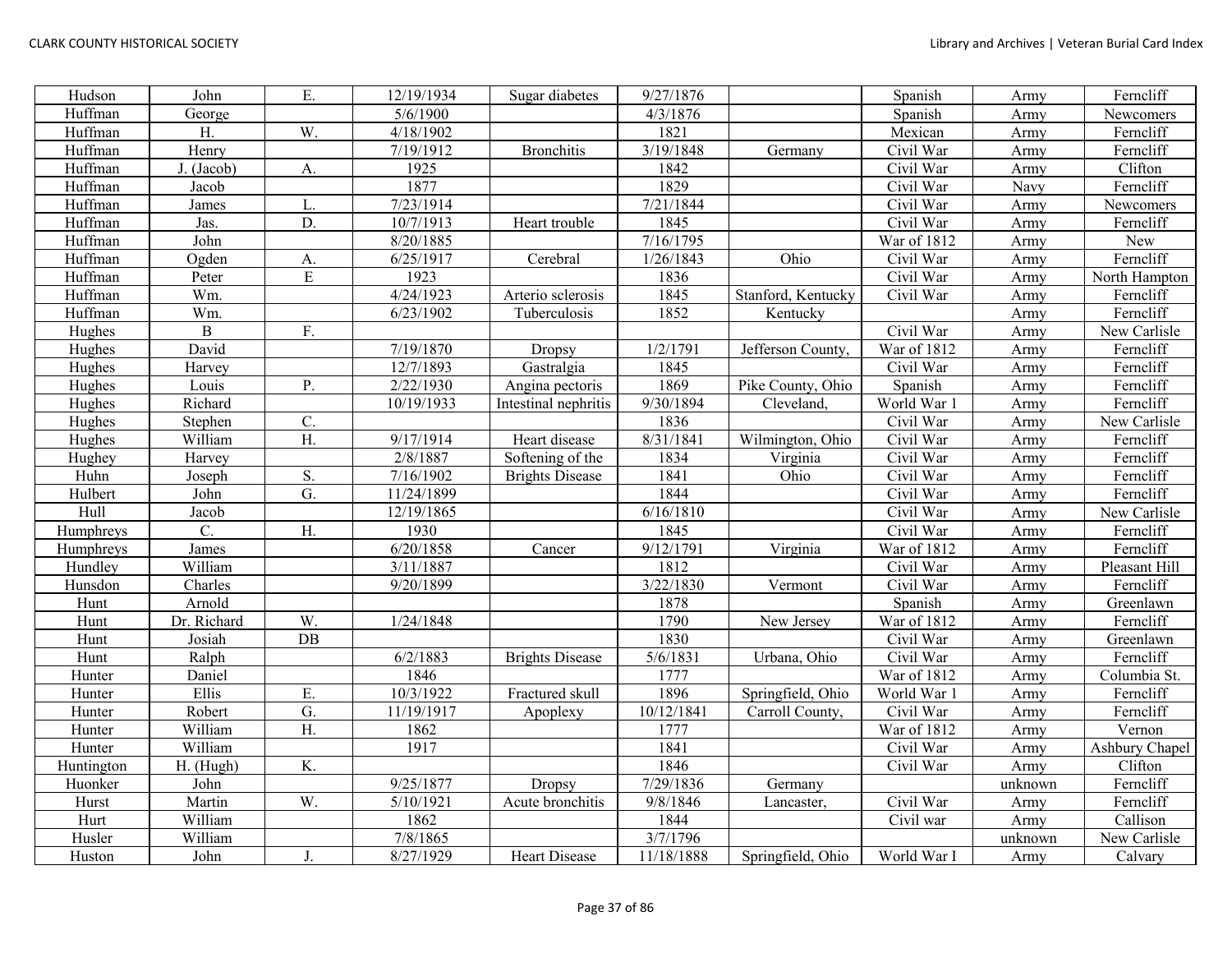| Hudson | John | E. | 12/19/1934 | Sugar diabetes | 9/27/1876 | | Spanish | Army | Ferncliff |
|---|---|---|---|---|---|---|---|---|---|
| Huffman | George | | 5/6/1900 | | 4/3/1876 | | Spanish | Army | Newcomers |
| Huffman | H. | W. | 4/18/1902 | | 1821 | | Mexican | Army | Ferncliff |
| Huffman | Henry | | 7/19/1912 | Bronchitis | 3/19/1848 | Germany | Civil War | Army | Ferncliff |
| Huffman | J. (Jacob) | A. | 1925 | | 1842 | | Civil War | Army | Clifton |
| Huffman | Jacob | | 1877 | | 1829 | | Civil War | Navy | Ferncliff |
| Huffman | James | L. | 7/23/1914 | | 7/21/1844 | | Civil War | Army | Newcomers |
| Huffman | Jas. | D. | 10/7/1913 | Heart trouble | 1845 | | Civil War | Army | Ferncliff |
| Huffman | John | | 8/20/1885 | | 7/16/1795 | | War of 1812 | Army | New |
| Huffman | Ogden | A. | 6/25/1917 | Cerebral | 1/26/1843 | Ohio | Civil War | Army | Ferncliff |
| Huffman | Peter | E | 1923 | | 1836 | | Civil War | Army | North Hampton |
| Huffman | Wm. | | 4/24/1923 | Arterio sclerosis | 1845 | Stanford, Kentucky | Civil War | Army | Ferncliff |
| Huffman | Wm. | | 6/23/1902 | Tuberculosis | 1852 | Kentucky | | Army | Ferncliff |
| Hughes | B | F. | | | | | Civil War | Army | New Carlisle |
| Hughes | David | | 7/19/1870 | Dropsy | 1/2/1791 | Jefferson County, | War of 1812 | Army | Ferncliff |
| Hughes | Harvey | | 12/7/1893 | Gastralgia | 1845 | | Civil War | Army | Ferncliff |
| Hughes | Louis | P. | 2/22/1930 | Angina pectoris | 1869 | Pike County, Ohio | Spanish | Army | Ferncliff |
| Hughes | Richard | | 10/19/1933 | Intestinal nephritis | 9/30/1894 | Cleveland, | World War 1 | Army | Ferncliff |
| Hughes | Stephen | C. | | | 1836 | | Civil War | Army | New Carlisle |
| Hughes | William | H. | 9/17/1914 | Heart disease | 8/31/1841 | Wilmington, Ohio | Civil War | Army | Ferncliff |
| Hughey | Harvey | | 2/8/1887 | Softening of the | 1834 | Virginia | Civil War | Army | Ferncliff |
| Huhn | Joseph | S. | 7/16/1902 | Brights Disease | 1841 | Ohio | Civil War | Army | Ferncliff |
| Hulbert | John | G. | 11/24/1899 | | 1844 | | Civil War | Army | Ferncliff |
| Hull | Jacob | | 12/19/1865 | | 6/16/1810 | | Civil War | Army | New Carlisle |
| Humphreys | C. | H. | 1930 | | 1845 | | Civil War | Army | Ferncliff |
| Humphreys | James | | 6/20/1858 | Cancer | 9/12/1791 | Virginia | War of 1812 | Army | Ferncliff |
| Hundley | William | | 3/11/1887 | | 1812 | | Civil War | Army | Pleasant Hill |
| Hunsdon | Charles | | 9/20/1899 | | 3/22/1830 | Vermont | Civil War | Army | Ferncliff |
| Hunt | Arnold | | | | 1878 | | Spanish | Army | Greenlawn |
| Hunt | Dr. Richard | W. | 1/24/1848 | | 1790 | New Jersey | War of 1812 | Army | Ferncliff |
| Hunt | Josiah | DB | | | 1830 | | Civil War | Army | Greenlawn |
| Hunt | Ralph | | 6/2/1883 | Brights Disease | 5/6/1831 | Urbana, Ohio | Civil War | Army | Ferncliff |
| Hunter | Daniel | | 1846 | | 1777 | | War of 1812 | Army | Columbia St. |
| Hunter | Ellis | E. | 10/3/1922 | Fractured skull | 1896 | Springfield, Ohio | World War 1 | Army | Ferncliff |
| Hunter | Robert | G. | 11/19/1917 | Apoplexy | 10/12/1841 | Carroll County, | Civil War | Army | Ferncliff |
| Hunter | William | H. | 1862 | | 1777 | | War of 1812 | Army | Vernon |
| Hunter | William | | 1917 | | 1841 | | Civil War | Army | Ashbury Chapel |
| Huntington | H. (Hugh) | K. | | | 1846 | | Civil War | Army | Clifton |
| Huonker | John | | 9/25/1877 | Dropsy | 7/29/1836 | Germany | | unknown | Ferncliff |
| Hurst | Martin | W. | 5/10/1921 | Acute bronchitis | 9/8/1846 | Lancaster, | Civil War | Army | Ferncliff |
| Hurt | William | | 1862 | | 1844 | | Civil war | Army | Callison |
| Husler | William | | 7/8/1865 | | 3/7/1796 | | | unknown | New Carlisle |
| Huston | John | J. | 8/27/1929 | Heart Disease | 11/18/1888 | Springfield, Ohio | World War I | Army | Calvary |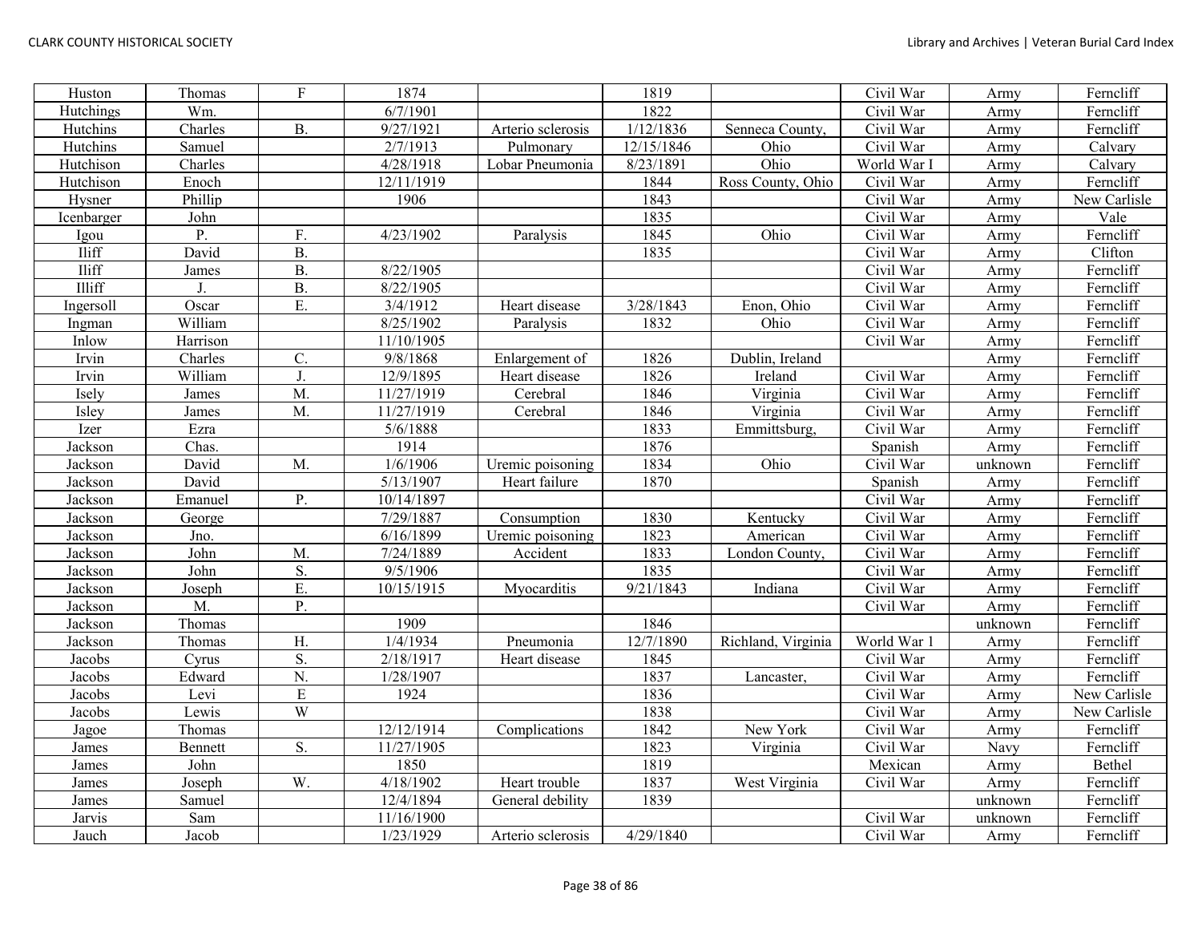| Huston | Thomas | F | 1874 | | 1819 | | Civil War | Army | Ferncliff |
|---|---|---|---|---|---|---|---|---|---|
| Hutchings | Wm. | | 6/7/1901 | | 1822 | | Civil War | Army | Ferncliff |
| Hutchins | Charles | B. | 9/27/1921 | Arterio sclerosis | 1/12/1836 | Senneca County, | Civil War | Army | Ferncliff |
| Hutchins | Samuel | | 2/7/1913 | Pulmonary | 12/15/1846 | Ohio | Civil War | Army | Calvary |
| Hutchison | Charles | | 4/28/1918 | Lobar Pneumonia | 8/23/1891 | Ohio | World War I | Army | Calvary |
| Hutchison | Enoch | | 12/11/1919 | | 1844 | Ross County, Ohio | Civil War | Army | Ferncliff |
| Hysner | Phillip | | 1906 | | 1843 | | Civil War | Army | New Carlisle |
| Icenbarger | John | | | | 1835 | | Civil War | Army | Vale |
| Igou | P. | F. | 4/23/1902 | Paralysis | 1845 | Ohio | Civil War | Army | Ferncliff |
| Iliff | David | B. | | | 1835 | | Civil War | Army | Clifton |
| Iliff | James | B. | 8/22/1905 | | | | Civil War | Army | Ferncliff |
| Illiff | J. | B. | 8/22/1905 | | | | Civil War | Army | Ferncliff |
| Ingersoll | Oscar | E. | 3/4/1912 | Heart disease | 3/28/1843 | Enon, Ohio | Civil War | Army | Ferncliff |
| Ingman | William | | 8/25/1902 | Paralysis | 1832 | Ohio | Civil War | Army | Ferncliff |
| Inlow | Harrison | | 11/10/1905 | | | | Civil War | Army | Ferncliff |
| Irvin | Charles | C. | 9/8/1868 | Enlargement of | 1826 | Dublin, Ireland | | Army | Ferncliff |
| Irvin | William | J. | 12/9/1895 | Heart disease | 1826 | Ireland | Civil War | Army | Ferncliff |
| Isely | James | M. | 11/27/1919 | Cerebral | 1846 | Virginia | Civil War | Army | Ferncliff |
| Isley | James | M. | 11/27/1919 | Cerebral | 1846 | Virginia | Civil War | Army | Ferncliff |
| Izer | Ezra | | 5/6/1888 | | 1833 | Emmittsburg, | Civil War | Army | Ferncliff |
| Jackson | Chas. | | 1914 | | 1876 | | Spanish | Army | Ferncliff |
| Jackson | David | M. | 1/6/1906 | Uremic poisoning | 1834 | Ohio | Civil War | unknown | Ferncliff |
| Jackson | David | | 5/13/1907 | Heart failure | 1870 | | Spanish | Army | Ferncliff |
| Jackson | Emanuel | P. | 10/14/1897 | | | | Civil War | Army | Ferncliff |
| Jackson | George | | 7/29/1887 | Consumption | 1830 | Kentucky | Civil War | Army | Ferncliff |
| Jackson | Jno. | | 6/16/1899 | Uremic poisoning | 1823 | American | Civil War | Army | Ferncliff |
| Jackson | John | M. | 7/24/1889 | Accident | 1833 | London County, | Civil War | Army | Ferncliff |
| Jackson | John | S. | 9/5/1906 | | 1835 | | Civil War | Army | Ferncliff |
| Jackson | Joseph | E. | 10/15/1915 | Myocarditis | 9/21/1843 | Indiana | Civil War | Army | Ferncliff |
| Jackson | M. | P. | | | | | Civil War | Army | Ferncliff |
| Jackson | Thomas | | 1909 | | 1846 | | | unknown | Ferncliff |
| Jackson | Thomas | H. | 1/4/1934 | Pneumonia | 12/7/1890 | Richland, Virginia | World War 1 | Army | Ferncliff |
| Jacobs | Cyrus | S. | 2/18/1917 | Heart disease | 1845 | | Civil War | Army | Ferncliff |
| Jacobs | Edward | N. | 1/28/1907 | | 1837 | Lancaster, | Civil War | Army | Ferncliff |
| Jacobs | Levi | E | 1924 | | 1836 | | Civil War | Army | New Carlisle |
| Jacobs | Lewis | W | | | 1838 | | Civil War | Army | New Carlisle |
| Jagoe | Thomas | | 12/12/1914 | Complications | 1842 | New York | Civil War | Army | Ferncliff |
| James | Bennett | S. | 11/27/1905 | | 1823 | Virginia | Civil War | Navy | Ferncliff |
| James | John | | 1850 | | 1819 | | Mexican | Army | Bethel |
| James | Joseph | W. | 4/18/1902 | Heart trouble | 1837 | West Virginia | Civil War | Army | Ferncliff |
| James | Samuel | | 12/4/1894 | General debility | 1839 | | | unknown | Ferncliff |
| Jarvis | Sam | | 11/16/1900 | | | | Civil War | unknown | Ferncliff |
| Jauch | Jacob | | 1/23/1929 | Arterio sclerosis | 4/29/1840 | | Civil War | Army | Ferncliff |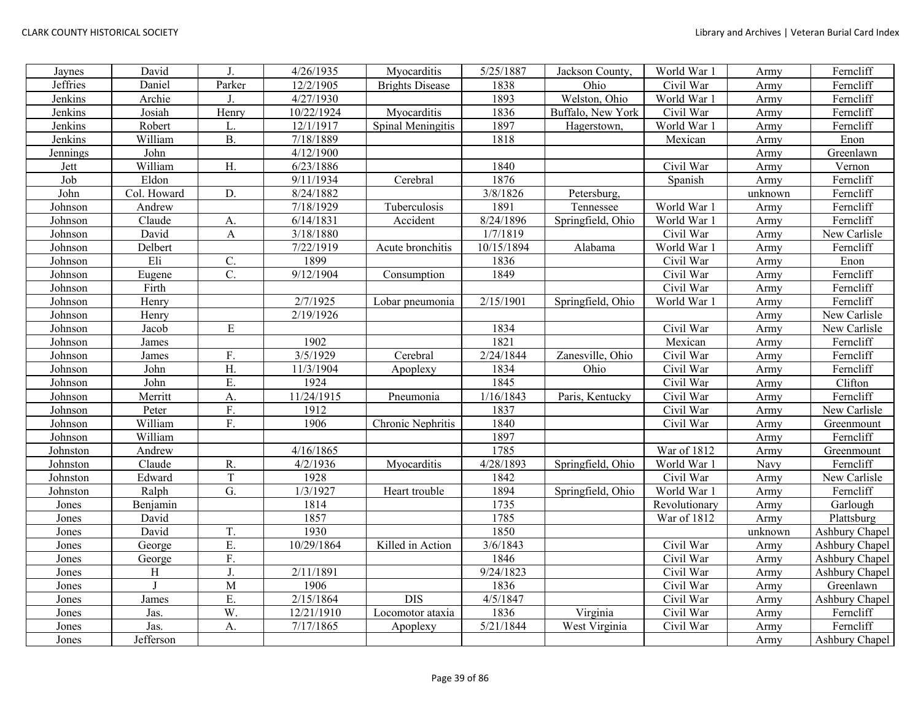| Jaynes | David | J. | 4/26/1935 | Myocarditis | 5/25/1887 | Jackson County, | World War 1 | Army | Ferncliff |
|---|---|---|---|---|---|---|---|---|---|
| Jeffries | Daniel | Parker | 12/2/1905 | Brights Disease | 1838 | Ohio | Civil War | Army | Ferncliff |
| Jenkins | Archie | J. | 4/27/1930 | | 1893 | Welston, Ohio | World War 1 | Army | Ferncliff |
| Jenkins | Josiah | Henry | 10/22/1924 | Myocarditis | 1836 | Buffalo, New York | Civil War | Army | Ferncliff |
| Jenkins | Robert | L. | 12/1/1917 | Spinal Meningitis | 1897 | Hagerstown, | World War 1 | Army | Ferncliff |
| Jenkins | William | B. | 7/18/1889 | | 1818 | | Mexican | Army | Enon |
| Jennings | John | | 4/12/1900 | | | | | Army | Greenlawn |
| Jett | William | H. | 6/23/1886 | | 1840 | | Civil War | Army | Vernon |
| Job | Eldon | | 9/11/1934 | Cerebral | 1876 | | Spanish | Army | Ferncliff |
| John | Col. Howard | D. | 8/24/1882 | | 3/8/1826 | Petersburg, | | unknown | Ferncliff |
| Johnson | Andrew | | 7/18/1929 | Tuberculosis | 1891 | Tennessee | World War 1 | Army | Ferncliff |
| Johnson | Claude | A. | 6/14/1831 | Accident | 8/24/1896 | Springfield, Ohio | World War 1 | Army | Ferncliff |
| Johnson | David | A | 3/18/1880 | | 1/7/1819 | | Civil War | Army | New Carlisle |
| Johnson | Delbert | | 7/22/1919 | Acute bronchitis | 10/15/1894 | Alabama | World War 1 | Army | Ferncliff |
| Johnson | Eli | C. | 1899 | | 1836 | | Civil War | Army | Enon |
| Johnson | Eugene | C. | 9/12/1904 | Consumption | 1849 | | Civil War | Army | Ferncliff |
| Johnson | Firth | | | | | | Civil War | Army | Ferncliff |
| Johnson | Henry | | 2/7/1925 | Lobar pneumonia | 2/15/1901 | Springfield, Ohio | World War 1 | Army | Ferncliff |
| Johnson | Henry | | 2/19/1926 | | | | | Army | New Carlisle |
| Johnson | Jacob | E | | | 1834 | | Civil War | Army | New Carlisle |
| Johnson | James | | 1902 | | 1821 | | Mexican | Army | Ferncliff |
| Johnson | James | F. | 3/5/1929 | Cerebral | 2/24/1844 | Zanesville, Ohio | Civil War | Army | Ferncliff |
| Johnson | John | H. | 11/3/1904 | Apoplexy | 1834 | Ohio | Civil War | Army | Ferncliff |
| Johnson | John | E. | 1924 | | 1845 | | Civil War | Army | Clifton |
| Johnson | Merritt | A. | 11/24/1915 | Pneumonia | 1/16/1843 | Paris, Kentucky | Civil War | Army | Ferncliff |
| Johnson | Peter | F. | 1912 | | 1837 | | Civil War | Army | New Carlisle |
| Johnson | William | F. | 1906 | Chronic Nephritis | 1840 | | Civil War | Army | Greenmount |
| Johnson | William | | | | 1897 | | | Army | Ferncliff |
| Johnston | Andrew | | 4/16/1865 | | 1785 | | War of 1812 | Army | Greenmount |
| Johnston | Claude | R. | 4/2/1936 | Myocarditis | 4/28/1893 | Springfield, Ohio | World War 1 | Navy | Ferncliff |
| Johnston | Edward | T | 1928 | | 1842 | | Civil War | Army | New Carlisle |
| Johnston | Ralph | G. | 1/3/1927 | Heart trouble | 1894 | Springfield, Ohio | World War 1 | Army | Ferncliff |
| Jones | Benjamin | | 1814 | | 1735 | | Revolutionary | Army | Garlough |
| Jones | David | | 1857 | | 1785 | | War of 1812 | Army | Plattsburg |
| Jones | David | T. | 1930 | | 1850 | | | unknown | Ashbury Chapel |
| Jones | George | E. | 10/29/1864 | Killed in Action | 3/6/1843 | | Civil War | Army | Ashbury Chapel |
| Jones | George | F. | | | 1846 | | Civil War | Army | Ashbury Chapel |
| Jones | H | J. | 2/11/1891 | | 9/24/1823 | | Civil War | Army | Ashbury Chapel |
| Jones | J | M | 1906 | | 1836 | | Civil War | Army | Greenlawn |
| Jones | James | E. | 2/15/1864 | DIS | 4/5/1847 | | Civil War | Army | Ashbury Chapel |
| Jones | Jas. | W. | 12/21/1910 | Locomotor ataxia | 1836 | Virginia | Civil War | Army | Ferncliff |
| Jones | Jas. | A. | 7/17/1865 | Apoplexy | 5/21/1844 | West Virginia | Civil War | Army | Ferncliff |
| Jones | Jefferson | | | | | | | Army | Ashbury Chapel |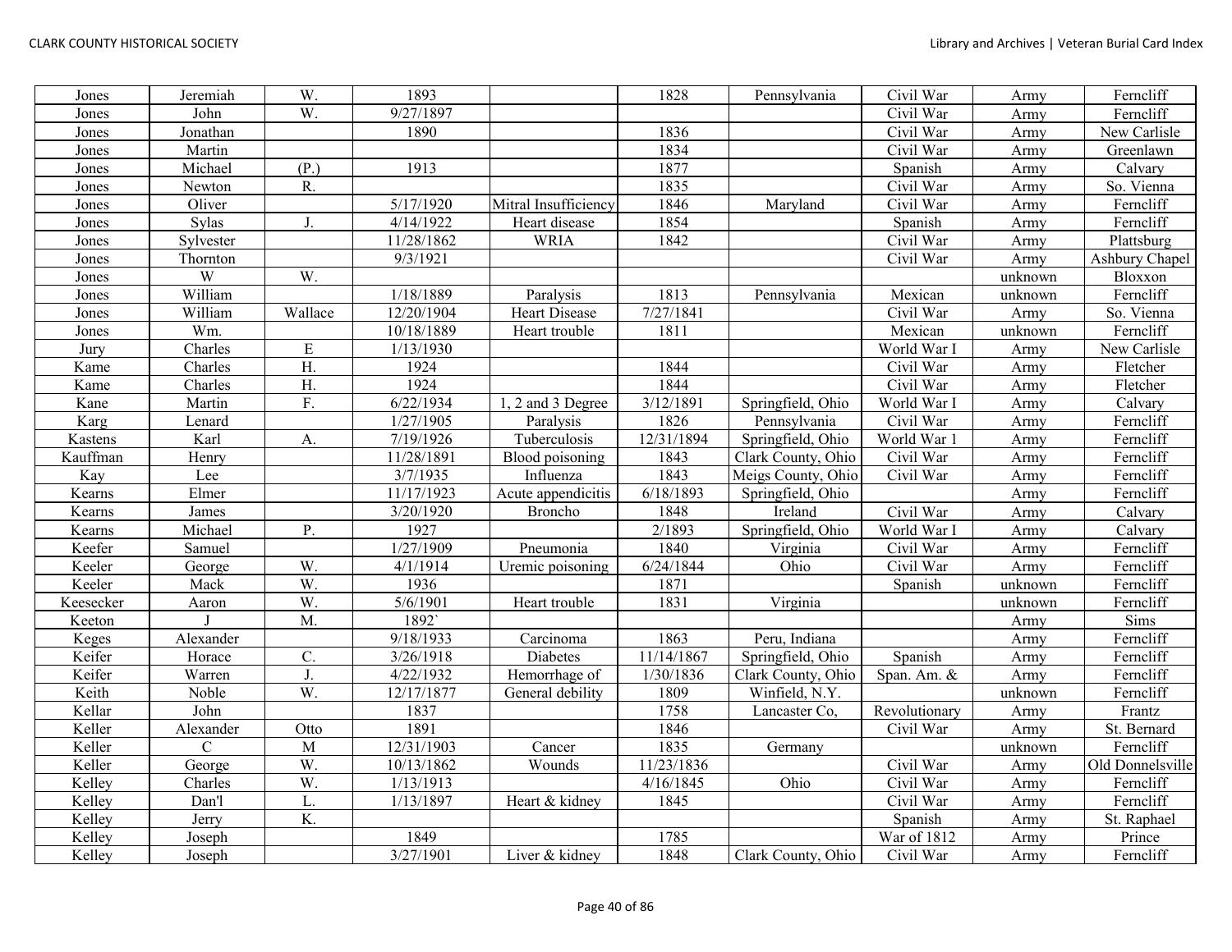| Jones | Jeremiah | W. | 1893 | | 1828 | Pennsylvania | Civil War | Army | Ferncliff |
|---|---|---|---|---|---|---|---|---|---|
| Jones | John | W. | 9/27/1897 | | | | Civil War | Army | Ferncliff |
| Jones | Jonathan | | 1890 | | 1836 | | Civil War | Army | New Carlisle |
| Jones | Martin | | | | 1834 | | Civil War | Army | Greenlawn |
| Jones | Michael | (P.) | 1913 | | 1877 | | Spanish | Army | Calvary |
| Jones | Newton | R. | | | 1835 | | Civil War | Army | So. Vienna |
| Jones | Oliver | | 5/17/1920 | Mitral Insufficiency | 1846 | Maryland | Civil War | Army | Ferncliff |
| Jones | Sylas | J. | 4/14/1922 | Heart disease | 1854 | | Spanish | Army | Ferncliff |
| Jones | Sylvester | | 11/28/1862 | WRIA | 1842 | | Civil War | Army | Plattsburg |
| Jones | Thornton | | 9/3/1921 | | | | Civil War | Army | Ashbury Chapel |
| Jones | W | W. | | | | | | unknown | Bloxxon |
| Jones | William | | 1/18/1889 | Paralysis | 1813 | Pennsylvania | Mexican | unknown | Ferncliff |
| Jones | William | Wallace | 12/20/1904 | Heart Disease | 7/27/1841 | | Civil War | Army | So. Vienna |
| Jones | Wm. | | 10/18/1889 | Heart trouble | 1811 | | Mexican | unknown | Ferncliff |
| Jury | Charles | E | 1/13/1930 | | | | World War I | Army | New Carlisle |
| Kame | Charles | H. | 1924 | | 1844 | | Civil War | Army | Fletcher |
| Kame | Charles | H. | 1924 | | 1844 | | Civil War | Army | Fletcher |
| Kane | Martin | F. | 6/22/1934 | 1, 2 and 3 Degree | 3/12/1891 | Springfield, Ohio | World War I | Army | Calvary |
| Karg | Lenard | | 1/27/1905 | Paralysis | 1826 | Pennsylvania | Civil War | Army | Ferncliff |
| Kastens | Karl | A. | 7/19/1926 | Tuberculosis | 12/31/1894 | Springfield, Ohio | World War 1 | Army | Ferncliff |
| Kauffman | Henry | | 11/28/1891 | Blood poisoning | 1843 | Clark County, Ohio | Civil War | Army | Ferncliff |
| Kay | Lee | | 3/7/1935 | Influenza | 1843 | Meigs County, Ohio | Civil War | Army | Ferncliff |
| Kearns | Elmer | | 11/17/1923 | Acute appendicitis | 6/18/1893 | Springfield, Ohio | | Army | Ferncliff |
| Kearns | James | | 3/20/1920 | Broncho | 1848 | Ireland | Civil War | Army | Calvary |
| Kearns | Michael | P. | 1927 | | 2/1893 | Springfield, Ohio | World War I | Army | Calvary |
| Keefer | Samuel | | 1/27/1909 | Pneumonia | 1840 | Virginia | Civil War | Army | Ferncliff |
| Keeler | George | W. | 4/1/1914 | Uremic poisoning | 6/24/1844 | Ohio | Civil War | Army | Ferncliff |
| Keeler | Mack | W. | 1936 | | 1871 | | Spanish | unknown | Ferncliff |
| Keesecker | Aaron | W. | 5/6/1901 | Heart trouble | 1831 | Virginia | | unknown | Ferncliff |
| Keeton | J | M. | 1892` | | | | | Army | Sims |
| Keges | Alexander | | 9/18/1933 | Carcinoma | 1863 | Peru, Indiana | | Army | Ferncliff |
| Keifer | Horace | C. | 3/26/1918 | Diabetes | 11/14/1867 | Springfield, Ohio | Spanish | Army | Ferncliff |
| Keifer | Warren | J. | 4/22/1932 | Hemorrhage of | 1/30/1836 | Clark County, Ohio | Span. Am. & | Army | Ferncliff |
| Keith | Noble | W. | 12/17/1877 | General debility | 1809 | Winfield, N.Y. | | unknown | Ferncliff |
| Kellar | John | | 1837 | | 1758 | Lancaster Co, | Revolutionary | Army | Frantz |
| Keller | Alexander | Otto | 1891 | | 1846 | | Civil War | Army | St. Bernard |
| Keller | C | M | 12/31/1903 | Cancer | 1835 | Germany | | unknown | Ferncliff |
| Keller | George | W. | 10/13/1862 | Wounds | 11/23/1836 | | Civil War | Army | Old Donnelsville |
| Kelley | Charles | W. | 1/13/1913 | | 4/16/1845 | Ohio | Civil War | Army | Ferncliff |
| Kelley | Dan'l | L. | 1/13/1897 | Heart & kidney | 1845 | | Civil War | Army | Ferncliff |
| Kelley | Jerry | K. | | | | | Spanish | Army | St. Raphael |
| Kelley | Joseph | | 1849 | | 1785 | | War of 1812 | Army | Prince |
| Kelley | Joseph | | 3/27/1901 | Liver & kidney | 1848 | Clark County, Ohio | Civil War | Army | Ferncliff |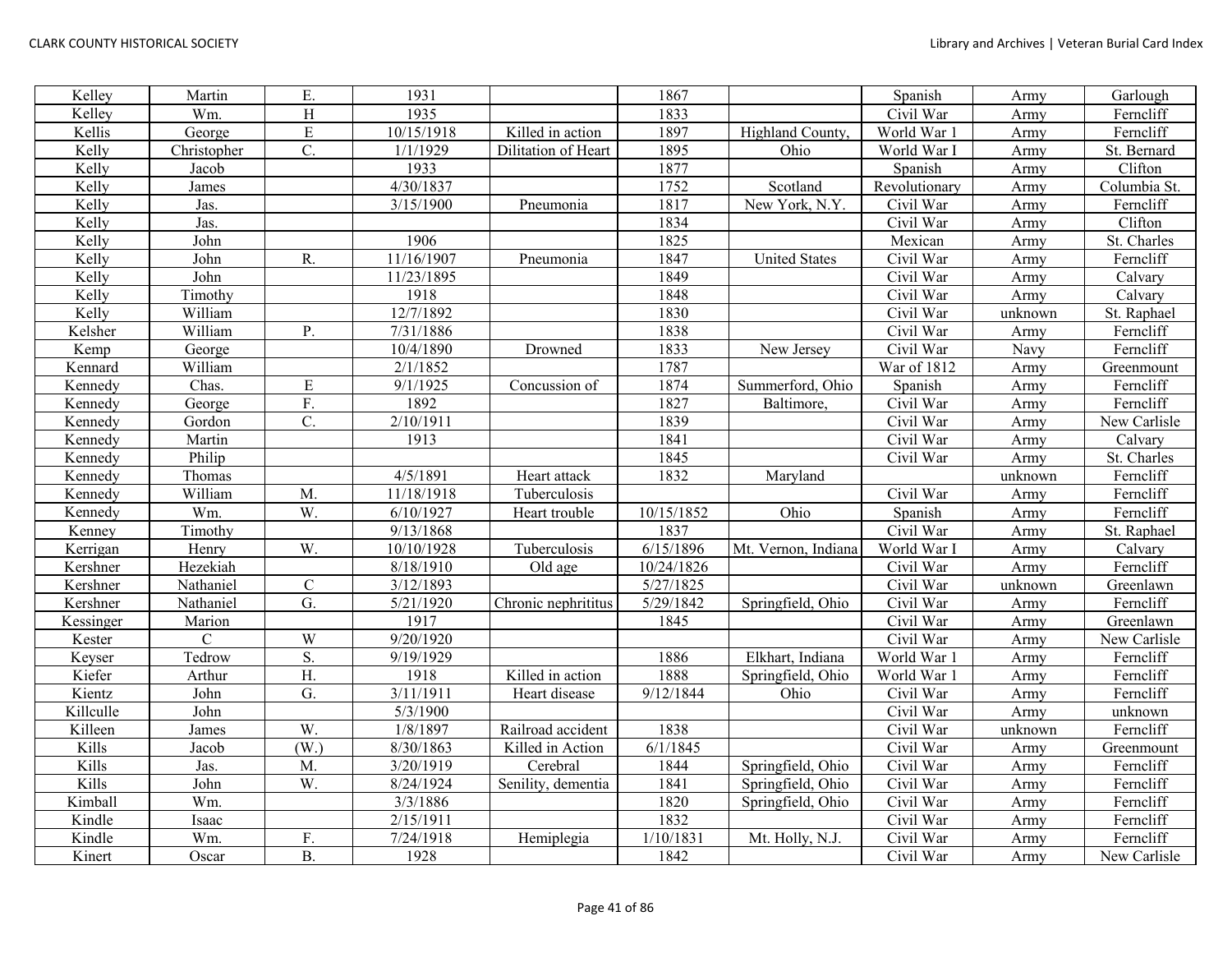| Kelley | Martin | E. | 1931 | | 1867 | | Spanish | Army | Garlough |
|---|---|---|---|---|---|---|---|---|---|
| Kelley | Wm. | H | 1935 | | 1833 | | Civil War | Army | Ferncliff |
| Kellis | George | E | 10/15/1918 | Killed in action | 1897 | Highland County, | World War 1 | Army | Ferncliff |
| Kelly | Christopher | C. | 1/1/1929 | Dilitation of Heart | 1895 | Ohio | World War I | Army | St. Bernard |
| Kelly | Jacob | | 1933 | | 1877 | | Spanish | Army | Clifton |
| Kelly | James | | 4/30/1837 | | 1752 | Scotland | Revolutionary | Army | Columbia St. |
| Kelly | Jas. | | 3/15/1900 | Pneumonia | 1817 | New York, N.Y. | Civil War | Army | Ferncliff |
| Kelly | Jas. | | | | 1834 | | Civil War | Army | Clifton |
| Kelly | John | | 1906 | | 1825 | | Mexican | Army | St. Charles |
| Kelly | John | R. | 11/16/1907 | Pneumonia | 1847 | United States | Civil War | Army | Ferncliff |
| Kelly | John | | 11/23/1895 | | 1849 | | Civil War | Army | Calvary |
| Kelly | Timothy | | 1918 | | 1848 | | Civil War | Army | Calvary |
| Kelly | William | | 12/7/1892 | | 1830 | | Civil War | unknown | St. Raphael |
| Kelsher | William | P. | 7/31/1886 | | 1838 | | Civil War | Army | Ferncliff |
| Kemp | George | | 10/4/1890 | Drowned | 1833 | New Jersey | Civil War | Navy | Ferncliff |
| Kennard | William | | 2/1/1852 | | 1787 | | War of 1812 | Army | Greenmount |
| Kennedy | Chas. | E | 9/1/1925 | Concussion of | 1874 | Summerford, Ohio | Spanish | Army | Ferncliff |
| Kennedy | George | F. | 1892 | | 1827 | Baltimore, | Civil War | Army | Ferncliff |
| Kennedy | Gordon | C. | 2/10/1911 | | 1839 | | Civil War | Army | New Carlisle |
| Kennedy | Martin | | 1913 | | 1841 | | Civil War | Army | Calvary |
| Kennedy | Philip | | | | 1845 | | Civil War | Army | St. Charles |
| Kennedy | Thomas | | 4/5/1891 | Heart attack | 1832 | Maryland | | unknown | Ferncliff |
| Kennedy | William | M. | 11/18/1918 | Tuberculosis | | | Civil War | Army | Ferncliff |
| Kennedy | Wm. | W. | 6/10/1927 | Heart trouble | 10/15/1852 | Ohio | Spanish | Army | Ferncliff |
| Kenney | Timothy | | 9/13/1868 | | 1837 | | Civil War | Army | St. Raphael |
| Kerrigan | Henry | W. | 10/10/1928 | Tuberculosis | 6/15/1896 | Mt. Vernon, Indiana | World War I | Army | Calvary |
| Kershner | Hezekiah | | 8/18/1910 | Old age | 10/24/1826 | | Civil War | Army | Ferncliff |
| Kershner | Nathaniel | C | 3/12/1893 | | 5/27/1825 | | Civil War | unknown | Greenlawn |
| Kershner | Nathaniel | G. | 5/21/1920 | Chronic nephrititus | 5/29/1842 | Springfield, Ohio | Civil War | Army | Ferncliff |
| Kessinger | Marion | | 1917 | | 1845 | | Civil War | Army | Greenlawn |
| Kester | C | W | 9/20/1920 | | | | Civil War | Army | New Carlisle |
| Keyser | Tedrow | S. | 9/19/1929 | | 1886 | Elkhart, Indiana | World War 1 | Army | Ferncliff |
| Kiefer | Arthur | H. | 1918 | Killed in action | 1888 | Springfield, Ohio | World War 1 | Army | Ferncliff |
| Kientz | John | G. | 3/11/1911 | Heart disease | 9/12/1844 | Ohio | Civil War | Army | Ferncliff |
| Killculle | John | | 5/3/1900 | | | | Civil War | Army | unknown |
| Killeen | James | W. | 1/8/1897 | Railroad accident | 1838 | | Civil War | unknown | Ferncliff |
| Kills | Jacob | (W.) | 8/30/1863 | Killed in Action | 6/1/1845 | | Civil War | Army | Greenmount |
| Kills | Jas. | M. | 3/20/1919 | Cerebral | 1844 | Springfield, Ohio | Civil War | Army | Ferncliff |
| Kills | John | W. | 8/24/1924 | Senility, dementia | 1841 | Springfield, Ohio | Civil War | Army | Ferncliff |
| Kimball | Wm. | | 3/3/1886 | | 1820 | Springfield, Ohio | Civil War | Army | Ferncliff |
| Kindle | Isaac | | 2/15/1911 | | 1832 | | Civil War | Army | Ferncliff |
| Kindle | Wm. | F. | 7/24/1918 | Hemiplegia | 1/10/1831 | Mt. Holly, N.J. | Civil War | Army | Ferncliff |
| Kinert | Oscar | B. | 1928 | | 1842 | | Civil War | Army | New Carlisle |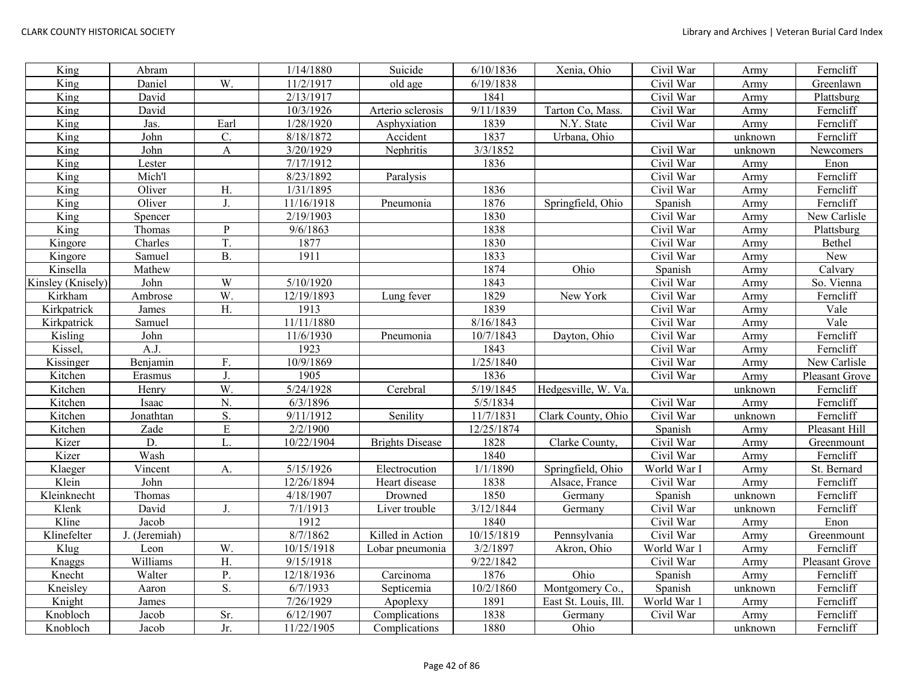| King | Abram | | 1/14/1880 | Suicide | 6/10/1836 | Xenia, Ohio | Civil War | Army | Ferncliff |
|---|---|---|---|---|---|---|---|---|---|
| King | Daniel | W. | 11/2/1917 | old age | 6/19/1838 | | Civil War | Army | Greenlawn |
| King | David | | 2/13/1917 | | 1841 | | Civil War | Army | Plattsburg |
| King | David | | 10/3/1926 | Arterio sclerosis | 9/11/1839 | Tarton Co, Mass. | Civil War | Army | Ferncliff |
| King | Jas. | Earl | 1/28/1920 | Asphyxiation | 1839 | N.Y. State | Civil War | Army | Ferncliff |
| King | John | C. | 8/18/1872 | Accident | 1837 | Urbana, Ohio | | unknown | Ferncliff |
| King | John | A | 3/20/1929 | Nephritis | 3/3/1852 | | Civil War | unknown | Newcomers |
| King | Lester | | 7/17/1912 | | 1836 | | Civil War | Army | Enon |
| King | Mich'l | | 8/23/1892 | Paralysis | | | Civil War | Army | Ferncliff |
| King | Oliver | H. | 1/31/1895 | | 1836 | | Civil War | Army | Ferncliff |
| King | Oliver | J. | 11/16/1918 | Pneumonia | 1876 | Springfield, Ohio | Spanish | Army | Ferncliff |
| King | Spencer | | 2/19/1903 | | 1830 | | Civil War | Army | New Carlisle |
| King | Thomas | P | 9/6/1863 | | 1838 | | Civil War | Army | Plattsburg |
| Kingore | Charles | T. | 1877 | | 1830 | | Civil War | Army | Bethel |
| Kingore | Samuel | B. | 1911 | | 1833 | | Civil War | Army | New |
| Kinsella | Mathew | | | | 1874 | Ohio | Spanish | Army | Calvary |
| Kinsley (Knisely) | John | W | 5/10/1920 | | 1843 | | Civil War | Army | So. Vienna |
| Kirkham | Ambrose | W. | 12/19/1893 | Lung fever | 1829 | New York | Civil War | Army | Ferncliff |
| Kirkpatrick | James | H. | 1913 | | 1839 | | Civil War | Army | Vale |
| Kirkpatrick | Samuel | | 11/11/1880 | | 8/16/1843 | | Civil War | Army | Vale |
| Kisling | John | | 11/6/1930 | Pneumonia | 10/7/1843 | Dayton, Ohio | Civil War | Army | Ferncliff |
| Kissel, | A.J. | | 1923 | | 1843 | | Civil War | Army | Ferncliff |
| Kissinger | Benjamin | F. | 10/9/1869 | | 1/25/1840 | | Civil War | Army | New Carlisle |
| Kitchen | Erasmus | J. | 1905 | | 1836 | | Civil War | Army | Pleasant Grove |
| Kitchen | Henry | W. | 5/24/1928 | Cerebral | 5/19/1845 | Hedgesville, W. Va. | | unknown | Ferncliff |
| Kitchen | Isaac | N. | 6/3/1896 | | 5/5/1834 | | Civil War | Army | Ferncliff |
| Kitchen | Jonathtan | S. | 9/11/1912 | Senility | 11/7/1831 | Clark County, Ohio | Civil War | unknown | Ferncliff |
| Kitchen | Zade | E | 2/2/1900 | | 12/25/1874 | | Spanish | Army | Pleasant Hill |
| Kizer | D. | L. | 10/22/1904 | Brights Disease | 1828 | Clarke County, | Civil War | Army | Greenmount |
| Kizer | Wash | | | | 1840 | | Civil War | Army | Ferncliff |
| Klaeger | Vincent | A. | 5/15/1926 | Electrocution | 1/1/1890 | Springfield, Ohio | World War I | Army | St. Bernard |
| Klein | John | | 12/26/1894 | Heart disease | 1838 | Alsace, France | Civil War | Army | Ferncliff |
| Kleinknecht | Thomas | | 4/18/1907 | Drowned | 1850 | Germany | Spanish | unknown | Ferncliff |
| Klenk | David | J. | 7/1/1913 | Liver trouble | 3/12/1844 | Germany | Civil War | unknown | Ferncliff |
| Kline | Jacob | | 1912 | | 1840 | | Civil War | Army | Enon |
| Klinefelter | J. (Jeremiah) | | 8/7/1862 | Killed in Action | 10/15/1819 | Pennsylvania | Civil War | Army | Greenmount |
| Klug | Leon | W. | 10/15/1918 | Lobar pneumonia | 3/2/1897 | Akron, Ohio | World War 1 | Army | Ferncliff |
| Knaggs | Williams | H. | 9/15/1918 | | 9/22/1842 | | Civil War | Army | Pleasant Grove |
| Knecht | Walter | P. | 12/18/1936 | Carcinoma | 1876 | Ohio | Spanish | Army | Ferncliff |
| Kneisley | Aaron | S. | 6/7/1933 | Septicemia | 10/2/1860 | Montgomery Co., | Spanish | unknown | Ferncliff |
| Knight | James | | 7/26/1929 | Apoplexy | 1891 | East St. Louis, Ill. | World War 1 | Army | Ferncliff |
| Knobloch | Jacob | Sr. | 6/12/1907 | Complications | 1838 | Germany | Civil War | Army | Ferncliff |
| Knobloch | Jacob | Jr. | 11/22/1905 | Complications | 1880 | Ohio | | unknown | Ferncliff |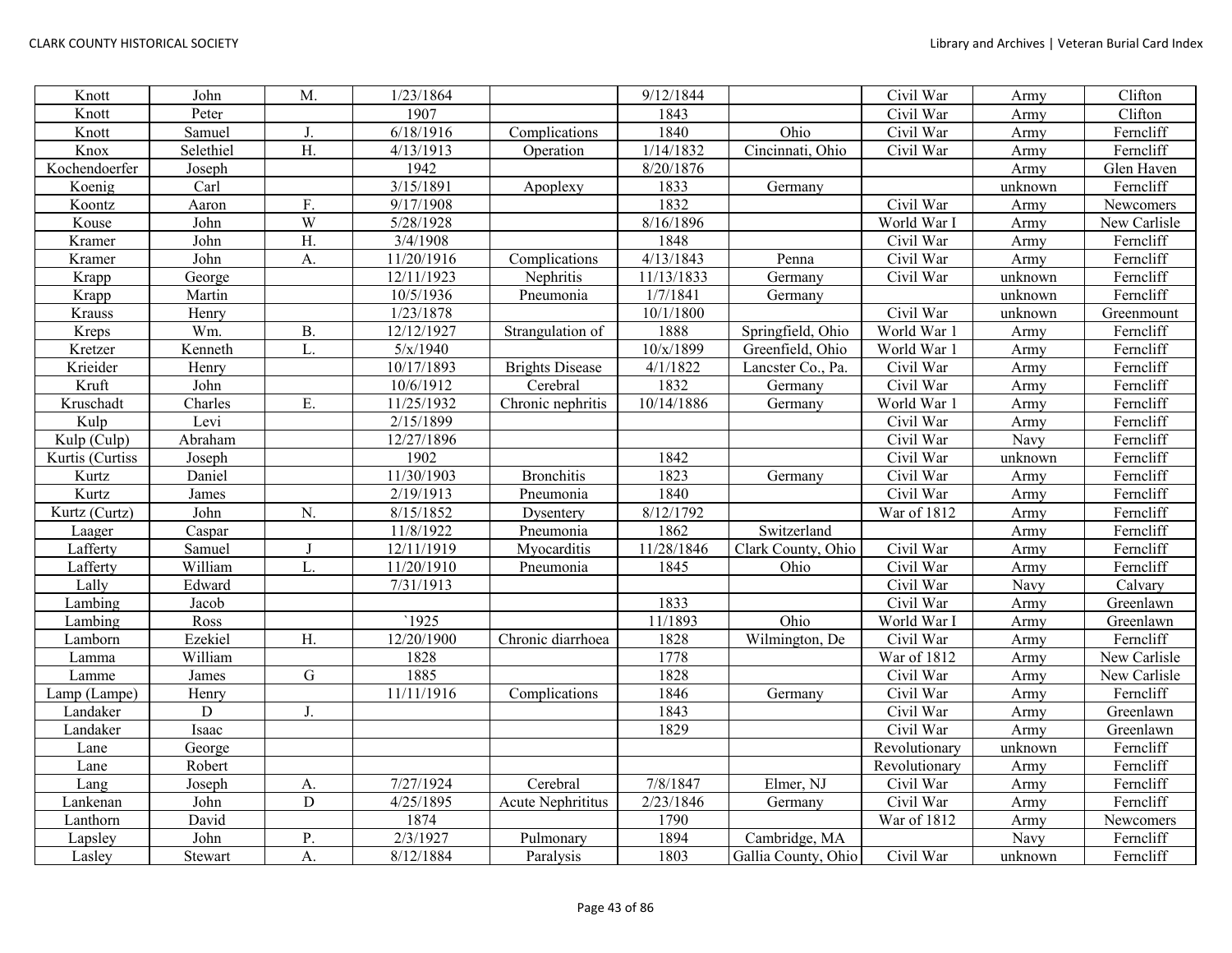| Knott | John | M. | 1/23/1864 | | 9/12/1844 | | Civil War | Army | Clifton |
|---|---|---|---|---|---|---|---|---|---|
| Knott | Peter | | 1907 | | 1843 | | Civil War | Army | Clifton |
| Knott | Samuel | J. | 6/18/1916 | Complications | 1840 | Ohio | Civil War | Army | Ferncliff |
| Knox | Selethiel | H. | 4/13/1913 | Operation | 1/14/1832 | Cincinnati, Ohio | Civil War | Army | Ferncliff |
| Kochendoerfer | Joseph | | 1942 | | 8/20/1876 | | | Army | Glen Haven |
| Koenig | Carl | | 3/15/1891 | Apoplexy | 1833 | Germany | | unknown | Ferncliff |
| Koontz | Aaron | F. | 9/17/1908 | | 1832 | | Civil War | Army | Newcomers |
| Kouse | John | W | 5/28/1928 | | 8/16/1896 | | World War I | Army | New Carlisle |
| Kramer | John | H. | 3/4/1908 | | 1848 | | Civil War | Army | Ferncliff |
| Kramer | John | A. | 11/20/1916 | Complications | 4/13/1843 | Penna | Civil War | Army | Ferncliff |
| Krapp | George | | 12/11/1923 | Nephritis | 11/13/1833 | Germany | Civil War | unknown | Ferncliff |
| Krapp | Martin | | 10/5/1936 | Pneumonia | 1/7/1841 | Germany | | unknown | Ferncliff |
| Krauss | Henry | | 1/23/1878 | | 10/1/1800 | | Civil War | unknown | Greenmount |
| Kreps | Wm. | B. | 12/12/1927 | Strangulation of | 1888 | Springfield, Ohio | World War 1 | Army | Ferncliff |
| Kretzer | Kenneth | L. | 5/x/1940 | | 10/x/1899 | Greenfield, Ohio | World War 1 | Army | Ferncliff |
| Krieider | Henry | | 10/17/1893 | Brights Disease | 4/1/1822 | Lancster Co., Pa. | Civil War | Army | Ferncliff |
| Kruft | John | | 10/6/1912 | Cerebral | 1832 | Germany | Civil War | Army | Ferncliff |
| Kruschadt | Charles | E. | 11/25/1932 | Chronic nephritis | 10/14/1886 | Germany | World War 1 | Army | Ferncliff |
| Kulp | Levi | | 2/15/1899 | | | | Civil War | Army | Ferncliff |
| Kulp (Culp) | Abraham | | 12/27/1896 | | | | Civil War | Navy | Ferncliff |
| Kurtis (Curtiss | Joseph | | 1902 | | 1842 | | Civil War | unknown | Ferncliff |
| Kurtz | Daniel | | 11/30/1903 | Bronchitis | 1823 | Germany | Civil War | Army | Ferncliff |
| Kurtz | James | | 2/19/1913 | Pneumonia | 1840 | | Civil War | Army | Ferncliff |
| Kurtz (Curtz) | John | N. | 8/15/1852 | Dysentery | 8/12/1792 | | War of 1812 | Army | Ferncliff |
| Laager | Caspar | | 11/8/1922 | Pneumonia | 1862 | Switzerland | | Army | Ferncliff |
| Lafferty | Samuel | J | 12/11/1919 | Myocarditis | 11/28/1846 | Clark County, Ohio | Civil War | Army | Ferncliff |
| Lafferty | William | L. | 11/20/1910 | Pneumonia | 1845 | Ohio | Civil War | Army | Ferncliff |
| Lally | Edward | | 7/31/1913 | | | | Civil War | Navy | Calvary |
| Lambing | Jacob | | | | 1833 | | Civil War | Army | Greenlawn |
| Lambing | Ross | | `1925 | | 11/1893 | Ohio | World War I | Army | Greenlawn |
| Lamborn | Ezekiel | H. | 12/20/1900 | Chronic diarrhoea | 1828 | Wilmington, De | Civil War | Army | Ferncliff |
| Lamma | William | | 1828 | | 1778 | | War of 1812 | Army | New Carlisle |
| Lamme | James | G | 1885 | | 1828 | | Civil War | Army | New Carlisle |
| Lamp (Lampe) | Henry | | 11/11/1916 | Complications | 1846 | Germany | Civil War | Army | Ferncliff |
| Landaker | D | J. | | | 1843 | | Civil War | Army | Greenlawn |
| Landaker | Isaac | | | | 1829 | | Civil War | Army | Greenlawn |
| Lane | George | | | | | | Revolutionary | unknown | Ferncliff |
| Lane | Robert | | | | | | Revolutionary | Army | Ferncliff |
| Lang | Joseph | A. | 7/27/1924 | Cerebral | 7/8/1847 | Elmer, NJ | Civil War | Army | Ferncliff |
| Lankenan | John | D | 4/25/1895 | Acute Nephritius | 2/23/1846 | Germany | Civil War | Army | Ferncliff |
| Lanthorn | David | | 1874 | | 1790 | | War of 1812 | Army | Newcomers |
| Lapsley | John | P. | 2/3/1927 | Pulmonary | 1894 | Cambridge, MA | | Navy | Ferncliff |
| Lasley | Stewart | A. | 8/12/1884 | Paralysis | 1803 | Gallia County, Ohio | Civil War | unknown | Ferncliff |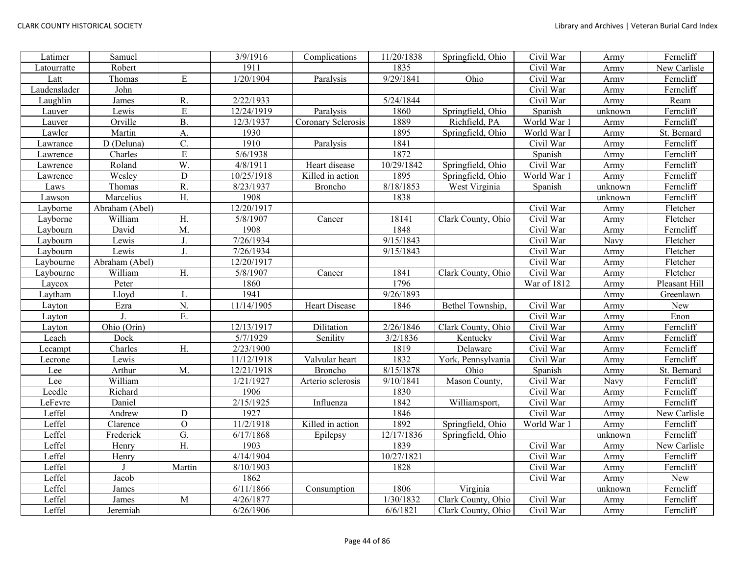| Latimer | Samuel | | 3/9/1916 | Complications | 11/20/1838 | Springfield, Ohio | Civil War | Army | Ferncliff |
|---|---|---|---|---|---|---|---|---|---|
| Latourratte | Robert | | 1911 | | 1835 | | Civil War | Army | New Carlisle |
| Latt | Thomas | E | 1/20/1904 | Paralysis | 9/29/1841 | Ohio | Civil War | Army | Ferncliff |
| Laudenslader | John | | | | | | Civil War | Army | Ferncliff |
| Laughlin | James | R. | 2/22/1933 | | 5/24/1844 | | Civil War | Army | Ream |
| Lauver | Lewis | E | 12/24/1919 | Paralysis | 1860 | Springfield, Ohio | Spanish | unknown | Ferncliff |
| Lauver | Orville | B. | 12/3/1937 | Coronary Sclerosis | 1889 | Richfield, PA | World War 1 | Army | Ferncliff |
| Lawler | Martin | A. | 1930 | | 1895 | Springfield, Ohio | World War I | Army | St. Bernard |
| Lawrance | D (Deluna) | C. | 1910 | Paralysis | 1841 | | Civil War | Army | Ferncliff |
| Lawrence | Charles | E | 5/6/1938 | | 1872 | | Spanish | Army | Ferncliff |
| Lawrence | Roland | W. | 4/8/1911 | Heart disease | 10/29/1842 | Springfield, Ohio | Civil War | Army | Ferncliff |
| Lawrence | Wesley | D | 10/25/1918 | Killed in action | 1895 | Springfield, Ohio | World War 1 | Army | Ferncliff |
| Laws | Thomas | R. | 8/23/1937 | Broncho | 8/18/1853 | West Virginia | Spanish | unknown | Ferncliff |
| Lawson | Marcelius | H. | 1908 | | 1838 | | | unknown | Ferncliff |
| Layborne | Abraham (Abel) | | 12/20/1917 | | | | Civil War | Army | Fletcher |
| Layborne | William | H. | 5/8/1907 | Cancer | 18141 | Clark County, Ohio | Civil War | Army | Fletcher |
| Laybourn | David | M. | 1908 | | 1848 | | Civil War | Army | Ferncliff |
| Laybourn | Lewis | J. | 7/26/1934 | | 9/15/1843 | | Civil War | Navy | Fletcher |
| Laybourn | Lewis | J. | 7/26/1934 | | 9/15/1843 | | Civil War | Army | Fletcher |
| Laybourne | Abraham (Abel) | | 12/20/1917 | | | | Civil War | Army | Fletcher |
| Laybourne | William | H. | 5/8/1907 | Cancer | 1841 | Clark County, Ohio | Civil War | Army | Fletcher |
| Laycox | Peter | | 1860 | | 1796 | | War of 1812 | Army | Pleasant Hill |
| Laytham | Lloyd | L | 1941 | | 9/26/1893 | | | Army | Greenlawn |
| Layton | Ezra | N. | 11/14/1905 | Heart Disease | 1846 | Bethel Township, | Civil War | Army | New |
| Layton | J. | E. | | | | | Civil War | Army | Enon |
| Layton | Ohio (Orin) | | 12/13/1917 | Dilitation | 2/26/1846 | Clark County, Ohio | Civil War | Army | Ferncliff |
| Leach | Dock | | 5/7/1929 | Senility | 3/2/1836 | Kentucky | Civil War | Army | Ferncliff |
| Lecampt | Charles | H. | 2/23/1900 | | 1819 | Delaware | Civil War | Army | Ferncliff |
| Lecrone | Lewis | | 11/12/1918 | Valvular heart | 1832 | York, Pennsylvania | Civil War | Army | Ferncliff |
| Lee | Arthur | M. | 12/21/1918 | Broncho | 8/15/1878 | Ohio | Spanish | Army | St. Bernard |
| Lee | William | | 1/21/1927 | Arterio sclerosis | 9/10/1841 | Mason County, | Civil War | Navy | Ferncliff |
| Leedle | Richard | | 1906 | | 1830 | | Civil War | Army | Ferncliff |
| LeFevre | Daniel | | 2/15/1925 | Influenza | 1842 | Williamsport, | Civil War | Army | Ferncliff |
| Leffel | Andrew | D | 1927 | | 1846 | | Civil War | Army | New Carlisle |
| Leffel | Clarence | O | 11/2/1918 | Killed in action | 1892 | Springfield, Ohio | World War 1 | Army | Ferncliff |
| Leffel | Frederick | G. | 6/17/1868 | Epilepsy | 12/17/1836 | Springfield, Ohio | | unknown | Ferncliff |
| Leffel | Henry | H. | 1903 | | 1839 | | Civil War | Army | New Carlisle |
| Leffel | Henry | | 4/14/1904 | | 10/27/1821 | | Civil War | Army | Ferncliff |
| Leffel | J | Martin | 8/10/1903 | | 1828 | | Civil War | Army | Ferncliff |
| Leffel | Jacob | | 1862 | | | | Civil War | Army | New |
| Leffel | James | | 6/11/1866 | Consumption | 1806 | Virginia | | unknown | Ferncliff |
| Leffel | James | M | 4/26/1877 | | 1/30/1832 | Clark County, Ohio | Civil War | Army | Ferncliff |
| Leffel | Jeremiah | | 6/26/1906 | | 6/6/1821 | Clark County, Ohio | Civil War | Army | Ferncliff |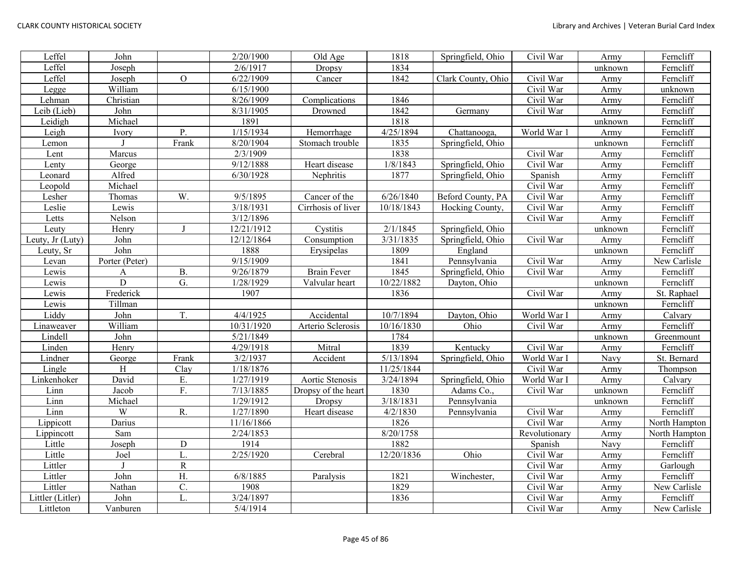| Leffel | John | | 2/20/1900 | Old Age | 1818 | Springfield, Ohio | Civil War | Army | Ferncliff |
|---|---|---|---|---|---|---|---|---|---|
| Leffel | Joseph | | 2/6/1917 | Dropsy | 1834 | | | unknown | Ferncliff |
| Leffel | Joseph | O | 6/22/1909 | Cancer | 1842 | Clark County, Ohio | Civil War | Army | Ferncliff |
| Legge | William | | 6/15/1900 | | | | Civil War | Army | unknown |
| Lehman | Christian | | 8/26/1909 | Complications | 1846 | | Civil War | Army | Ferncliff |
| Leib (Lieb) | John | | 8/31/1905 | Drowned | 1842 | Germany | Civil War | Army | Ferncliff |
| Leidigh | Michael | | 1891 | | 1818 | | | unknown | Ferncliff |
| Leigh | Ivory | P. | 1/15/1934 | Hemorrhage | 4/25/1894 | Chattanooga, | World War 1 | Army | Ferncliff |
| Lemon | J | Frank | 8/20/1904 | Stomach trouble | 1835 | Springfield, Ohio | | unknown | Ferncliff |
| Lent | Marcus | | 2/3/1909 | | 1838 | | Civil War | Army | Ferncliff |
| Lenty | George | | 9/12/1888 | Heart disease | 1/8/1843 | Springfield, Ohio | Civil War | Army | Ferncliff |
| Leonard | Alfred | | 6/30/1928 | Nephritis | 1877 | Springfield, Ohio | Spanish | Army | Ferncliff |
| Leopold | Michael | | | | | | Civil War | Army | Ferncliff |
| Lesher | Thomas | W. | 9/5/1895 | Cancer of the | 6/26/1840 | Beford County, PA | Civil War | Army | Ferncliff |
| Leslie | Lewis | | 3/18/1931 | Cirrhosis of liver | 10/18/1843 | Hocking County, | Civil War | Army | Ferncliff |
| Letts | Nelson | | 3/12/1896 | | | | Civil War | Army | Ferncliff |
| Leuty | Henry | J | 12/21/1912 | Cystitis | 2/1/1845 | Springfield, Ohio | | unknown | Ferncliff |
| Leuty, Jr (Luty) | John | | 12/12/1864 | Consumption | 3/31/1835 | Springfield, Ohio | Civil War | Army | Ferncliff |
| Leuty, Sr | John | | 1888 | Erysipelas | 1809 | England | | unknown | Ferncliff |
| Levan | Porter (Peter) | | 9/15/1909 | | 1841 | Pennsylvania | Civil War | Army | New Carlisle |
| Lewis | A | B. | 9/26/1879 | Brain Fever | 1845 | Springfield, Ohio | Civil War | Army | Ferncliff |
| Lewis | D | G. | 1/28/1929 | Valvular heart | 10/22/1882 | Dayton, Ohio | | unknown | Ferncliff |
| Lewis | Frederick | | 1907 | | 1836 | | Civil War | Army | St. Raphael |
| Lewis | Tillman | | | | | | | unknown | Ferncliff |
| Liddy | John | T. | 4/4/1925 | Accidental | 10/7/1894 | Dayton, Ohio | World War I | Army | Calvary |
| Linaweaver | William | | 10/31/1920 | Arterio Sclerosis | 10/16/1830 | Ohio | Civil War | Army | Ferncliff |
| Lindell | John | | 5/21/1849 | | 1784 | | | unknown | Greenmount |
| Linden | Henry | | 4/29/1918 | Mitral | 1839 | Kentucky | Civil War | Army | Ferncliff |
| Lindner | George | Frank | 3/2/1937 | Accident | 5/13/1894 | Springfield, Ohio | World War I | Navy | St. Bernard |
| Lingle | H | Clay | 1/18/1876 | | 11/25/1844 | | Civil War | Army | Thompson |
| Linkenhoker | David | E. | 1/27/1919 | Aortic Stenosis | 3/24/1894 | Springfield, Ohio | World War I | Army | Calvary |
| Linn | Jacob | F. | 7/13/1885 | Dropsy of the heart | 1830 | Adams Co., | Civil War | unknown | Ferncliff |
| Linn | Michael | | 1/29/1912 | Dropsy | 3/18/1831 | Pennsylvania | | unknown | Ferncliff |
| Linn | W | R. | 1/27/1890 | Heart disease | 4/2/1830 | Pennsylvania | Civil War | Army | Ferncliff |
| Lippicott | Darius | | 11/16/1866 | | 1826 | | Civil War | Army | North Hampton |
| Lippincott | Sam | | 2/24/1853 | | 8/20/1758 | | Revolutionary | Army | North Hampton |
| Little | Joseph | D | 1914 | | 1882 | | Spanish | Navy | Ferncliff |
| Little | Joel | L. | 2/25/1920 | Cerebral | 12/20/1836 | Ohio | Civil War | Army | Ferncliff |
| Littler | J | R | | | | | Civil War | Army | Garlough |
| Littler | John | H. | 6/8/1885 | Paralysis | 1821 | Winchester, | Civil War | Army | Ferncliff |
| Littler | Nathan | C. | 1908 | | 1829 | | Civil War | Army | New Carlisle |
| Littler (Litler) | John | L. | 3/24/1897 | | 1836 | | Civil War | Army | Ferncliff |
| Littleton | Vanburen | | 5/4/1914 | | | | Civil War | Army | New Carlisle |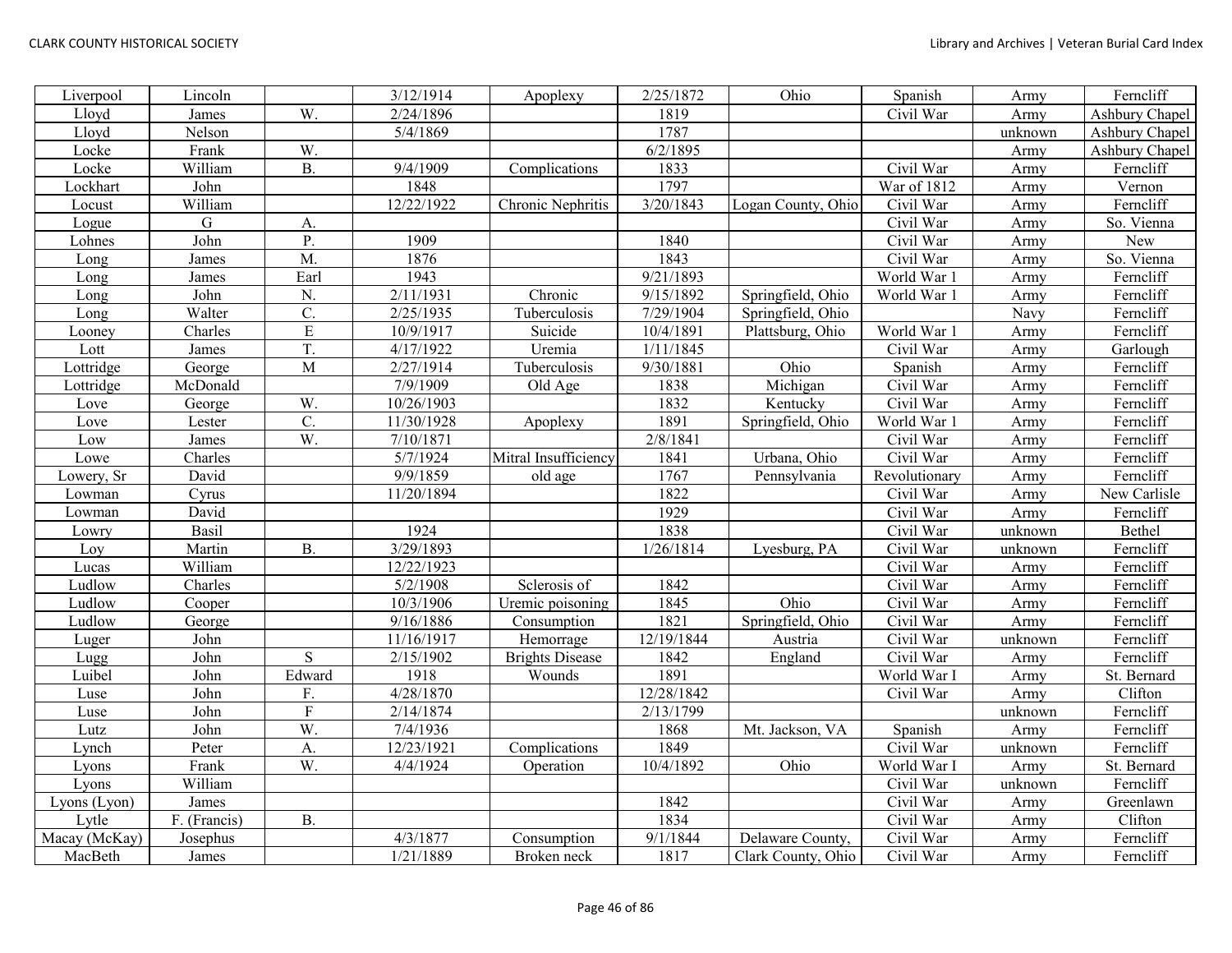| | | | | | | | | | |
|---|---|---|---|---|---|---|---|---|---|
| Liverpool | Lincoln | | 3/12/1914 | Apoplexy | 2/25/1872 | Ohio | Spanish | Army | Ferncliff |
| Lloyd | James | W. | 2/24/1896 | | 1819 | | Civil War | Army | Ashbury Chapel |
| Lloyd | Nelson | | 5/4/1869 | | 1787 | | | unknown | Ashbury Chapel |
| Locke | Frank | W. | | | 6/2/1895 | | | Army | Ashbury Chapel |
| Locke | William | B. | 9/4/1909 | Complications | 1833 | | Civil War | Army | Ferncliff |
| Lockhart | John | | 1848 | | 1797 | | War of 1812 | Army | Vernon |
| Locust | William | | 12/22/1922 | Chronic Nephritis | 3/20/1843 | Logan County, Ohio | Civil War | Army | Ferncliff |
| Logue | G | A. | | | | | Civil War | Army | So. Vienna |
| Lohnes | John | P. | 1909 | | 1840 | | Civil War | Army | New |
| Long | James | M. | 1876 | | 1843 | | Civil War | Army | So. Vienna |
| Long | James | Earl | 1943 | | 9/21/1893 | | World War 1 | Army | Ferncliff |
| Long | John | N. | 2/11/1931 | Chronic | 9/15/1892 | Springfield, Ohio | World War 1 | Army | Ferncliff |
| Long | Walter | C. | 2/25/1935 | Tuberculosis | 7/29/1904 | Springfield, Ohio | | Navy | Ferncliff |
| Looney | Charles | E | 10/9/1917 | Suicide | 10/4/1891 | Plattsburg, Ohio | World War 1 | Army | Ferncliff |
| Lott | James | T. | 4/17/1922 | Uremia | 1/11/1845 | | Civil War | Army | Garlough |
| Lottridge | George | M | 2/27/1914 | Tuberculosis | 9/30/1881 | Ohio | Spanish | Army | Ferncliff |
| Lottridge | McDonald | | 7/9/1909 | Old Age | 1838 | Michigan | Civil War | Army | Ferncliff |
| Love | George | W. | 10/26/1903 | | 1832 | Kentucky | Civil War | Army | Ferncliff |
| Love | Lester | C. | 11/30/1928 | Apoplexy | 1891 | Springfield, Ohio | World War 1 | Army | Ferncliff |
| Low | James | W. | 7/10/1871 | | 2/8/1841 | | Civil War | Army | Ferncliff |
| Lowe | Charles | | 5/7/1924 | Mitral Insufficiency | 1841 | Urbana, Ohio | Civil War | Army | Ferncliff |
| Lowery, Sr | David | | 9/9/1859 | old age | 1767 | Pennsylvania | Revolutionary | Army | Ferncliff |
| Lowman | Cyrus | | 11/20/1894 | | 1822 | | Civil War | Army | New Carlisle |
| Lowman | David | | | | 1929 | | Civil War | Army | Ferncliff |
| Lowry | Basil | | 1924 | | 1838 | | Civil War | unknown | Bethel |
| Loy | Martin | B. | 3/29/1893 | | 1/26/1814 | Lyesburg, PA | Civil War | unknown | Ferncliff |
| Lucas | William | | 12/22/1923 | | | | Civil War | Army | Ferncliff |
| Ludlow | Charles | | 5/2/1908 | Sclerosis of | 1842 | | Civil War | Army | Ferncliff |
| Ludlow | Cooper | | 10/3/1906 | Uremic poisoning | 1845 | Ohio | Civil War | Army | Ferncliff |
| Ludlow | George | | 9/16/1886 | Consumption | 1821 | Springfield, Ohio | Civil War | Army | Ferncliff |
| Luger | John | | 11/16/1917 | Hemorrage | 12/19/1844 | Austria | Civil War | unknown | Ferncliff |
| Lugg | John | S | 2/15/1902 | Brights Disease | 1842 | England | Civil War | Army | Ferncliff |
| Luibel | John | Edward | 1918 | Wounds | 1891 | | World War I | Army | St. Bernard |
| Luse | John | F. | 4/28/1870 | | 12/28/1842 | | Civil War | Army | Clifton |
| Luse | John | F | 2/14/1874 | | 2/13/1799 | | | unknown | Ferncliff |
| Lutz | John | W. | 7/4/1936 | | 1868 | Mt. Jackson, VA | Spanish | Army | Ferncliff |
| Lynch | Peter | A. | 12/23/1921 | Complications | 1849 | | Civil War | unknown | Ferncliff |
| Lyons | Frank | W. | 4/4/1924 | Operation | 10/4/1892 | Ohio | World War I | Army | St. Bernard |
| Lyons | William | | | | | | Civil War | unknown | Ferncliff |
| Lyons (Lyon) | James | | | | 1842 | | Civil War | Army | Greenlawn |
| Lytle | F. (Francis) | B. | | | 1834 | | Civil War | Army | Clifton |
| Macay (McKay) | Josephus | | 4/3/1877 | Consumption | 9/1/1844 | Delaware County, | Civil War | Army | Ferncliff |
| MacBeth | James | | 1/21/1889 | Broken neck | 1817 | Clark County, Ohio | Civil War | Army | Ferncliff |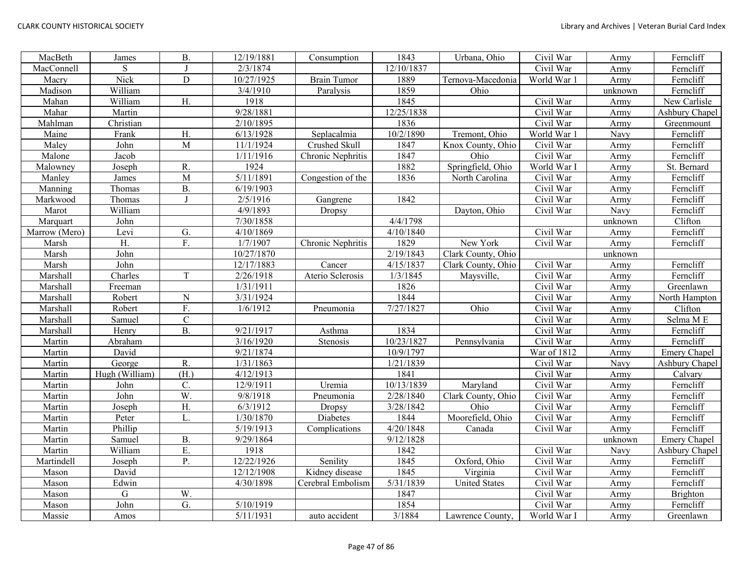| MacBeth | James | B. | 12/19/1881 | Consumption | 1843 | Urbana, Ohio | Civil War | Army | Ferncliff |
|---|---|---|---|---|---|---|---|---|---|
| MacConnell | S | J | 2/3/1874 | | 12/10/1837 | | Civil War | Army | Ferncliff |
| Macry | Nick | D | 10/27/1925 | Brain Tumor | 1889 | Ternova-Macedonia | World War 1 | Army | Ferncliff |
| Madison | William | | 3/4/1910 | Paralysis | 1859 | Ohio | | unknown | Ferncliff |
| Mahan | William | H. | 1918 | | 1845 | | Civil War | Army | New Carlisle |
| Mahar | Martin | | 9/28/1881 | | 12/25/1838 | | Civil War | Army | Ashbury Chapel |
| Mahlman | Christian | | 2/10/1895 | | 1836 | | Civil War | Army | Greenmount |
| Maine | Frank | H. | 6/13/1928 | Seplacalmia | 10/2/1890 | Tremont, Ohio | World War 1 | Navy | Ferncliff |
| Maley | John | M | 11/1/1924 | Crushed Skull | 1847 | Knox County, Ohio | Civil War | Army | Ferncliff |
| Malone | Jacob | | 1/11/1916 | Chronic Nephritis | 1847 | Ohio | Civil War | Army | Ferncliff |
| Malowney | Joseph | R. | 1924 | | 1882 | Springfield, Ohio | World War I | Army | St. Bernard |
| Manley | James | M | 5/11/1891 | Congestion of the | 1836 | North Carolina | Civil War | Army | Ferncliff |
| Manning | Thomas | B. | 6/19/1903 | | | | Civil War | Army | Ferncliff |
| Markwood | Thomas | J | 2/5/1916 | Gangrene | 1842 | | Civil War | Army | Ferncliff |
| Marot | William | | 4/9/1893 | Dropsy | | Dayton, Ohio | Civil War | Navy | Ferncliff |
| Marquart | John | | 7/30/1858 | | 4/4/1798 | | | unknown | Clifton |
| Marrow (Mero) | Levi | G. | 4/10/1869 | | 4/10/1840 | | Civil War | Army | Ferncliff |
| Marsh | H. | F. | 1/7/1907 | Chronic Nephritis | 1829 | New York | Civil War | Army | Ferncliff |
| Marsh | John | | 10/27/1870 | | 2/19/1843 | Clark County, Ohio | | unknown | |
| Marsh | John | | 12/17/1883 | Cancer | 4/15/1837 | Clark County, Ohio | Civil War | Army | Ferncliff |
| Marshall | Charles | T | 2/26/1918 | Aterio Sclerosis | 1/3/1845 | Maysville, | Civil War | Army | Ferncliff |
| Marshall | Freeman | | 1/31/1911 | | 1826 | | Civil War | Army | Greenlawn |
| Marshall | Robert | N | 3/31/1924 | | 1844 | | Civil War | Army | North Hampton |
| Marshall | Robert | F. | 1/6/1912 | Pneumonia | 7/27/1827 | Ohio | Civil War | Army | Clifton |
| Marshall | Samuel | C | | | | | Civil War | Army | Selma M E |
| Marshall | Henry | B. | 9/21/1917 | Asthma | 1834 | | Civil War | Army | Ferncliff |
| Martin | Abraham | | 3/16/1920 | Stenosis | 10/23/1827 | Pennsylvania | Civil War | Army | Ferncliff |
| Martin | David | | 9/21/1874 | | 10/9/1797 | | War of 1812 | Army | Emery Chapel |
| Martin | George | R. | 1/31/1863 | | 1/21/1839 | | Civil War | Navy | Ashbury Chapel |
| Martin | Hugh (William) | (H.) | 4/12/1913 | | 1841 | | Civil War | Army | Calvary |
| Martin | John | C. | 12/9/1911 | Uremia | 10/13/1839 | Maryland | Civil War | Army | Ferncliff |
| Martin | John | W. | 9/8/1918 | Pneumonia | 2/28/1840 | Clark County, Ohio | Civil War | Army | Ferncliff |
| Martin | Joseph | H. | 6/3/1912 | Dropsy | 3/28/1842 | Ohio | Civil War | Army | Ferncliff |
| Martin | Peter | L. | 1/30/1870 | Diabetes | 1844 | Moorefield, Ohio | Civil War | Army | Ferncliff |
| Martin | Phillip | | 5/19/1913 | Complications | 4/20/1848 | Canada | Civil War | Army | Ferncliff |
| Martin | Samuel | B. | 9/29/1864 | | 9/12/1828 | | | unknown | Emery Chapel |
| Martin | William | E. | 1918 | | 1842 | | Civil War | Navy | Ashbury Chapel |
| Martindell | Joseph | P. | 12/22/1926 | Senility | 1845 | Oxford, Ohio | Civil War | Army | Ferncliff |
| Mason | David | | 12/12/1908 | Kidney disease | 1845 | Virginia | Civil War | Army | Ferncliff |
| Mason | Edwin | | 4/30/1898 | Cerebral Embolism | 5/31/1839 | United States | Civil War | Army | Ferncliff |
| Mason | G | W. | | | 1847 | | Civil War | Army | Brighton |
| Mason | John | G. | 5/10/1919 | | 1854 | | Civil War | Army | Ferncliff |
| Massie | Amos | | 5/11/1931 | auto accident | 3/1884 | Lawrence County, | World War I | Army | Greenlawn |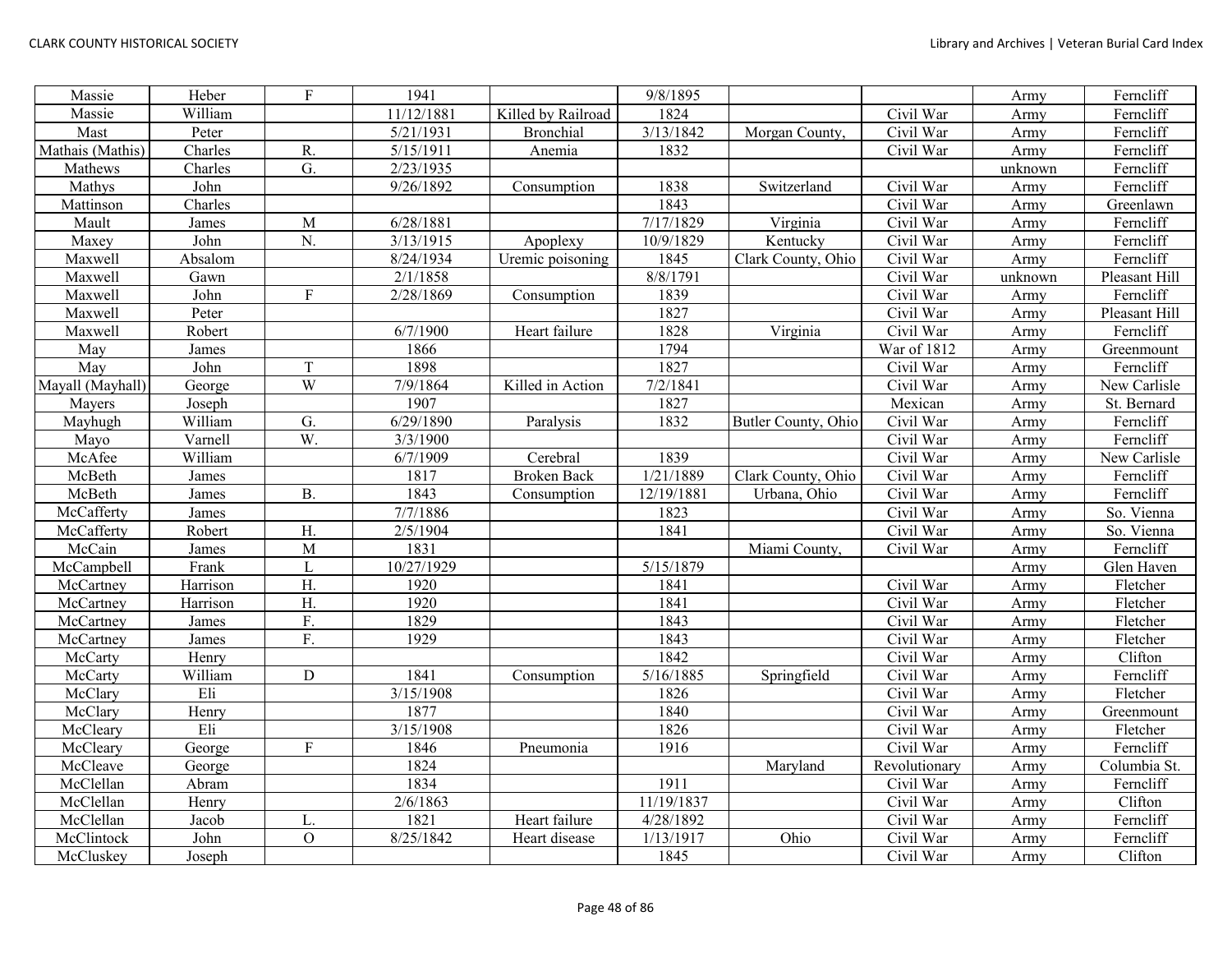| Massie | Heber | F | 1941 | | 9/8/1895 | | | Army | Ferncliff |
|---|---|---|---|---|---|---|---|---|---|
| Massie | William | | 11/12/1881 | Killed by Railroad | 1824 | | Civil War | Army | Ferncliff |
| Mast | Peter | | 5/21/1931 | Bronchial | 3/13/1842 | Morgan County, | Civil War | Army | Ferncliff |
| Mathais (Mathis) | Charles | R. | 5/15/1911 | Anemia | 1832 | | Civil War | Army | Ferncliff |
| Mathews | Charles | G. | 2/23/1935 | | | | | unknown | Ferncliff |
| Mathys | John | | 9/26/1892 | Consumption | 1838 | Switzerland | Civil War | Army | Ferncliff |
| Mattinson | Charles | | | | 1843 | | Civil War | Army | Greenlawn |
| Mault | James | M | 6/28/1881 | | 7/17/1829 | Virginia | Civil War | Army | Ferncliff |
| Maxey | John | N. | 3/13/1915 | Apoplexy | 10/9/1829 | Kentucky | Civil War | Army | Ferncliff |
| Maxwell | Absalom | | 8/24/1934 | Uremic poisoning | 1845 | Clark County, Ohio | Civil War | Army | Ferncliff |
| Maxwell | Gawn | | 2/1/1858 | | 8/8/1791 | | Civil War | unknown | Pleasant Hill |
| Maxwell | John | F | 2/28/1869 | Consumption | 1839 | | Civil War | Army | Ferncliff |
| Maxwell | Peter | | | | 1827 | | Civil War | Army | Pleasant Hill |
| Maxwell | Robert | | 6/7/1900 | Heart failure | 1828 | Virginia | Civil War | Army | Ferncliff |
| May | James | | 1866 | | 1794 | | War of 1812 | Army | Greenmount |
| May | John | T | 1898 | | 1827 | | Civil War | Army | Ferncliff |
| Mayall (Mayhall) | George | W | 7/9/1864 | Killed in Action | 7/2/1841 | | Civil War | Army | New Carlisle |
| Mayers | Joseph | | 1907 | | 1827 | | Mexican | Army | St. Bernard |
| Mayhugh | William | G. | 6/29/1890 | Paralysis | 1832 | Butler County, Ohio | Civil War | Army | Ferncliff |
| Mayo | Varnell | W. | 3/3/1900 | | | | Civil War | Army | Ferncliff |
| McAfee | William | | 6/7/1909 | Cerebral | 1839 | | Civil War | Army | New Carlisle |
| McBeth | James | | 1817 | Broken Back | 1/21/1889 | Clark County, Ohio | Civil War | Army | Ferncliff |
| McBeth | James | B. | 1843 | Consumption | 12/19/1881 | Urbana, Ohio | Civil War | Army | Ferncliff |
| McCafferty | James | | 7/7/1886 | | 1823 | | Civil War | Army | So. Vienna |
| McCafferty | Robert | H. | 2/5/1904 | | 1841 | | Civil War | Army | So. Vienna |
| McCain | James | M | 1831 | | | Miami County, | Civil War | Army | Ferncliff |
| McCampbell | Frank | L | 10/27/1929 | | 5/15/1879 | | | Army | Glen Haven |
| McCartney | Harrison | H. | 1920 | | 1841 | | Civil War | Army | Fletcher |
| McCartney | Harrison | H. | 1920 | | 1841 | | Civil War | Army | Fletcher |
| McCartney | James | F. | 1829 | | 1843 | | Civil War | Army | Fletcher |
| McCartney | James | F. | 1929 | | 1843 | | Civil War | Army | Fletcher |
| McCarty | Henry | | | | 1842 | | Civil War | Army | Clifton |
| McCarty | William | D | 1841 | Consumption | 5/16/1885 | Springfield | Civil War | Army | Ferncliff |
| McClary | Eli | | 3/15/1908 | | 1826 | | Civil War | Army | Fletcher |
| McClary | Henry | | 1877 | | 1840 | | Civil War | Army | Greenmount |
| McCleary | Eli | | 3/15/1908 | | 1826 | | Civil War | Army | Fletcher |
| McCleary | George | F | 1846 | Pneumonia | 1916 | | Civil War | Army | Ferncliff |
| McCleave | George | | 1824 | | | Maryland | Revolutionary | Army | Columbia St. |
| McClellan | Abram | | 1834 | | 1911 | | Civil War | Army | Ferncliff |
| McClellan | Henry | | 2/6/1863 | | 11/19/1837 | | Civil War | Army | Clifton |
| McClellan | Jacob | L. | 1821 | Heart failure | 4/28/1892 | | Civil War | Army | Ferncliff |
| McClintock | John | O | 8/25/1842 | Heart disease | 1/13/1917 | Ohio | Civil War | Army | Ferncliff |
| McCluskey | Joseph | | | | 1845 | | Civil War | Army | Clifton |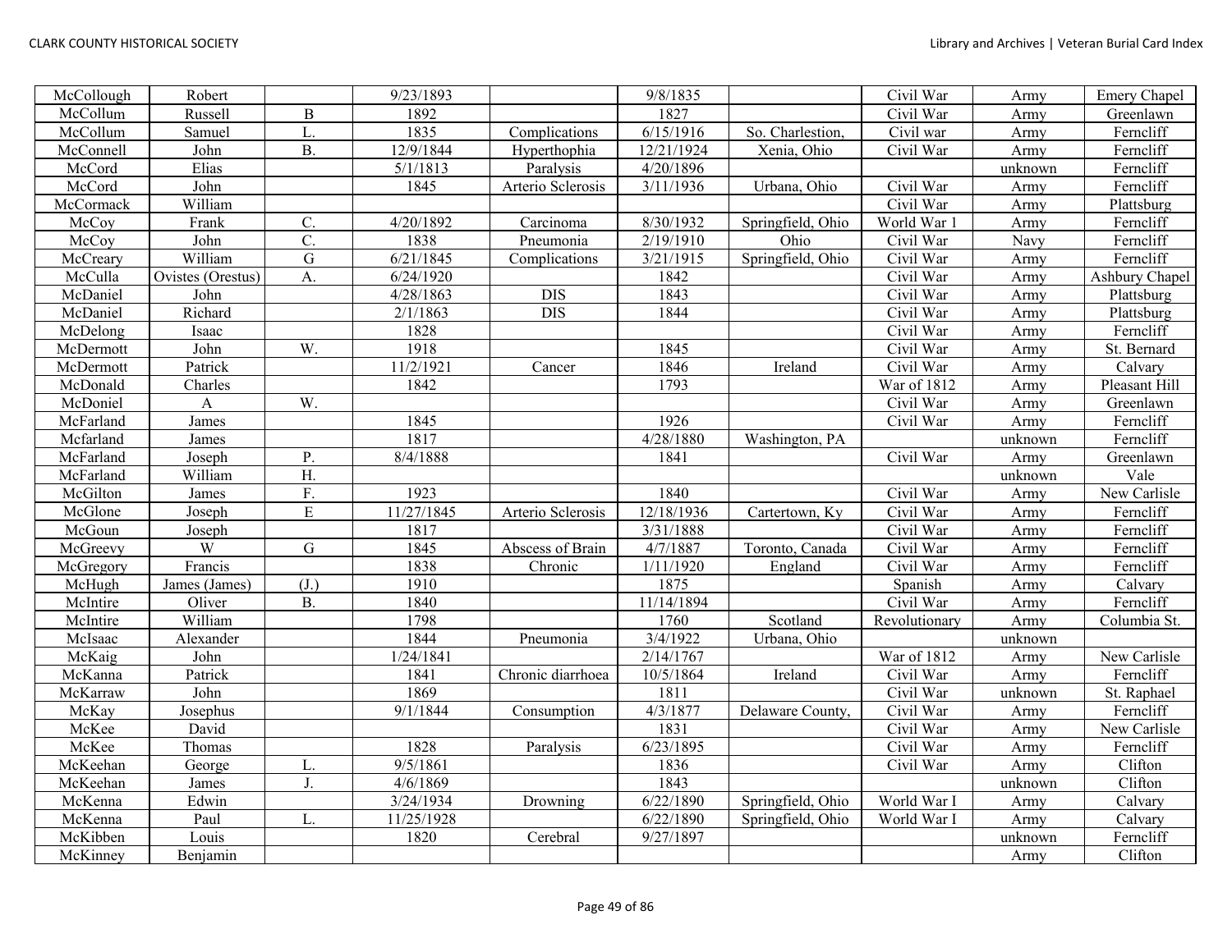| McCollough | Robert | | 9/23/1893 | | 9/8/1835 | | Civil War | Army | Emery Chapel |
|---|---|---|---|---|---|---|---|---|---|
| McCollum | Russell | B | 1892 | | 1827 | | Civil War | Army | Greenlawn |
| McCollum | Samuel | L. | 1835 | Complications | 6/15/1916 | So. Charlestion, | Civil war | Army | Ferncliff |
| McConnell | John | B. | 12/9/1844 | Hyperthophia | 12/21/1924 | Xenia, Ohio | Civil War | Army | Ferncliff |
| McCord | Elias | | 5/1/1813 | Paralysis | 4/20/1896 | | | unknown | Ferncliff |
| McCord | John | | 1845 | Arterio Sclerosis | 3/11/1936 | Urbana, Ohio | Civil War | Army | Ferncliff |
| McCormack | William | | | | | | Civil War | Army | Plattsburg |
| McCoy | Frank | C. | 4/20/1892 | Carcinoma | 8/30/1932 | Springfield, Ohio | World War 1 | Army | Ferncliff |
| McCoy | John | C. | 1838 | Pneumonia | 2/19/1910 | Ohio | Civil War | Navy | Ferncliff |
| McCreary | William | G | 6/21/1845 | Complications | 3/21/1915 | Springfield, Ohio | Civil War | Army | Ferncliff |
| McCulla | Ovistes (Orestus) | A. | 6/24/1920 | | 1842 | | Civil War | Army | Ashbury Chapel |
| McDaniel | John | | 4/28/1863 | DIS | 1843 | | Civil War | Army | Plattsburg |
| McDaniel | Richard | | 2/1/1863 | DIS | 1844 | | Civil War | Army | Plattsburg |
| McDelong | Isaac | | 1828 | | | | Civil War | Army | Ferncliff |
| McDermott | John | W. | 1918 | | 1845 | | Civil War | Army | St. Bernard |
| McDermott | Patrick | | 11/2/1921 | Cancer | 1846 | Ireland | Civil War | Army | Calvary |
| McDonald | Charles | | 1842 | | 1793 | | War of 1812 | Army | Pleasant Hill |
| McDoniel | A | W. | | | | | Civil War | Army | Greenlawn |
| McFarland | James | | 1845 | | 1926 | | Civil War | Army | Ferncliff |
| Mcfarland | James | | 1817 | | 4/28/1880 | Washington, PA | | unknown | Ferncliff |
| McFarland | Joseph | P. | 8/4/1888 | | 1841 | | Civil War | Army | Greenlawn |
| McFarland | William | H. | | | | | | unknown | Vale |
| McGilton | James | F. | 1923 | | 1840 | | Civil War | Army | New Carlisle |
| McGlone | Joseph | E | 11/27/1845 | Arterio Sclerosis | 12/18/1936 | Cartertown, Ky | Civil War | Army | Ferncliff |
| McGoun | Joseph | | 1817 | | 3/31/1888 | | Civil War | Army | Ferncliff |
| McGreevy | W | G | 1845 | Abscess of Brain | 4/7/1887 | Toronto, Canada | Civil War | Army | Ferncliff |
| McGregory | Francis | | 1838 | Chronic | 1/11/1920 | England | Civil War | Army | Ferncliff |
| McHugh | James (James) | (J.) | 1910 | | 1875 | | Spanish | Army | Calvary |
| McIntire | Oliver | B. | 1840 | | 11/14/1894 | | Civil War | Army | Ferncliff |
| McIntire | William | | 1798 | | 1760 | Scotland | Revolutionary | Army | Columbia St. |
| McIsaac | Alexander | | 1844 | Pneumonia | 3/4/1922 | Urbana, Ohio | | unknown | |
| McKaig | John | | 1/24/1841 | | 2/14/1767 | | War of 1812 | Army | New Carlisle |
| McKanna | Patrick | | 1841 | Chronic diarrhoea | 10/5/1864 | Ireland | Civil War | Army | Ferncliff |
| McKarraw | John | | 1869 | | 1811 | | Civil War | unknown | St. Raphael |
| McKay | Josephus | | 9/1/1844 | Consumption | 4/3/1877 | Delaware County, | Civil War | Army | Ferncliff |
| McKee | David | | | | 1831 | | Civil War | Army | New Carlisle |
| McKee | Thomas | | 1828 | Paralysis | 6/23/1895 | | Civil War | Army | Ferncliff |
| McKeehan | George | L. | 9/5/1861 | | 1836 | | Civil War | Army | Clifton |
| McKeehan | James | J. | 4/6/1869 | | 1843 | | | unknown | Clifton |
| McKenna | Edwin | | 3/24/1934 | Drowning | 6/22/1890 | Springfield, Ohio | World War I | Army | Calvary |
| McKenna | Paul | L. | 11/25/1928 | | 6/22/1890 | Springfield, Ohio | World War I | Army | Calvary |
| McKibben | Louis | | 1820 | Cerebral | 9/27/1897 | | | unknown | Ferncliff |
| McKinney | Benjamin | | | | | | | Army | Clifton |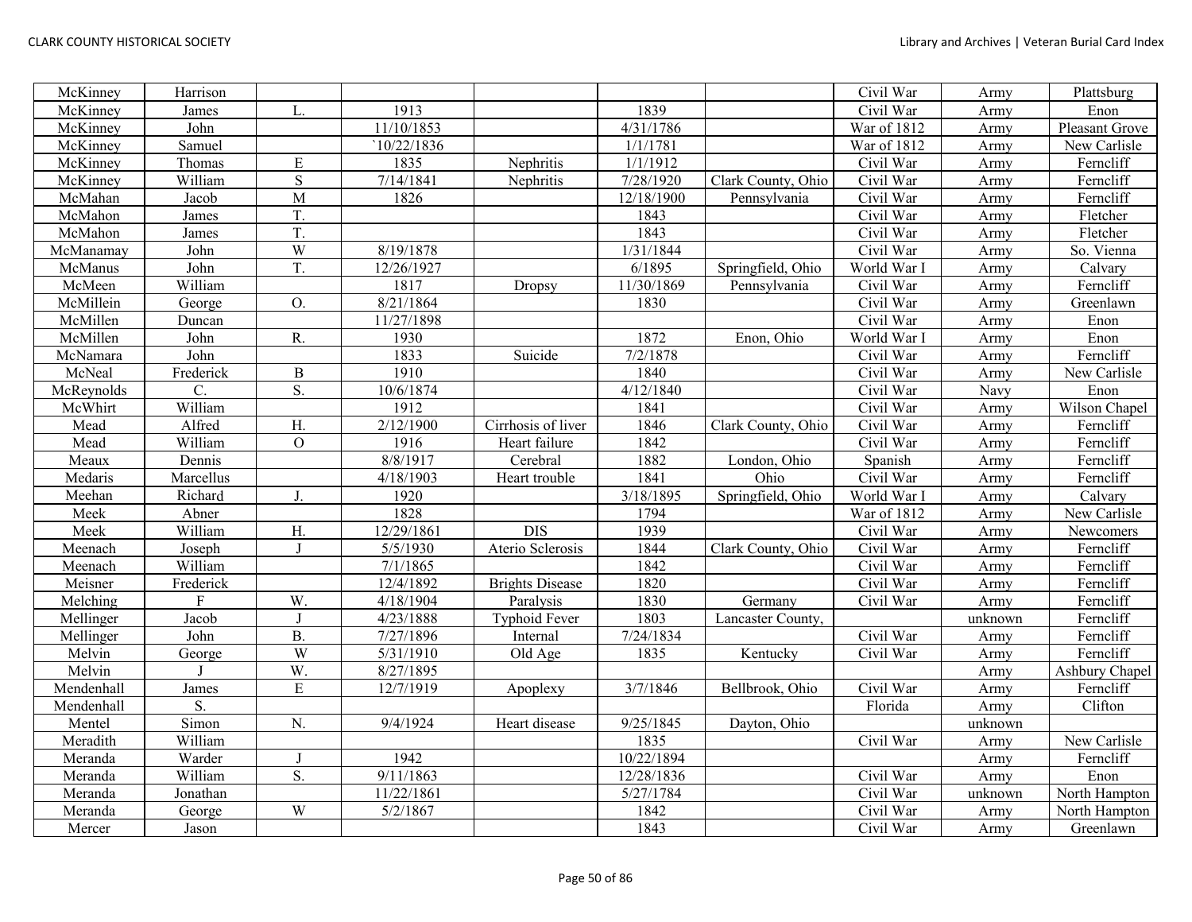| McKinney | Harrison | | | | | | Civil War | Army | Plattsburg |
|---|---|---|---|---|---|---|---|---|---|
| McKinney | James | L. | 1913 | | 1839 | | Civil War | Army | Enon |
| McKinney | John | | 11/10/1853 | | 4/31/1786 | | War of 1812 | Army | Pleasant Grove |
| McKinney | Samuel | | `10/22/1836 | | 1/1/1781 | | War of 1812 | Army | New Carlisle |
| McKinney | Thomas | E | 1835 | Nephritis | 1/1/1912 | | Civil War | Army | Ferncliff |
| McKinney | William | S | 7/14/1841 | Nephritis | 7/28/1920 | Clark County, Ohio | Civil War | Army | Ferncliff |
| McMahan | Jacob | M | 1826 | | 12/18/1900 | Pennsylvania | Civil War | Army | Ferncliff |
| McMahon | James | T. | | | 1843 | | Civil War | Army | Fletcher |
| McMahon | James | T. | | | 1843 | | Civil War | Army | Fletcher |
| McManamay | John | W | 8/19/1878 | | 1/31/1844 | | Civil War | Army | So. Vienna |
| McManus | John | T. | 12/26/1927 | | 6/1895 | Springfield, Ohio | World War I | Army | Calvary |
| McMeen | William | | 1817 | Dropsy | 11/30/1869 | Pennsylvania | Civil War | Army | Ferncliff |
| McMillein | George | O. | 8/21/1864 | | 1830 | | Civil War | Army | Greenlawn |
| McMillen | Duncan | | 11/27/1898 | | | | Civil War | Army | Enon |
| McMillen | John | R. | 1930 | | 1872 | Enon, Ohio | World War I | Army | Enon |
| McNamara | John | | 1833 | Suicide | 7/2/1878 | | Civil War | Army | Ferncliff |
| McNeal | Frederick | B | 1910 | | 1840 | | Civil War | Army | New Carlisle |
| McReynolds | C. | S. | 10/6/1874 | | 4/12/1840 | | Civil War | Navy | Enon |
| McWhirt | William | | 1912 | | 1841 | | Civil War | Army | Wilson Chapel |
| Mead | Alfred | H. | 2/12/1900 | Cirrhosis of liver | 1846 | Clark County, Ohio | Civil War | Army | Ferncliff |
| Mead | William | O | 1916 | Heart failure | 1842 | | Civil War | Army | Ferncliff |
| Meaux | Dennis | | 8/8/1917 | Cerebral | 1882 | London, Ohio | Spanish | Army | Ferncliff |
| Medaris | Marcellus | | 4/18/1903 | Heart trouble | 1841 | Ohio | Civil War | Army | Ferncliff |
| Meehan | Richard | J. | 1920 | | 3/18/1895 | Springfield, Ohio | World War I | Army | Calvary |
| Meek | Abner | | 1828 | | 1794 | | War of 1812 | Army | New Carlisle |
| Meek | William | H. | 12/29/1861 | DIS | 1939 | | Civil War | Army | Newcomers |
| Meenach | Joseph | J | 5/5/1930 | Aterio Sclerosis | 1844 | Clark County, Ohio | Civil War | Army | Ferncliff |
| Meenach | William | | 7/1/1865 | | 1842 | | Civil War | Army | Ferncliff |
| Meisner | Frederick | | 12/4/1892 | Brights Disease | 1820 | | Civil War | Army | Ferncliff |
| Melching | F | W. | 4/18/1904 | Paralysis | 1830 | Germany | Civil War | Army | Ferncliff |
| Mellinger | Jacob | J | 4/23/1888 | Typhoid Fever | 1803 | Lancaster County, | | unknown | Ferncliff |
| Mellinger | John | B. | 7/27/1896 | Internal | 7/24/1834 | | Civil War | Army | Ferncliff |
| Melvin | George | W | 5/31/1910 | Old Age | 1835 | Kentucky | Civil War | Army | Ferncliff |
| Melvin | J | W. | 8/27/1895 | | | | | Army | Ashbury Chapel |
| Mendenhall | James | E | 12/7/1919 | Apoplexy | 3/7/1846 | Bellbrook, Ohio | Civil War | Army | Ferncliff |
| Mendenhall | S. | | | | | | Florida | Army | Clifton |
| Mentel | Simon | N. | 9/4/1924 | Heart disease | 9/25/1845 | Dayton, Ohio | | unknown | |
| Meradith | William | | | | 1835 | | Civil War | Army | New Carlisle |
| Meranda | Warder | J | 1942 | | 10/22/1894 | | | Army | Ferncliff |
| Meranda | William | S. | 9/11/1863 | | 12/28/1836 | | Civil War | Army | Enon |
| Meranda | Jonathan | | 11/22/1861 | | 5/27/1784 | | Civil War | unknown | North Hampton |
| Meranda | George | W | 5/2/1867 | | 1842 | | Civil War | Army | North Hampton |
| Mercer | Jason | | | | 1843 | | Civil War | Army | Greenlawn |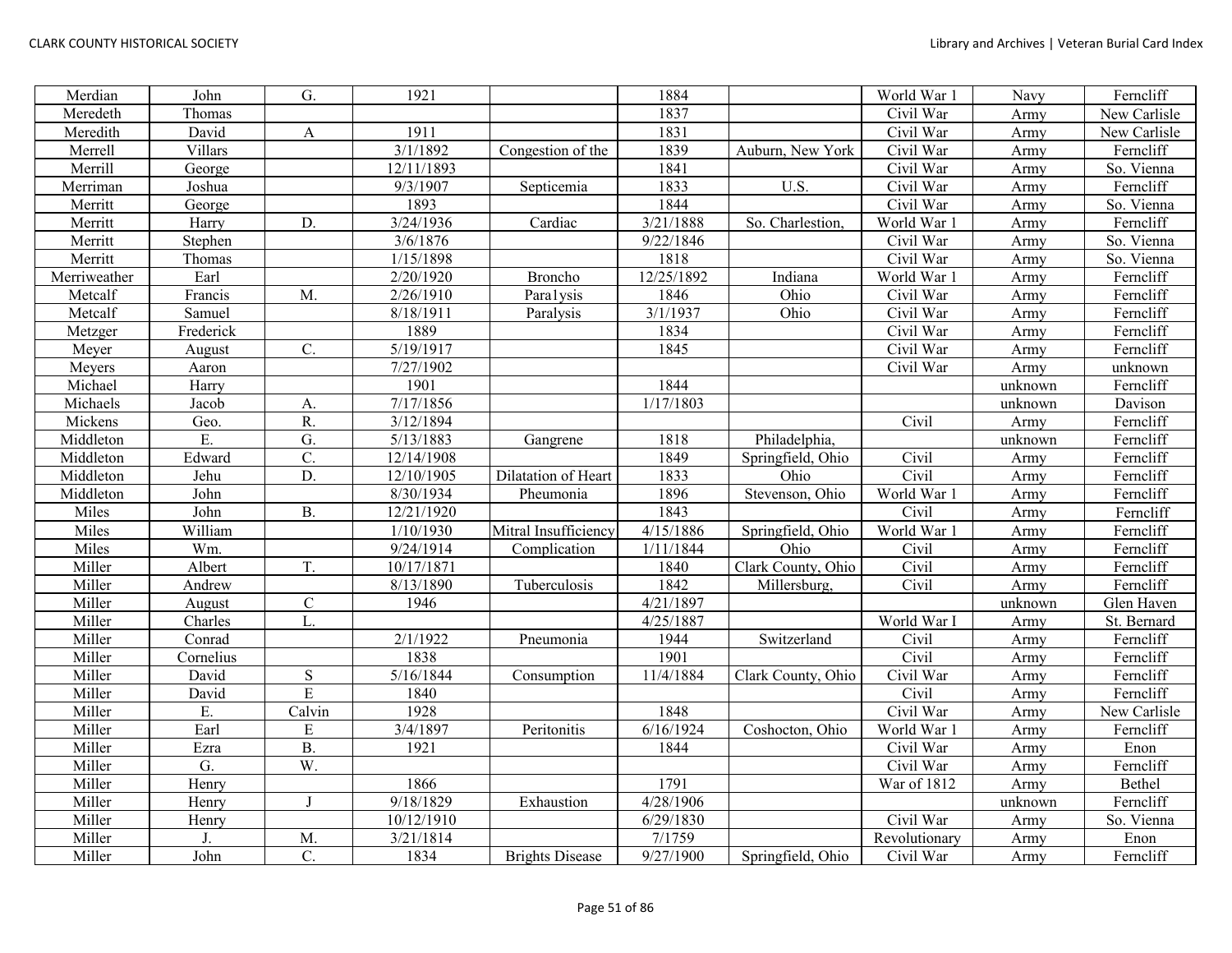| Merdian | John | G. | 1921 | | 1884 | | World War 1 | Navy | Ferncliff |
|---|---|---|---|---|---|---|---|---|---|
| Meredeth | Thomas | | | | 1837 | | Civil War | Army | New Carlisle |
| Meredith | David | A | 1911 | | 1831 | | Civil War | Army | New Carlisle |
| Merrell | Villars | | 3/1/1892 | Congestion of the | 1839 | Auburn, New York | Civil War | Army | Ferncliff |
| Merrill | George | | 12/11/1893 | | 1841 | | Civil War | Army | So. Vienna |
| Merriman | Joshua | | 9/3/1907 | Septicemia | 1833 | U.S. | Civil War | Army | Ferncliff |
| Merritt | George | | 1893 | | 1844 | | Civil War | Army | So. Vienna |
| Merritt | Harry | D. | 3/24/1936 | Cardiac | 3/21/1888 | So. Charlestion, | World War 1 | Army | Ferncliff |
| Merritt | Stephen | | 3/6/1876 | | 9/22/1846 | | Civil War | Army | So. Vienna |
| Merritt | Thomas | | 1/15/1898 | | 1818 | | Civil War | Army | So. Vienna |
| Merriweather | Earl | | 2/20/1920 | Broncho | 12/25/1892 | Indiana | World War 1 | Army | Ferncliff |
| Metcalf | Francis | M. | 2/26/1910 | Para1ysis | 1846 | Ohio | Civil War | Army | Ferncliff |
| Metcalf | Samuel | | 8/18/1911 | Paralysis | 3/1/1937 | Ohio | Civil War | Army | Ferncliff |
| Metzger | Frederick | | 1889 | | 1834 | | Civil War | Army | Ferncliff |
| Meyer | August | C. | 5/19/1917 | | 1845 | | Civil War | Army | Ferncliff |
| Meyers | Aaron | | 7/27/1902 | | | | Civil War | Army | unknown |
| Michael | Harry | | 1901 | | 1844 | | | unknown | Ferncliff |
| Michaels | Jacob | A. | 7/17/1856 | | 1/17/1803 | | | unknown | Davison |
| Mickens | Geo. | R. | 3/12/1894 | | | | Civil | Army | Ferncliff |
| Middleton | E. | G. | 5/13/1883 | Gangrene | 1818 | Philadelphia, | | unknown | Ferncliff |
| Middleton | Edward | C. | 12/14/1908 | | 1849 | Springfield, Ohio | Civil | Army | Ferncliff |
| Middleton | Jehu | D. | 12/10/1905 | Dilatation of Heart | 1833 | Ohio | Civil | Army | Ferncliff |
| Middleton | John | | 8/30/1934 | Pheumonia | 1896 | Stevenson, Ohio | World War 1 | Army | Ferncliff |
| Miles | John | B. | 12/21/1920 | | 1843 | | Civil | Army | Ferncliff |
| Miles | William | | 1/10/1930 | Mitral Insufficiency | 4/15/1886 | Springfield, Ohio | World War 1 | Army | Ferncliff |
| Miles | Wm. | | 9/24/1914 | Complication | 1/11/1844 | Ohio | Civil | Army | Ferncliff |
| Miller | Albert | T. | 10/17/1871 | | 1840 | Clark County, Ohio | Civil | Army | Ferncliff |
| Miller | Andrew | | 8/13/1890 | Tuberculosis | 1842 | Millersburg, | Civil | Army | Ferncliff |
| Miller | August | C | 1946 | | 4/21/1897 | | | unknown | Glen Haven |
| Miller | Charles | L. | | | 4/25/1887 | | World War I | Army | St. Bernard |
| Miller | Conrad | | 2/1/1922 | Pneumonia | 1944 | Switzerland | Civil | Army | Ferncliff |
| Miller | Cornelius | | 1838 | | 1901 | | Civil | Army | Ferncliff |
| Miller | David | S | 5/16/1844 | Consumption | 11/4/1884 | Clark County, Ohio | Civil War | Army | Ferncliff |
| Miller | David | E | 1840 | | | | Civil | Army | Ferncliff |
| Miller | E. | Calvin | 1928 | | 1848 | | Civil War | Army | New Carlisle |
| Miller | Earl | E | 3/4/1897 | Peritonitis | 6/16/1924 | Coshocton, Ohio | World War 1 | Army | Ferncliff |
| Miller | Ezra | B. | 1921 | | 1844 | | Civil War | Army | Enon |
| Miller | G. | W. | | | | | Civil War | Army | Ferncliff |
| Miller | Henry | | 1866 | | 1791 | | War of 1812 | Army | Bethel |
| Miller | Henry | J | 9/18/1829 | Exhaustion | 4/28/1906 | | | unknown | Ferncliff |
| Miller | Henry | | 10/12/1910 | | 6/29/1830 | | Civil War | Army | So. Vienna |
| Miller | J. | M. | 3/21/1814 | | 7/1759 | | Revolutionary | Army | Enon |
| Miller | John | C. | 1834 | Brights Disease | 9/27/1900 | Springfield, Ohio | Civil War | Army | Ferncliff |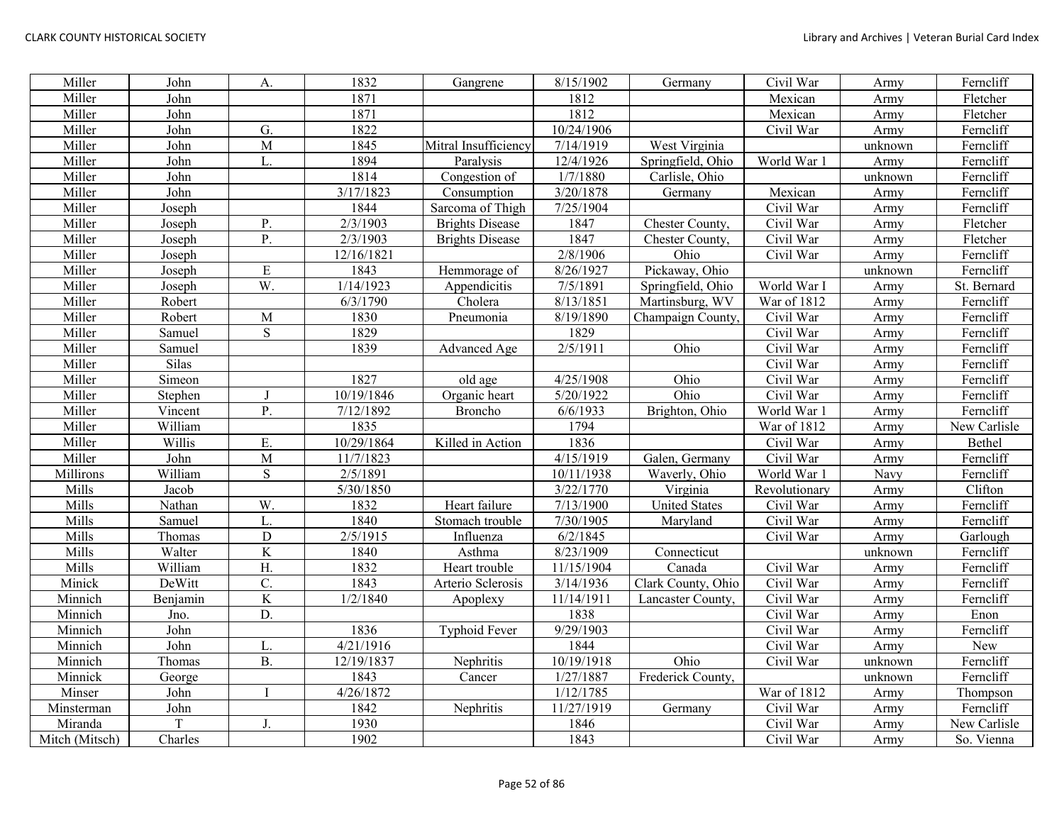| Miller | John | A. | 1832 | Gangrene | 8/15/1902 | Germany | Civil War | Army | Ferncliff |
|---|---|---|---|---|---|---|---|---|---|
| Miller | John | | 1871 | | 1812 | | Mexican | Army | Fletcher |
| Miller | John | | 1871 | | 1812 | | Mexican | Army | Fletcher |
| Miller | John | G. | 1822 | | 10/24/1906 | | Civil War | Army | Ferncliff |
| Miller | John | M | 1845 | Mitral Insufficiency | 7/14/1919 | West Virginia | | unknown | Ferncliff |
| Miller | John | L. | 1894 | Paralysis | 12/4/1926 | Springfield, Ohio | World War 1 | Army | Ferncliff |
| Miller | John | | 1814 | Congestion of | 1/7/1880 | Carlisle, Ohio | | unknown | Ferncliff |
| Miller | John | | 3/17/1823 | Consumption | 3/20/1878 | Germany | Mexican | Army | Ferncliff |
| Miller | Joseph | | 1844 | Sarcoma of Thigh | 7/25/1904 | | Civil War | Army | Ferncliff |
| Miller | Joseph | P. | 2/3/1903 | Brights Disease | 1847 | Chester County, | Civil War | Army | Fletcher |
| Miller | Joseph | P. | 2/3/1903 | Brights Disease | 1847 | Chester County, | Civil War | Army | Fletcher |
| Miller | Joseph | | 12/16/1821 | | 2/8/1906 | Ohio | Civil War | Army | Ferncliff |
| Miller | Joseph | E | 1843 | Hemmorage of | 8/26/1927 | Pickaway, Ohio | | unknown | Ferncliff |
| Miller | Joseph | W. | 1/14/1923 | Appendicitis | 7/5/1891 | Springfield, Ohio | World War I | Army | St. Bernard |
| Miller | Robert | | 6/3/1790 | Cholera | 8/13/1851 | Martinsburg, WV | War of 1812 | Army | Ferncliff |
| Miller | Robert | M | 1830 | Pneumonia | 8/19/1890 | Champaign County, | Civil War | Army | Ferncliff |
| Miller | Samuel | S | 1829 | | 1829 | | Civil War | Army | Ferncliff |
| Miller | Samuel | | 1839 | Advanced Age | 2/5/1911 | Ohio | Civil War | Army | Ferncliff |
| Miller | Silas | | | | | | Civil War | Army | Ferncliff |
| Miller | Simeon | | 1827 | old age | 4/25/1908 | Ohio | Civil War | Army | Ferncliff |
| Miller | Stephen | J | 10/19/1846 | Organic heart | 5/20/1922 | Ohio | Civil War | Army | Ferncliff |
| Miller | Vincent | P. | 7/12/1892 | Broncho | 6/6/1933 | Brighton, Ohio | World War 1 | Army | Ferncliff |
| Miller | William | | 1835 | | 1794 | | War of 1812 | Army | New Carlisle |
| Miller | Willis | E. | 10/29/1864 | Killed in Action | 1836 | | Civil War | Army | Bethel |
| Miller | John | M | 11/7/1823 | | 4/15/1919 | Galen, Germany | Civil War | Army | Ferncliff |
| Millirons | William | S | 2/5/1891 | | 10/11/1938 | Waverly, Ohio | World War 1 | Navy | Ferncliff |
| Mills | Jacob | | 5/30/1850 | | 3/22/1770 | Virginia | Revolutionary | Army | Clifton |
| Mills | Nathan | W. | 1832 | Heart failure | 7/13/1900 | United States | Civil War | Army | Ferncliff |
| Mills | Samuel | L. | 1840 | Stomach trouble | 7/30/1905 | Maryland | Civil War | Army | Ferncliff |
| Mills | Thomas | D | 2/5/1915 | Influenza | 6/2/1845 | | Civil War | Army | Garlough |
| Mills | Walter | K | 1840 | Asthma | 8/23/1909 | Connecticut | | unknown | Ferncliff |
| Mills | William | H. | 1832 | Heart trouble | 11/15/1904 | Canada | Civil War | Army | Ferncliff |
| Minick | DeWitt | C. | 1843 | Arterio Sclerosis | 3/14/1936 | Clark County, Ohio | Civil War | Army | Ferncliff |
| Minnich | Benjamin | K | 1/2/1840 | Apoplexy | 11/14/1911 | Lancaster County, | Civil War | Army | Ferncliff |
| Minnich | Jno. | D. | | | 1838 | | Civil War | Army | Enon |
| Minnich | John | | 1836 | Typhoid Fever | 9/29/1903 | | Civil War | Army | Ferncliff |
| Minnich | John | L. | 4/21/1916 | | 1844 | | Civil War | Army | New |
| Minnich | Thomas | B. | 12/19/1837 | Nephritis | 10/19/1918 | Ohio | Civil War | unknown | Ferncliff |
| Minnick | George | | 1843 | Cancer | 1/27/1887 | Frederick County, | | unknown | Ferncliff |
| Minser | John | I | 4/26/1872 | | 1/12/1785 | | War of 1812 | Army | Thompson |
| Minsterman | John | | 1842 | Nephritis | 11/27/1919 | Germany | Civil War | Army | Ferncliff |
| Miranda | T | J. | 1930 | | 1846 | | Civil War | Army | New Carlisle |
| Mitch (Mitsch) | Charles | | 1902 | | 1843 | | Civil War | Army | So. Vienna |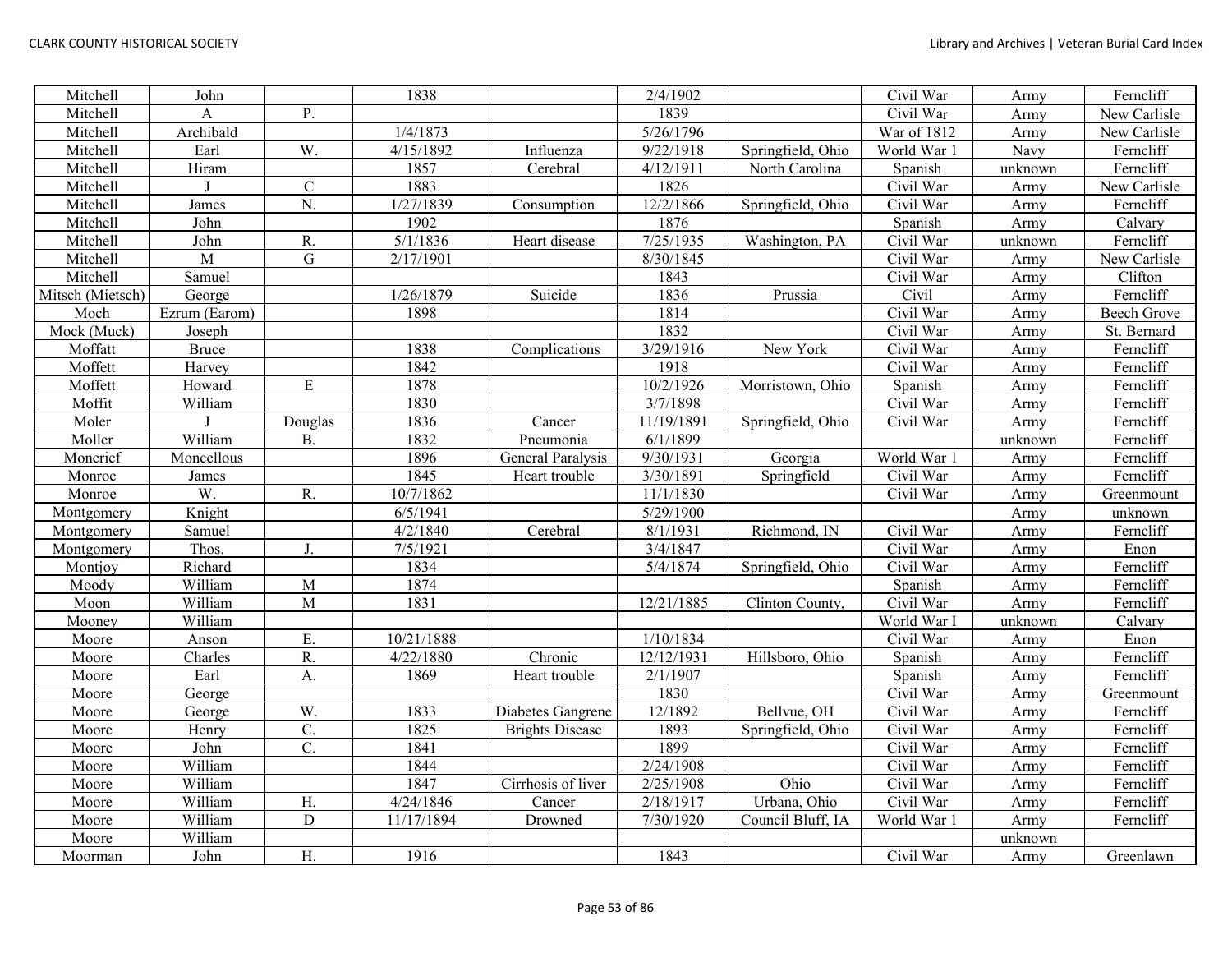| Mitchell | John | | 1838 | | 2/4/1902 | | Civil War | Army | Ferncliff |
|---|---|---|---|---|---|---|---|---|---|
| Mitchell | A | P. | | | 1839 | | Civil War | Army | New Carlisle |
| Mitchell | Archibald | | 1/4/1873 | | 5/26/1796 | | War of 1812 | Army | New Carlisle |
| Mitchell | Earl | W. | 4/15/1892 | Influenza | 9/22/1918 | Springfield, Ohio | World War 1 | Navy | Ferncliff |
| Mitchell | Hiram | | 1857 | Cerebral | 4/12/1911 | North Carolina | Spanish | unknown | Ferncliff |
| Mitchell | J | C | 1883 | | 1826 | | Civil War | Army | New Carlisle |
| Mitchell | James | N. | 1/27/1839 | Consumption | 12/2/1866 | Springfield, Ohio | Civil War | Army | Ferncliff |
| Mitchell | John | | 1902 | | 1876 | | Spanish | Army | Calvary |
| Mitchell | John | R. | 5/1/1836 | Heart disease | 7/25/1935 | Washington, PA | Civil War | unknown | Ferncliff |
| Mitchell | M | G | 2/17/1901 | | 8/30/1845 | | Civil War | Army | New Carlisle |
| Mitchell | Samuel | | | | 1843 | | Civil War | Army | Clifton |
| Mitsch (Mietsch) | George | | 1/26/1879 | Suicide | 1836 | Prussia | Civil | Army | Ferncliff |
| Moch | Ezrum (Earom) | | 1898 | | 1814 | | Civil War | Army | Beech Grove |
| Mock (Muck) | Joseph | | | | 1832 | | Civil War | Army | St. Bernard |
| Moffatt | Bruce | | 1838 | Complications | 3/29/1916 | New York | Civil War | Army | Ferncliff |
| Moffett | Harvey | | 1842 | | 1918 | | Civil War | Army | Ferncliff |
| Moffett | Howard | E | 1878 | | 10/2/1926 | Morristown, Ohio | Spanish | Army | Ferncliff |
| Moffit | William | | 1830 | | 3/7/1898 | | Civil War | Army | Ferncliff |
| Moler | J | Douglas | 1836 | Cancer | 11/19/1891 | Springfield, Ohio | Civil War | Army | Ferncliff |
| Moller | William | B. | 1832 | Pneumonia | 6/1/1899 | | | unknown | Ferncliff |
| Moncrief | Moncellous | | 1896 | General Paralysis | 9/30/1931 | Georgia | World War 1 | Army | Ferncliff |
| Monroe | James | | 1845 | Heart trouble | 3/30/1891 | Springfield | Civil War | Army | Ferncliff |
| Monroe | W. | R. | 10/7/1862 | | 11/1/1830 | | Civil War | Army | Greenmount |
| Montgomery | Knight | | 6/5/1941 | | 5/29/1900 | | | Army | unknown |
| Montgomery | Samuel | | 4/2/1840 | Cerebral | 8/1/1931 | Richmond, IN | Civil War | Army | Ferncliff |
| Montgomery | Thos. | J. | 7/5/1921 | | 3/4/1847 | | Civil War | Army | Enon |
| Montjoy | Richard | | 1834 | | 5/4/1874 | Springfield, Ohio | Civil War | Army | Ferncliff |
| Moody | William | M | 1874 | | | | Spanish | Army | Ferncliff |
| Moon | William | M | 1831 | | 12/21/1885 | Clinton County, | Civil War | Army | Ferncliff |
| Mooney | William | | | | | | World War I | unknown | Calvary |
| Moore | Anson | E. | 10/21/1888 | | 1/10/1834 | | Civil War | Army | Enon |
| Moore | Charles | R. | 4/22/1880 | Chronic | 12/12/1931 | Hillsboro, Ohio | Spanish | Army | Ferncliff |
| Moore | Earl | A. | 1869 | Heart trouble | 2/1/1907 | | Spanish | Army | Ferncliff |
| Moore | George | | | | 1830 | | Civil War | Army | Greenmount |
| Moore | George | W. | 1833 | Diabetes Gangrene | 12/1892 | Bellvue, OH | Civil War | Army | Ferncliff |
| Moore | Henry | C. | 1825 | Brights Disease | 1893 | Springfield, Ohio | Civil War | Army | Ferncliff |
| Moore | John | C. | 1841 | | 1899 | | Civil War | Army | Ferncliff |
| Moore | William | | 1844 | | 2/24/1908 | | Civil War | Army | Ferncliff |
| Moore | William | | 1847 | Cirrhosis of liver | 2/25/1908 | Ohio | Civil War | Army | Ferncliff |
| Moore | William | H. | 4/24/1846 | Cancer | 2/18/1917 | Urbana, Ohio | Civil War | Army | Ferncliff |
| Moore | William | D | 11/17/1894 | Drowned | 7/30/1920 | Council Bluff, IA | World War 1 | Army | Ferncliff |
| Moore | William | | | | | | | unknown | |
| Moorman | John | H. | 1916 | | 1843 | | Civil War | Army | Greenlawn |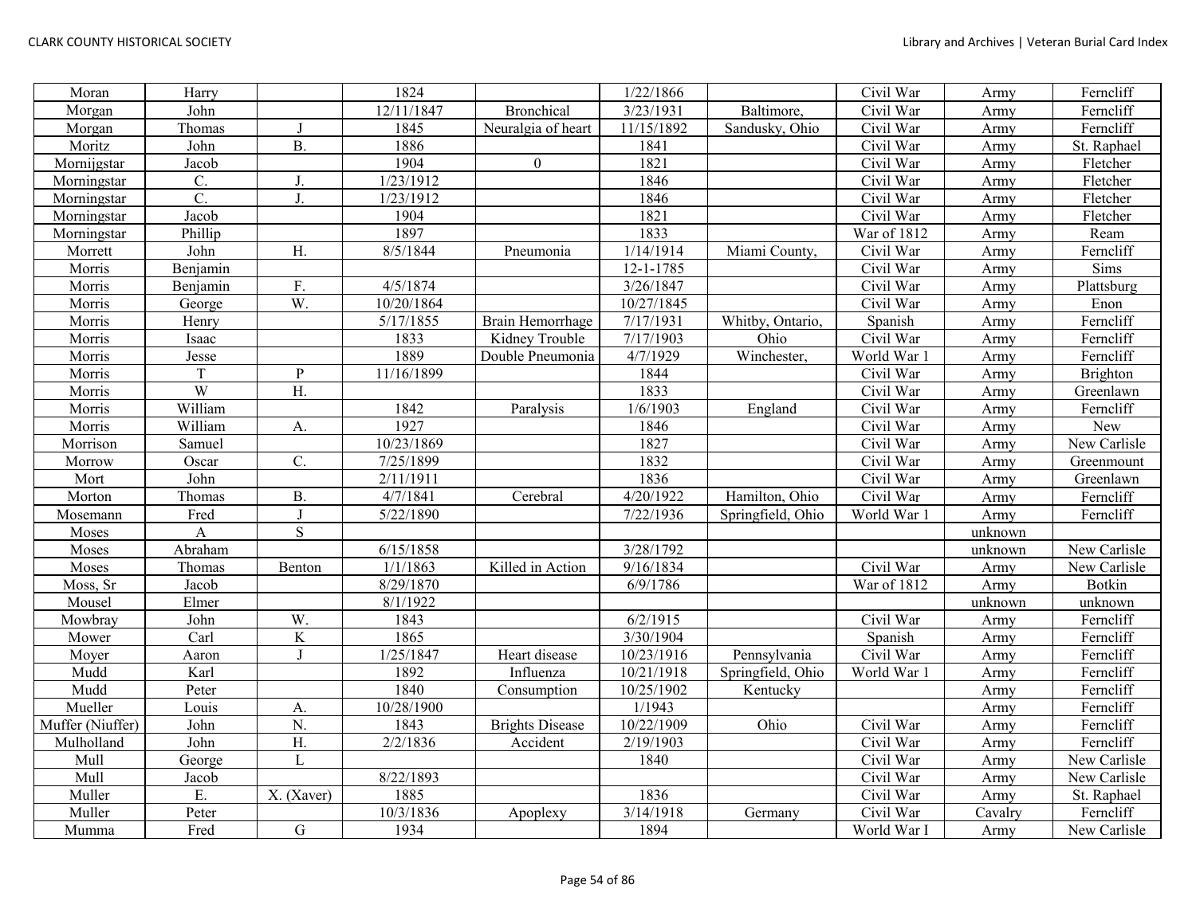| | | | | | | | | | |
|---|---|---|---|---|---|---|---|---|---|
| Moran | Harry | | 1824 | | 1/22/1866 | | Civil War | Army | Ferncliff |
| Morgan | John | | 12/11/1847 | Bronchical | 3/23/1931 | Baltimore, | Civil War | Army | Ferncliff |
| Morgan | Thomas | J | 1845 | Neuralgia of heart | 11/15/1892 | Sandusky, Ohio | Civil War | Army | Ferncliff |
| Moritz | John | B. | 1886 | | 1841 | | Civil War | Army | St. Raphael |
| Mornijgstar | Jacob | | 1904 | 0 | 1821 | | Civil War | Army | Fletcher |
| Morningstar | C. | J. | 1/23/1912 | | 1846 | | Civil War | Army | Fletcher |
| Morningstar | C. | J. | 1/23/1912 | | 1846 | | Civil War | Army | Fletcher |
| Morningstar | Jacob | | 1904 | | 1821 | | Civil War | Army | Fletcher |
| Morningstar | Phillip | | 1897 | | 1833 | | War of 1812 | Army | Ream |
| Morrett | John | H. | 8/5/1844 | Pneumonia | 1/14/1914 | Miami County, | Civil War | Army | Ferncliff |
| Morris | Benjamin | | | | 12-1-1785 | | Civil War | Army | Sims |
| Morris | Benjamin | F. | 4/5/1874 | | 3/26/1847 | | Civil War | Army | Plattsburg |
| Morris | George | W. | 10/20/1864 | | 10/27/1845 | | Civil War | Army | Enon |
| Morris | Henry | | 5/17/1855 | Brain Hemorrhage | 7/17/1931 | Whitby, Ontario, | Spanish | Army | Ferncliff |
| Morris | Isaac | | 1833 | Kidney Trouble | 7/17/1903 | Ohio | Civil War | Army | Ferncliff |
| Morris | Jesse | | 1889 | Double Pneumonia | 4/7/1929 | Winchester, | World War 1 | Army | Ferncliff |
| Morris | T | P | 11/16/1899 | | 1844 | | Civil War | Army | Brighton |
| Morris | W | H. | | | 1833 | | Civil War | Army | Greenlawn |
| Morris | William | | 1842 | Paralysis | 1/6/1903 | England | Civil War | Army | Ferncliff |
| Morris | William | A. | 1927 | | 1846 | | Civil War | Army | New |
| Morrison | Samuel | | 10/23/1869 | | 1827 | | Civil War | Army | New Carlisle |
| Morrow | Oscar | C. | 7/25/1899 | | 1832 | | Civil War | Army | Greenmount |
| Mort | John | | 2/11/1911 | | 1836 | | Civil War | Army | Greenlawn |
| Morton | Thomas | B. | 4/7/1841 | Cerebral | 4/20/1922 | Hamilton, Ohio | Civil War | Army | Ferncliff |
| Mosemann | Fred | J | 5/22/1890 | | 7/22/1936 | Springfield, Ohio | World War 1 | Army | Ferncliff |
| Moses | A | S | | | | | | unknown | |
| Moses | Abraham | | 6/15/1858 | | 3/28/1792 | | | unknown | New Carlisle |
| Moses | Thomas | Benton | 1/1/1863 | Killed in Action | 9/16/1834 | | Civil War | Army | New Carlisle |
| Moss, Sr | Jacob | | 8/29/1870 | | 6/9/1786 | | War of 1812 | Army | Botkin |
| Mousel | Elmer | | 8/1/1922 | | | | | unknown | unknown |
| Mowbray | John | W. | 1843 | | 6/2/1915 | | Civil War | Army | Ferncliff |
| Mower | Carl | K | 1865 | | 3/30/1904 | | Spanish | Army | Ferncliff |
| Moyer | Aaron | J | 1/25/1847 | Heart disease | 10/23/1916 | Pennsylvania | Civil War | Army | Ferncliff |
| Mudd | Karl | | 1892 | Influenza | 10/21/1918 | Springfield, Ohio | World War 1 | Army | Ferncliff |
| Mudd | Peter | | 1840 | Consumption | 10/25/1902 | Kentucky | | Army | Ferncliff |
| Mueller | Louis | A. | 10/28/1900 | | 1/1943 | | | Army | Ferncliff |
| Muffer (Niuffer) | John | N. | 1843 | Brights Disease | 10/22/1909 | Ohio | Civil War | Army | Ferncliff |
| Mulholland | John | H. | 2/2/1836 | Accident | 2/19/1903 | | Civil War | Army | Ferncliff |
| Mull | George | L | | | 1840 | | Civil War | Army | New Carlisle |
| Mull | Jacob | | 8/22/1893 | | | | Civil War | Army | New Carlisle |
| Muller | E. | X. (Xaver) | 1885 | | 1836 | | Civil War | Army | St. Raphael |
| Muller | Peter | | 10/3/1836 | Apoplexy | 3/14/1918 | Germany | Civil War | Cavalry | Ferncliff |
| Mumma | Fred | G | 1934 | | 1894 | | World War I | Army | New Carlisle |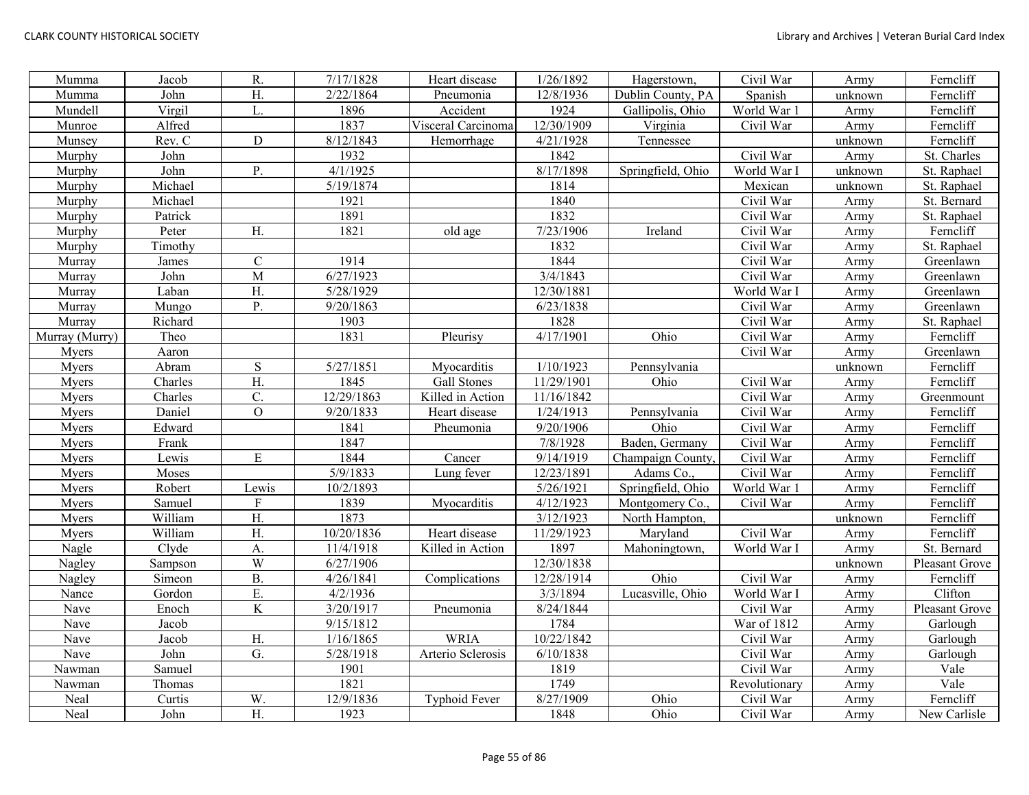| Mumma | Jacob | R. | 7/17/1828 | Heart disease | 1/26/1892 | Hagerstown, | Civil War | Army | Ferncliff |
|---|---|---|---|---|---|---|---|---|---|
| Mumma | John | H. | 2/22/1864 | Pneumonia | 12/8/1936 | Dublin County, PA | Spanish | unknown | Ferncliff |
| Mundell | Virgil | L. | 1896 | Accident | 1924 | Gallipolis, Ohio | World War 1 | Army | Ferncliff |
| Munroe | Alfred | | 1837 | Visceral Carcinoma | 12/30/1909 | Virginia | Civil War | Army | Ferncliff |
| Munsey | Rev. C | D | 8/12/1843 | Hemorrhage | 4/21/1928 | Tennessee | | unknown | Ferncliff |
| Murphy | John | | 1932 | | 1842 | | Civil War | Army | St. Charles |
| Murphy | John | P. | 4/1/1925 | | 8/17/1898 | Springfield, Ohio | World War I | unknown | St. Raphael |
| Murphy | Michael | | 5/19/1874 | | 1814 | | Mexican | unknown | St. Raphael |
| Murphy | Michael | | 1921 | | 1840 | | Civil War | Army | St. Bernard |
| Murphy | Patrick | | 1891 | | 1832 | | Civil War | Army | St. Raphael |
| Murphy | Peter | H. | 1821 | old age | 7/23/1906 | Ireland | Civil War | Army | Ferncliff |
| Murphy | Timothy | | | | 1832 | | Civil War | Army | St. Raphael |
| Murray | James | C | 1914 | | 1844 | | Civil War | Army | Greenlawn |
| Murray | John | M | 6/27/1923 | | 3/4/1843 | | Civil War | Army | Greenlawn |
| Murray | Laban | H. | 5/28/1929 | | 12/30/1881 | | World War I | Army | Greenlawn |
| Murray | Mungo | P. | 9/20/1863 | | 6/23/1838 | | Civil War | Army | Greenlawn |
| Murray | Richard | | 1903 | | 1828 | | Civil War | Army | St. Raphael |
| Murray (Murry) | Theo | | 1831 | Pleurisy | 4/17/1901 | Ohio | Civil War | Army | Ferncliff |
| Myers | Aaron | | | | | | Civil War | Army | Greenlawn |
| Myers | Abram | S | 5/27/1851 | Myocarditis | 1/10/1923 | Pennsylvania | | unknown | Ferncliff |
| Myers | Charles | H. | 1845 | Gall Stones | 11/29/1901 | Ohio | Civil War | Army | Ferncliff |
| Myers | Charles | C. | 12/29/1863 | Killed in Action | 11/16/1842 | | Civil War | Army | Greenmount |
| Myers | Daniel | O | 9/20/1833 | Heart disease | 1/24/1913 | Pennsylvania | Civil War | Army | Ferncliff |
| Myers | Edward | | 1841 | Pneumonia | 9/20/1906 | Ohio | Civil War | Army | Ferncliff |
| Myers | Frank | | 1847 | | 7/8/1928 | Baden, Germany | Civil War | Army | Ferncliff |
| Myers | Lewis | E | 1844 | Cancer | 9/14/1919 | Champaign County, | Civil War | Army | Ferncliff |
| Myers | Moses | | 5/9/1833 | Lung fever | 12/23/1891 | Adams Co., | Civil War | Army | Ferncliff |
| Myers | Robert | Lewis | 10/2/1893 | | 5/26/1921 | Springfield, Ohio | World War 1 | Army | Ferncliff |
| Myers | Samuel | F | 1839 | Myocarditis | 4/12/1923 | Montgomery Co., | Civil War | Army | Ferncliff |
| Myers | William | H. | 1873 | | 3/12/1923 | North Hampton, | | unknown | Ferncliff |
| Myers | William | H. | 10/20/1836 | Heart disease | 11/29/1923 | Maryland | Civil War | Army | Ferncliff |
| Nagle | Clyde | A. | 11/4/1918 | Killed in Action | 1897 | Mahoningtown, | World War I | Army | St. Bernard |
| Nagley | Sampson | W | 6/27/1906 | | 12/30/1838 | | | unknown | Pleasant Grove |
| Nagley | Simeon | B. | 4/26/1841 | Complications | 12/28/1914 | Ohio | Civil War | Army | Ferncliff |
| Nance | Gordon | E. | 4/2/1936 | | 3/3/1894 | Lucasville, Ohio | World War I | Army | Clifton |
| Nave | Enoch | K | 3/20/1917 | Pneumonia | 8/24/1844 | | Civil War | Army | Pleasant Grove |
| Nave | Jacob | | 9/15/1812 | | 1784 | | War of 1812 | Army | Garlough |
| Nave | Jacob | H. | 1/16/1865 | WRIA | 10/22/1842 | | Civil War | Army | Garlough |
| Nave | John | G. | 5/28/1918 | Arterio Sclerosis | 6/10/1838 | | Civil War | Army | Garlough |
| Nawman | Samuel | | 1901 | | 1819 | | Civil War | Army | Vale |
| Nawman | Thomas | | 1821 | | 1749 | | Revolutionary | Army | Vale |
| Neal | Curtis | W. | 12/9/1836 | Typhoid Fever | 8/27/1909 | Ohio | Civil War | Army | Ferncliff |
| Neal | John | H. | 1923 | | 1848 | Ohio | Civil War | Army | New Carlisle |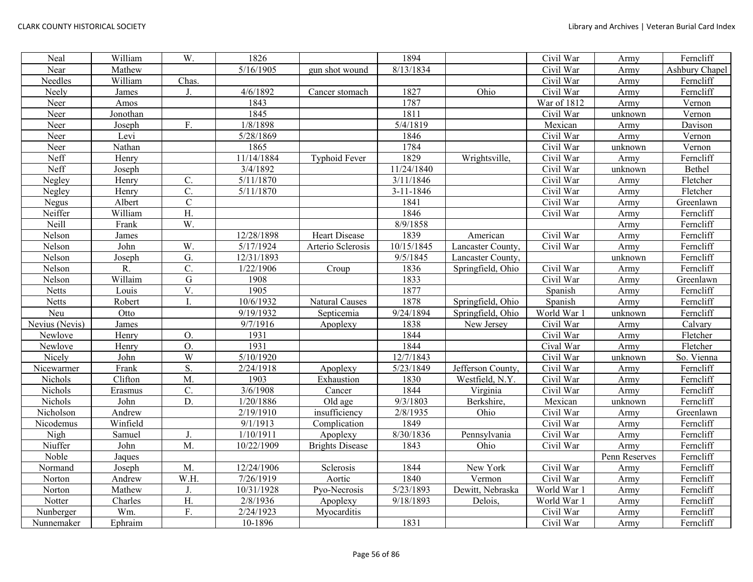| Neal | William | W. | 1826 | | 1894 | | Civil War | Army | Ferncliff |
|---|---|---|---|---|---|---|---|---|---|
| Near | Mathew | | 5/16/1905 | gun shot wound | 8/13/1834 | | Civil War | Army | Ashbury Chapel |
| Needles | William | Chas. | | | | | Civil War | Army | Ferncliff |
| Neely | James | J. | 4/6/1892 | Cancer stomach | 1827 | Ohio | Civil War | Army | Ferncliff |
| Neer | Amos | | 1843 | | 1787 | | War of 1812 | Army | Vernon |
| Neer | Jonothan | | 1845 | | 1811 | | Civil War | unknown | Vernon |
| Neer | Joseph | F. | 1/8/1898 | | 5/4/1819 | | Mexican | Army | Davison |
| Neer | Levi | | 5/28/1869 | | 1846 | | Civil War | Army | Vernon |
| Neer | Nathan | | 1865 | | 1784 | | Civil War | unknown | Vernon |
| Neff | Henry | | 11/14/1884 | Typhoid Fever | 1829 | Wrightsville, | Civil War | Army | Ferncliff |
| Neff | Joseph | | 3/4/1892 | | 11/24/1840 | | Civil War | unknown | Bethel |
| Negley | Henry | C. | 5/11/1870 | | 3/11/1846 | | Civil War | Army | Fletcher |
| Negley | Henry | C. | 5/11/1870 | | 3-11-1846 | | Civil War | Army | Fletcher |
| Negus | Albert | C | | | 1841 | | Civil War | Army | Greenlawn |
| Neiffer | William | H. | | | 1846 | | Civil War | Army | Ferncliff |
| Neill | Frank | W. | | | 8/9/1858 | | | Army | Ferncliff |
| Nelson | James | | 12/28/1898 | Heart Disease | 1839 | American | Civil War | Army | Ferncliff |
| Nelson | John | W. | 5/17/1924 | Arterio Sclerosis | 10/15/1845 | Lancaster County, | Civil War | Army | Ferncliff |
| Nelson | Joseph | G. | 12/31/1893 | | 9/5/1845 | Lancaster County, | | unknown | Ferncliff |
| Nelson | R. | C. | 1/22/1906 | Croup | 1836 | Springfield, Ohio | Civil War | Army | Ferncliff |
| Nelson | Willaim | G | 1908 | | 1833 | | Civil War | Army | Greenlawn |
| Netts | Louis | V. | 1905 | | 1877 | | Spanish | Army | Ferncliff |
| Netts | Robert | I. | 10/6/1932 | Natural Causes | 1878 | Springfield, Ohio | Spanish | Army | Ferncliff |
| Neu | Otto | | 9/19/1932 | Septicemia | 9/24/1894 | Springfield, Ohio | World War 1 | unknown | Ferncliff |
| Nevius (Nevis) | James | | 9/7/1916 | Apoplexy | 1838 | New Jersey | Civil War | Army | Calvary |
| Newlove | Henry | O. | 1931 | | 1844 | | Civil War | Army | Fletcher |
| Newlove | Henry | O. | 1931 | | 1844 | | Cival War | Army | Fletcher |
| Nicely | John | W | 5/10/1920 | | 12/7/1843 | | Civil War | unknown | So. Vienna |
| Nicewarmer | Frank | S. | 2/24/1918 | Apoplexy | 5/23/1849 | Jefferson County, | Civil War | Army | Ferncliff |
| Nichols | Clifton | M. | 1903 | Exhaustion | 1830 | Westfield, N.Y. | Civil War | Army | Ferncliff |
| Nichols | Erasmus | C. | 3/6/1908 | Cancer | 1844 | Virginia | Civil War | Army | Ferncliff |
| Nichols | John | D. | 1/20/1886 | Old age | 9/3/1803 | Berkshire, | Mexican | unknown | Ferncliff |
| Nicholson | Andrew | | 2/19/1910 | insufficiency | 2/8/1935 | Ohio | Civil War | Army | Greenlawn |
| Nicodemus | Winfield | | 9/1/1913 | Complication | 1849 | | Civil War | Army | Ferncliff |
| Nigh | Samuel | J. | 1/10/1911 | Apoplexy | 8/30/1836 | Pennsylvania | Civil War | Army | Ferncliff |
| Niuffer | John | M. | 10/22/1909 | Brights Disease | 1843 | Ohio | Civil War | Army | Ferncliff |
| Noble | Jaques | | | | | | | Penn Reserves | Ferncliff |
| Normand | Joseph | M. | 12/24/1906 | Sclerosis | 1844 | New York | Civil War | Army | Ferncliff |
| Norton | Andrew | W.H. | 7/26/1919 | Aortic | 1840 | Vermon | Civil War | Army | Ferncliff |
| Norton | Mathew | J. | 10/31/1928 | Pyo-Necrosis | 5/23/1893 | Dewitt, Nebraska | World War 1 | Army | Ferncliff |
| Notter | Charles | H. | 2/8/1936 | Apoplexy | 9/18/1893 | Delois, | World War 1 | Army | Ferncliff |
| Nunberger | Wm. | F. | 2/24/1923 | Myocarditis | | | Civil War | Army | Ferncliff |
| Nunnemaker | Ephraim | | 10-1896 | | 1831 | | Civil War | Army | Ferncliff |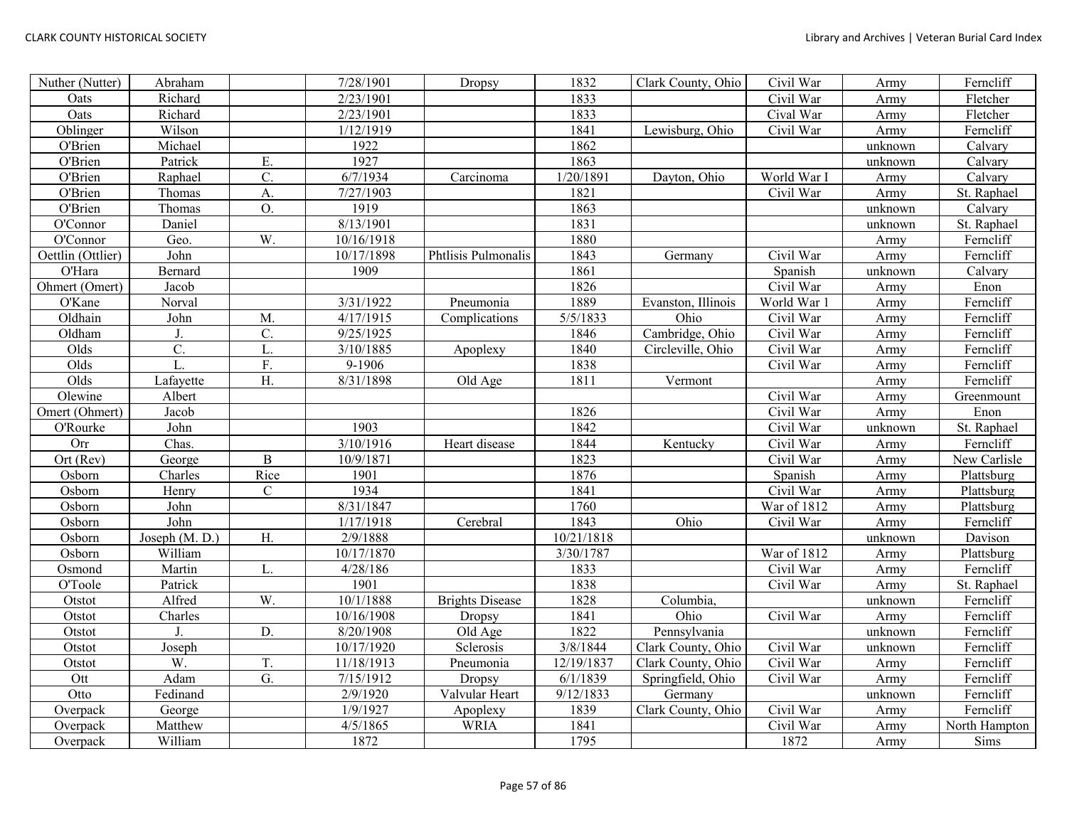| Nuther (Nutter) | Abraham | | 7/28/1901 | Dropsy | 1832 | Clark County, Ohio | Civil War | Army | Ferncliff |
|---|---|---|---|---|---|---|---|---|---|
| Oats | Richard | | 2/23/1901 | | 1833 | | Civil War | Army | Fletcher |
| Oats | Richard | | 2/23/1901 | | 1833 | | Cival War | Army | Fletcher |
| Oblinger | Wilson | | 1/12/1919 | | 1841 | Lewisburg, Ohio | Civil War | Army | Ferncliff |
| O'Brien | Michael | | 1922 | | 1862 | | | unknown | Calvary |
| O'Brien | Patrick | E. | 1927 | | 1863 | | | unknown | Calvary |
| O'Brien | Raphael | C. | 6/7/1934 | Carcinoma | 1/20/1891 | Dayton, Ohio | World War I | Army | Calvary |
| O'Brien | Thomas | A. | 7/27/1903 | | 1821 | | Civil War | Army | St. Raphael |
| O'Brien | Thomas | O. | 1919 | | 1863 | | | unknown | Calvary |
| O'Connor | Daniel | | 8/13/1901 | | 1831 | | | unknown | St. Raphael |
| O'Connor | Geo. | W. | 10/16/1918 | | 1880 | | | Army | Ferncliff |
| Oettlin (Ottlier) | John | | 10/17/1898 | Phtlisis Pulmonalis | 1843 | Germany | Civil War | Army | Ferncliff |
| O'Hara | Bernard | | 1909 | | 1861 | | Spanish | unknown | Calvary |
| Ohmert (Omert) | Jacob | | | | 1826 | | Civil War | Army | Enon |
| O'Kane | Norval | | 3/31/1922 | Pneumonia | 1889 | Evanston, Illinois | World War 1 | Army | Ferncliff |
| Oldhain | John | M. | 4/17/1915 | Complications | 5/5/1833 | Ohio | Civil War | Army | Ferncliff |
| Oldham | J. | C. | 9/25/1925 | | 1846 | Cambridge, Ohio | Civil War | Army | Ferncliff |
| Olds | C. | L. | 3/10/1885 | Apoplexy | 1840 | Circleville, Ohio | Civil War | Army | Ferncliff |
| Olds | L. | F. | 9-1906 | | 1838 | | Civil War | Army | Ferncliff |
| Olds | Lafayette | H. | 8/31/1898 | Old Age | 1811 | Vermont | | Army | Ferncliff |
| Olewine | Albert | | | | | | Civil War | Army | Greenmount |
| Omert (Ohmert) | Jacob | | | | 1826 | | Civil War | Army | Enon |
| O'Rourke | John | | 1903 | | 1842 | | Civil War | unknown | St. Raphael |
| Orr | Chas. | | 3/10/1916 | Heart disease | 1844 | Kentucky | Civil War | Army | Ferncliff |
| Ort (Rev) | George | B | 10/9/1871 | | 1823 | | Civil War | Army | New Carlisle |
| Osborn | Charles | Rice | 1901 | | 1876 | | Spanish | Army | Plattsburg |
| Osborn | Henry | C | 1934 | | 1841 | | Civil War | Army | Plattsburg |
| Osborn | John | | 8/31/1847 | | 1760 | | War of 1812 | Army | Plattsburg |
| Osborn | John | | 1/17/1918 | Cerebral | 1843 | Ohio | Civil War | Army | Ferncliff |
| Osborn | Joseph (M. D.) | H. | 2/9/1888 | | 10/21/1818 | | | unknown | Davison |
| Osborn | William | | 10/17/1870 | | 3/30/1787 | | War of 1812 | Army | Plattsburg |
| Osmond | Martin | L. | 4/28/186 | | 1833 | | Civil War | Army | Ferncliff |
| O'Toole | Patrick | | 1901 | | 1838 | | Civil War | Army | St. Raphael |
| Otstot | Alfred | W. | 10/1/1888 | Brights Disease | 1828 | Columbia, | | unknown | Ferncliff |
| Otstot | Charles | | 10/16/1908 | Dropsy | 1841 | Ohio | Civil War | Army | Ferncliff |
| Otstot | J. | D. | 8/20/1908 | Old Age | 1822 | Pennsylvania | | unknown | Ferncliff |
| Otstot | Joseph | | 10/17/1920 | Sclerosis | 3/8/1844 | Clark County, Ohio | Civil War | unknown | Ferncliff |
| Otstot | W. | T. | 11/18/1913 | Pneumonia | 12/19/1837 | Clark County, Ohio | Civil War | Army | Ferncliff |
| Ott | Adam | G. | 7/15/1912 | Dropsy | 6/1/1839 | Springfield, Ohio | Civil War | Army | Ferncliff |
| Otto | Fedinand | | 2/9/1920 | Valvular Heart | 9/12/1833 | Germany | | unknown | Ferncliff |
| Overpack | George | | 1/9/1927 | Apoplexy | 1839 | Clark County, Ohio | Civil War | Army | Ferncliff |
| Overpack | Matthew | | 4/5/1865 | WRIA | 1841 | | Civil War | Army | North Hampton |
| Overpack | William | | 1872 | | 1795 | | 1872 | Army | Sims |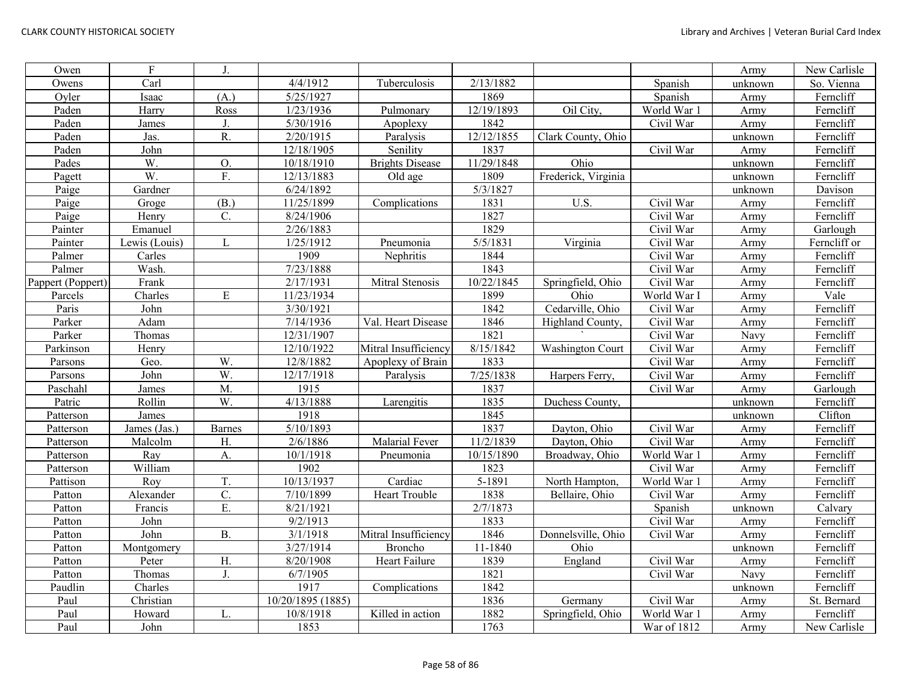| Owen | F | J. | | | | | | Army | New Carlisle |
|---|---|---|---|---|---|---|---|---|---|
| Owens | Carl | | 4/4/1912 | Tuberculosis | 2/13/1882 | | Spanish | unknown | So. Vienna |
| Oyler | Isaac | (A.) | 5/25/1927 | | 1869 | | Spanish | Army | Ferncliff |
| Paden | Harry | Ross | 1/23/1936 | Pulmonary | 12/19/1893 | Oil City, | World War 1 | Army | Ferncliff |
| Paden | James | J. | 5/30/1916 | Apoplexy | 1842 | | Civil War | Army | Ferncliff |
| Paden | Jas. | R. | 2/20/1915 | Paralysis | 12/12/1855 | Clark County, Ohio | | unknown | Ferncliff |
| Paden | John | | 12/18/1905 | Senility | 1837 | | Civil War | Army | Ferncliff |
| Pades | W. | O. | 10/18/1910 | Brights Disease | 11/29/1848 | Ohio | | unknown | Ferncliff |
| Pagett | W. | F. | 12/13/1883 | Old age | 1809 | Frederick, Virginia | | unknown | Ferncliff |
| Paige | Gardner | | 6/24/1892 | | 5/3/1827 | | | unknown | Davison |
| Paige | Groge | (B.) | 11/25/1899 | Complications | 1831 | U.S. | Civil War | Army | Ferncliff |
| Paige | Henry | C. | 8/24/1906 | | 1827 | | Civil War | Army | Ferncliff |
| Painter | Emanuel | | 2/26/1883 | | 1829 | | Civil War | Army | Garlough |
| Painter | Lewis (Louis) | L | 1/25/1912 | Pneumonia | 5/5/1831 | Virginia | Civil War | Army | Ferncliff or |
| Palmer | Carles | | 1909 | Nephritis | 1844 | | Civil War | Army | Ferncliff |
| Palmer | Wash. | | 7/23/1888 | | 1843 | | Civil War | Army | Ferncliff |
| Pappert (Poppert) | Frank | | 2/17/1931 | Mitral Stenosis | 10/22/1845 | Springfield, Ohio | Civil War | Army | Ferncliff |
| Parcels | Charles | E | 11/23/1934 | | 1899 | Ohio | World War I | Army | Vale |
| Paris | John | | 3/30/1921 | | 1842 | Cedarville, Ohio | Civil War | Army | Ferncliff |
| Parker | Adam | | 7/14/1936 | Val. Heart Disease | 1846 | Highland County, | Civil War | Army | Ferncliff |
| Parker | Thomas | | 12/31/1907 | | 1821 | ` | Civil War | Navy | Ferncliff |
| Parkinson | Henry | | 12/10/1922 | Mitral Insufficiency | 8/15/1842 | Washington Court | Civil War | Army | Ferncliff |
| Parsons | Geo. | W. | 12/8/1882 | Apoplexy of Brain | 1833 | | Civil War | Army | Ferncliff |
| Parsons | John | W. | 12/17/1918 | Paralysis | 7/25/1838 | Harpers Ferry, | Civil War | Army | Ferncliff |
| Paschahl | James | M. | 1915 | | 1837 | | Civil War | Army | Garlough |
| Patric | Rollin | W. | 4/13/1888 | Larengitis | 1835 | Duchess County, | | unknown | Ferncliff |
| Patterson | James | | 1918 | | 1845 | | | unknown | Clifton |
| Patterson | James (Jas.) | Barnes | 5/10/1893 | | 1837 | Dayton, Ohio | Civil War | Army | Ferncliff |
| Patterson | Malcolm | H. | 2/6/1886 | Malarial Fever | 11/2/1839 | Dayton, Ohio | Civil War | Army | Ferncliff |
| Patterson | Ray | A. | 10/1/1918 | Pneumonia | 10/15/1890 | Broadway, Ohio | World War 1 | Army | Ferncliff |
| Patterson | William | | 1902 | | 1823 | | Civil War | Army | Ferncliff |
| Pattison | Roy | T. | 10/13/1937 | Cardiac | 5-1891 | North Hampton, | World War 1 | Army | Ferncliff |
| Patton | Alexander | C. | 7/10/1899 | Heart Trouble | 1838 | Bellaire, Ohio | Civil War | Army | Ferncliff |
| Patton | Francis | E. | 8/21/1921 | | 2/7/1873 | | Spanish | unknown | Calvary |
| Patton | John | | 9/2/1913 | | 1833 | | Civil War | Army | Ferncliff |
| Patton | John | B. | 3/1/1918 | Mitral Insufficiency | 1846 | Donnelsville, Ohio | Civil War | Army | Ferncliff |
| Patton | Montgomery | | 3/27/1914 | Broncho | 11-1840 | Ohio | | unknown | Ferncliff |
| Patton | Peter | H. | 8/20/1908 | Heart Failure | 1839 | England | Civil War | Army | Ferncliff |
| Patton | Thomas | J. | 6/7/1905 | | 1821 | | Civil War | Navy | Ferncliff |
| Paudlin | Charles | | 1917 | Complications | 1842 | | | unknown | Ferncliff |
| Paul | Christian | | 10/20/1895 (1885) | | 1836 | Germany | Civil War | Army | St. Bernard |
| Paul | Howard | L. | 10/8/1918 | Killed in action | 1882 | Springfield, Ohio | World War 1 | Army | Ferncliff |
| Paul | John | | 1853 | | 1763 | | War of 1812 | Army | New Carlisle |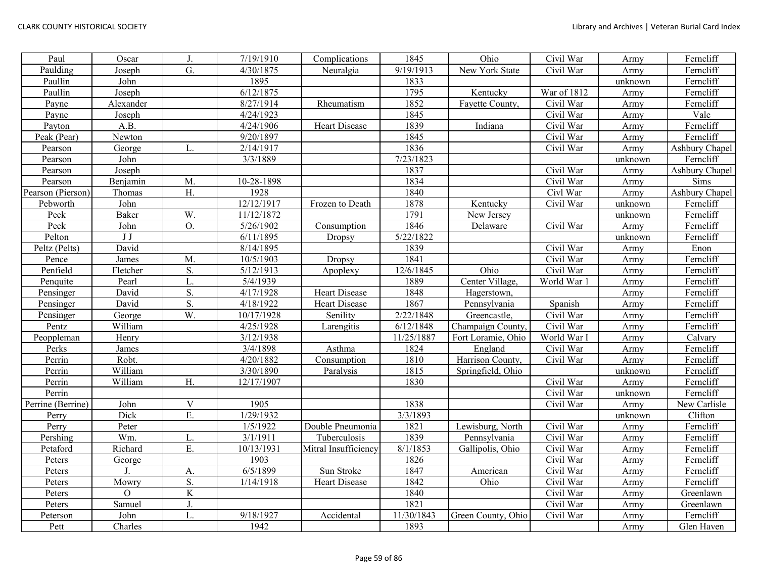| Paul | Oscar | J. | 7/19/1910 | Complications | 1845 | Ohio | Civil War | Army | Ferncliff |
|---|---|---|---|---|---|---|---|---|---|
| Paulding | Joseph | G. | 4/30/1875 | Neuralgia | 9/19/1913 | New York State | Civil War | Army | Ferncliff |
| Paullin | John | | 1895 | | 1833 | | | unknown | Ferncliff |
| Paullin | Joseph | | 6/12/1875 | | 1795 | Kentucky | War of 1812 | Army | Ferncliff |
| Payne | Alexander | | 8/27/1914 | Rheumatism | 1852 | Fayette County, | Civil War | Army | Ferncliff |
| Payne | Joseph | | 4/24/1923 | | 1845 | | Civil War | Army | Vale |
| Payton | A.B. | | 4/24/1906 | Heart Disease | 1839 | Indiana | Civil War | Army | Ferncliff |
| Peak (Pear) | Newton | | 9/20/1897 | | 1845 | | Civil War | Army | Ferncliff |
| Pearson | George | L. | 2/14/1917 | | 1836 | | Civil War | Army | Ashbury Chapel |
| Pearson | John | | 3/3/1889 | | 7/23/1823 | | | unknown | Ferncliff |
| Pearson | Joseph | | | | 1837 | | Civil War | Army | Ashbury Chapel |
| Pearson | Benjamin | M. | 10-28-1898 | | 1834 | | Civil War | Army | Sims |
| Pearson (Pierson) | Thomas | H. | 1928 | | 1840 | | Civl War | Army | Ashbury Chapel |
| Pebworth | John | | 12/12/1917 | Frozen to Death | 1878 | Kentucky | Civil War | unknown | Ferncliff |
| Peck | Baker | W. | 11/12/1872 | | 1791 | New Jersey | | unknown | Ferncliff |
| Peck | John | O. | 5/26/1902 | Consumption | 1846 | Delaware | Civil War | Army | Ferncliff |
| Pelton | J J | | 6/11/1895 | Dropsy | 5/22/1822 | | | unknown | Ferncliff |
| Peltz (Pelts) | David | | 8/14/1895 | | 1839 | | Civil War | Army | Enon |
| Pence | James | M. | 10/5/1903 | Dropsy | 1841 | | Civil War | Army | Ferncliff |
| Penfield | Fletcher | S. | 5/12/1913 | Apoplexy | 12/6/1845 | Ohio | Civil War | Army | Ferncliff |
| Penquite | Pearl | L. | 5/4/1939 | | 1889 | Center Village, | World War 1 | Army | Ferncliff |
| Pensinger | David | S. | 4/17/1928 | Heart Disease | 1848 | Hagerstown, | | Army | Ferncliff |
| Pensinger | David | S. | 4/18/1922 | Heart Disease | 1867 | Pennsylvania | Spanish | Army | Ferncliff |
| Pensinger | George | W. | 10/17/1928 | Senility | 2/22/1848 | Greencastle, | Civil War | Army | Ferncliff |
| Pentz | William | | 4/25/1928 | Larengitis | 6/12/1848 | Champaign County, | Civil War | Army | Ferncliff |
| Peoppleman | Henry | | 3/12/1938 | | 11/25/1887 | Fort Loramie, Ohio | World War I | Army | Calvary |
| Perks | James | | 3/4/1898 | Asthma | 1824 | England | Civil War | Army | Ferncliff |
| Perrin | Robt. | | 4/20/1882 | Consumption | 1810 | Harrison County, | Civil War | Army | Ferncliff |
| Perrin | William | | 3/30/1890 | Paralysis | 1815 | Springfield, Ohio | | unknown | Ferncliff |
| Perrin | William | H. | 12/17/1907 | | 1830 | | Civil War | Army | Ferncliff |
| Perrin | | | | | | | Civil War | unknown | Ferncliff |
| Perrine (Berrine) | John | V | 1905 | | 1838 | | Civil War | Army | New Carlisle |
| Perry | Dick | E. | 1/29/1932 | | 3/3/1893 | | | unknown | Clifton |
| Perry | Peter | | 1/5/1922 | Double Pneumonia | 1821 | Lewisburg, North | Civil War | Army | Ferncliff |
| Pershing | Wm. | L. | 3/1/1911 | Tuberculosis | 1839 | Pennsylvania | Civil War | Army | Ferncliff |
| Petaford | Richard | E. | 10/13/1931 | Mitral Insufficiency | 8/1/1853 | Gallipolis, Ohio | Civil War | Army | Ferncliff |
| Peters | George | | 1903 | | 1826 | | Civil War | Army | Ferncliff |
| Peters | J. | A. | 6/5/1899 | Sun Stroke | 1847 | American | Civil War | Army | Ferncliff |
| Peters | Mowry | S. | 1/14/1918 | Heart Disease | 1842 | Ohio | Civil War | Army | Ferncliff |
| Peters | O | K | | | 1840 | | Civil War | Army | Greenlawn |
| Peters | Samuel | J. | | | 1821 | | Civil War | Army | Greenlawn |
| Peterson | John | L. | 9/18/1927 | Accidental | 11/30/1843 | Green County, Ohio | Civil War | Army | Ferncliff |
| Pett | Charles | | 1942 | | 1893 | | | Army | Glen Haven |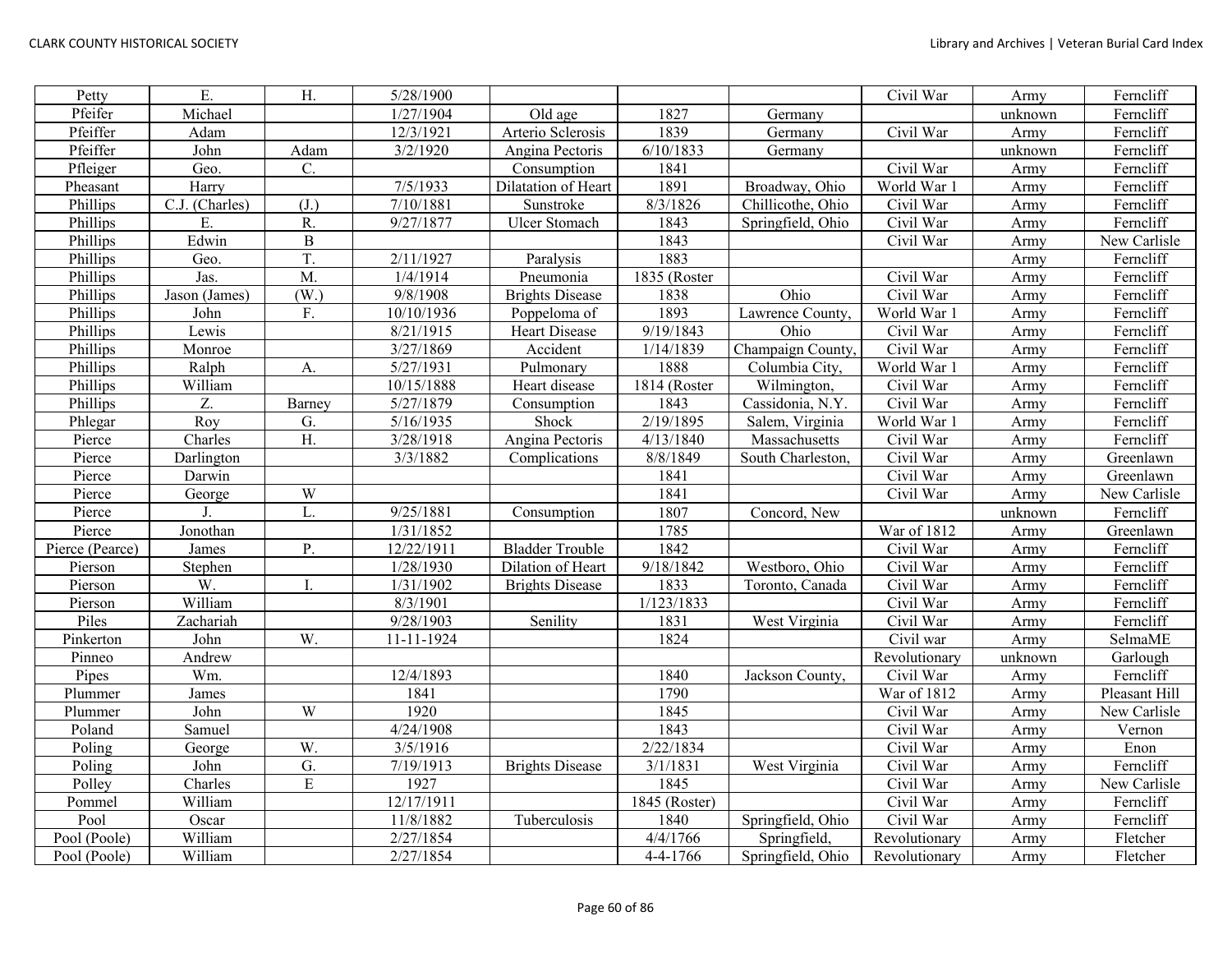| Petty | E. | H. | 5/28/1900 | | | | Civil War | Army | Ferncliff |
|---|---|---|---|---|---|---|---|---|---|
| Pfeifer | Michael | | 1/27/1904 | Old age | 1827 | Germany | | unknown | Ferncliff |
| Pfeiffer | Adam | | 12/3/1921 | Arterio Sclerosis | 1839 | Germany | Civil War | Army | Ferncliff |
| Pfeiffer | John | Adam | 3/2/1920 | Angina Pectoris | 6/10/1833 | Germany | | unknown | Ferncliff |
| Pfleiger | Geo. | C. | | Consumption | 1841 | | Civil War | Army | Ferncliff |
| Pheasant | Harry | | 7/5/1933 | Dilatation of Heart | 1891 | Broadway, Ohio | World War 1 | Army | Ferncliff |
| Phillips | C.J. (Charles) | (J.) | 7/10/1881 | Sunstroke | 8/3/1826 | Chillicothe, Ohio | Civil War | Army | Ferncliff |
| Phillips | E. | R. | 9/27/1877 | Ulcer Stomach | 1843 | Springfield, Ohio | Civil War | Army | Ferncliff |
| Phillips | Edwin | B | | | 1843 | | Civil War | Army | New Carlisle |
| Phillips | Geo. | T. | 2/11/1927 | Paralysis | 1883 | | | Army | Ferncliff |
| Phillips | Jas. | M. | 1/4/1914 | Pneumonia | 1835 (Roster | | Civil War | Army | Ferncliff |
| Phillips | Jason (James) | (W.) | 9/8/1908 | Brights Disease | 1838 | Ohio | Civil War | Army | Ferncliff |
| Phillips | John | F. | 10/10/1936 | Poppeloma of | 1893 | Lawrence County, | World War 1 | Army | Ferncliff |
| Phillips | Lewis | | 8/21/1915 | Heart Disease | 9/19/1843 | Ohio | Civil War | Army | Ferncliff |
| Phillips | Monroe | | 3/27/1869 | Accident | 1/14/1839 | Champaign County, | Civil War | Army | Ferncliff |
| Phillips | Ralph | A. | 5/27/1931 | Pulmonary | 1888 | Columbia City, | World War 1 | Army | Ferncliff |
| Phillips | William | | 10/15/1888 | Heart disease | 1814 (Roster | Wilmington, | Civil War | Army | Ferncliff |
| Phillips | Z. | Barney | 5/27/1879 | Consumption | 1843 | Cassidonia, N.Y. | Civil War | Army | Ferncliff |
| Phlegar | Roy | G. | 5/16/1935 | Shock | 2/19/1895 | Salem, Virginia | World War 1 | Army | Ferncliff |
| Pierce | Charles | H. | 3/28/1918 | Angina Pectoris | 4/13/1840 | Massachusetts | Civil War | Army | Ferncliff |
| Pierce | Darlington | | 3/3/1882 | Complications | 8/8/1849 | South Charleston, | Civil War | Army | Greenlawn |
| Pierce | Darwin | | | | 1841 | | Civil War | Army | Greenlawn |
| Pierce | George | W | | | 1841 | | Civil War | Army | New Carlisle |
| Pierce | J. | L. | 9/25/1881 | Consumption | 1807 | Concord, New | | unknown | Ferncliff |
| Pierce | Jonothan | | 1/31/1852 | | 1785 | | War of 1812 | Army | Greenlawn |
| Pierce (Pearce) | James | P. | 12/22/1911 | Bladder Trouble | 1842 | | Civil War | Army | Ferncliff |
| Pierson | Stephen | | 1/28/1930 | Dilation of Heart | 9/18/1842 | Westboro, Ohio | Civil War | Army | Ferncliff |
| Pierson | W. | I. | 1/31/1902 | Brights Disease | 1833 | Toronto, Canada | Civil War | Army | Ferncliff |
| Pierson | William | | 8/3/1901 | | 1/123/1833 | | Civil War | Army | Ferncliff |
| Piles | Zachariah | | 9/28/1903 | Senility | 1831 | West Virginia | Civil War | Army | Ferncliff |
| Pinkerton | John | W. | 11-11-1924 | | 1824 | | Civil war | Army | SelmaME |
| Pinneo | Andrew | | | | | | Revolutionary | unknown | Garlough |
| Pipes | Wm. | | 12/4/1893 | | 1840 | Jackson County, | Civil War | Army | Ferncliff |
| Plummer | James | | 1841 | | 1790 | | War of 1812 | Army | Pleasant Hill |
| Plummer | John | W | 1920 | | 1845 | | Civil War | Army | New Carlisle |
| Poland | Samuel | | 4/24/1908 | | 1843 | | Civil War | Army | Vernon |
| Poling | George | W. | 3/5/1916 | | 2/22/1834 | | Civil War | Army | Enon |
| Poling | John | G. | 7/19/1913 | Brights Disease | 3/1/1831 | West Virginia | Civil War | Army | Ferncliff |
| Polley | Charles | E | 1927 | | 1845 | | Civil War | Army | New Carlisle |
| Pommel | William | | 12/17/1911 | | 1845 (Roster) | | Civil War | Army | Ferncliff |
| Pool | Oscar | | 11/8/1882 | Tuberculosis | 1840 | Springfield, Ohio | Civil War | Army | Ferncliff |
| Pool (Poole) | William | | 2/27/1854 | | 4/4/1766 | Springfield, | Revolutionary | Army | Fletcher |
| Pool (Poole) | William | | 2/27/1854 | | 4-4-1766 | Springfield, Ohio | Revolutionary | Army | Fletcher |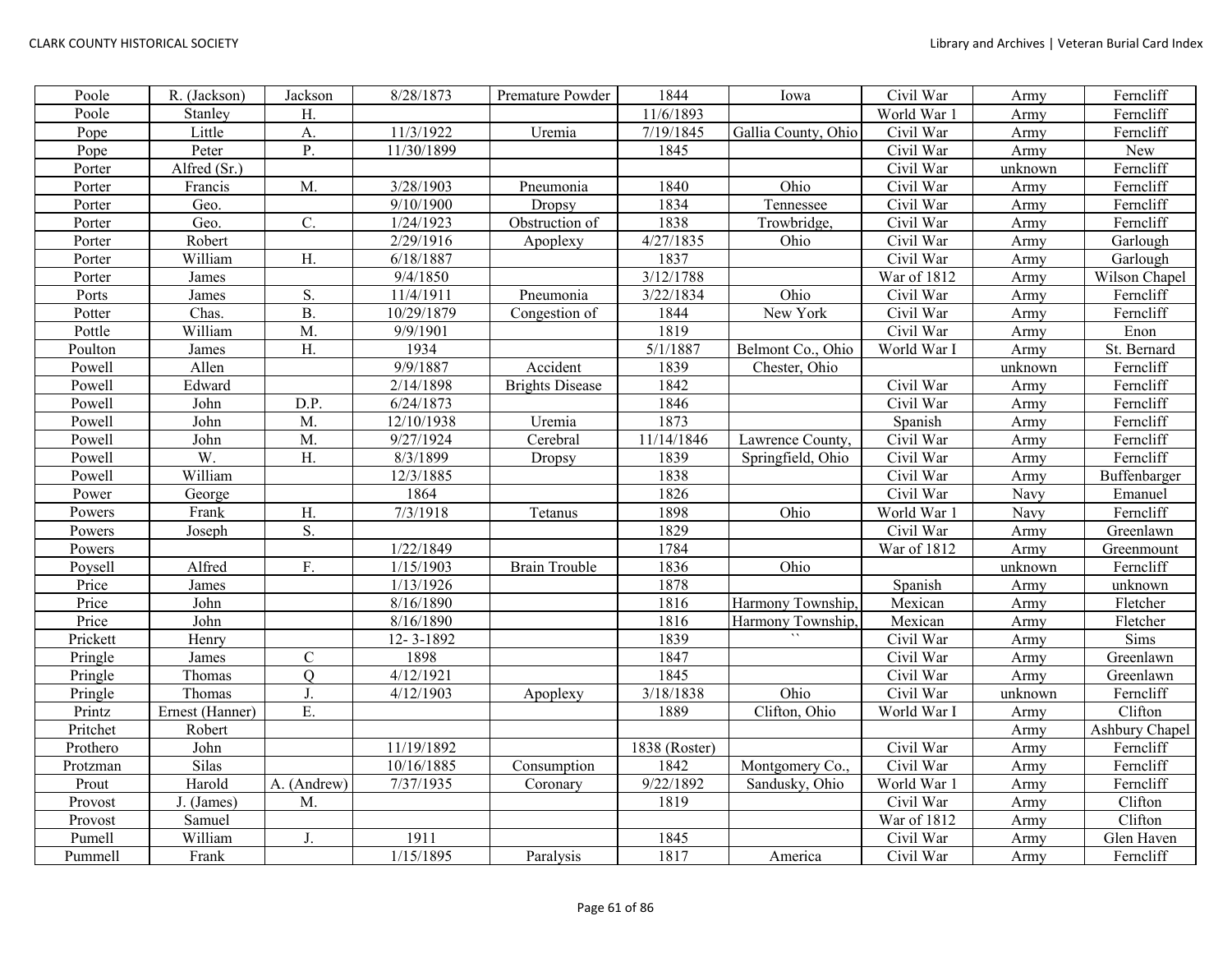| Poole | R. (Jackson) | Jackson | 8/28/1873 | Premature Powder | 1844 | Iowa | Civil War | Army | Ferncliff |
|---|---|---|---|---|---|---|---|---|---|
| Poole | Stanley | H. | | | 11/6/1893 | | World War 1 | Army | Ferncliff |
| Pope | Little | A. | 11/3/1922 | Uremia | 7/19/1845 | Gallia County, Ohio | Civil War | Army | Ferncliff |
| Pope | Peter | P. | 11/30/1899 | | 1845 | | Civil War | Army | New |
| Porter | Alfred (Sr.) | | | | | | Civil War | unknown | Ferncliff |
| Porter | Francis | M. | 3/28/1903 | Pneumonia | 1840 | Ohio | Civil War | Army | Ferncliff |
| Porter | Geo. | | 9/10/1900 | Dropsy | 1834 | Tennessee | Civil War | Army | Ferncliff |
| Porter | Geo. | C. | 1/24/1923 | Obstruction of | 1838 | Trowbridge, | Civil War | Army | Ferncliff |
| Porter | Robert | | 2/29/1916 | Apoplexy | 4/27/1835 | Ohio | Civil War | Army | Garlough |
| Porter | William | H. | 6/18/1887 | | 1837 | | Civil War | Army | Garlough |
| Porter | James | | 9/4/1850 | | 3/12/1788 | | War of 1812 | Army | Wilson Chapel |
| Ports | James | S. | 11/4/1911 | Pneumonia | 3/22/1834 | Ohio | Civil War | Army | Ferncliff |
| Potter | Chas. | B. | 10/29/1879 | Congestion of | 1844 | New York | Civil War | Army | Ferncliff |
| Pottle | William | M. | 9/9/1901 | | 1819 | | Civil War | Army | Enon |
| Poulton | James | H. | 1934 | | 5/1/1887 | Belmont Co., Ohio | World War I | Army | St. Bernard |
| Powell | Allen | | 9/9/1887 | Accident | 1839 | Chester, Ohio | | unknown | Ferncliff |
| Powell | Edward | | 2/14/1898 | Brights Disease | 1842 | | Civil War | Army | Ferncliff |
| Powell | John | D.P. | 6/24/1873 | | 1846 | | Civil War | Army | Ferncliff |
| Powell | John | M. | 12/10/1938 | Uremia | 1873 | | Spanish | Army | Ferncliff |
| Powell | John | M. | 9/27/1924 | Cerebral | 11/14/1846 | Lawrence County, | Civil War | Army | Ferncliff |
| Powell | W. | H. | 8/3/1899 | Dropsy | 1839 | Springfield, Ohio | Civil War | Army | Ferncliff |
| Powell | William | | 12/3/1885 | | 1838 | | Civil War | Army | Buffenbarger |
| Power | George | | 1864 | | 1826 | | Civil War | Navy | Emanuel |
| Powers | Frank | H. | 7/3/1918 | Tetanus | 1898 | Ohio | World War 1 | Navy | Ferncliff |
| Powers | Joseph | S. | | | 1829 | | Civil War | Army | Greenlawn |
| Powers | | | 1/22/1849 | | 1784 | | War of 1812 | Army | Greenmount |
| Poysell | Alfred | F. | 1/15/1903 | Brain Trouble | 1836 | Ohio | | unknown | Ferncliff |
| Price | James | | 1/13/1926 | | 1878 | | Spanish | Army | unknown |
| Price | John | | 8/16/1890 | | 1816 | Harmony Township, | Mexican | Army | Fletcher |
| Price | John | | 8/16/1890 | | 1816 | Harmony Township, | Mexican | Army | Fletcher |
| Prickett | Henry | | 12- 3-1892 | | 1839 | `` | Civil War | Army | Sims |
| Pringle | James | C | 1898 | | 1847 | | Civil War | Army | Greenlawn |
| Pringle | Thomas | Q | 4/12/1921 | | 1845 | | Civil War | Army | Greenlawn |
| Pringle | Thomas | J. | 4/12/1903 | Apoplexy | 3/18/1838 | Ohio | Civil War | unknown | Ferncliff |
| Printz | Ernest (Hanner) | E. | | | 1889 | Clifton, Ohio | World War I | Army | Clifton |
| Pritchet | Robert | | | | | | | Army | Ashbury Chapel |
| Prothero | John | | 11/19/1892 | | 1838 (Roster) | | Civil War | Army | Ferncliff |
| Protzman | Silas | | 10/16/1885 | Consumption | 1842 | Montgomery Co., | Civil War | Army | Ferncliff |
| Prout | Harold | A. (Andrew) | 7/37/1935 | Coronary | 9/22/1892 | Sandusky, Ohio | World War 1 | Army | Ferncliff |
| Provost | J. (James) | M. | | | 1819 | | Civil War | Army | Clifton |
| Provost | Samuel | | | | | | War of 1812 | Army | Clifton |
| Pumell | William | J. | 1911 | | 1845 | | Civil War | Army | Glen Haven |
| Pummell | Frank | | 1/15/1895 | Paralysis | 1817 | America | Civil War | Army | Ferncliff |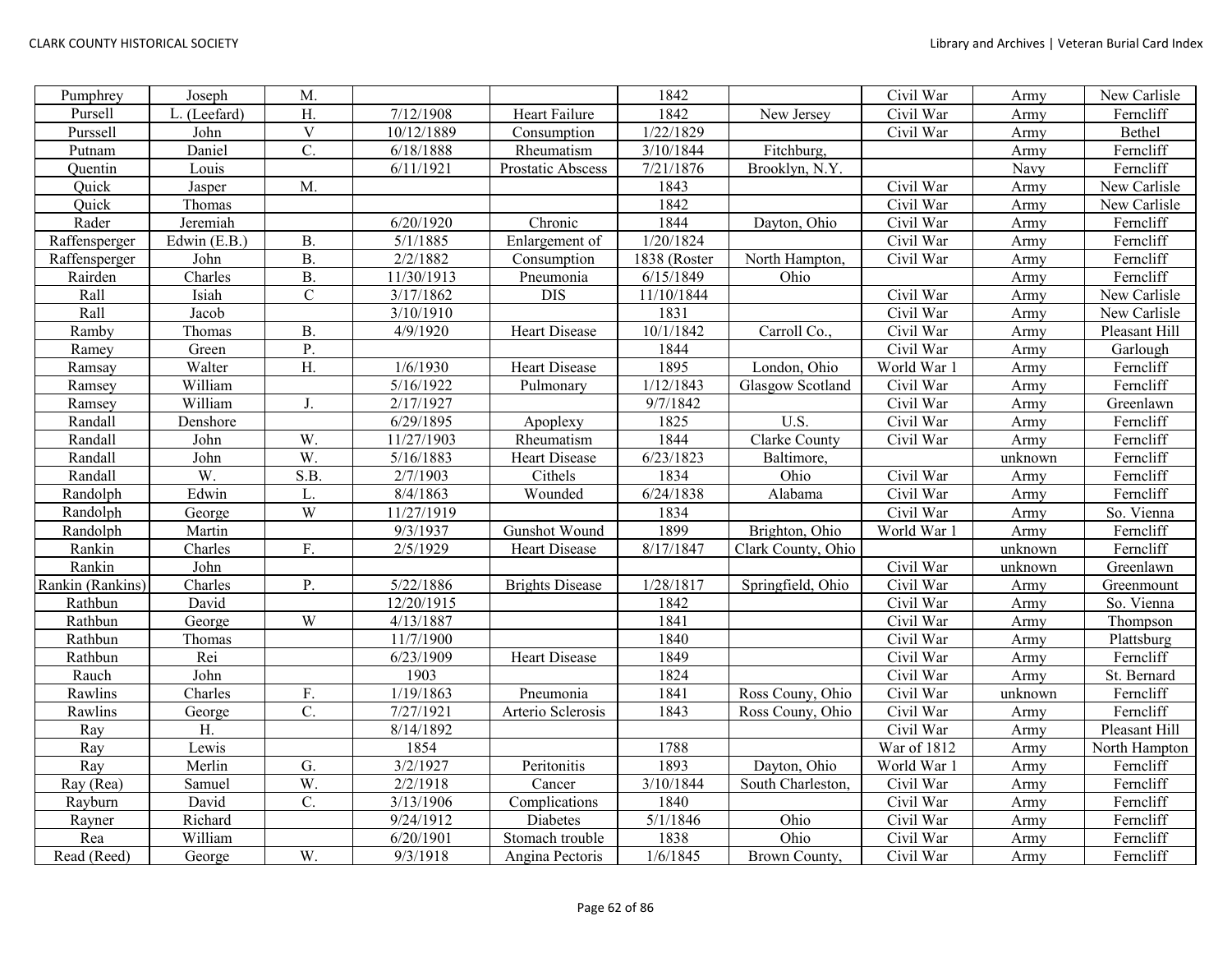| Pumphrey | Joseph | M. | | | 1842 | | Civil War | Army | New Carlisle |
|---|---|---|---|---|---|---|---|---|---|
| Pursell | L. (Leefard) | H. | 7/12/1908 | Heart Failure | 1842 | New Jersey | Civil War | Army | Ferncliff |
| Purssell | John | V | 10/12/1889 | Consumption | 1/22/1829 | | Civil War | Army | Bethel |
| Putnam | Daniel | C. | 6/18/1888 | Rheumatism | 3/10/1844 | Fitchburg, | | Army | Ferncliff |
| Quentin | Louis | | 6/11/1921 | Prostatic Abscess | 7/21/1876 | Brooklyn, N.Y. | | Navy | Ferncliff |
| Quick | Jasper | M. | | | 1843 | | Civil War | Army | New Carlisle |
| Quick | Thomas | | | | 1842 | | Civil War | Army | New Carlisle |
| Rader | Jeremiah | | 6/20/1920 | Chronic | 1844 | Dayton, Ohio | Civil War | Army | Ferncliff |
| Raffensperger | Edwin (E.B.) | B. | 5/1/1885 | Enlargement of | 1/20/1824 | | Civil War | Army | Ferncliff |
| Raffensperger | John | B. | 2/2/1882 | Consumption | 1838 (Roster | North Hampton, | Civil War | Army | Ferncliff |
| Rairden | Charles | B. | 11/30/1913 | Pneumonia | 6/15/1849 | Ohio | | Army | Ferncliff |
| Rall | Isiah | C | 3/17/1862 | DIS | 11/10/1844 | | Civil War | Army | New Carlisle |
| Rall | Jacob | | 3/10/1910 | | 1831 | | Civil War | Army | New Carlisle |
| Ramby | Thomas | B. | 4/9/1920 | Heart Disease | 10/1/1842 | Carroll Co., | Civil War | Army | Pleasant Hill |
| Ramey | Green | P. | | | 1844 | | Civil War | Army | Garlough |
| Ramsay | Walter | H. | 1/6/1930 | Heart Disease | 1895 | London, Ohio | World War 1 | Army | Ferncliff |
| Ramsey | William | | 5/16/1922 | Pulmonary | 1/12/1843 | Glasgow Scotland | Civil War | Army | Ferncliff |
| Ramsey | William | J. | 2/17/1927 | | 9/7/1842 | | Civil War | Army | Greenlawn |
| Randall | Denshore | | 6/29/1895 | Apoplexy | 1825 | U.S. | Civil War | Army | Ferncliff |
| Randall | John | W. | 11/27/1903 | Rheumatism | 1844 | Clarke County | Civil War | Army | Ferncliff |
| Randall | John | W. | 5/16/1883 | Heart Disease | 6/23/1823 | Baltimore, | | unknown | Ferncliff |
| Randall | W. | S.B. | 2/7/1903 | Cithels | 1834 | Ohio | Civil War | Army | Ferncliff |
| Randolph | Edwin | L. | 8/4/1863 | Wounded | 6/24/1838 | Alabama | Civil War | Army | Ferncliff |
| Randolph | George | W | 11/27/1919 | | 1834 | | Civil War | Army | So. Vienna |
| Randolph | Martin | | 9/3/1937 | Gunshot Wound | 1899 | Brighton, Ohio | World War 1 | Army | Ferncliff |
| Rankin | Charles | F. | 2/5/1929 | Heart Disease | 8/17/1847 | Clark County, Ohio | | unknown | Ferncliff |
| Rankin | John | | | | | | Civil War | unknown | Greenlawn |
| Rankin (Rankins) | Charles | P. | 5/22/1886 | Brights Disease | 1/28/1817 | Springfield, Ohio | Civil War | Army | Greenmount |
| Rathbun | David | | 12/20/1915 | | 1842 | | Civil War | Army | So. Vienna |
| Rathbun | George | W | 4/13/1887 | | 1841 | | Civil War | Army | Thompson |
| Rathbun | Thomas | | 11/7/1900 | | 1840 | | Civil War | Army | Plattsburg |
| Rathbun | Rei | | 6/23/1909 | Heart Disease | 1849 | | Civil War | Army | Ferncliff |
| Rauch | John | | 1903 | | 1824 | | Civil War | Army | St. Bernard |
| Rawlins | Charles | F. | 1/19/1863 | Pneumonia | 1841 | Ross Couny, Ohio | Civil War | unknown | Ferncliff |
| Rawlins | George | C. | 7/27/1921 | Arterio Sclerosis | 1843 | Ross Couny, Ohio | Civil War | Army | Ferncliff |
| Ray | H. | | 8/14/1892 | | | | Civil War | Army | Pleasant Hill |
| Ray | Lewis | | 1854 | | 1788 | | War of 1812 | Army | North Hampton |
| Ray | Merlin | G. | 3/2/1927 | Peritonitis | 1893 | Dayton, Ohio | World War 1 | Army | Ferncliff |
| Ray (Rea) | Samuel | W. | 2/2/1918 | Cancer | 3/10/1844 | South Charleston, | Civil War | Army | Ferncliff |
| Rayburn | David | C. | 3/13/1906 | Complications | 1840 | | Civil War | Army | Ferncliff |
| Rayner | Richard | | 9/24/1912 | Diabetes | 5/1/1846 | Ohio | Civil War | Army | Ferncliff |
| Rea | William | | 6/20/1901 | Stomach trouble | 1838 | Ohio | Civil War | Army | Ferncliff |
| Read (Reed) | George | W. | 9/3/1918 | Angina Pectoris | 1/6/1845 | Brown County, | Civil War | Army | Ferncliff |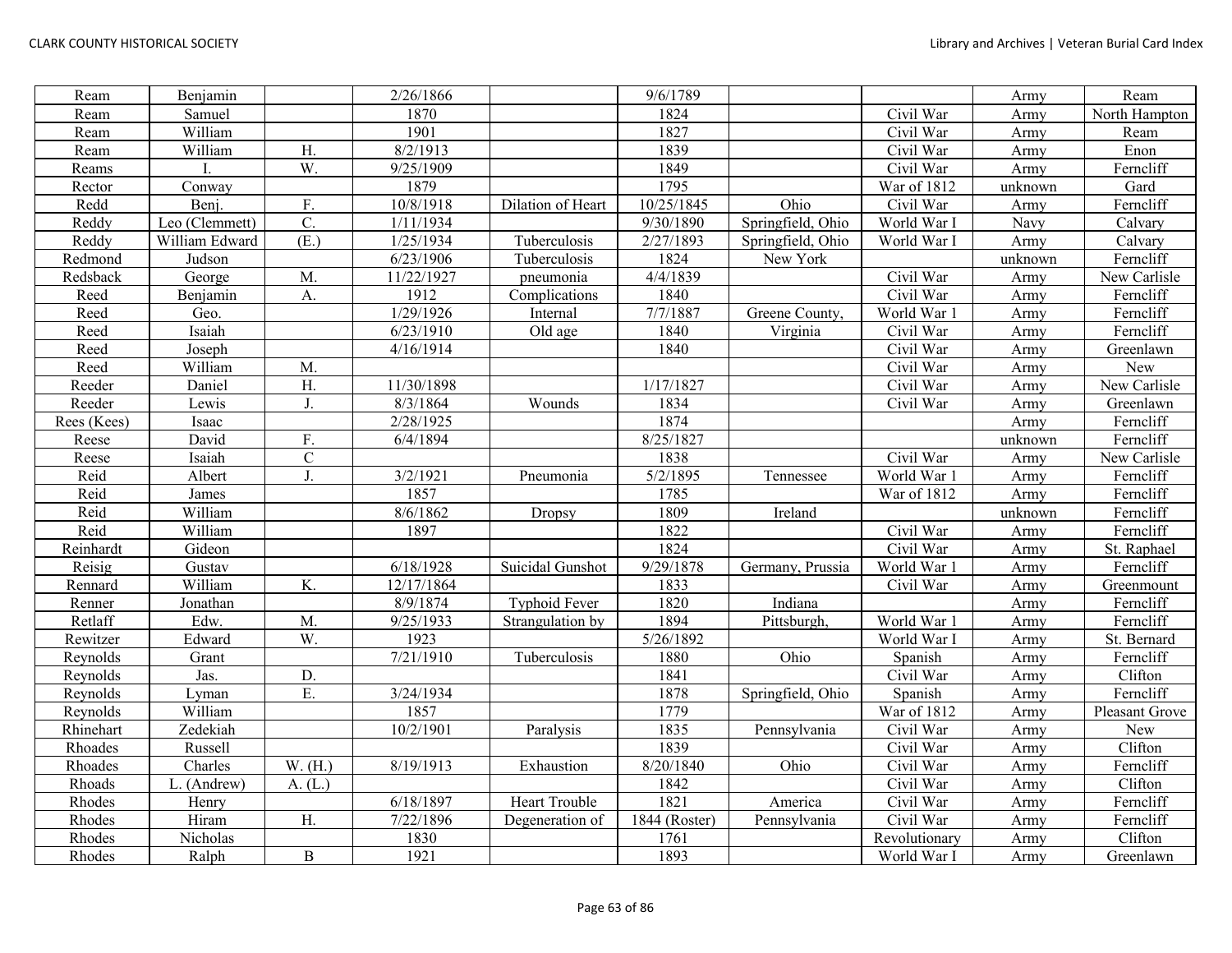| | | | | | | | | | |
|---|---|---|---|---|---|---|---|---|---|
| Ream | Benjamin | | 2/26/1866 | | 9/6/1789 | | | Army | Ream |
| Ream | Samuel | | 1870 | | 1824 | | Civil War | Army | North Hampton |
| Ream | William | | 1901 | | 1827 | | Civil War | Army | Ream |
| Ream | William | H. | 8/2/1913 | | 1839 | | Civil War | Army | Enon |
| Reams | I. | W. | 9/25/1909 | | 1849 | | Civil War | Army | Ferncliff |
| Rector | Conway | | 1879 | | 1795 | | War of 1812 | unknown | Gard |
| Redd | Benj. | F. | 10/8/1918 | Dilation of Heart | 10/25/1845 | Ohio | Civil War | Army | Ferncliff |
| Reddy | Leo (Clemmett) | C. | 1/11/1934 | | 9/30/1890 | Springfield, Ohio | World War I | Navy | Calvary |
| Reddy | William Edward | (E.) | 1/25/1934 | Tuberculosis | 2/27/1893 | Springfield, Ohio | World War I | Army | Calvary |
| Redmond | Judson | | 6/23/1906 | Tuberculosis | 1824 | New York | | unknown | Ferncliff |
| Redsback | George | M. | 11/22/1927 | pneumonia | 4/4/1839 | | Civil War | Army | New Carlisle |
| Reed | Benjamin | A. | 1912 | Complications | 1840 | | Civil War | Army | Ferncliff |
| Reed | Geo. | | 1/29/1926 | Internal | 7/7/1887 | Greene County, | World War 1 | Army | Ferncliff |
| Reed | Isaiah | | 6/23/1910 | Old age | 1840 | Virginia | Civil War | Army | Ferncliff |
| Reed | Joseph | | 4/16/1914 | | 1840 | | Civil War | Army | Greenlawn |
| Reed | William | M. | | | | | Civil War | Army | New |
| Reeder | Daniel | H. | 11/30/1898 | | 1/17/1827 | | Civil War | Army | New Carlisle |
| Reeder | Lewis | J. | 8/3/1864 | Wounds | 1834 | | Civil War | Army | Greenlawn |
| Rees (Kees) | Isaac | | 2/28/1925 | | 1874 | | | Army | Ferncliff |
| Reese | David | F. | 6/4/1894 | | 8/25/1827 | | | unknown | Ferncliff |
| Reese | Isaiah | C | | | 1838 | | Civil War | Army | New Carlisle |
| Reid | Albert | J. | 3/2/1921 | Pneumonia | 5/2/1895 | Tennessee | World War 1 | Army | Ferncliff |
| Reid | James | | 1857 | | 1785 | | War of 1812 | Army | Ferncliff |
| Reid | William | | 8/6/1862 | Dropsy | 1809 | Ireland | | unknown | Ferncliff |
| Reid | William | | 1897 | | 1822 | | Civil War | Army | Ferncliff |
| Reinhardt | Gideon | | | | 1824 | | Civil War | Army | St. Raphael |
| Reisig | Gustav | | 6/18/1928 | Suicidal Gunshot | 9/29/1878 | Germany, Prussia | World War 1 | Army | Ferncliff |
| Rennard | William | K. | 12/17/1864 | | 1833 | | Civil War | Army | Greenmount |
| Renner | Jonathan | | 8/9/1874 | Typhoid Fever | 1820 | Indiana | | Army | Ferncliff |
| Retlaff | Edw. | M. | 9/25/1933 | Strangulation by | 1894 | Pittsburgh, | World War 1 | Army | Ferncliff |
| Rewitzer | Edward | W. | 1923 | | 5/26/1892 | | World War I | Army | St. Bernard |
| Reynolds | Grant | | 7/21/1910 | Tuberculosis | 1880 | Ohio | Spanish | Army | Ferncliff |
| Reynolds | Jas. | D. | | | 1841 | | Civil War | Army | Clifton |
| Reynolds | Lyman | E. | 3/24/1934 | | 1878 | Springfield, Ohio | Spanish | Army | Ferncliff |
| Reynolds | William | | 1857 | | 1779 | | War of 1812 | Army | Pleasant Grove |
| Rhinehart | Zedekiah | | 10/2/1901 | Paralysis | 1835 | Pennsylvania | Civil War | Army | New |
| Rhoades | Russell | | | | 1839 | | Civil War | Army | Clifton |
| Rhoades | Charles | W. (H.) | 8/19/1913 | Exhaustion | 8/20/1840 | Ohio | Civil War | Army | Ferncliff |
| Rhoads | L. (Andrew) | A. (L.) | | | 1842 | | Civil War | Army | Clifton |
| Rhodes | Henry | | 6/18/1897 | Heart Trouble | 1821 | America | Civil War | Army | Ferncliff |
| Rhodes | Hiram | H. | 7/22/1896 | Degeneration of | 1844 (Roster) | Pennsylvania | Civil War | Army | Ferncliff |
| Rhodes | Nicholas | | 1830 | | 1761 | | Revolutionary | Army | Clifton |
| Rhodes | Ralph | B | 1921 | | 1893 | | World War I | Army | Greenlawn |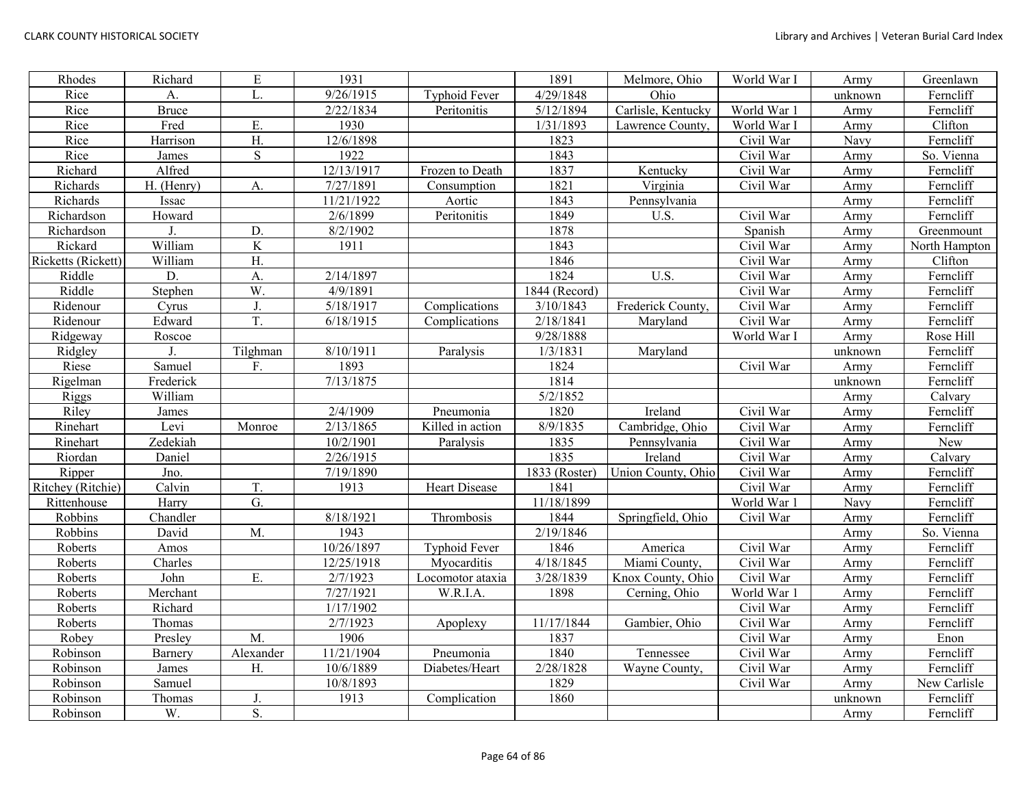| Rhodes | Richard | E | 1931 | | 1891 | Melmore, Ohio | World War I | Army | Greenlawn |
|---|---|---|---|---|---|---|---|---|---|
| Rice | A. | L. | 9/26/1915 | Typhoid Fever | 4/29/1848 | Ohio | | unknown | Ferncliff |
| Rice | Bruce | | 2/22/1834 | Peritonitis | 5/12/1894 | Carlisle, Kentucky | World War 1 | Army | Ferncliff |
| Rice | Fred | E. | 1930 | | 1/31/1893 | Lawrence County, | World War I | Army | Clifton |
| Rice | Harrison | H. | 12/6/1898 | | 1823 | | Civil War | Navy | Ferncliff |
| Rice | James | S | 1922 | | 1843 | | Civil War | Army | So. Vienna |
| Richard | Alfred | | 12/13/1917 | Frozen to Death | 1837 | Kentucky | Civil War | Army | Ferncliff |
| Richards | H. (Henry) | A. | 7/27/1891 | Consumption | 1821 | Virginia | Civil War | Army | Ferncliff |
| Richards | Issac | | 11/21/1922 | Aortic | 1843 | Pennsylvania | | Army | Ferncliff |
| Richardson | Howard | | 2/6/1899 | Peritonitis | 1849 | U.S. | Civil War | Army | Ferncliff |
| Richardson | J. | D. | 8/2/1902 | | 1878 | | Spanish | Army | Greenmount |
| Rickard | William | K | 1911 | | 1843 | | Civil War | Army | North Hampton |
| Ricketts (Rickett) | William | H. | | | 1846 | | Civil War | Army | Clifton |
| Riddle | D. | A. | 2/14/1897 | | 1824 | U.S. | Civil War | Army | Ferncliff |
| Riddle | Stephen | W. | 4/9/1891 | | 1844 (Record) | | Civil War | Army | Ferncliff |
| Ridenour | Cyrus | J. | 5/18/1917 | Complications | 3/10/1843 | Frederick County, | Civil War | Army | Ferncliff |
| Ridenour | Edward | T. | 6/18/1915 | Complications | 2/18/1841 | Maryland | Civil War | Army | Ferncliff |
| Ridgeway | Roscoe | | | | 9/28/1888 | | World War I | Army | Rose Hill |
| Ridgley | J. | Tilghman | 8/10/1911 | Paralysis | 1/3/1831 | Maryland | | unknown | Ferncliff |
| Riese | Samuel | F. | 1893 | | 1824 | | Civil War | Army | Ferncliff |
| Rigelman | Frederick | | 7/13/1875 | | 1814 | | | unknown | Ferncliff |
| Riggs | William | | | | 5/2/1852 | | | Army | Calvary |
| Riley | James | | 2/4/1909 | Pneumonia | 1820 | Ireland | Civil War | Army | Ferncliff |
| Rinehart | Levi | Monroe | 2/13/1865 | Killed in action | 8/9/1835 | Cambridge, Ohio | Civil War | Army | Ferncliff |
| Rinehart | Zedekiah | | 10/2/1901 | Paralysis | 1835 | Pennsylvania | Civil War | Army | New |
| Riordan | Daniel | | 2/26/1915 | | 1835 | Ireland | Civil War | Army | Calvary |
| Ripper | Jno. | | 7/19/1890 | | 1833 (Roster) | Union County, Ohio | Civil War | Army | Ferncliff |
| Ritchey (Ritchie) | Calvin | T. | 1913 | Heart Disease | 1841 | | Civil War | Army | Ferncliff |
| Rittenhouse | Harry | G. | | | 11/18/1899 | | World War 1 | Navy | Ferncliff |
| Robbins | Chandler | | 8/18/1921 | Thrombosis | 1844 | Springfield, Ohio | Civil War | Army | Ferncliff |
| Robbins | David | M. | 1943 | | 2/19/1846 | | | Army | So. Vienna |
| Roberts | Amos | | 10/26/1897 | Typhoid Fever | 1846 | America | Civil War | Army | Ferncliff |
| Roberts | Charles | | 12/25/1918 | Myocarditis | 4/18/1845 | Miami County, | Civil War | Army | Ferncliff |
| Roberts | John | E. | 2/7/1923 | Locomotor ataxia | 3/28/1839 | Knox County, Ohio | Civil War | Army | Ferncliff |
| Roberts | Merchant | | 7/27/1921 | W.R.I.A. | 1898 | Cerning, Ohio | World War 1 | Army | Ferncliff |
| Roberts | Richard | | 1/17/1902 | | | | Civil War | Army | Ferncliff |
| Roberts | Thomas | | 2/7/1923 | Apoplexy | 11/17/1844 | Gambier, Ohio | Civil War | Army | Ferncliff |
| Robey | Presley | M. | 1906 | | 1837 | | Civil War | Army | Enon |
| Robinson | Barnery | Alexander | 11/21/1904 | Pneumonia | 1840 | Tennessee | Civil War | Army | Ferncliff |
| Robinson | James | H. | 10/6/1889 | Diabetes/Heart | 2/28/1828 | Wayne County, | Civil War | Army | Ferncliff |
| Robinson | Samuel | | 10/8/1893 | | 1829 | | Civil War | Army | New Carlisle |
| Robinson | Thomas | J. | 1913 | Complication | 1860 | | | unknown | Ferncliff |
| Robinson | W. | S. | | | | | | Army | Ferncliff |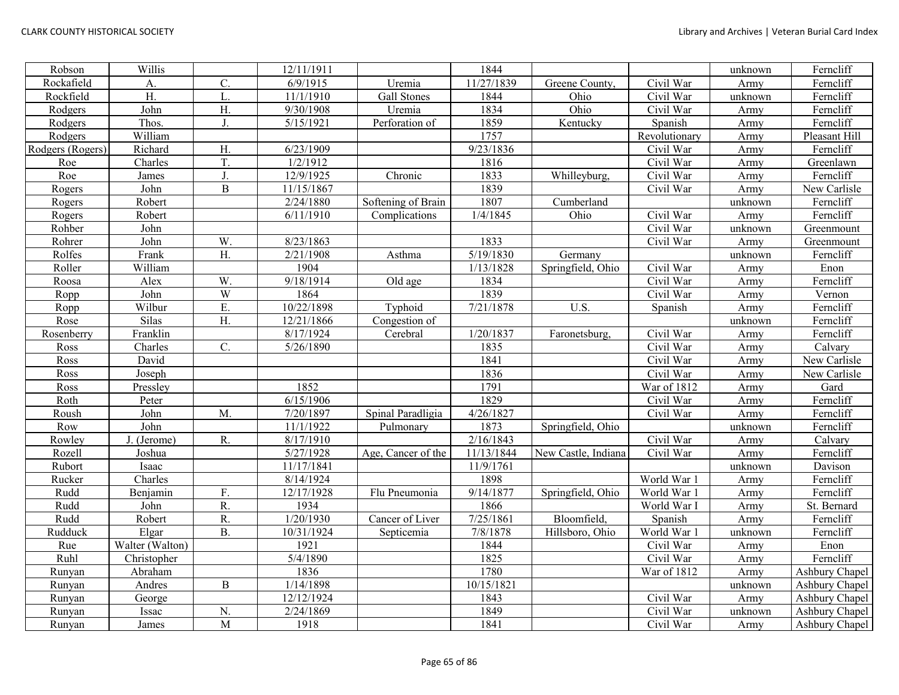| Robson | Willis | | 12/11/1911 | | 1844 | | | unknown | Ferncliff |
|---|---|---|---|---|---|---|---|---|---|
| Rockafield | A. | C. | 6/9/1915 | Uremia | 11/27/1839 | Greene County, | Civil War | Army | Ferncliff |
| Rockfield | H. | L. | 11/1/1910 | Gall Stones | 1844 | Ohio | Civil War | unknown | Ferncliff |
| Rodgers | John | H. | 9/30/1908 | Uremia | 1834 | Ohio | Civil War | Army | Ferncliff |
| Rodgers | Thos. | J. | 5/15/1921 | Perforation of | 1859 | Kentucky | Spanish | Army | Ferncliff |
| Rodgers | William | | | | 1757 | | Revolutionary | Army | Pleasant Hill |
| Rodgers (Rogers) | Richard | H. | 6/23/1909 | | 9/23/1836 | | Civil War | Army | Ferncliff |
| Roe | Charles | T. | 1/2/1912 | | 1816 | | Civil War | Army | Greenlawn |
| Roe | James | J. | 12/9/1925 | Chronic | 1833 | Whilleyburg, | Civil War | Army | Ferncliff |
| Rogers | John | B | 11/15/1867 | | 1839 | | Civil War | Army | New Carlisle |
| Rogers | Robert | | 2/24/1880 | Softening of Brain | 1807 | Cumberland | | unknown | Ferncliff |
| Rogers | Robert | | 6/11/1910 | Complications | 1/4/1845 | Ohio | Civil War | Army | Ferncliff |
| Rohber | John | | | | | | Civil War | unknown | Greenmount |
| Rohrer | John | W. | 8/23/1863 | | 1833 | | Civil War | Army | Greenmount |
| Rolfes | Frank | H. | 2/21/1908 | Asthma | 5/19/1830 | Germany | | unknown | Ferncliff |
| Roller | William | | 1904 | | 1/13/1828 | Springfield, Ohio | Civil War | Army | Enon |
| Roosa | Alex | W. | 9/18/1914 | Old age | 1834 | | Civil War | Army | Ferncliff |
| Ropp | John | W | 1864 | | 1839 | | Civil War | Army | Vernon |
| Ropp | Wilbur | E. | 10/22/1898 | Typhoid | 7/21/1878 | U.S. | Spanish | Army | Ferncliff |
| Rose | Silas | H. | 12/21/1866 | Congestion of | | | | unknown | Ferncliff |
| Rosenberry | Franklin | | 8/17/1924 | Cerebral | 1/20/1837 | Faronetsburg, | Civil War | Army | Ferncliff |
| Ross | Charles | C. | 5/26/1890 | | 1835 | | Civil War | Army | Calvary |
| Ross | David | | | | 1841 | | Civil War | Army | New Carlisle |
| Ross | Joseph | | | | 1836 | | Civil War | Army | New Carlisle |
| Ross | Pressley | | 1852 | | 1791 | | War of 1812 | Army | Gard |
| Roth | Peter | | 6/15/1906 | | 1829 | | Civil War | Army | Ferncliff |
| Roush | John | M. | 7/20/1897 | Spinal Paradligia | 4/26/1827 | | Civil War | Army | Ferncliff |
| Row | John | | 11/1/1922 | Pulmonary | 1873 | Springfield, Ohio | | unknown | Ferncliff |
| Rowley | J. (Jerome) | R. | 8/17/1910 | | 2/16/1843 | | Civil War | Army | Calvary |
| Rozell | Joshua | | 5/27/1928 | Age, Cancer of the | 11/13/1844 | New Castle, Indiana | Civil War | Army | Ferncliff |
| Rubort | Isaac | | 11/17/1841 | | 11/9/1761 | | | unknown | Davison |
| Rucker | Charles | | 8/14/1924 | | 1898 | | World War 1 | Army | Ferncliff |
| Rudd | Benjamin | F. | 12/17/1928 | Flu Pneumonia | 9/14/1877 | Springfield, Ohio | World War 1 | Army | Ferncliff |
| Rudd | John | R. | 1934 | | 1866 | | World War I | Army | St. Bernard |
| Rudd | Robert | R. | 1/20/1930 | Cancer of Liver | 7/25/1861 | Bloomfield, | Spanish | Army | Ferncliff |
| Rudduck | Elgar | B. | 10/31/1924 | Septicemia | 7/8/1878 | Hillsboro, Ohio | World War 1 | unknown | Ferncliff |
| Rue | Walter (Walton) | | 1921 | | 1844 | | Civil War | Army | Enon |
| Ruhl | Christopher | | 5/4/1890 | | 1825 | | Civil War | Army | Ferncliff |
| Runyan | Abraham | | 1836 | | 1780 | | War of 1812 | Army | Ashbury Chapel |
| Runyan | Andres | B | 1/14/1898 | | 10/15/1821 | | | unknown | Ashbury Chapel |
| Runyan | George | | 12/12/1924 | | 1843 | | Civil War | Army | Ashbury Chapel |
| Runyan | Issac | N. | 2/24/1869 | | 1849 | | Civil War | unknown | Ashbury Chapel |
| Runyan | James | M | 1918 | | 1841 | | Civil War | Army | Ashbury Chapel |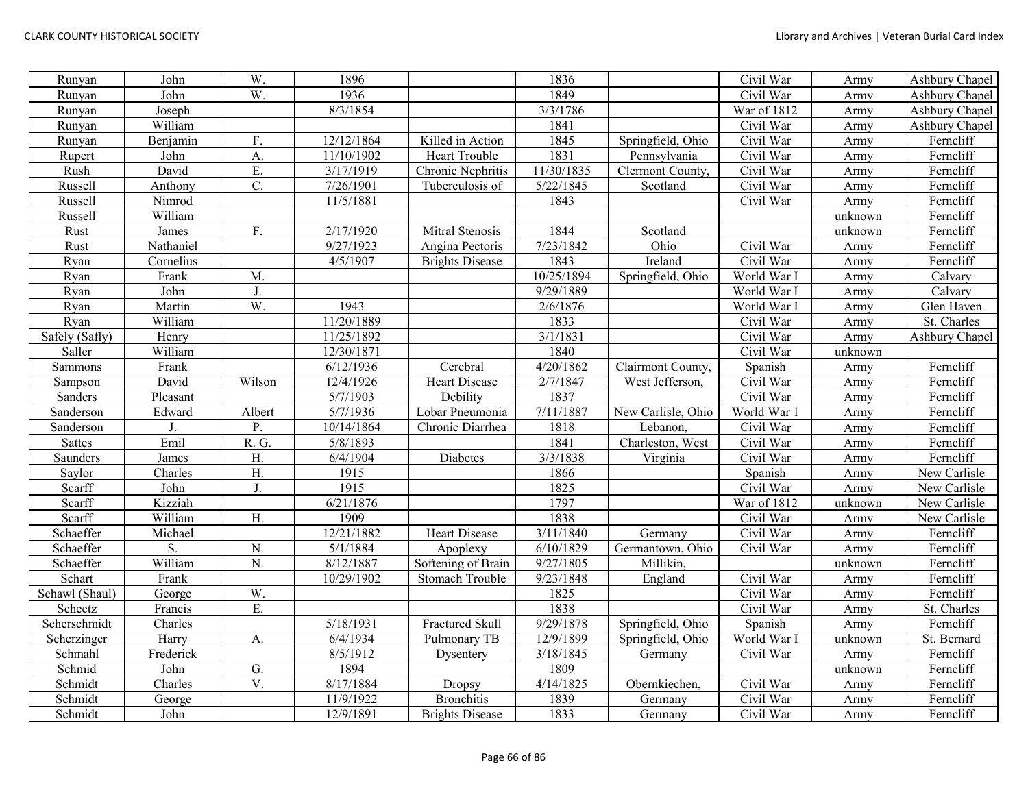| Runyan | John | W. | 1896 | | 1836 | | Civil War | Army | Ashbury Chapel |
|---|---|---|---|---|---|---|---|---|---|
| Runyan | John | W. | 1936 | | 1849 | | Civil War | Army | Ashbury Chapel |
| Runyan | Joseph | | 8/3/1854 | | 3/3/1786 | | War of 1812 | Army | Ashbury Chapel |
| Runyan | William | | | | 1841 | | Civil War | Army | Ashbury Chapel |
| Runyan | Benjamin | F. | 12/12/1864 | Killed in Action | 1845 | Springfield, Ohio | Civil War | Army | Ferncliff |
| Rupert | John | A. | 11/10/1902 | Heart Trouble | 1831 | Pennsylvania | Civil War | Army | Ferncliff |
| Rush | David | E. | 3/17/1919 | Chronic Nephritis | 11/30/1835 | Clermont County, | Civil War | Army | Ferncliff |
| Russell | Anthony | C. | 7/26/1901 | Tuberculosis of | 5/22/1845 | Scotland | Civil War | Army | Ferncliff |
| Russell | Nimrod | | 11/5/1881 | | 1843 | | Civil War | Army | Ferncliff |
| Russell | William | | | | | | | unknown | Ferncliff |
| Rust | James | F. | 2/17/1920 | Mitral Stenosis | 1844 | Scotland | | unknown | Ferncliff |
| Rust | Nathaniel | | 9/27/1923 | Angina Pectoris | 7/23/1842 | Ohio | Civil War | Army | Ferncliff |
| Ryan | Cornelius | | 4/5/1907 | Brights Disease | 1843 | Ireland | Civil War | Army | Ferncliff |
| Ryan | Frank | M. | | | 10/25/1894 | Springfield, Ohio | World War I | Army | Calvary |
| Ryan | John | J. | | | 9/29/1889 | | World War I | Army | Calvary |
| Ryan | Martin | W. | 1943 | | 2/6/1876 | | World War I | Army | Glen Haven |
| Ryan | William | | 11/20/1889 | | 1833 | | Civil War | Army | St. Charles |
| Safely (Safly) | Henry | | 11/25/1892 | | 3/1/1831 | | Civil War | Army | Ashbury Chapel |
| Saller | William | | 12/30/1871 | | 1840 | | Civil War | unknown | |
| Sammons | Frank | | 6/12/1936 | Cerebral | 4/20/1862 | Clairmont County, | Spanish | Army | Ferncliff |
| Sampson | David | Wilson | 12/4/1926 | Heart Disease | 2/7/1847 | West Jefferson, | Civil War | Army | Ferncliff |
| Sanders | Pleasant | | 5/7/1903 | Debility | 1837 | | Civil War | Army | Ferncliff |
| Sanderson | Edward | Albert | 5/7/1936 | Lobar Pneumonia | 7/11/1887 | New Carlisle, Ohio | World War 1 | Army | Ferncliff |
| Sanderson | J. | P. | 10/14/1864 | Chronic Diarrhea | 1818 | Lebanon, | Civil War | Army | Ferncliff |
| Sattes | Emil | R. G. | 5/8/1893 | | 1841 | Charleston, West | Civil War | Army | Ferncliff |
| Saunders | James | H. | 6/4/1904 | Diabetes | 3/3/1838 | Virginia | Civil War | Army | Ferncliff |
| Saylor | Charles | H. | 1915 | | 1866 | | Spanish | Army | New Carlisle |
| Scarff | John | J. | 1915 | | 1825 | | Civil War | Army | New Carlisle |
| Scarff | Kizziah | | 6/21/1876 | | 1797 | | War of 1812 | unknown | New Carlisle |
| Scarff | William | H. | 1909 | | 1838 | | Civil War | Army | New Carlisle |
| Schaeffer | Michael | | 12/21/1882 | Heart Disease | 3/11/1840 | Germany | Civil War | Army | Ferncliff |
| Schaeffer | S. | N. | 5/1/1884 | Apoplexy | 6/10/1829 | Germantown, Ohio | Civil War | Army | Ferncliff |
| Schaeffer | William | N. | 8/12/1887 | Softening of Brain | 9/27/1805 | Millikin, | | unknown | Ferncliff |
| Schart | Frank | | 10/29/1902 | Stomach Trouble | 9/23/1848 | England | Civil War | Army | Ferncliff |
| Schawl (Shaul) | George | W. | | | 1825 | | Civil War | Army | Ferncliff |
| Scheetz | Francis | E. | | | 1838 | | Civil War | Army | St. Charles |
| Scherschmidt | Charles | | 5/18/1931 | Fractured Skull | 9/29/1878 | Springfield, Ohio | Spanish | Army | Ferncliff |
| Scherzinger | Harry | A. | 6/4/1934 | Pulmonary TB | 12/9/1899 | Springfield, Ohio | World War I | unknown | St. Bernard |
| Schmahl | Frederick | | 8/5/1912 | Dysentery | 3/18/1845 | Germany | Civil War | Army | Ferncliff |
| Schmid | John | G. | 1894 | | 1809 | | | unknown | Ferncliff |
| Schmidt | Charles | V. | 8/17/1884 | Dropsy | 4/14/1825 | Obernkiechen, | Civil War | Army | Ferncliff |
| Schmidt | George | | 11/9/1922 | Bronchitis | 1839 | Germany | Civil War | Army | Ferncliff |
| Schmidt | John | | 12/9/1891 | Brights Disease | 1833 | Germany | Civil War | Army | Ferncliff |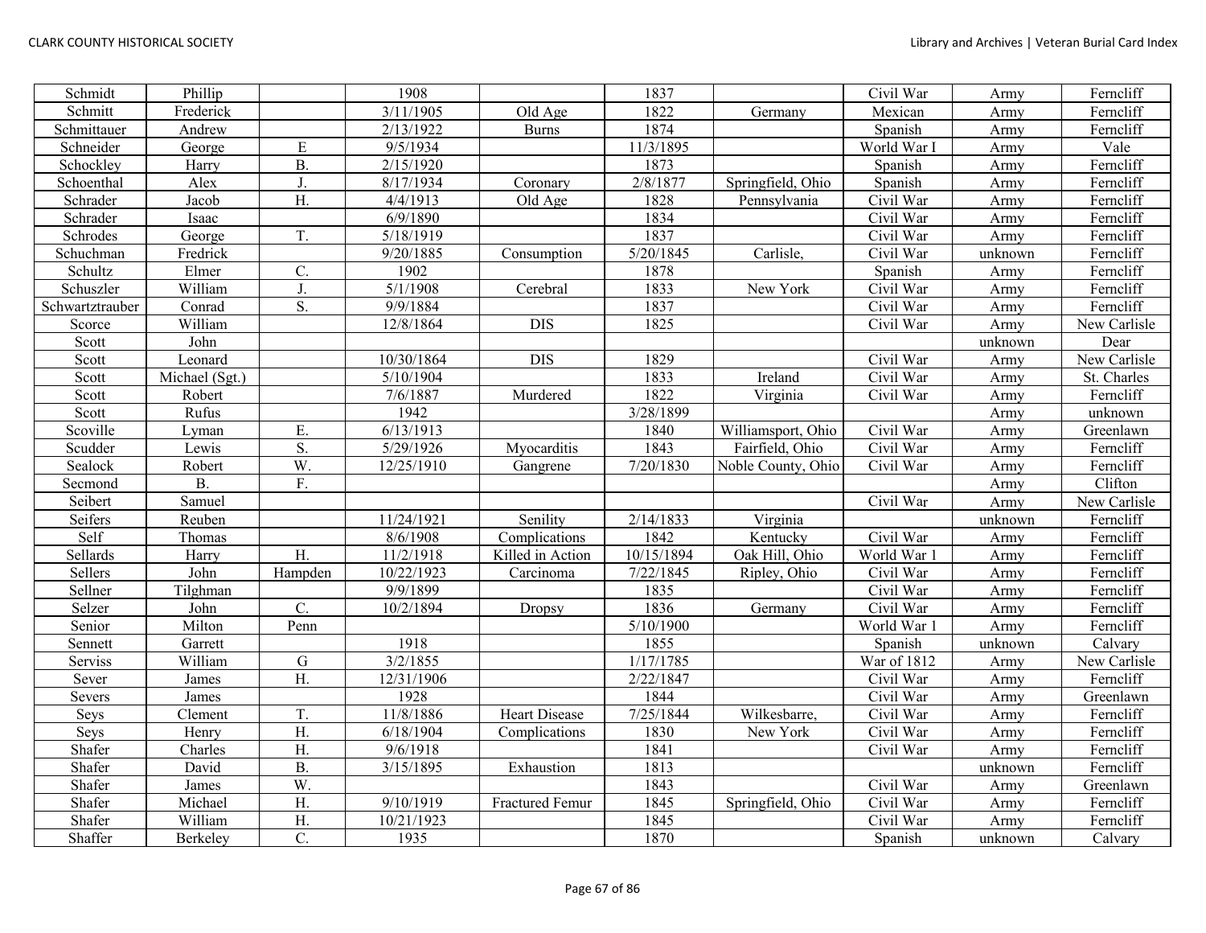| Schmidt | Phillip | | 1908 | | 1837 | | Civil War | Army | Ferncliff |
|---|---|---|---|---|---|---|---|---|---|
| Schmitt | Frederick | | 3/11/1905 | Old Age | 1822 | Germany | Mexican | Army | Ferncliff |
| Schmittauer | Andrew | | 2/13/1922 | Burns | 1874 | | Spanish | Army | Ferncliff |
| Schneider | George | E | 9/5/1934 | | 11/3/1895 | | World War I | Army | Vale |
| Schockley | Harry | B. | 2/15/1920 | | 1873 | | Spanish | Army | Ferncliff |
| Schoenthal | Alex | J. | 8/17/1934 | Coronary | 2/8/1877 | Springfield, Ohio | Spanish | Army | Ferncliff |
| Schrader | Jacob | H. | 4/4/1913 | Old Age | 1828 | Pennsylvania | Civil War | Army | Ferncliff |
| Schrader | Isaac | | 6/9/1890 | | 1834 | | Civil War | Army | Ferncliff |
| Schrodes | George | T. | 5/18/1919 | | 1837 | | Civil War | Army | Ferncliff |
| Schuchman | Fredrick | | 9/20/1885 | Consumption | 5/20/1845 | Carlisle, | Civil War | unknown | Ferncliff |
| Schultz | Elmer | C. | 1902 | | 1878 | | Spanish | Army | Ferncliff |
| Schuszler | William | J. | 5/1/1908 | Cerebral | 1833 | New York | Civil War | Army | Ferncliff |
| Schwartztrauber | Conrad | S. | 9/9/1884 | | 1837 | | Civil War | Army | Ferncliff |
| Scorce | William | | 12/8/1864 | DIS | 1825 | | Civil War | Army | New Carlisle |
| Scott | John | | | | | | | unknown | Dear |
| Scott | Leonard | | 10/30/1864 | DIS | 1829 | | Civil War | Army | New Carlisle |
| Scott | Michael (Sgt.) | | 5/10/1904 | | 1833 | Ireland | Civil War | Army | St. Charles |
| Scott | Robert | | 7/6/1887 | Murdered | 1822 | Virginia | Civil War | Army | Ferncliff |
| Scott | Rufus | | 1942 | | 3/28/1899 | | | Army | unknown |
| Scoville | Lyman | E. | 6/13/1913 | | 1840 | Williamsport, Ohio | Civil War | Army | Greenlawn |
| Scudder | Lewis | S. | 5/29/1926 | Myocarditis | 1843 | Fairfield, Ohio | Civil War | Army | Ferncliff |
| Sealock | Robert | W. | 12/25/1910 | Gangrene | 7/20/1830 | Noble County, Ohio | Civil War | Army | Ferncliff |
| Secmond | B. | F. | | | | | | Army | Clifton |
| Seibert | Samuel | | | | | | Civil War | Army | New Carlisle |
| Seifers | Reuben | | 11/24/1921 | Senility | 2/14/1833 | Virginia | | unknown | Ferncliff |
| Self | Thomas | | 8/6/1908 | Complications | 1842 | Kentucky | Civil War | Army | Ferncliff |
| Sellards | Harry | H. | 11/2/1918 | Killed in Action | 10/15/1894 | Oak Hill, Ohio | World War 1 | Army | Ferncliff |
| Sellers | John | Hampden | 10/22/1923 | Carcinoma | 7/22/1845 | Ripley, Ohio | Civil War | Army | Ferncliff |
| Sellner | Tilghman | | 9/9/1899 | | 1835 | | Civil War | Army | Ferncliff |
| Selzer | John | C. | 10/2/1894 | Dropsy | 1836 | Germany | Civil War | Army | Ferncliff |
| Senior | Milton | Penn | | | 5/10/1900 | | World War 1 | Army | Ferncliff |
| Sennett | Garrett | | 1918 | | 1855 | | Spanish | unknown | Calvary |
| Serviss | William | G | 3/2/1855 | | 1/17/1785 | | War of 1812 | Army | New Carlisle |
| Sever | James | H. | 12/31/1906 | | 2/22/1847 | | Civil War | Army | Ferncliff |
| Severs | James | | 1928 | | 1844 | | Civil War | Army | Greenlawn |
| Seys | Clement | T. | 11/8/1886 | Heart Disease | 7/25/1844 | Wilkesbarre, | Civil War | Army | Ferncliff |
| Seys | Henry | H. | 6/18/1904 | Complications | 1830 | New York | Civil War | Army | Ferncliff |
| Shafer | Charles | H. | 9/6/1918 | | 1841 | | Civil War | Army | Ferncliff |
| Shafer | David | B. | 3/15/1895 | Exhaustion | 1813 | | | unknown | Ferncliff |
| Shafer | James | W. | | | 1843 | | Civil War | Army | Greenlawn |
| Shafer | Michael | H. | 9/10/1919 | Fractured Femur | 1845 | Springfield, Ohio | Civil War | Army | Ferncliff |
| Shafer | William | H. | 10/21/1923 | | 1845 | | Civil War | Army | Ferncliff |
| Shaffer | Berkeley | C. | 1935 | | 1870 | | Spanish | unknown | Calvary |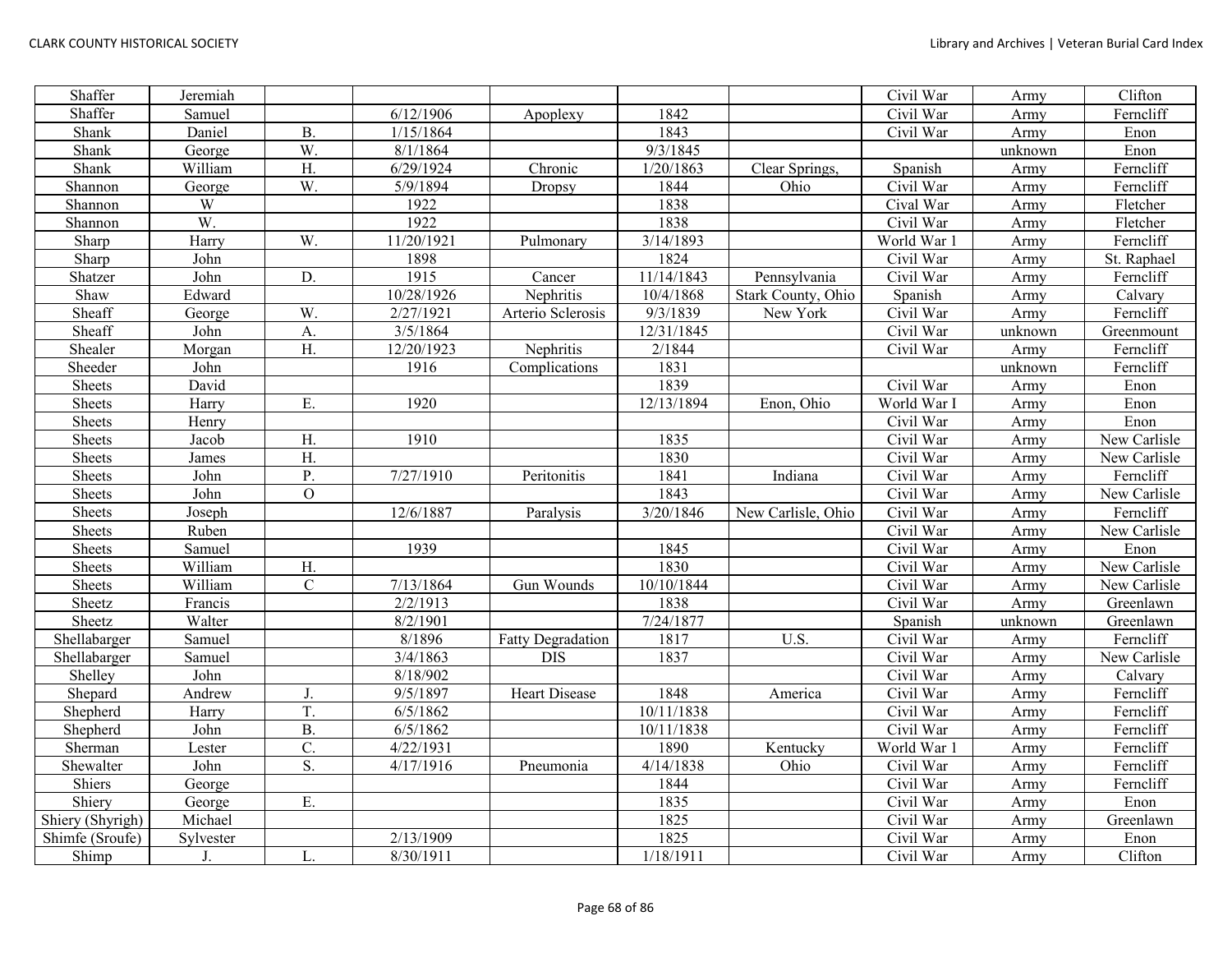| Shaffer | Jeremiah | | | | | | Civil War | Army | Clifton |
|---|---|---|---|---|---|---|---|---|---|
| Shaffer | Samuel | | 6/12/1906 | Apoplexy | 1842 | | Civil War | Army | Ferncliff |
| Shank | Daniel | B. | 1/15/1864 | | 1843 | | Civil War | Army | Enon |
| Shank | George | W. | 8/1/1864 | | 9/3/1845 | | | unknown | Enon |
| Shank | William | H. | 6/29/1924 | Chronic | 1/20/1863 | Clear Springs, | Spanish | Army | Ferncliff |
| Shannon | George | W. | 5/9/1894 | Dropsy | 1844 | Ohio | Civil War | Army | Ferncliff |
| Shannon | W | | 1922 | | 1838 | | Cival War | Army | Fletcher |
| Shannon | W. | | 1922 | | 1838 | | Civil War | Army | Fletcher |
| Sharp | Harry | W. | 11/20/1921 | Pulmonary | 3/14/1893 | | World War 1 | Army | Ferncliff |
| Sharp | John | | 1898 | | 1824 | | Civil War | Army | St. Raphael |
| Shatzer | John | D. | 1915 | Cancer | 11/14/1843 | Pennsylvania | Civil War | Army | Ferncliff |
| Shaw | Edward | | 10/28/1926 | Nephritis | 10/4/1868 | Stark County, Ohio | Spanish | Army | Calvary |
| Sheaff | George | W. | 2/27/1921 | Arterio Sclerosis | 9/3/1839 | New York | Civil War | Army | Ferncliff |
| Sheaff | John | A. | 3/5/1864 | | 12/31/1845 | | Civil War | unknown | Greenmount |
| Shealer | Morgan | H. | 12/20/1923 | Nephritis | 2/1844 | | Civil War | Army | Ferncliff |
| Sheeder | John | | 1916 | Complications | 1831 | | | unknown | Ferncliff |
| Sheets | David | | | | 1839 | | Civil War | Army | Enon |
| Sheets | Harry | E. | 1920 | | 12/13/1894 | Enon, Ohio | World War I | Army | Enon |
| Sheets | Henry | | | | | | Civil War | Army | Enon |
| Sheets | Jacob | H. | 1910 | | 1835 | | Civil War | Army | New Carlisle |
| Sheets | James | H. | | | 1830 | | Civil War | Army | New Carlisle |
| Sheets | John | P. | 7/27/1910 | Peritonitis | 1841 | Indiana | Civil War | Army | Ferncliff |
| Sheets | John | O | | | 1843 | | Civil War | Army | New Carlisle |
| Sheets | Joseph | | 12/6/1887 | Paralysis | 3/20/1846 | New Carlisle, Ohio | Civil War | Army | Ferncliff |
| Sheets | Ruben | | | | | | Civil War | Army | New Carlisle |
| Sheets | Samuel | | 1939 | | 1845 | | Civil War | Army | Enon |
| Sheets | William | H. | | | 1830 | | Civil War | Army | New Carlisle |
| Sheets | William | C | 7/13/1864 | Gun Wounds | 10/10/1844 | | Civil War | Army | New Carlisle |
| Sheetz | Francis | | 2/2/1913 | | 1838 | | Civil War | Army | Greenlawn |
| Sheetz | Walter | | 8/2/1901 | | 7/24/1877 | | Spanish | unknown | Greenlawn |
| Shellabarger | Samuel | | 8/1896 | Fatty Degradation | 1817 | U.S. | Civil War | Army | Ferncliff |
| Shellabarger | Samuel | | 3/4/1863 | DIS | 1837 | | Civil War | Army | New Carlisle |
| Shelley | John | | 8/18/902 | | | | Civil War | Army | Calvary |
| Shepard | Andrew | J. | 9/5/1897 | Heart Disease | 1848 | America | Civil War | Army | Ferncliff |
| Shepherd | Harry | T. | 6/5/1862 | | 10/11/1838 | | Civil War | Army | Ferncliff |
| Shepherd | John | B. | 6/5/1862 | | 10/11/1838 | | Civil War | Army | Ferncliff |
| Sherman | Lester | C. | 4/22/1931 | | 1890 | Kentucky | World War 1 | Army | Ferncliff |
| Shewalter | John | S. | 4/17/1916 | Pneumonia | 4/14/1838 | Ohio | Civil War | Army | Ferncliff |
| Shiers | George | | | | 1844 | | Civil War | Army | Ferncliff |
| Shiery | George | E. | | | 1835 | | Civil War | Army | Enon |
| Shiery (Shyrigh) | Michael | | | | 1825 | | Civil War | Army | Greenlawn |
| Shimfe (Sroufe) | Sylvester | | 2/13/1909 | | 1825 | | Civil War | Army | Enon |
| Shimp | J. | L. | 8/30/1911 | | 1/18/1911 | | Civil War | Army | Clifton |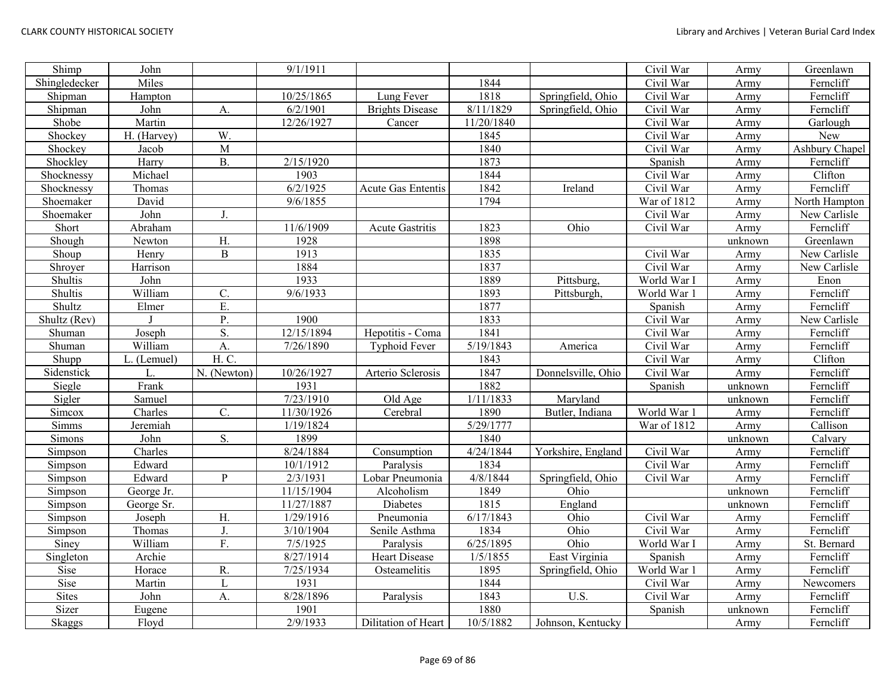| Shimp | John | | 9/1/1911 | | | | Civil War | Army | Greenlawn |
|---|---|---|---|---|---|---|---|---|---|
| Shingledecker | Miles | | | | 1844 | | Civil War | Army | Ferncliff |
| Shipman | Hampton | | 10/25/1865 | Lung Fever | 1818 | Springfield, Ohio | Civil War | Army | Ferncliff |
| Shipman | John | A. | 6/2/1901 | Brights Disease | 8/11/1829 | Springfield, Ohio | Civil War | Army | Ferncliff |
| Shobe | Martin | | 12/26/1927 | Cancer | 11/20/1840 | | Civil War | Army | Garlough |
| Shockey | H. (Harvey) | W. | | | 1845 | | Civil War | Army | New |
| Shockey | Jacob | M | | | 1840 | | Civil War | Army | Ashbury Chapel |
| Shockley | Harry | B. | 2/15/1920 | | 1873 | | Spanish | Army | Ferncliff |
| Shocknessy | Michael | | 1903 | | 1844 | | Civil War | Army | Clifton |
| Shocknessy | Thomas | | 6/2/1925 | Acute Gas Ententis | 1842 | Ireland | Civil War | Army | Ferncliff |
| Shoemaker | David | | 9/6/1855 | | 1794 | | War of 1812 | Army | North Hampton |
| Shoemaker | John | J. | | | | | Civil War | Army | New Carlisle |
| Short | Abraham | | 11/6/1909 | Acute Gastritis | 1823 | Ohio | Civil War | Army | Ferncliff |
| Shough | Newton | H. | 1928 | | 1898 | | | unknown | Greenlawn |
| Shoup | Henry | B | 1913 | | 1835 | | Civil War | Army | New Carlisle |
| Shroyer | Harrison | | 1884 | | 1837 | | Civil War | Army | New Carlisle |
| Shultis | John | | 1933 | | 1889 | Pittsburg, | World War I | Army | Enon |
| Shultis | William | C. | 9/6/1933 | | 1893 | Pittsburgh, | World War 1 | Army | Ferncliff |
| Shultz | Elmer | E. | | | 1877 | | Spanish | Army | Ferncliff |
| Shultz (Rev) | J | P. | 1900 | | 1833 | | Civil War | Army | New Carlisle |
| Shuman | Joseph | S. | 12/15/1894 | Hepotitis - Coma | 1841 | | Civil War | Army | Ferncliff |
| Shuman | William | A. | 7/26/1890 | Typhoid Fever | 5/19/1843 | America | Civil War | Army | Ferncliff |
| Shupp | L. (Lemuel) | H. C. | | | 1843 | | Civil War | Army | Clifton |
| Sidenstick | L. | N. (Newton) | 10/26/1927 | Arterio Sclerosis | 1847 | Donnelsville, Ohio | Civil War | Army | Ferncliff |
| Siegle | Frank | | 1931 | | 1882 | | Spanish | unknown | Ferncliff |
| Sigler | Samuel | | 7/23/1910 | Old Age | 1/11/1833 | Maryland | | unknown | Ferncliff |
| Simcox | Charles | C. | 11/30/1926 | Cerebral | 1890 | Butler, Indiana | World War 1 | Army | Ferncliff |
| Simms | Jeremiah | | 1/19/1824 | | 5/29/1777 | | War of 1812 | Army | Callison |
| Simons | John | S. | 1899 | | 1840 | | | unknown | Calvary |
| Simpson | Charles | | 8/24/1884 | Consumption | 4/24/1844 | Yorkshire, England | Civil War | Army | Ferncliff |
| Simpson | Edward | | 10/1/1912 | Paralysis | 1834 | | Civil War | Army | Ferncliff |
| Simpson | Edward | P | 2/3/1931 | Lobar Pneumonia | 4/8/1844 | Springfield, Ohio | Civil War | Army | Ferncliff |
| Simpson | George Jr. | | 11/15/1904 | Alcoholism | 1849 | Ohio | | unknown | Ferncliff |
| Simpson | George Sr. | | 11/27/1887 | Diabetes | 1815 | England | | unknown | Ferncliff |
| Simpson | Joseph | H. | 1/29/1916 | Pneumonia | 6/17/1843 | Ohio | Civil War | Army | Ferncliff |
| Simpson | Thomas | J. | 3/10/1904 | Senile Asthma | 1834 | Ohio | Civil War | Army | Ferncliff |
| Siney | William | F. | 7/5/1925 | Paralysis | 6/25/1895 | Ohio | World War I | Army | St. Bernard |
| Singleton | Archie | | 8/27/1914 | Heart Disease | 1/5/1855 | East Virginia | Spanish | Army | Ferncliff |
| Sise | Horace | R. | 7/25/1934 | Osteamelitis | 1895 | Springfield, Ohio | World War 1 | Army | Ferncliff |
| Sise | Martin | L | 1931 | | 1844 | | Civil War | Army | Newcomers |
| Sites | John | A. | 8/28/1896 | Paralysis | 1843 | U.S. | Civil War | Army | Ferncliff |
| Sizer | Eugene | | 1901 | | 1880 | | Spanish | unknown | Ferncliff |
| Skaggs | Floyd | | 2/9/1933 | Dilitation of Heart | 10/5/1882 | Johnson, Kentucky | | Army | Ferncliff |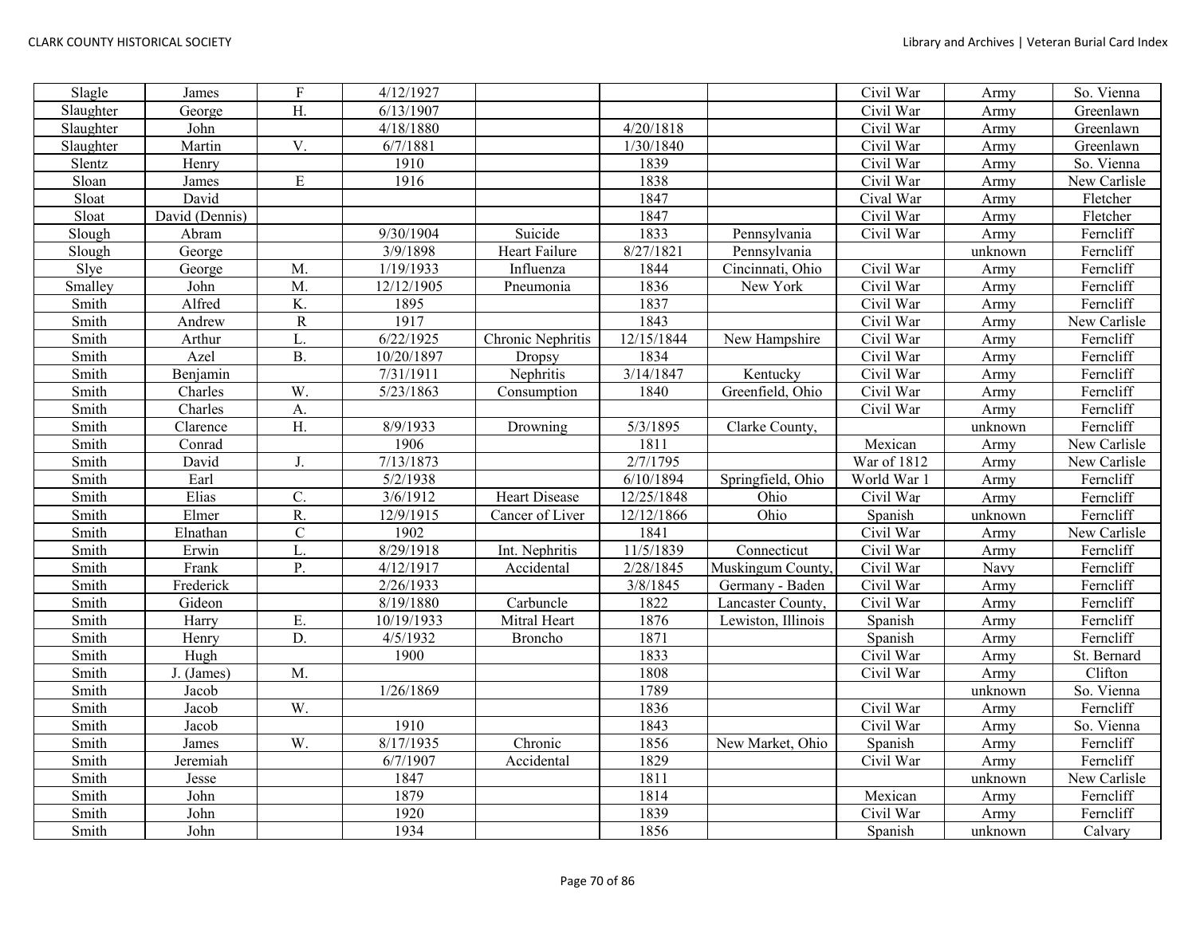| Slagle | James | F | 4/12/1927 | | | | Civil War | Army | So. Vienna |
|---|---|---|---|---|---|---|---|---|---|
| Slaughter | George | H. | 6/13/1907 | | | | Civil War | Army | Greenlawn |
| Slaughter | John | | 4/18/1880 | | 4/20/1818 | | Civil War | Army | Greenlawn |
| Slaughter | Martin | V. | 6/7/1881 | | 1/30/1840 | | Civil War | Army | Greenlawn |
| Slentz | Henry | | 1910 | | 1839 | | Civil War | Army | So. Vienna |
| Sloan | James | E | 1916 | | 1838 | | Civil War | Army | New Carlisle |
| Sloat | David | | | | 1847 | | Cival War | Army | Fletcher |
| Sloat | David (Dennis) | | | | 1847 | | Civil War | Army | Fletcher |
| Slough | Abram | | 9/30/1904 | Suicide | 1833 | Pennsylvania | Civil War | Army | Ferncliff |
| Slough | George | | 3/9/1898 | Heart Failure | 8/27/1821 | Pennsylvania | | unknown | Ferncliff |
| Slye | George | M. | 1/19/1933 | Influenza | 1844 | Cincinnati, Ohio | Civil War | Army | Ferncliff |
| Smalley | John | M. | 12/12/1905 | Pneumonia | 1836 | New York | Civil War | Army | Ferncliff |
| Smith | Alfred | K. | 1895 | | 1837 | | Civil War | Army | Ferncliff |
| Smith | Andrew | R | 1917 | | 1843 | | Civil War | Army | New Carlisle |
| Smith | Arthur | L. | 6/22/1925 | Chronic Nephritis | 12/15/1844 | New Hampshire | Civil War | Army | Ferncliff |
| Smith | Azel | B. | 10/20/1897 | Dropsy | 1834 | | Civil War | Army | Ferncliff |
| Smith | Benjamin | | 7/31/1911 | Nephritis | 3/14/1847 | Kentucky | Civil War | Army | Ferncliff |
| Smith | Charles | W. | 5/23/1863 | Consumption | 1840 | Greenfield, Ohio | Civil War | Army | Ferncliff |
| Smith | Charles | A. | | | | | Civil War | Army | Ferncliff |
| Smith | Clarence | H. | 8/9/1933 | Drowning | 5/3/1895 | Clarke County, | | unknown | Ferncliff |
| Smith | Conrad | | 1906 | | 1811 | | Mexican | Army | New Carlisle |
| Smith | David | J. | 7/13/1873 | | 2/7/1795 | | War of 1812 | Army | New Carlisle |
| Smith | Earl | | 5/2/1938 | | 6/10/1894 | Springfield, Ohio | World War 1 | Army | Ferncliff |
| Smith | Elias | C. | 3/6/1912 | Heart Disease | 12/25/1848 | Ohio | Civil War | Army | Ferncliff |
| Smith | Elmer | R. | 12/9/1915 | Cancer of Liver | 12/12/1866 | Ohio | Spanish | unknown | Ferncliff |
| Smith | Elnathan | C | 1902 | | 1841 | | Civil War | Army | New Carlisle |
| Smith | Erwin | L. | 8/29/1918 | Int. Nephritis | 11/5/1839 | Connecticut | Civil War | Army | Ferncliff |
| Smith | Frank | P. | 4/12/1917 | Accidental | 2/28/1845 | Muskingum County, | Civil War | Navy | Ferncliff |
| Smith | Frederick | | 2/26/1933 | | 3/8/1845 | Germany - Baden | Civil War | Army | Ferncliff |
| Smith | Gideon | | 8/19/1880 | Carbuncle | 1822 | Lancaster County, | Civil War | Army | Ferncliff |
| Smith | Harry | E. | 10/19/1933 | Mitral Heart | 1876 | Lewiston, Illinois | Spanish | Army | Ferncliff |
| Smith | Henry | D. | 4/5/1932 | Broncho | 1871 | | Spanish | Army | Ferncliff |
| Smith | Hugh | | 1900 | | 1833 | | Civil War | Army | St. Bernard |
| Smith | J. (James) | M. | | | 1808 | | Civil War | Army | Clifton |
| Smith | Jacob | | 1/26/1869 | | 1789 | | | unknown | So. Vienna |
| Smith | Jacob | W. | | | 1836 | | Civil War | Army | Ferncliff |
| Smith | Jacob | | 1910 | | 1843 | | Civil War | Army | So. Vienna |
| Smith | James | W. | 8/17/1935 | Chronic | 1856 | New Market, Ohio | Spanish | Army | Ferncliff |
| Smith | Jeremiah | | 6/7/1907 | Accidental | 1829 | | Civil War | Army | Ferncliff |
| Smith | Jesse | | 1847 | | 1811 | | | unknown | New Carlisle |
| Smith | John | | 1879 | | 1814 | | Mexican | Army | Ferncliff |
| Smith | John | | 1920 | | 1839 | | Civil War | Army | Ferncliff |
| Smith | John | | 1934 | | 1856 | | Spanish | unknown | Calvary |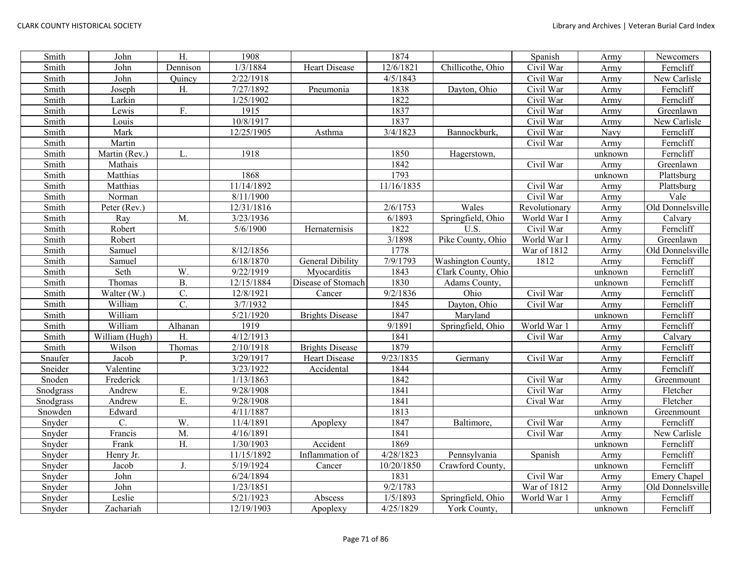| Smith | John | H. | 1908 | | 1874 | | Spanish | Army | Newcomers |
|---|---|---|---|---|---|---|---|---|---|
| Smith | John | Dennison | 1/3/1884 | Heart Disease | 12/6/1821 | Chillicothe, Ohio | Civil War | Army | Ferncliff |
| Smith | John | Quincy | 2/22/1918 | | 4/5/1843 | | Civil War | Army | New Carlisle |
| Smith | Joseph | H. | 7/27/1892 | Pneumonia | 1838 | Dayton, Ohio | Civil War | Army | Ferncliff |
| Smith | Larkin | | 1/25/1902 | | 1822 | | Civil War | Army | Ferncliff |
| Smith | Lewis | F. | 1915 | | 1837 | | Civil War | Army | Greenlawn |
| Smith | Louis | | 10/8/1917 | | 1837 | | Civil War | Army | New Carlisle |
| Smith | Mark | | 12/25/1905 | Asthma | 3/4/1823 | Bannockburk, | Civil War | Navy | Ferncliff |
| Smith | Martin | | | | | | Civil War | Army | Ferncliff |
| Smith | Martin (Rev.) | L. | 1918 | | 1850 | Hagerstown, | | unknown | Ferncliff |
| Smith | Mathais | | | | 1842 | | Civil War | Army | Greenlawn |
| Smith | Matthias | | 1868 | | 1793 | | | unknown | Plattsburg |
| Smith | Matthias | | 11/14/1892 | | 11/16/1835 | | Civil War | Army | Plattsburg |
| Smith | Norman | | 8/11/1900 | | | | Civil War | Army | Vale |
| Smith | Peter (Rev.) | | 12/31/1816 | | 2/6/1753 | Wales | Revolutionary | Army | Old Donnelsville |
| Smith | Ray | M. | 3/23/1936 | | 6/1893 | Springfield, Ohio | World War I | Army | Calvary |
| Smith | Robert | | 5/6/1900 | Hernaternisis | 1822 | U.S. | Civil War | Army | Ferncliff |
| Smith | Robert | | | | 3/1898 | Pike County, Ohio | World War I | Army | Greenlawn |
| Smith | Samuel | | 8/12/1856 | | 1778 | | War of 1812 | Army | Old Donnelsville |
| Smith | Samuel | | 6/18/1870 | General Dibility | 7/9/1793 | Washington County, | 1812 | Army | Ferncliff |
| Smith | Seth | W. | 9/22/1919 | Myocarditis | 1843 | Clark County, Ohio | | unknown | Ferncliff |
| Smith | Thomas | B. | 12/15/1884 | Disease of Stomach | 1830 | Adams County, | | unknown | Ferncliff |
| Smith | Walter (W.) | C. | 12/8/1921 | Cancer | 9/2/1836 | Ohio | Civil War | Army | Ferncliff |
| Smith | William | C. | 3/7/1932 | | 1845 | Dayton, Ohio | Civil War | Army | Ferncliff |
| Smith | William | | 5/21/1920 | Brights Disease | 1847 | Maryland | | unknown | Ferncliff |
| Smith | William | Alhanan | 1919 | | 9/1891 | Springfield, Ohio | World War 1 | Army | Ferncliff |
| Smith | William (Hugh) | H. | 4/12/1913 | | 1841 | | Civil War | Army | Calvary |
| Smith | Wilson | Thomas | 2/10/1918 | Brights Disease | 1879 | | | Army | Ferncliff |
| Snaufer | Jacob | P. | 3/29/1917 | Heart Disease | 9/23/1835 | Germany | Civil War | Army | Ferncliff |
| Sneider | Valentine | | 3/23/1922 | Accidental | 1844 | | | Army | Ferncliff |
| Snoden | Frederick | | 1/13/1863 | | 1842 | | Civil War | Army | Greenmount |
| Snodgrass | Andrew | E. | 9/28/1908 | | 1841 | | Civil War | Army | Fletcher |
| Snodgrass | Andrew | E. | 9/28/1908 | | 1841 | | Cival War | Army | Fletcher |
| Snowden | Edward | | 4/11/1887 | | 1813 | | | unknown | Greenmount |
| Snyder | C. | W. | 11/4/1891 | Apoplexy | 1847 | Baltimore, | Civil War | Army | Ferncliff |
| Snyder | Francis | M. | 4/16/1891 | | 1841 | | Civil War | Army | New Carlisle |
| Snyder | Frank | H. | 1/30/1903 | Accident | 1869 | | | unknown | Ferncliff |
| Snyder | Henry Jr. | | 11/15/1892 | Inflammation of | 4/28/1823 | Pennsylvania | Spanish | Army | Ferncliff |
| Snyder | Jacob | J. | 5/19/1924 | Cancer | 10/20/1850 | Crawford County, | | unknown | Ferncliff |
| Snyder | John | | 6/24/1894 | | 1831 | | Civil War | Army | Emery Chapel |
| Snyder | John | | 1/23/1851 | | 9/2/1783 | | War of 1812 | Army | Old Donnelsville |
| Snyder | Leslie | | 5/21/1923 | Abscess | 1/5/1893 | Springfield, Ohio | World War 1 | Army | Ferncliff |
| Snyder | Zachariah | | 12/19/1903 | Apoplexy | 4/25/1829 | York County, | | unknown | Ferncliff |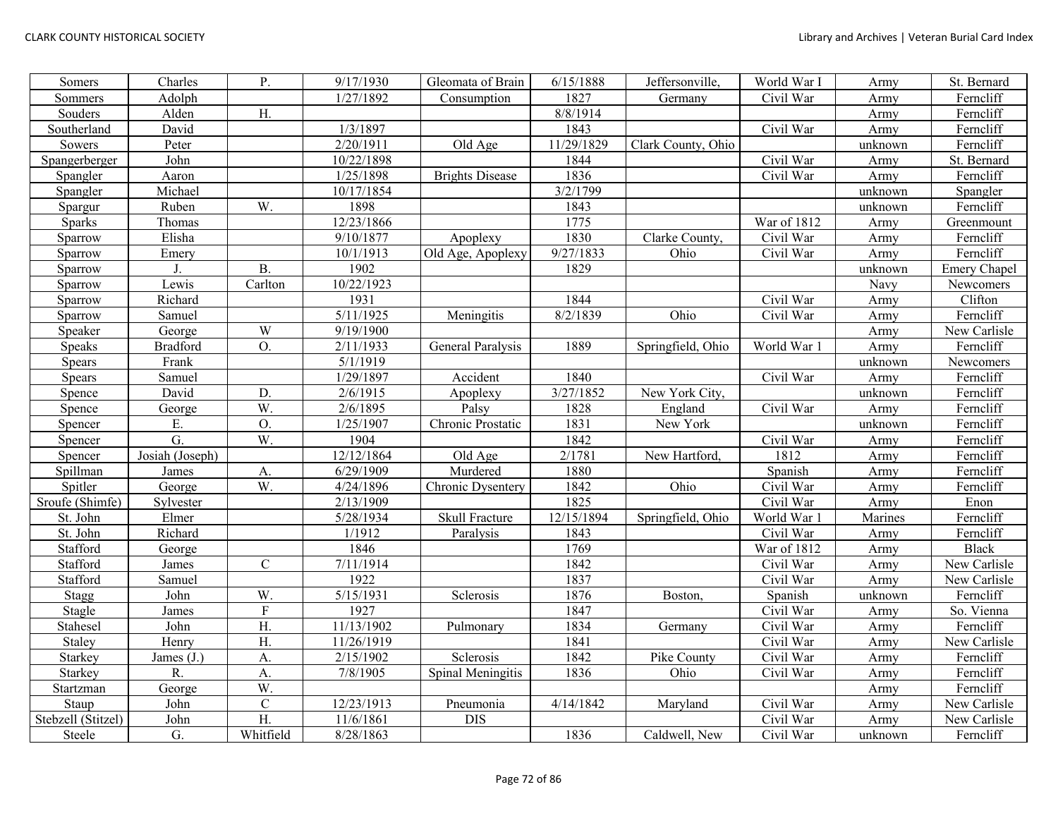| Somers | Charles | P. | 9/17/1930 | Gleomata of Brain | 6/15/1888 | Jeffersonville, | World War I | Army | St. Bernard |
|---|---|---|---|---|---|---|---|---|---|
| Sommers | Adolph | | 1/27/1892 | Consumption | 1827 | Germany | Civil War | Army | Ferncliff |
| Souders | Alden | H. | | | 8/8/1914 | | | Army | Ferncliff |
| Southerland | David | | 1/3/1897 | | 1843 | | Civil War | Army | Ferncliff |
| Sowers | Peter | | 2/20/1911 | Old Age | 11/29/1829 | Clark County, Ohio | | unknown | Ferncliff |
| Spangerberger | John | | 10/22/1898 | | 1844 | | Civil War | Army | St. Bernard |
| Spangler | Aaron | | 1/25/1898 | Brights Disease | 1836 | | Civil War | Army | Ferncliff |
| Spangler | Michael | | 10/17/1854 | | 3/2/1799 | | | unknown | Spangler |
| Spargur | Ruben | W. | 1898 | | 1843 | | | unknown | Ferncliff |
| Sparks | Thomas | | 12/23/1866 | | 1775 | | War of 1812 | Army | Greenmount |
| Sparrow | Elisha | | 9/10/1877 | Apoplexy | 1830 | Clarke County, | Civil War | Army | Ferncliff |
| Sparrow | Emery | | 10/1/1913 | Old Age, Apoplexy | 9/27/1833 | Ohio | Civil War | Army | Ferncliff |
| Sparrow | J. | B. | 1902 | | 1829 | | | unknown | Emery Chapel |
| Sparrow | Lewis | Carlton | 10/22/1923 | | | | | Navy | Newcomers |
| Sparrow | Richard | | 1931 | | 1844 | | Civil War | Army | Clifton |
| Sparrow | Samuel | | 5/11/1925 | Meningitis | 8/2/1839 | Ohio | Civil War | Army | Ferncliff |
| Speaker | George | W | 9/19/1900 | | | | | Army | New Carlisle |
| Speaks | Bradford | O. | 2/11/1933 | General Paralysis | 1889 | Springfield, Ohio | World War 1 | Army | Ferncliff |
| Spears | Frank | | 5/1/1919 | | | | | unknown | Newcomers |
| Spears | Samuel | | 1/29/1897 | Accident | 1840 | | Civil War | Army | Ferncliff |
| Spence | David | D. | 2/6/1915 | Apoplexy | 3/27/1852 | New York City, | | unknown | Ferncliff |
| Spence | George | W. | 2/6/1895 | Palsy | 1828 | England | Civil War | Army | Ferncliff |
| Spencer | E. | O. | 1/25/1907 | Chronic Prostatic | 1831 | New York | | unknown | Ferncliff |
| Spencer | G. | W. | 1904 | | 1842 | | Civil War | Army | Ferncliff |
| Spencer | Josiah (Joseph) | | 12/12/1864 | Old Age | 2/1781 | New Hartford, | 1812 | Army | Ferncliff |
| Spillman | James | A. | 6/29/1909 | Murdered | 1880 | | Spanish | Army | Ferncliff |
| Spitler | George | W. | 4/24/1896 | Chronic Dysentery | 1842 | Ohio | Civil War | Army | Ferncliff |
| Sroufe (Shimfe) | Sylvester | | 2/13/1909 | | 1825 | | Civil War | Army | Enon |
| St. John | Elmer | | 5/28/1934 | Skull Fracture | 12/15/1894 | Springfield, Ohio | World War 1 | Marines | Ferncliff |
| St. John | Richard | | 1/1912 | Paralysis | 1843 | | Civil War | Army | Ferncliff |
| Stafford | George | | 1846 | | 1769 | | War of 1812 | Army | Black |
| Stafford | James | C | 7/11/1914 | | 1842 | | Civil War | Army | New Carlisle |
| Stafford | Samuel | | 1922 | | 1837 | | Civil War | Army | New Carlisle |
| Stagg | John | W. | 5/15/1931 | Sclerosis | 1876 | Boston, | Spanish | unknown | Ferncliff |
| Stagle | James | F | 1927 | | 1847 | | Civil War | Army | So. Vienna |
| Stahesel | John | H. | 11/13/1902 | Pulmonary | 1834 | Germany | Civil War | Army | Ferncliff |
| Staley | Henry | H. | 11/26/1919 | | 1841 | | Civil War | Army | New Carlisle |
| Starkey | James (J.) | A. | 2/15/1902 | Sclerosis | 1842 | Pike County | Civil War | Army | Ferncliff |
| Starkey | R. | A. | 7/8/1905 | Spinal Meningitis | 1836 | Ohio | Civil War | Army | Ferncliff |
| Startzman | George | W. | | | | | | Army | Ferncliff |
| Staup | John | C | 12/23/1913 | Pneumonia | 4/14/1842 | Maryland | Civil War | Army | New Carlisle |
| Stebzell (Stitzel) | John | H. | 11/6/1861 | DIS | | | Civil War | Army | New Carlisle |
| Steele | G. | Whitfield | 8/28/1863 | | 1836 | Caldwell, New | Civil War | unknown | Ferncliff |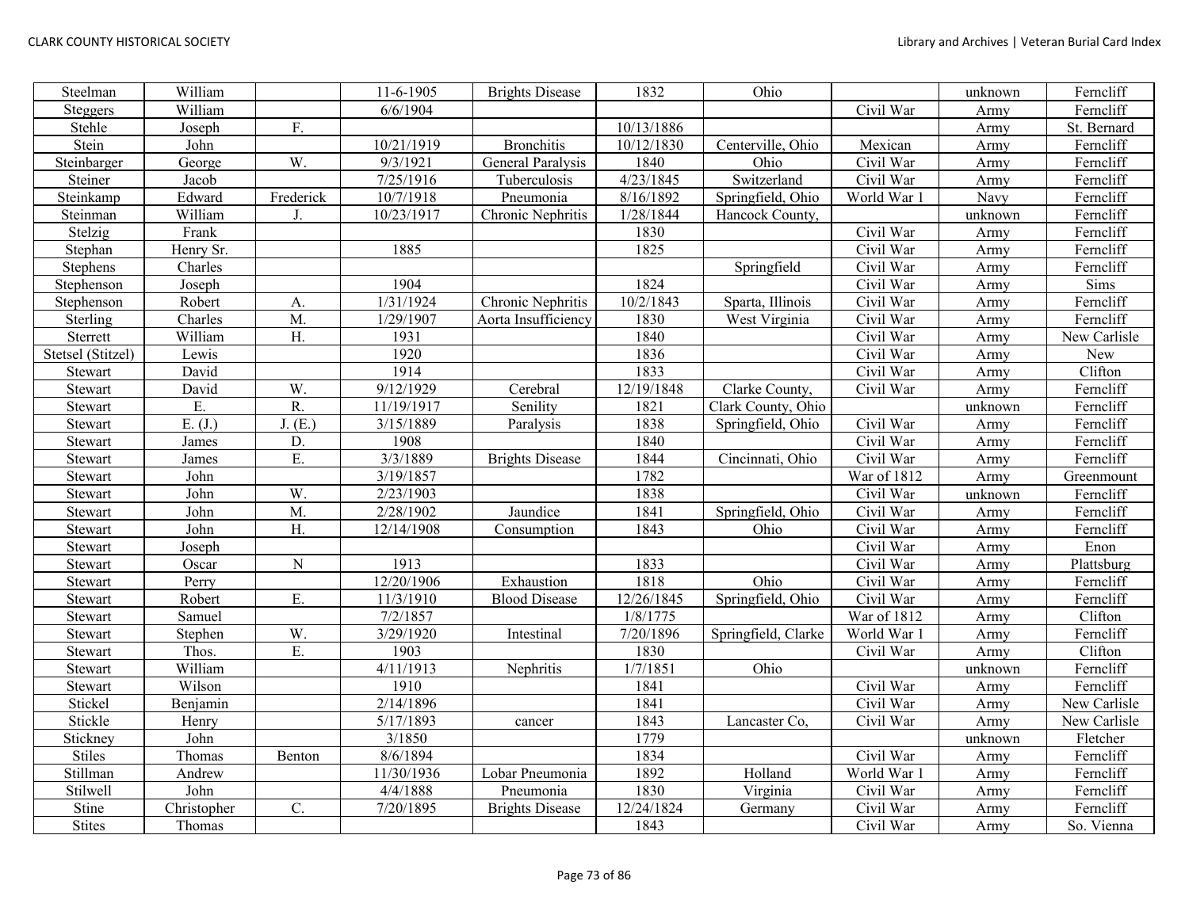| Steelman | William | | 11-6-1905 | Brights Disease | 1832 | Ohio | | unknown | Ferncliff |
|---|---|---|---|---|---|---|---|---|---|
| Steggers | William | | 6/6/1904 | | | | Civil War | Army | Ferncliff |
| Stehle | Joseph | F. | | | 10/13/1886 | | | Army | St. Bernard |
| Stein | John | | 10/21/1919 | Bronchitis | 10/12/1830 | Centerville, Ohio | Mexican | Army | Ferncliff |
| Steinbarger | George | W. | 9/3/1921 | General Paralysis | 1840 | Ohio | Civil War | Army | Ferncliff |
| Steiner | Jacob | | 7/25/1916 | Tuberculosis | 4/23/1845 | Switzerland | Civil War | Army | Ferncliff |
| Steinkamp | Edward | Frederick | 10/7/1918 | Pneumonia | 8/16/1892 | Springfield, Ohio | World War 1 | Navy | Ferncliff |
| Steinman | William | J. | 10/23/1917 | Chronic Nephritis | 1/28/1844 | Hancock County, | | unknown | Ferncliff |
| Stelzig | Frank | | | | 1830 | | Civil War | Army | Ferncliff |
| Stephan | Henry Sr. | | 1885 | | 1825 | | Civil War | Army | Ferncliff |
| Stephens | Charles | | | | | Springfield | Civil War | Army | Ferncliff |
| Stephenson | Joseph | | 1904 | | 1824 | | Civil War | Army | Sims |
| Stephenson | Robert | A. | 1/31/1924 | Chronic Nephritis | 10/2/1843 | Sparta, Illinois | Civil War | Army | Ferncliff |
| Sterling | Charles | M. | 1/29/1907 | Aorta Insufficiency | 1830 | West Virginia | Civil War | Army | Ferncliff |
| Sterrett | William | H. | 1931 | | 1840 | | Civil War | Army | New Carlisle |
| Stetsel (Stitzel) | Lewis | | 1920 | | 1836 | | Civil War | Army | New |
| Stewart | David | | 1914 | | 1833 | | Civil War | Army | Clifton |
| Stewart | David | W. | 9/12/1929 | Cerebral | 12/19/1848 | Clarke County, | Civil War | Army | Ferncliff |
| Stewart | E. | R. | 11/19/1917 | Senility | 1821 | Clark County, Ohio | | unknown | Ferncliff |
| Stewart | E. (J.) | J. (E.) | 3/15/1889 | Paralysis | 1838 | Springfield, Ohio | Civil War | Army | Ferncliff |
| Stewart | James | D. | 1908 | | 1840 | | Civil War | Army | Ferncliff |
| Stewart | James | E. | 3/3/1889 | Brights Disease | 1844 | Cincinnati, Ohio | Civil War | Army | Ferncliff |
| Stewart | John | | 3/19/1857 | | 1782 | | War of 1812 | Army | Greenmount |
| Stewart | John | W. | 2/23/1903 | | 1838 | | Civil War | unknown | Ferncliff |
| Stewart | John | M. | 2/28/1902 | Jaundice | 1841 | Springfield, Ohio | Civil War | Army | Ferncliff |
| Stewart | John | H. | 12/14/1908 | Consumption | 1843 | Ohio | Civil War | Army | Ferncliff |
| Stewart | Joseph | | | | | | Civil War | Army | Enon |
| Stewart | Oscar | N | 1913 | | 1833 | | Civil War | Army | Plattsburg |
| Stewart | Perry | | 12/20/1906 | Exhaustion | 1818 | Ohio | Civil War | Army | Ferncliff |
| Stewart | Robert | E. | 11/3/1910 | Blood Disease | 12/26/1845 | Springfield, Ohio | Civil War | Army | Ferncliff |
| Stewart | Samuel | | 7/2/1857 | | 1/8/1775 | | War of 1812 | Army | Clifton |
| Stewart | Stephen | W. | 3/29/1920 | Intestinal | 7/20/1896 | Springfield, Clarke | World War 1 | Army | Ferncliff |
| Stewart | Thos. | E. | 1903 | | 1830 | | Civil War | Army | Clifton |
| Stewart | William | | 4/11/1913 | Nephritis | 1/7/1851 | Ohio | | unknown | Ferncliff |
| Stewart | Wilson | | 1910 | | 1841 | | Civil War | Army | Ferncliff |
| Stickel | Benjamin | | 2/14/1896 | | 1841 | | Civil War | Army | New Carlisle |
| Stickle | Henry | | 5/17/1893 | cancer | 1843 | Lancaster Co, | Civil War | Army | New Carlisle |
| Stickney | John | | 3/1850 | | 1779 | | | unknown | Fletcher |
| Stiles | Thomas | Benton | 8/6/1894 | | 1834 | | Civil War | Army | Ferncliff |
| Stillman | Andrew | | 11/30/1936 | Lobar Pneumonia | 1892 | Holland | World War 1 | Army | Ferncliff |
| Stilwell | John | | 4/4/1888 | Pneumonia | 1830 | Virginia | Civil War | Army | Ferncliff |
| Stine | Christopher | C. | 7/20/1895 | Brights Disease | 12/24/1824 | Germany | Civil War | Army | Ferncliff |
| Stites | Thomas | | | | 1843 | | Civil War | Army | So. Vienna |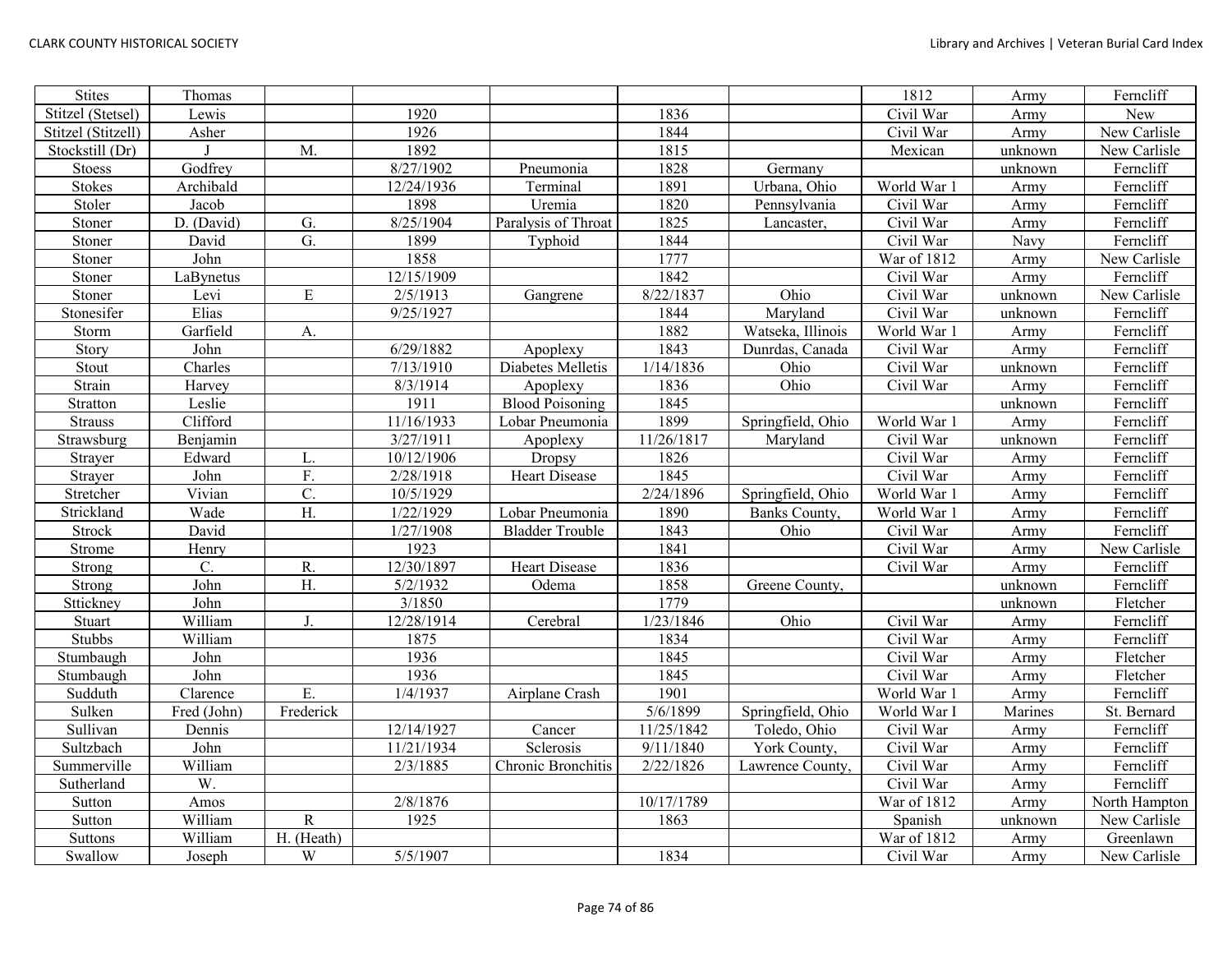| Stites | Thomas | | | | | | 1812 | Army | Ferncliff |
|---|---|---|---|---|---|---|---|---|---|
| Stitzel (Stetsel) | Lewis | | 1920 | | 1836 | | Civil War | Army | New |
| Stitzel (Stitzell) | Asher | | 1926 | | 1844 | | Civil War | Army | New Carlisle |
| Stockstill (Dr) | J | M. | 1892 | | 1815 | | Mexican | unknown | New Carlisle |
| Stoess | Godfrey | | 8/27/1902 | Pneumonia | 1828 | Germany | | unknown | Ferncliff |
| Stokes | Archibald | | 12/24/1936 | Terminal | 1891 | Urbana, Ohio | World War 1 | Army | Ferncliff |
| Stoler | Jacob | | 1898 | Uremia | 1820 | Pennsylvania | Civil War | Army | Ferncliff |
| Stoner | D. (David) | G. | 8/25/1904 | Paralysis of Throat | 1825 | Lancaster, | Civil War | Army | Ferncliff |
| Stoner | David | G. | 1899 | Typhoid | 1844 | | Civil War | Navy | Ferncliff |
| Stoner | John | | 1858 | | 1777 | | War of 1812 | Army | New Carlisle |
| Stoner | LaBynetus | | 12/15/1909 | | 1842 | | Civil War | Army | Ferncliff |
| Stoner | Levi | E | 2/5/1913 | Gangrene | 8/22/1837 | Ohio | Civil War | unknown | New Carlisle |
| Stonesifer | Elias | | 9/25/1927 | | 1844 | Maryland | Civil War | unknown | Ferncliff |
| Storm | Garfield | A. | | | 1882 | Watseka, Illinois | World War 1 | Army | Ferncliff |
| Story | John | | 6/29/1882 | Apoplexy | 1843 | Dunrdas, Canada | Civil War | Army | Ferncliff |
| Stout | Charles | | 7/13/1910 | Diabetes Melletis | 1/14/1836 | Ohio | Civil War | unknown | Ferncliff |
| Strain | Harvey | | 8/3/1914 | Apoplexy | 1836 | Ohio | Civil War | Army | Ferncliff |
| Stratton | Leslie | | 1911 | Blood Poisoning | 1845 | | | unknown | Ferncliff |
| Strauss | Clifford | | 11/16/1933 | Lobar Pneumonia | 1899 | Springfield, Ohio | World War 1 | Army | Ferncliff |
| Strawsburg | Benjamin | | 3/27/1911 | Apoplexy | 11/26/1817 | Maryland | Civil War | unknown | Ferncliff |
| Strayer | Edward | L. | 10/12/1906 | Dropsy | 1826 | | Civil War | Army | Ferncliff |
| Strayer | John | F. | 2/28/1918 | Heart Disease | 1845 | | Civil War | Army | Ferncliff |
| Stretcher | Vivian | C. | 10/5/1929 | | 2/24/1896 | Springfield, Ohio | World War 1 | Army | Ferncliff |
| Strickland | Wade | H. | 1/22/1929 | Lobar Pneumonia | 1890 | Banks County, | World War 1 | Army | Ferncliff |
| Strock | David | | 1/27/1908 | Bladder Trouble | 1843 | Ohio | Civil War | Army | Ferncliff |
| Strome | Henry | | 1923 | | 1841 | | Civil War | Army | New Carlisle |
| Strong | C. | R. | 12/30/1897 | Heart Disease | 1836 | | Civil War | Army | Ferncliff |
| Strong | John | H. | 5/2/1932 | Odema | 1858 | Greene County, | | unknown | Ferncliff |
| Stickney | John | | 3/1850 | | 1779 | | | unknown | Fletcher |
| Stuart | William | J. | 12/28/1914 | Cerebral | 1/23/1846 | Ohio | Civil War | Army | Ferncliff |
| Stubbs | William | | 1875 | | 1834 | | Civil War | Army | Ferncliff |
| Stumbaugh | John | | 1936 | | 1845 | | Civil War | Army | Fletcher |
| Stumbaugh | John | | 1936 | | 1845 | | Civil War | Army | Fletcher |
| Sudduth | Clarence | E. | 1/4/1937 | Airplane Crash | 1901 | | World War 1 | Army | Ferncliff |
| Sulken | Fred (John) | Frederick | | | 5/6/1899 | Springfield, Ohio | World War I | Marines | St. Bernard |
| Sullivan | Dennis | | 12/14/1927 | Cancer | 11/25/1842 | Toledo, Ohio | Civil War | Army | Ferncliff |
| Sultzbach | John | | 11/21/1934 | Sclerosis | 9/11/1840 | York County, | Civil War | Army | Ferncliff |
| Summerville | William | | 2/3/1885 | Chronic Bronchitis | 2/22/1826 | Lawrence County, | Civil War | Army | Ferncliff |
| Sutherland | W. | | | | | | Civil War | Army | Ferncliff |
| Sutton | Amos | | 2/8/1876 | | 10/17/1789 | | War of 1812 | Army | North Hampton |
| Sutton | William | R | 1925 | | 1863 | | Spanish | unknown | New Carlisle |
| Suttons | William | H. (Heath) | | | | | War of 1812 | Army | Greenlawn |
| Swallow | Joseph | W | 5/5/1907 | | 1834 | | Civil War | Army | New Carlisle |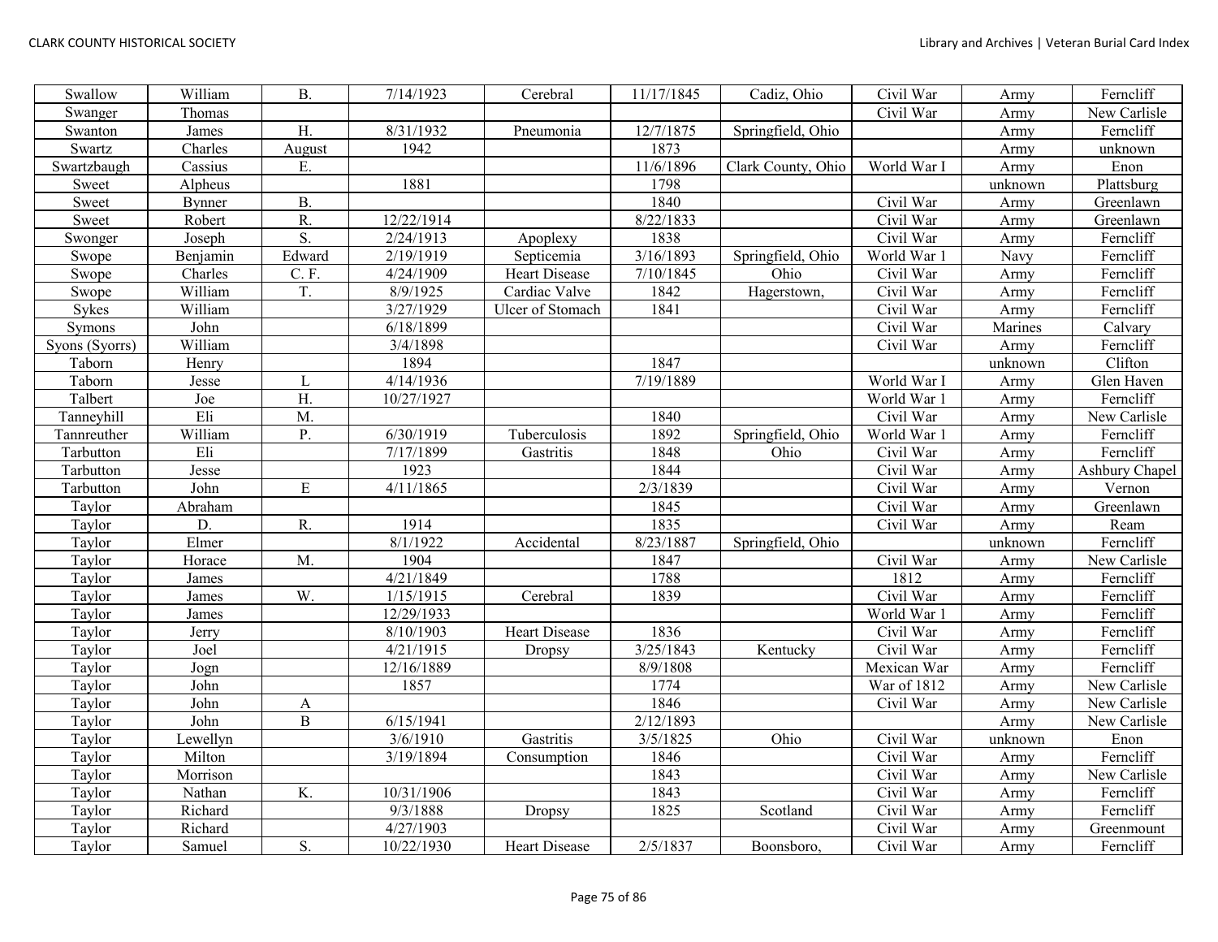| Swallow | William | B. | 7/14/1923 | Cerebral | 11/17/1845 | Cadiz, Ohio | Civil War | Army | Ferncliff |
|---|---|---|---|---|---|---|---|---|---|
| Swanger | Thomas | | | | | | Civil War | Army | New Carlisle |
| Swanton | James | H. | 8/31/1932 | Pneumonia | 12/7/1875 | Springfield, Ohio | | Army | Ferncliff |
| Swartz | Charles | August | 1942 | | 1873 | | | Army | unknown |
| Swartzbaugh | Cassius | E. | | | 11/6/1896 | Clark County, Ohio | World War I | Army | Enon |
| Sweet | Alpheus | | 1881 | | 1798 | | | unknown | Plattsburg |
| Sweet | Bynner | B. | | | 1840 | | Civil War | Army | Greenlawn |
| Sweet | Robert | R. | 12/22/1914 | | 8/22/1833 | | Civil War | Army | Greenlawn |
| Swonger | Joseph | S. | 2/24/1913 | Apoplexy | 1838 | | Civil War | Army | Ferncliff |
| Swope | Benjamin | Edward | 2/19/1919 | Septicemia | 3/16/1893 | Springfield, Ohio | World War 1 | Navy | Ferncliff |
| Swope | Charles | C. F. | 4/24/1909 | Heart Disease | 7/10/1845 | Ohio | Civil War | Army | Ferncliff |
| Swope | William | T. | 8/9/1925 | Cardiac Valve | 1842 | Hagerstown, | Civil War | Army | Ferncliff |
| Sykes | William | | 3/27/1929 | Ulcer of Stomach | 1841 | | Civil War | Army | Ferncliff |
| Symons | John | | 6/18/1899 | | | | Civil War | Marines | Calvary |
| Syons (Syorrs) | William | | 3/4/1898 | | | | Civil War | Army | Ferncliff |
| Taborn | Henry | | 1894 | | 1847 | | | unknown | Clifton |
| Taborn | Jesse | L | 4/14/1936 | | 7/19/1889 | | World War I | Army | Glen Haven |
| Talbert | Joe | H. | 10/27/1927 | | | | World War 1 | Army | Ferncliff |
| Tanneyhill | Eli | M. | | | 1840 | | Civil War | Army | New Carlisle |
| Tannreuther | William | P. | 6/30/1919 | Tuberculosis | 1892 | Springfield, Ohio | World War 1 | Army | Ferncliff |
| Tarbutton | Eli | | 7/17/1899 | Gastritis | 1848 | Ohio | Civil War | Army | Ferncliff |
| Tarbutton | Jesse | | 1923 | | 1844 | | Civil War | Army | Ashbury Chapel |
| Tarbutton | John | E | 4/11/1865 | | 2/3/1839 | | Civil War | Army | Vernon |
| Taylor | Abraham | | | | 1845 | | Civil War | Army | Greenlawn |
| Taylor | D. | R. | 1914 | | 1835 | | Civil War | Army | Ream |
| Taylor | Elmer | | 8/1/1922 | Accidental | 8/23/1887 | Springfield, Ohio | | unknown | Ferncliff |
| Taylor | Horace | M. | 1904 | | 1847 | | Civil War | Army | New Carlisle |
| Taylor | James | | 4/21/1849 | | 1788 | | 1812 | Army | Ferncliff |
| Taylor | James | W. | 1/15/1915 | Cerebral | 1839 | | Civil War | Army | Ferncliff |
| Taylor | James | | 12/29/1933 | | | | World War 1 | Army | Ferncliff |
| Taylor | Jerry | | 8/10/1903 | Heart Disease | 1836 | | Civil War | Army | Ferncliff |
| Taylor | Joel | | 4/21/1915 | Dropsy | 3/25/1843 | Kentucky | Civil War | Army | Ferncliff |
| Taylor | Jogn | | 12/16/1889 | | 8/9/1808 | | Mexican War | Army | Ferncliff |
| Taylor | John | | 1857 | | 1774 | | War of 1812 | Army | New Carlisle |
| Taylor | John | A | | | 1846 | | Civil War | Army | New Carlisle |
| Taylor | John | B | 6/15/1941 | | 2/12/1893 | | | Army | New Carlisle |
| Taylor | Lewellyn | | 3/6/1910 | Gastritis | 3/5/1825 | Ohio | Civil War | unknown | Enon |
| Taylor | Milton | | 3/19/1894 | Consumption | 1846 | | Civil War | Army | Ferncliff |
| Taylor | Morrison | | | | 1843 | | Civil War | Army | New Carlisle |
| Taylor | Nathan | K. | 10/31/1906 | | 1843 | | Civil War | Army | Ferncliff |
| Taylor | Richard | | 9/3/1888 | Dropsy | 1825 | Scotland | Civil War | Army | Ferncliff |
| Taylor | Richard | | 4/27/1903 | | | | Civil War | Army | Greenmount |
| Taylor | Samuel | S. | 10/22/1930 | Heart Disease | 2/5/1837 | Boonsboro, | Civil War | Army | Ferncliff |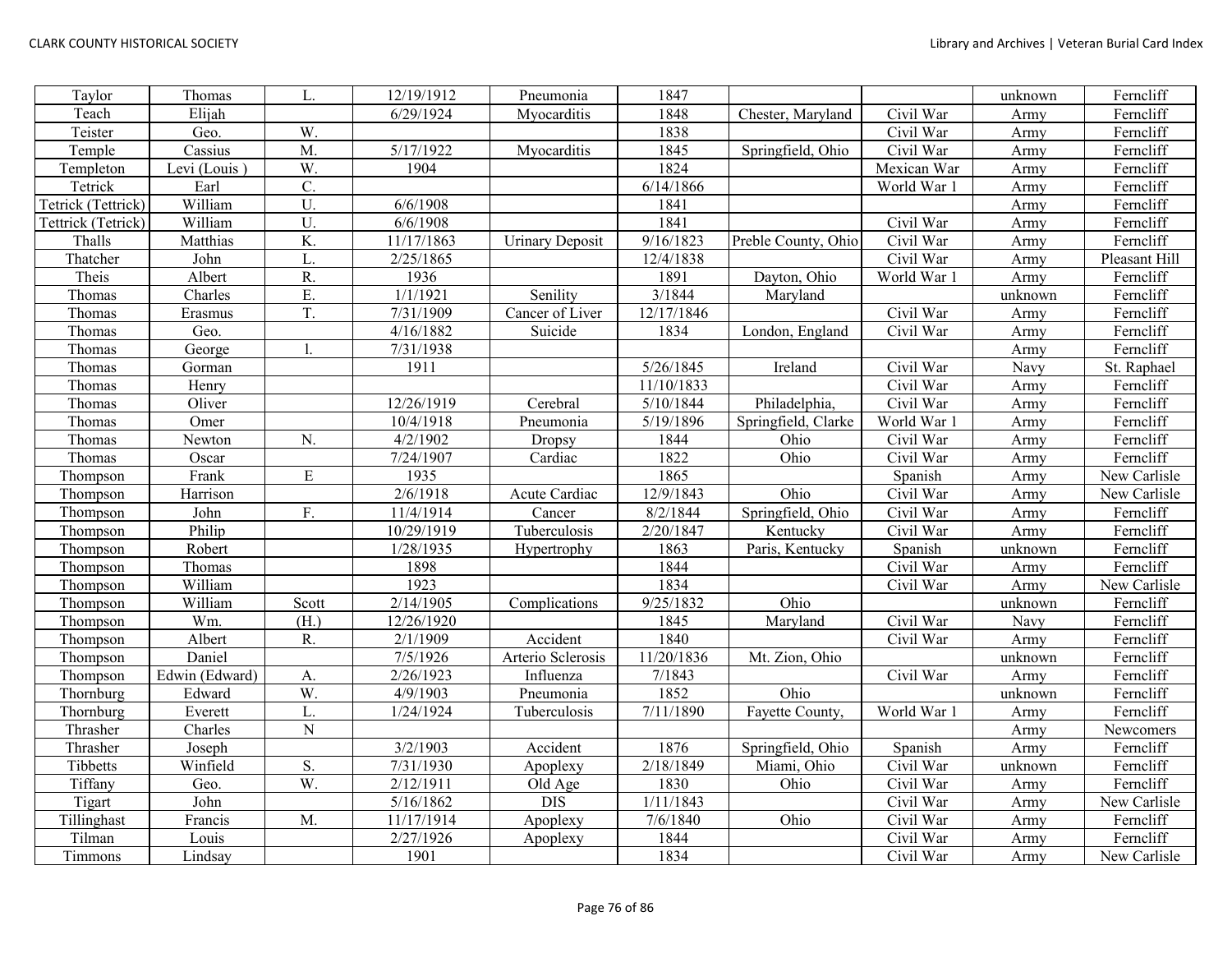| Taylor | Thomas | L. | 12/19/1912 | Pneumonia | 1847 | | | unknown | Ferncliff |
|---|---|---|---|---|---|---|---|---|---|
| Teach | Elijah | | 6/29/1924 | Myocarditis | 1848 | Chester, Maryland | Civil War | Army | Ferncliff |
| Teister | Geo. | W. | | | 1838 | | Civil War | Army | Ferncliff |
| Temple | Cassius | M. | 5/17/1922 | Myocarditis | 1845 | Springfield, Ohio | Civil War | Army | Ferncliff |
| Templeton | Levi (Louis ) | W. | 1904 | | 1824 | | Mexican War | Army | Ferncliff |
| Tetrick | Earl | C. | | | 6/14/1866 | | World War 1 | Army | Ferncliff |
| Tetrick (Tettrick) | William | U. | 6/6/1908 | | 1841 | | | Army | Ferncliff |
| Tettrick (Tetrick) | William | U. | 6/6/1908 | | 1841 | | Civil War | Army | Ferncliff |
| Thalls | Matthias | K. | 11/17/1863 | Urinary Deposit | 9/16/1823 | Preble County, Ohio | Civil War | Army | Ferncliff |
| Thatcher | John | L. | 2/25/1865 | | 12/4/1838 | | Civil War | Army | Pleasant Hill |
| Theis | Albert | R. | 1936 | | 1891 | Dayton, Ohio | World War 1 | Army | Ferncliff |
| Thomas | Charles | E. | 1/1/1921 | Senility | 3/1844 | Maryland | | unknown | Ferncliff |
| Thomas | Erasmus | T. | 7/31/1909 | Cancer of Liver | 12/17/1846 | | Civil War | Army | Ferncliff |
| Thomas | Geo. | | 4/16/1882 | Suicide | 1834 | London, England | Civil War | Army | Ferncliff |
| Thomas | George | l. | 7/31/1938 | | | | | Army | Ferncliff |
| Thomas | Gorman | | 1911 | | 5/26/1845 | Ireland | Civil War | Navy | St. Raphael |
| Thomas | Henry | | | | 11/10/1833 | | Civil War | Army | Ferncliff |
| Thomas | Oliver | | 12/26/1919 | Cerebral | 5/10/1844 | Philadelphia, | Civil War | Army | Ferncliff |
| Thomas | Omer | | 10/4/1918 | Pneumonia | 5/19/1896 | Springfield, Clarke | World War 1 | Army | Ferncliff |
| Thomas | Newton | N. | 4/2/1902 | Dropsy | 1844 | Ohio | Civil War | Army | Ferncliff |
| Thomas | Oscar | | 7/24/1907 | Cardiac | 1822 | Ohio | Civil War | Army | Ferncliff |
| Thompson | Frank | E | 1935 | | 1865 | | Spanish | Army | New Carlisle |
| Thompson | Harrison | | 2/6/1918 | Acute Cardiac | 12/9/1843 | Ohio | Civil War | Army | New Carlisle |
| Thompson | John | F. | 11/4/1914 | Cancer | 8/2/1844 | Springfield, Ohio | Civil War | Army | Ferncliff |
| Thompson | Philip | | 10/29/1919 | Tuberculosis | 2/20/1847 | Kentucky | Civil War | Army | Ferncliff |
| Thompson | Robert | | 1/28/1935 | Hypertrophy | 1863 | Paris, Kentucky | Spanish | unknown | Ferncliff |
| Thompson | Thomas | | 1898 | | 1844 | | Civil War | Army | Ferncliff |
| Thompson | William | | 1923 | | 1834 | | Civil War | Army | New Carlisle |
| Thompson | William | Scott | 2/14/1905 | Complications | 9/25/1832 | Ohio | | unknown | Ferncliff |
| Thompson | Wm. | (H.) | 12/26/1920 | | 1845 | Maryland | Civil War | Navy | Ferncliff |
| Thompson | Albert | R. | 2/1/1909 | Accident | 1840 | | Civil War | Army | Ferncliff |
| Thompson | Daniel | | 7/5/1926 | Arterio Sclerosis | 11/20/1836 | Mt. Zion, Ohio | | unknown | Ferncliff |
| Thompson | Edwin (Edward) | A. | 2/26/1923 | Influenza | 7/1843 | | Civil War | Army | Ferncliff |
| Thornburg | Edward | W. | 4/9/1903 | Pneumonia | 1852 | Ohio | | unknown | Ferncliff |
| Thornburg | Everett | L. | 1/24/1924 | Tuberculosis | 7/11/1890 | Fayette County, | World War 1 | Army | Ferncliff |
| Thrasher | Charles | N | | | | | | Army | Newcomers |
| Thrasher | Joseph | | 3/2/1903 | Accident | 1876 | Springfield, Ohio | Spanish | Army | Ferncliff |
| Tibbetts | Winfield | S. | 7/31/1930 | Apoplexy | 2/18/1849 | Miami, Ohio | Civil War | unknown | Ferncliff |
| Tiffany | Geo. | W. | 2/12/1911 | Old Age | 1830 | Ohio | Civil War | Army | Ferncliff |
| Tigart | John | | 5/16/1862 | DIS | 1/11/1843 | | Civil War | Army | New Carlisle |
| Tillinghast | Francis | M. | 11/17/1914 | Apoplexy | 7/6/1840 | Ohio | Civil War | Army | Ferncliff |
| Tilman | Louis | | 2/27/1926 | Apoplexy | 1844 | | Civil War | Army | Ferncliff |
| Timmons | Lindsay | | 1901 | | 1834 | | Civil War | Army | New Carlisle |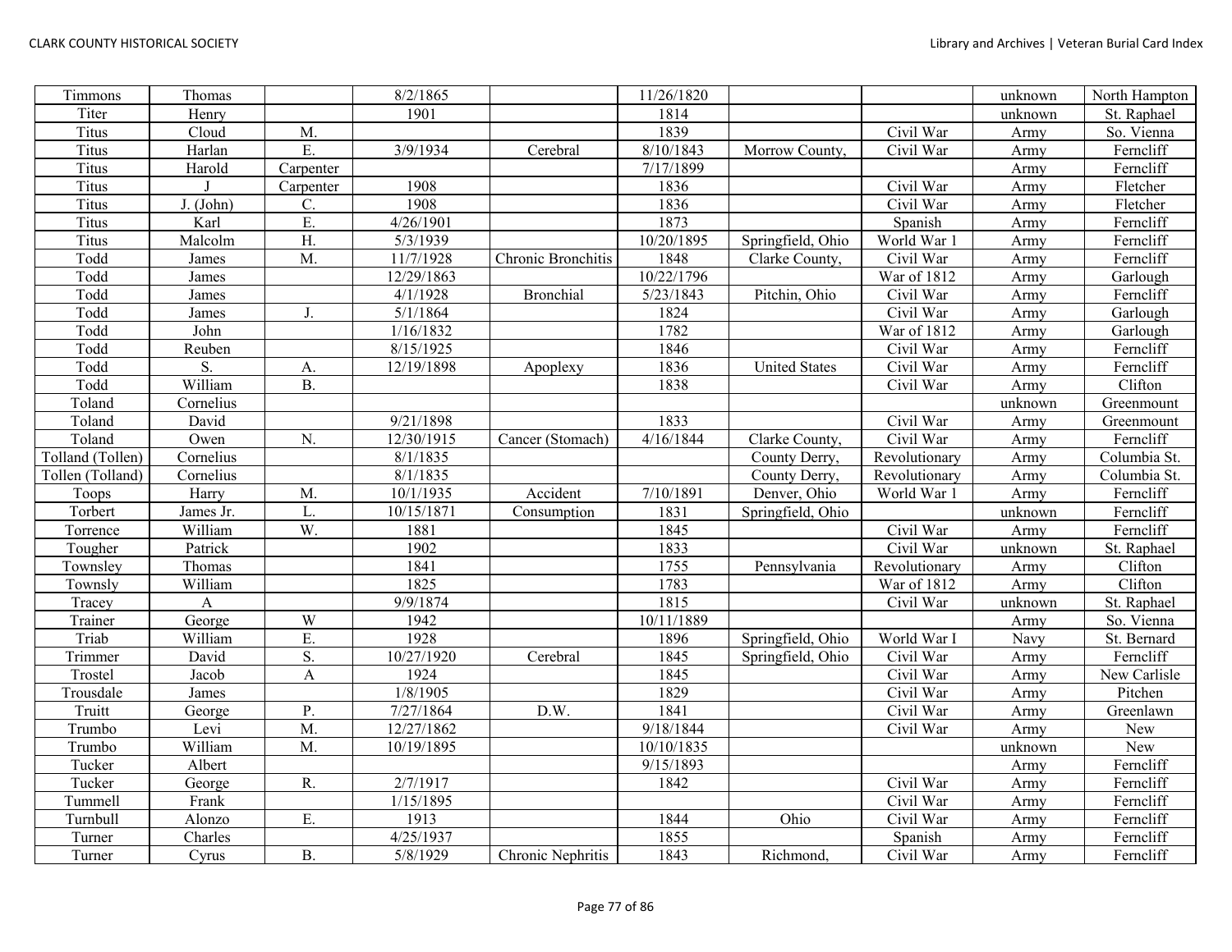| Timmons | Thomas | | 8/2/1865 | | 11/26/1820 | | | unknown | North Hampton |
|---|---|---|---|---|---|---|---|---|---|
| Titer | Henry | | 1901 | | 1814 | | | unknown | St. Raphael |
| Titus | Cloud | M. | | | 1839 | | Civil War | Army | So. Vienna |
| Titus | Harlan | E. | 3/9/1934 | Cerebral | 8/10/1843 | Morrow County, | Civil War | Army | Ferncliff |
| Titus | Harold | Carpenter | | | 7/17/1899 | | | Army | Ferncliff |
| Titus | J | Carpenter | 1908 | | 1836 | | Civil War | Army | Fletcher |
| Titus | J. (John) | C. | 1908 | | 1836 | | Civil War | Army | Fletcher |
| Titus | Karl | E. | 4/26/1901 | | 1873 | | Spanish | Army | Ferncliff |
| Titus | Malcolm | H. | 5/3/1939 | | 10/20/1895 | Springfield, Ohio | World War 1 | Army | Ferncliff |
| Todd | James | M. | 11/7/1928 | Chronic Bronchitis | 1848 | Clarke County, | Civil War | Army | Ferncliff |
| Todd | James | | 12/29/1863 | | 10/22/1796 | | War of 1812 | Army | Garlough |
| Todd | James | | 4/1/1928 | Bronchial | 5/23/1843 | Pitchin, Ohio | Civil War | Army | Ferncliff |
| Todd | James | J. | 5/1/1864 | | 1824 | | Civil War | Army | Garlough |
| Todd | John | | 1/16/1832 | | 1782 | | War of 1812 | Army | Garlough |
| Todd | Reuben | | 8/15/1925 | | 1846 | | Civil War | Army | Ferncliff |
| Todd | S. | A. | 12/19/1898 | Apoplexy | 1836 | United States | Civil War | Army | Ferncliff |
| Todd | William | B. | | | 1838 | | Civil War | Army | Clifton |
| Toland | Cornelius | | | | | | | unknown | Greenmount |
| Toland | David | | 9/21/1898 | | 1833 | | Civil War | Army | Greenmount |
| Toland | Owen | N. | 12/30/1915 | Cancer (Stomach) | 4/16/1844 | Clarke County, | Civil War | Army | Ferncliff |
| Tolland (Tollen) | Cornelius | | 8/1/1835 | | | County Derry, | Revolutionary | Army | Columbia St. |
| Tollen (Tolland) | Cornelius | | 8/1/1835 | | | County Derry, | Revolutionary | Army | Columbia St. |
| Toops | Harry | M. | 10/1/1935 | Accident | 7/10/1891 | Denver, Ohio | World War 1 | Army | Ferncliff |
| Torbert | James Jr. | L. | 10/15/1871 | Consumption | 1831 | Springfield, Ohio | | unknown | Ferncliff |
| Torrence | William | W. | 1881 | | 1845 | | Civil War | Army | Ferncliff |
| Tougher | Patrick | | 1902 | | 1833 | | Civil War | unknown | St. Raphael |
| Townsley | Thomas | | 1841 | | 1755 | Pennsylvania | Revolutionary | Army | Clifton |
| Townsly | William | | 1825 | | 1783 | | War of 1812 | Army | Clifton |
| Tracey | A | | 9/9/1874 | | 1815 | | Civil War | unknown | St. Raphael |
| Trainer | George | W | 1942 | | 10/11/1889 | | | Army | So. Vienna |
| Triab | William | E. | 1928 | | 1896 | Springfield, Ohio | World War I | Navy | St. Bernard |
| Trimmer | David | S. | 10/27/1920 | Cerebral | 1845 | Springfield, Ohio | Civil War | Army | Ferncliff |
| Trostel | Jacob | A | 1924 | | 1845 | | Civil War | Army | New Carlisle |
| Trousdale | James | | 1/8/1905 | | 1829 | | Civil War | Army | Pitchen |
| Truitt | George | P. | 7/27/1864 | D.W. | 1841 | | Civil War | Army | Greenlawn |
| Trumbo | Levi | M. | 12/27/1862 | | 9/18/1844 | | Civil War | Army | New |
| Trumbo | William | M. | 10/19/1895 | | 10/10/1835 | | | unknown | New |
| Tucker | Albert | | | | 9/15/1893 | | | Army | Ferncliff |
| Tucker | George | R. | 2/7/1917 | | 1842 | | Civil War | Army | Ferncliff |
| Tummell | Frank | | 1/15/1895 | | | | Civil War | Army | Ferncliff |
| Turnbull | Alonzo | E. | 1913 | | 1844 | Ohio | Civil War | Army | Ferncliff |
| Turner | Charles | | 4/25/1937 | | 1855 | | Spanish | Army | Ferncliff |
| Turner | Cyrus | B. | 5/8/1929 | Chronic Nephritis | 1843 | Richmond, | Civil War | Army | Ferncliff |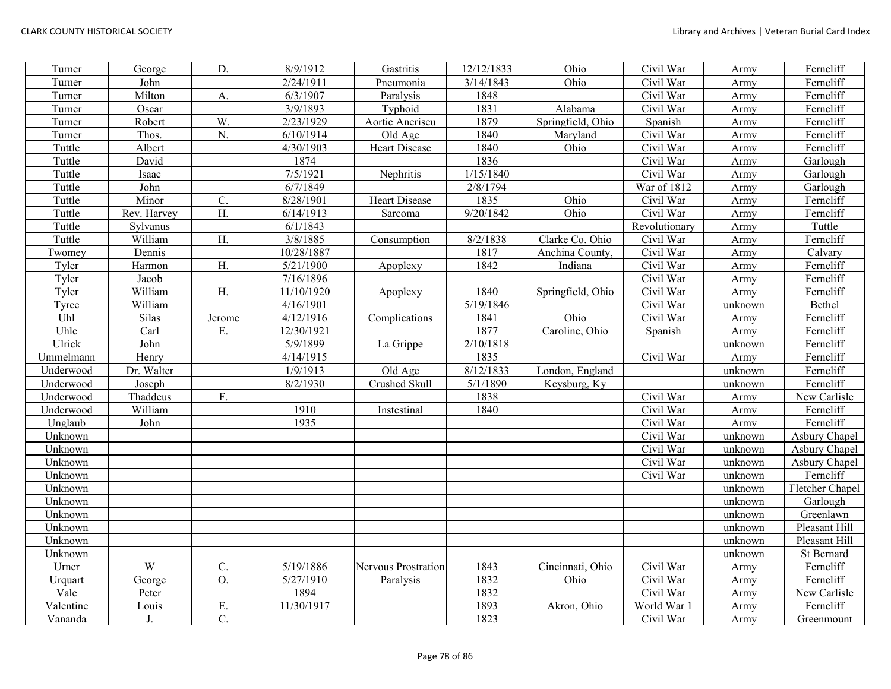| Turner | George | D. | 8/9/1912 | Gastritis | 12/12/1833 | Ohio | Civil War | Army | Ferncliff |
|---|---|---|---|---|---|---|---|---|---|
| Turner | John | | 2/24/1911 | Pneumonia | 3/14/1843 | Ohio | Civil War | Army | Ferncliff |
| Turner | Milton | A. | 6/3/1907 | Paralysis | 1848 | | Civil War | Army | Ferncliff |
| Turner | Oscar | | 3/9/1893 | Typhoid | 1831 | Alabama | Civil War | Army | Ferncliff |
| Turner | Robert | W. | 2/23/1929 | Aortic Aneriseu | 1879 | Springfield, Ohio | Spanish | Army | Ferncliff |
| Turner | Thos. | N. | 6/10/1914 | Old Age | 1840 | Maryland | Civil War | Army | Ferncliff |
| Tuttle | Albert | | 4/30/1903 | Heart Disease | 1840 | Ohio | Civil War | Army | Ferncliff |
| Tuttle | David | | 1874 | | 1836 | | Civil War | Army | Garlough |
| Tuttle | Isaac | | 7/5/1921 | Nephritis | 1/15/1840 | | Civil War | Army | Garlough |
| Tuttle | John | | 6/7/1849 | | 2/8/1794 | | War of 1812 | Army | Garlough |
| Tuttle | Minor | C. | 8/28/1901 | Heart Disease | 1835 | Ohio | Civil War | Army | Ferncliff |
| Tuttle | Rev. Harvey | H. | 6/14/1913 | Sarcoma | 9/20/1842 | Ohio | Civil War | Army | Ferncliff |
| Tuttle | Sylvanus | | 6/1/1843 | | | | Revolutionary | Army | Tuttle |
| Tuttle | William | H. | 3/8/1885 | Consumption | 8/2/1838 | Clarke Co. Ohio | Civil War | Army | Ferncliff |
| Twomey | Dennis | | 10/28/1887 | | 1817 | Anchina County, | Civil War | Army | Calvary |
| Tyler | Harmon | H. | 5/21/1900 | Apoplexy | 1842 | Indiana | Civil War | Army | Ferncliff |
| Tyler | Jacob | | 7/16/1896 | | | | Civil War | Army | Ferncliff |
| Tyler | William | H. | 11/10/1920 | Apoplexy | 1840 | Springfield, Ohio | Civil War | Army | Ferncliff |
| Tyree | William | | 4/16/1901 | | 5/19/1846 | | Civil War | unknown | Bethel |
| Uhl | Silas | Jerome | 4/12/1916 | Complications | 1841 | Ohio | Civil War | Army | Ferncliff |
| Uhle | Carl | E. | 12/30/1921 | | 1877 | Caroline, Ohio | Spanish | Army | Ferncliff |
| Ulrick | John | | 5/9/1899 | La Grippe | 2/10/1818 | | | unknown | Ferncliff |
| Ummelmann | Henry | | 4/14/1915 | | 1835 | | Civil War | Army | Ferncliff |
| Underwood | Dr. Walter | | 1/9/1913 | Old Age | 8/12/1833 | London, England | | unknown | Ferncliff |
| Underwood | Joseph | | 8/2/1930 | Crushed Skull | 5/1/1890 | Keysburg, Ky | | unknown | Ferncliff |
| Underwood | Thaddeus | F. | | | 1838 | | Civil War | Army | New Carlisle |
| Underwood | William | | 1910 | Instestinal | 1840 | | Civil War | Army | Ferncliff |
| Unglaub | John | | 1935 | | | | Civil War | Army | Ferncliff |
| Unknown | | | | | | | Civil War | unknown | Asbury Chapel |
| Unknown | | | | | | | Civil War | unknown | Asbury Chapel |
| Unknown | | | | | | | Civil War | unknown | Asbury Chapel |
| Unknown | | | | | | | Civil War | unknown | Ferncliff |
| Unknown | | | | | | | | unknown | Fletcher Chapel |
| Unknown | | | | | | | | unknown | Garlough |
| Unknown | | | | | | | | unknown | Greenlawn |
| Unknown | | | | | | | | unknown | Pleasant Hill |
| Unknown | | | | | | | | unknown | Pleasant Hill |
| Unknown | | | | | | | | unknown | St Bernard |
| Urner | W | C. | 5/19/1886 | Nervous Prostration | 1843 | Cincinnati, Ohio | Civil War | Army | Ferncliff |
| Urquart | George | O. | 5/27/1910 | Paralysis | 1832 | Ohio | Civil War | Army | Ferncliff |
| Vale | Peter | | 1894 | | 1832 | | Civil War | Army | New Carlisle |
| Valentine | Louis | E. | 11/30/1917 | | 1893 | Akron, Ohio | World War 1 | Army | Ferncliff |
| Vananda | J. | C. | | | 1823 | | Civil War | Army | Greenmount |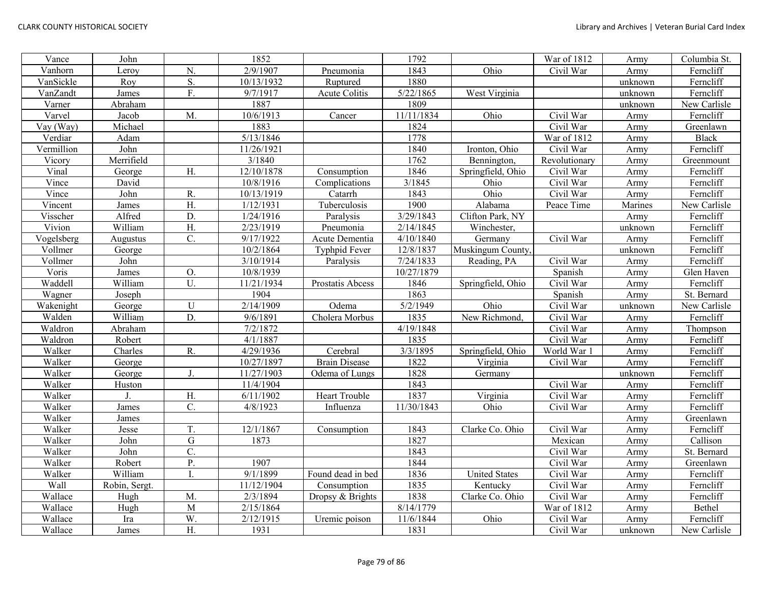| Vance | John | | 1852 | | 1792 | | War of 1812 | Army | Columbia St. |
|---|---|---|---|---|---|---|---|---|---|
| Vanhorn | Leroy | N. | 2/9/1907 | Pneumonia | 1843 | Ohio | Civil War | Army | Ferncliff |
| VanSickle | Roy | S. | 10/13/1932 | Ruptured | 1880 | | | unknown | Ferncliff |
| VanZandt | James | F. | 9/7/1917 | Acute Colitis | 5/22/1865 | West Virginia | | unknown | Ferncliff |
| Varner | Abraham | | 1887 | | 1809 | | | unknown | New Carlisle |
| Varvel | Jacob | M. | 10/6/1913 | Cancer | 11/11/1834 | Ohio | Civil War | Army | Ferncliff |
| Vay (Way) | Michael | | 1883 | | 1824 | | Civil War | Army | Greenlawn |
| Verdiar | Adam | | 5/13/1846 | | 1778 | | War of 1812 | Army | Black |
| Vermillion | John | | 11/26/1921 | | 1840 | Ironton, Ohio | Civil War | Army | Ferncliff |
| Vicory | Merrifield | | 3/1840 | | 1762 | Bennington, | Revolutionary | Army | Greenmount |
| Vinal | George | H. | 12/10/1878 | Consumption | 1846 | Springfield, Ohio | Civil War | Army | Ferncliff |
| Vince | David | | 10/8/1916 | Complications | 3/1845 | Ohio | Civil War | Army | Ferncliff |
| Vince | John | R. | 10/13/1919 | Catarrh | 1843 | Ohio | Civil War | Army | Ferncliff |
| Vincent | James | H. | 1/12/1931 | Tuberculosis | 1900 | Alabama | Peace Time | Marines | New Carlisle |
| Visscher | Alfred | D. | 1/24/1916 | Paralysis | 3/29/1843 | Clifton Park, NY | | Army | Ferncliff |
| Vivion | William | H. | 2/23/1919 | Pneumonia | 2/14/1845 | Winchester, | | unknown | Ferncliff |
| Vogelsberg | Augustus | C. | 9/17/1922 | Acute Dementia | 4/10/1840 | Germany | Civil War | Army | Ferncliff |
| Vollmer | George | | 10/2/1864 | Typhpid Fever | 12/8/1837 | Muskingum County, | | unknown | Ferncliff |
| Vollmer | John | | 3/10/1914 | Paralysis | 7/24/1833 | Reading, PA | Civil War | Army | Ferncliff |
| Voris | James | O. | 10/8/1939 | | 10/27/1879 | | Spanish | Army | Glen Haven |
| Waddell | William | U. | 11/21/1934 | Prostatis Abcess | 1846 | Springfield, Ohio | Civil War | Army | Ferncliff |
| Wagner | Joseph | | 1904 | | 1863 | | Spanish | Army | St. Bernard |
| Wakenight | George | U | 2/14/1909 | Odema | 5/2/1949 | Ohio | Civil War | unknown | New Carlisle |
| Walden | William | D. | 9/6/1891 | Cholera Morbus | 1835 | New Richmond, | Civil War | Army | Ferncliff |
| Waldron | Abraham | | 7/2/1872 | | 4/19/1848 | | Civil War | Army | Thompson |
| Waldron | Robert | | 4/1/1887 | | 1835 | | Civil War | Army | Ferncliff |
| Walker | Charles | R. | 4/29/1936 | Cerebral | 3/3/1895 | Springfield, Ohio | World War 1 | Army | Ferncliff |
| Walker | George | | 10/27/1897 | Brain Disease | 1822 | Virginia | Civil War | Army | Ferncliff |
| Walker | George | J. | 11/27/1903 | Odema of Lungs | 1828 | Germany | | unknown | Ferncliff |
| Walker | Huston | | 11/4/1904 | | 1843 | | Civil War | Army | Ferncliff |
| Walker | J. | H. | 6/11/1902 | Heart Trouble | 1837 | Virginia | Civil War | Army | Ferncliff |
| Walker | James | C. | 4/8/1923 | Influenza | 11/30/1843 | Ohio | Civil War | Army | Ferncliff |
| Walker | James | | | | | | | Army | Greenlawn |
| Walker | Jesse | T. | 12/1/1867 | Consumption | 1843 | Clarke Co. Ohio | Civil War | Army | Ferncliff |
| Walker | John | G | 1873 | | 1827 | | Mexican | Army | Callison |
| Walker | John | C. | | | 1843 | | Civil War | Army | St. Bernard |
| Walker | Robert | P. | 1907 | | 1844 | | Civil War | Army | Greenlawn |
| Walker | William | I. | 9/1/1899 | Found dead in bed | 1836 | United States | Civil War | Army | Ferncliff |
| Wall | Robin, Sergt. | | 11/12/1904 | Consumption | 1835 | Kentucky | Civil War | Army | Ferncliff |
| Wallace | Hugh | M. | 2/3/1894 | Dropsy & Brights | 1838 | Clarke Co. Ohio | Civil War | Army | Ferncliff |
| Wallace | Hugh | M | 2/15/1864 | | 8/14/1779 | | War of 1812 | Army | Bethel |
| Wallace | Ira | W. | 2/12/1915 | Uremic poison | 11/6/1844 | Ohio | Civil War | Army | Ferncliff |
| Wallace | James | H. | 1931 | | 1831 | | Civil War | unknown | New Carlisle |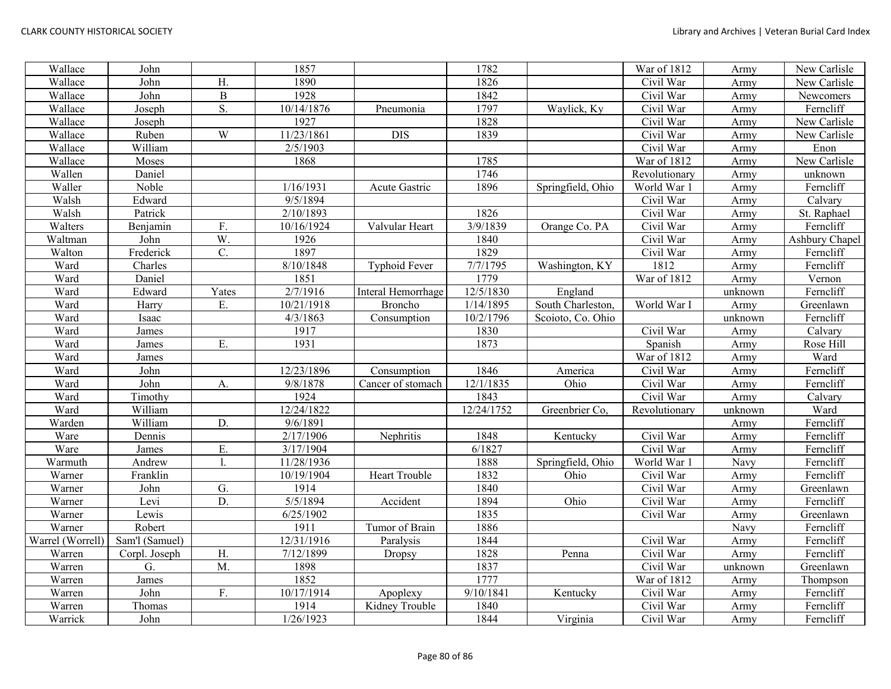| Wallace | John | | 1857 | | 1782 | | War of 1812 | Army | New Carlisle |
|---|---|---|---|---|---|---|---|---|---|
| Wallace | John | H. | 1890 | | 1826 | | Civil War | Army | New Carlisle |
| Wallace | John | B | 1928 | | 1842 | | Civil War | Army | Newcomers |
| Wallace | Joseph | S. | 10/14/1876 | Pneumonia | 1797 | Waylick, Ky | Civil War | Army | Ferncliff |
| Wallace | Joseph | | 1927 | | 1828 | | Civil War | Army | New Carlisle |
| Wallace | Ruben | W | 11/23/1861 | DIS | 1839 | | Civil War | Army | New Carlisle |
| Wallace | William | | 2/5/1903 | | | | Civil War | Army | Enon |
| Wallace | Moses | | 1868 | | 1785 | | War of 1812 | Army | New Carlisle |
| Wallen | Daniel | | | | 1746 | | Revolutionary | Army | unknown |
| Waller | Noble | | 1/16/1931 | Acute Gastric | 1896 | Springfield, Ohio | World War 1 | Army | Ferncliff |
| Walsh | Edward | | 9/5/1894 | | | | Civil War | Army | Calvary |
| Walsh | Patrick | | 2/10/1893 | | 1826 | | Civil War | Army | St. Raphael |
| Walters | Benjamin | F. | 10/16/1924 | Valvular Heart | 3/9/1839 | Orange Co. PA | Civil War | Army | Ferncliff |
| Waltman | John | W. | 1926 | | 1840 | | Civil War | Army | Ashbury Chapel |
| Walton | Frederick | C. | 1897 | | 1829 | | Civil War | Army | Ferncliff |
| Ward | Charles | | 8/10/1848 | Typhoid Fever | 7/7/1795 | Washington, KY | 1812 | Army | Ferncliff |
| Ward | Daniel | | 1851 | | 1779 | | War of 1812 | Army | Vernon |
| Ward | Edward | Yates | 2/7/1916 | Interal Hemorrhage | 12/5/1830 | England | | unknown | Ferncliff |
| Ward | Harry | E. | 10/21/1918 | Broncho | 1/14/1895 | South Charleston, | World War I | Army | Greenlawn |
| Ward | Isaac | | 4/3/1863 | Consumption | 10/2/1796 | Scoioto, Co. Ohio | | unknown | Ferncliff |
| Ward | James | | 1917 | | 1830 | | Civil War | Army | Calvary |
| Ward | James | E. | 1931 | | 1873 | | Spanish | Army | Rose Hill |
| Ward | James | | | | | | War of 1812 | Army | Ward |
| Ward | John | | 12/23/1896 | Consumption | 1846 | America | Civil War | Army | Ferncliff |
| Ward | John | A. | 9/8/1878 | Cancer of stomach | 12/1/1835 | Ohio | Civil War | Army | Ferncliff |
| Ward | Timothy | | 1924 | | 1843 | | Civil War | Army | Calvary |
| Ward | William | | 12/24/1822 | | 12/24/1752 | Greenbrier Co, | Revolutionary | unknown | Ward |
| Warden | William | D. | 9/6/1891 | | | | | Army | Ferncliff |
| Ware | Dennis | | 2/17/1906 | Nephritis | 1848 | Kentucky | Civil War | Army | Ferncliff |
| Ware | James | E. | 3/17/1904 | | 6/1827 | | Civil War | Army | Ferncliff |
| Warmuth | Andrew | l. | 11/28/1936 | | 1888 | Springfield, Ohio | World War 1 | Navy | Ferncliff |
| Warner | Franklin | | 10/19/1904 | Heart Trouble | 1832 | Ohio | Civil War | Army | Ferncliff |
| Warner | John | G. | 1914 | | 1840 | | Civil War | Army | Greenlawn |
| Warner | Levi | D. | 5/5/1894 | Accident | 1894 | Ohio | Civil War | Army | Ferncliff |
| Warner | Lewis | | 6/25/1902 | | 1835 | | Civil War | Army | Greenlawn |
| Warner | Robert | | 1911 | Tumor of Brain | 1886 | | | Navy | Ferncliff |
| Warrel (Worrell) | Sam'l (Samuel) | | 12/31/1916 | Paralysis | 1844 | | Civil War | Army | Ferncliff |
| Warren | Corpl. Joseph | H. | 7/12/1899 | Dropsy | 1828 | Penna | Civil War | Army | Ferncliff |
| Warren | G. | M. | 1898 | | 1837 | | Civil War | unknown | Greenlawn |
| Warren | James | | 1852 | | 1777 | | War of 1812 | Army | Thompson |
| Warren | John | F. | 10/17/1914 | Apoplexy | 9/10/1841 | Kentucky | Civil War | Army | Ferncliff |
| Warren | Thomas | | 1914 | Kidney Trouble | 1840 | | Civil War | Army | Ferncliff |
| Warrick | John | | 1/26/1923 | | 1844 | Virginia | Civil War | Army | Ferncliff |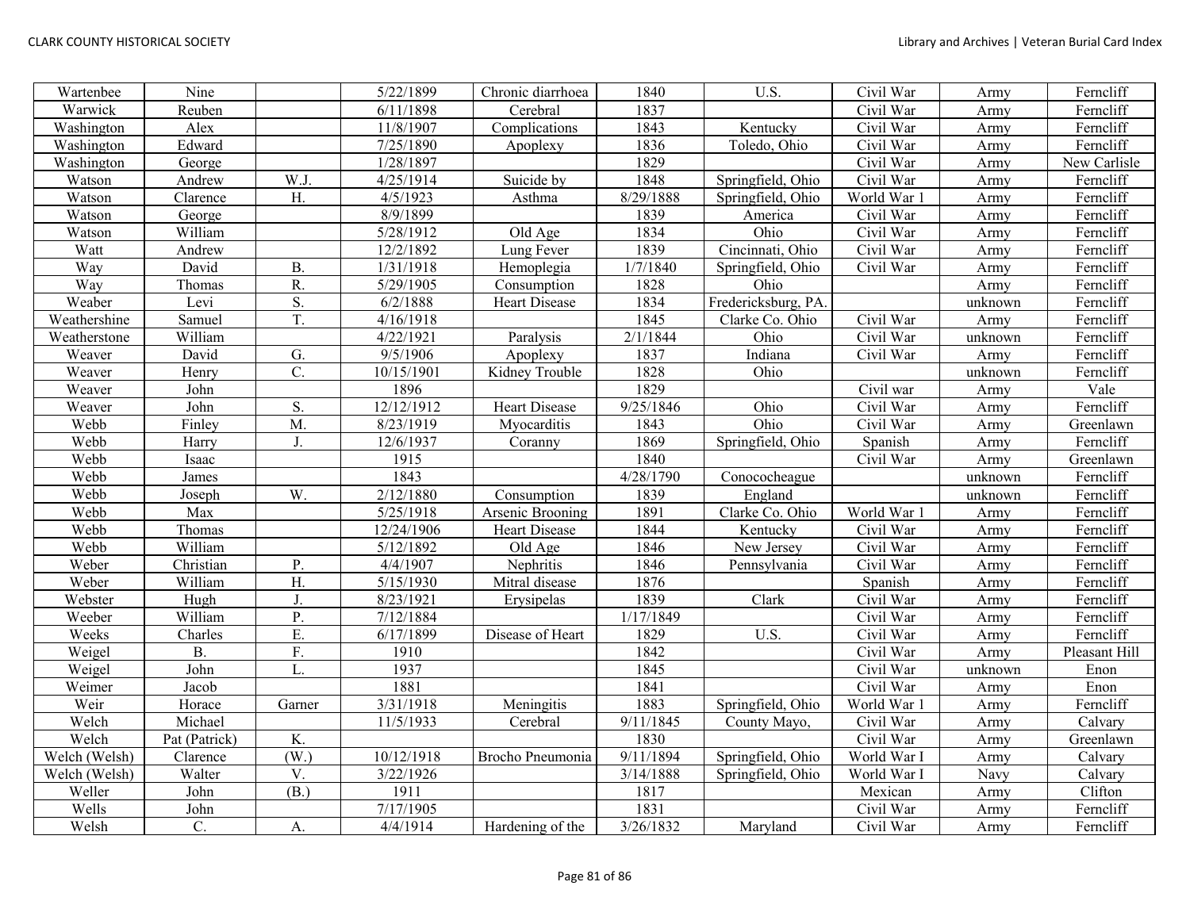| Wartenbee | Nine | | 5/22/1899 | Chronic diarrhoea | 1840 | U.S. | Civil War | Army | Ferncliff |
|---|---|---|---|---|---|---|---|---|---|
| Warwick | Reuben | | 6/11/1898 | Cerebral | 1837 | | Civil War | Army | Ferncliff |
| Washington | Alex | | 11/8/1907 | Complications | 1843 | Kentucky | Civil War | Army | Ferncliff |
| Washington | Edward | | 7/25/1890 | Apoplexy | 1836 | Toledo, Ohio | Civil War | Army | Ferncliff |
| Washington | George | | 1/28/1897 | | 1829 | | Civil War | Army | New Carlisle |
| Watson | Andrew | W.J. | 4/25/1914 | Suicide by | 1848 | Springfield, Ohio | Civil War | Army | Ferncliff |
| Watson | Clarence | H. | 4/5/1923 | Asthma | 8/29/1888 | Springfield, Ohio | World War 1 | Army | Ferncliff |
| Watson | George | | 8/9/1899 | | 1839 | America | Civil War | Army | Ferncliff |
| Watson | William | | 5/28/1912 | Old Age | 1834 | Ohio | Civil War | Army | Ferncliff |
| Watt | Andrew | | 12/2/1892 | Lung Fever | 1839 | Cincinnati, Ohio | Civil War | Army | Ferncliff |
| Way | David | B. | 1/31/1918 | Hemoplegia | 1/7/1840 | Springfield, Ohio | Civil War | Army | Ferncliff |
| Way | Thomas | R. | 5/29/1905 | Consumption | 1828 | Ohio | | Army | Ferncliff |
| Weaber | Levi | S. | 6/2/1888 | Heart Disease | 1834 | Fredericksburg, PA. | | unknown | Ferncliff |
| Weathershine | Samuel | T. | 4/16/1918 | | 1845 | Clarke Co. Ohio | Civil War | Army | Ferncliff |
| Weatherstone | William | | 4/22/1921 | Paralysis | 2/1/1844 | Ohio | Civil War | unknown | Ferncliff |
| Weaver | David | G. | 9/5/1906 | Apoplexy | 1837 | Indiana | Civil War | Army | Ferncliff |
| Weaver | Henry | C. | 10/15/1901 | Kidney Trouble | 1828 | Ohio | | unknown | Ferncliff |
| Weaver | John | | 1896 | | 1829 | | Civil war | Army | Vale |
| Weaver | John | S. | 12/12/1912 | Heart Disease | 9/25/1846 | Ohio | Civil War | Army | Ferncliff |
| Webb | Finley | M. | 8/23/1919 | Myocarditis | 1843 | Ohio | Civil War | Army | Greenlawn |
| Webb | Harry | J. | 12/6/1937 | Coranny | 1869 | Springfield, Ohio | Spanish | Army | Ferncliff |
| Webb | Isaac | | 1915 | | 1840 | | Civil War | Army | Greenlawn |
| Webb | James | | 1843 | | 4/28/1790 | Conococheague | | unknown | Ferncliff |
| Webb | Joseph | W. | 2/12/1880 | Consumption | 1839 | England | | unknown | Ferncliff |
| Webb | Max | | 5/25/1918 | Arsenic Brooning | 1891 | Clarke Co. Ohio | World War 1 | Army | Ferncliff |
| Webb | Thomas | | 12/24/1906 | Heart Disease | 1844 | Kentucky | Civil War | Army | Ferncliff |
| Webb | William | | 5/12/1892 | Old Age | 1846 | New Jersey | Civil War | Army | Ferncliff |
| Weber | Christian | P. | 4/4/1907 | Nephritis | 1846 | Pennsylvania | Civil War | Army | Ferncliff |
| Weber | William | H. | 5/15/1930 | Mitral disease | 1876 | | Spanish | Army | Ferncliff |
| Webster | Hugh | J. | 8/23/1921 | Erysipelas | 1839 | Clark | Civil War | Army | Ferncliff |
| Weeber | William | P. | 7/12/1884 | | 1/17/1849 | | Civil War | Army | Ferncliff |
| Weeks | Charles | E. | 6/17/1899 | Disease of Heart | 1829 | U.S. | Civil War | Army | Ferncliff |
| Weigel | B. | F. | 1910 | | 1842 | | Civil War | Army | Pleasant Hill |
| Weigel | John | L. | 1937 | | 1845 | | Civil War | unknown | Enon |
| Weimer | Jacob | | 1881 | | 1841 | | Civil War | Army | Enon |
| Weir | Horace | Garner | 3/31/1918 | Meningitis | 1883 | Springfield, Ohio | World War 1 | Army | Ferncliff |
| Welch | Michael | | 11/5/1933 | Cerebral | 9/11/1845 | County Mayo, | Civil War | Army | Calvary |
| Welch | Pat (Patrick) | K. | | | 1830 | | Civil War | Army | Greenlawn |
| Welch (Welsh) | Clarence | (W.) | 10/12/1918 | Brocho Pneumonia | 9/11/1894 | Springfield, Ohio | World War I | Army | Calvary |
| Welch (Welsh) | Walter | V. | 3/22/1926 | | 3/14/1888 | Springfield, Ohio | World War I | Navy | Calvary |
| Weller | John | (B.) | 1911 | | 1817 | | Mexican | Army | Clifton |
| Wells | John | | 7/17/1905 | | 1831 | | Civil War | Army | Ferncliff |
| Welsh | C. | A. | 4/4/1914 | Hardening of the | 3/26/1832 | Maryland | Civil War | Army | Ferncliff |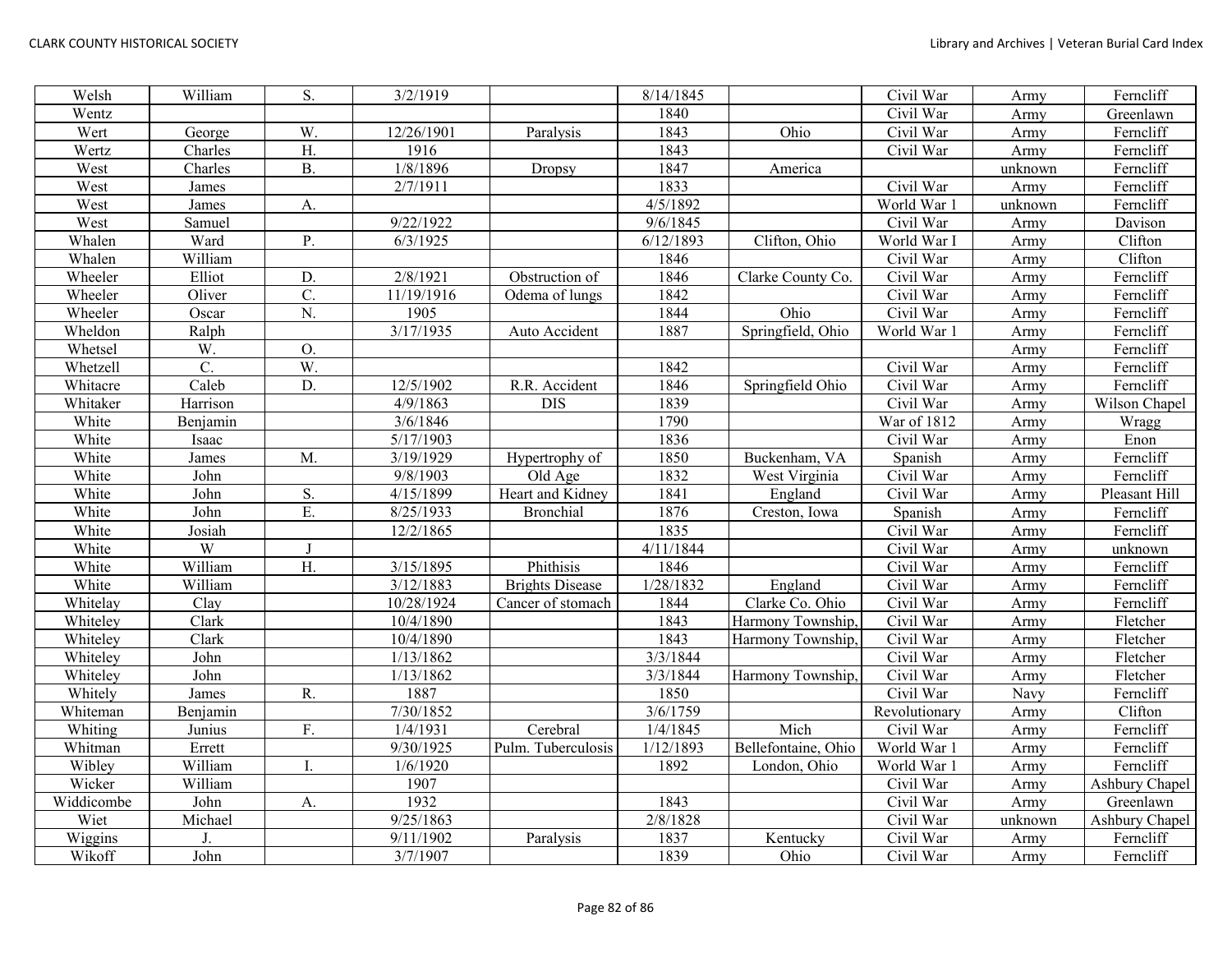| Welsh | William | S. | 3/2/1919 | | 8/14/1845 | | Civil War | Army | Ferncliff |
|---|---|---|---|---|---|---|---|---|---|
| Wentz | | | | | 1840 | | Civil War | Army | Greenlawn |
| Wert | George | W. | 12/26/1901 | Paralysis | 1843 | Ohio | Civil War | Army | Ferncliff |
| Wertz | Charles | H. | 1916 | | 1843 | | Civil War | Army | Ferncliff |
| West | Charles | B. | 1/8/1896 | Dropsy | 1847 | America | | unknown | Ferncliff |
| West | James | | 2/7/1911 | | 1833 | | Civil War | Army | Ferncliff |
| West | James | A. | | | 4/5/1892 | | World War 1 | unknown | Ferncliff |
| West | Samuel | | 9/22/1922 | | 9/6/1845 | | Civil War | Army | Davison |
| Whalen | Ward | P. | 6/3/1925 | | 6/12/1893 | Clifton, Ohio | World War I | Army | Clifton |
| Whalen | William | | | | 1846 | | Civil War | Army | Clifton |
| Wheeler | Elliot | D. | 2/8/1921 | Obstruction of | 1846 | Clarke County Co. | Civil War | Army | Ferncliff |
| Wheeler | Oliver | C. | 11/19/1916 | Odema of lungs | 1842 | | Civil War | Army | Ferncliff |
| Wheeler | Oscar | N. | 1905 | | 1844 | Ohio | Civil War | Army | Ferncliff |
| Wheldon | Ralph | | 3/17/1935 | Auto Accident | 1887 | Springfield, Ohio | World War 1 | Army | Ferncliff |
| Whetsel | W. | O. | | | | | | Army | Ferncliff |
| Whetzell | C. | W. | | | 1842 | | Civil War | Army | Ferncliff |
| Whitacre | Caleb | D. | 12/5/1902 | R.R. Accident | 1846 | Springfield Ohio | Civil War | Army | Ferncliff |
| Whitaker | Harrison | | 4/9/1863 | DIS | 1839 | | Civil War | Army | Wilson Chapel |
| White | Benjamin | | 3/6/1846 | | 1790 | | War of 1812 | Army | Wragg |
| White | Isaac | | 5/17/1903 | | 1836 | | Civil War | Army | Enon |
| White | James | M. | 3/19/1929 | Hypertrophy of | 1850 | Buckenham, VA | Spanish | Army | Ferncliff |
| White | John | | 9/8/1903 | Old Age | 1832 | West Virginia | Civil War | Army | Ferncliff |
| White | John | S. | 4/15/1899 | Heart and Kidney | 1841 | England | Civil War | Army | Pleasant Hill |
| White | John | E. | 8/25/1933 | Bronchial | 1876 | Creston, Iowa | Spanish | Army | Ferncliff |
| White | Josiah | | 12/2/1865 | | 1835 | | Civil War | Army | Ferncliff |
| White | W | J | | | 4/11/1844 | | Civil War | Army | unknown |
| White | William | H. | 3/15/1895 | Phithisis | 1846 | | Civil War | Army | Ferncliff |
| White | William | | 3/12/1883 | Brights Disease | 1/28/1832 | England | Civil War | Army | Ferncliff |
| Whitelay | Clay | | 10/28/1924 | Cancer of stomach | 1844 | Clarke Co. Ohio | Civil War | Army | Ferncliff |
| Whiteley | Clark | | 10/4/1890 | | 1843 | Harmony Township, | Civil War | Army | Fletcher |
| Whiteley | Clark | | 10/4/1890 | | 1843 | Harmony Township, | Civil War | Army | Fletcher |
| Whiteley | John | | 1/13/1862 | | 3/3/1844 | | Civil War | Army | Fletcher |
| Whiteley | John | | 1/13/1862 | | 3/3/1844 | Harmony Township, | Civil War | Army | Fletcher |
| Whitely | James | R. | 1887 | | 1850 | | Civil War | Navy | Ferncliff |
| Whiteman | Benjamin | | 7/30/1852 | | 3/6/1759 | | Revolutionary | Army | Clifton |
| Whiting | Junius | F. | 1/4/1931 | Cerebral | 1/4/1845 | Mich | Civil War | Army | Ferncliff |
| Whitman | Errett | | 9/30/1925 | Pulm. Tuberculosis | 1/12/1893 | Bellefontaine, Ohio | World War 1 | Army | Ferncliff |
| Wibley | William | I. | 1/6/1920 | | 1892 | London, Ohio | World War 1 | Army | Ferncliff |
| Wicker | William | | 1907 | | | | Civil War | Army | Ashbury Chapel |
| Widdicombe | John | A. | 1932 | | 1843 | | Civil War | Army | Greenlawn |
| Wiet | Michael | | 9/25/1863 | | 2/8/1828 | | Civil War | unknown | Ashbury Chapel |
| Wiggins | J. | | 9/11/1902 | Paralysis | 1837 | Kentucky | Civil War | Army | Ferncliff |
| Wikoff | John | | 3/7/1907 | | 1839 | Ohio | Civil War | Army | Ferncliff |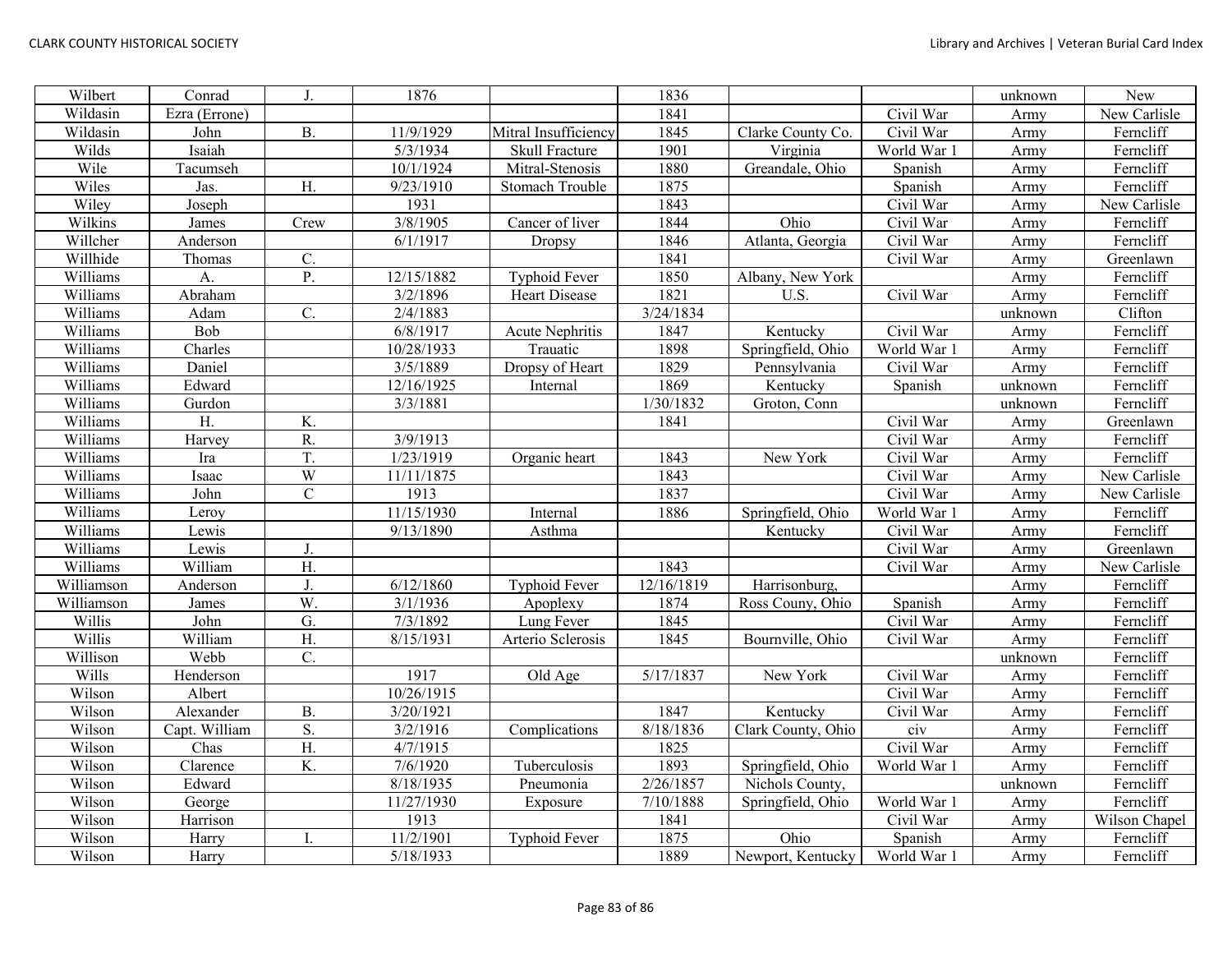| Wilbert | Conrad | J. | 1876 | | 1836 | | | unknown | New |
|---|---|---|---|---|---|---|---|---|---|
| Wildasin | Ezra (Errone) | | | | 1841 | | Civil War | Army | New Carlisle |
| Wildasin | John | B. | 11/9/1929 | Mitral Insufficiency | 1845 | Clarke County Co. | Civil War | Army | Ferncliff |
| Wilds | Isaiah | | 5/3/1934 | Skull Fracture | 1901 | Virginia | World War 1 | Army | Ferncliff |
| Wile | Tacumseh | | 10/1/1924 | Mitral-Stenosis | 1880 | Greandale, Ohio | Spanish | Army | Ferncliff |
| Wiles | Jas. | H. | 9/23/1910 | Stomach Trouble | 1875 | | Spanish | Army | Ferncliff |
| Wiley | Joseph | | 1931 | | 1843 | | Civil War | Army | New Carlisle |
| Wilkins | James | Crew | 3/8/1905 | Cancer of liver | 1844 | Ohio | Civil War | Army | Ferncliff |
| Willcher | Anderson | | 6/1/1917 | Dropsy | 1846 | Atlanta, Georgia | Civil War | Army | Ferncliff |
| Willhide | Thomas | C. | | | 1841 | | Civil War | Army | Greenlawn |
| Williams | A. | P. | 12/15/1882 | Typhoid Fever | 1850 | Albany, New York | | Army | Ferncliff |
| Williams | Abraham | | 3/2/1896 | Heart Disease | 1821 | U.S. | Civil War | Army | Ferncliff |
| Williams | Adam | C. | 2/4/1883 | | 3/24/1834 | | | unknown | Clifton |
| Williams | Bob | | 6/8/1917 | Acute Nephritis | 1847 | Kentucky | Civil War | Army | Ferncliff |
| Williams | Charles | | 10/28/1933 | Trauatic | 1898 | Springfield, Ohio | World War 1 | Army | Ferncliff |
| Williams | Daniel | | 3/5/1889 | Dropsy of Heart | 1829 | Pennsylvania | Civil War | Army | Ferncliff |
| Williams | Edward | | 12/16/1925 | Internal | 1869 | Kentucky | Spanish | unknown | Ferncliff |
| Williams | Gurdon | | 3/3/1881 | | 1/30/1832 | Groton, Conn | | unknown | Ferncliff |
| Williams | H. | K. | | | 1841 | | Civil War | Army | Greenlawn |
| Williams | Harvey | R. | 3/9/1913 | | | | Civil War | Army | Ferncliff |
| Williams | Ira | T. | 1/23/1919 | Organic heart | 1843 | New York | Civil War | Army | Ferncliff |
| Williams | Isaac | W | 11/11/1875 | | 1843 | | Civil War | Army | New Carlisle |
| Williams | John | C | 1913 | | 1837 | | Civil War | Army | New Carlisle |
| Williams | Leroy | | 11/15/1930 | Internal | 1886 | Springfield, Ohio | World War 1 | Army | Ferncliff |
| Williams | Lewis | | 9/13/1890 | Asthma | | Kentucky | Civil War | Army | Ferncliff |
| Williams | Lewis | J. | | | | | Civil War | Army | Greenlawn |
| Williams | William | H. | | | 1843 | | Civil War | Army | New Carlisle |
| Williamson | Anderson | J. | 6/12/1860 | Typhoid Fever | 12/16/1819 | Harrisonburg, | | Army | Ferncliff |
| Williamson | James | W. | 3/1/1936 | Apoplexy | 1874 | Ross Couny, Ohio | Spanish | Army | Ferncliff |
| Willis | John | G. | 7/3/1892 | Lung Fever | 1845 | | Civil War | Army | Ferncliff |
| Willis | William | H. | 8/15/1931 | Arterio Sclerosis | 1845 | Bournville, Ohio | Civil War | Army | Ferncliff |
| Willison | Webb | C. | | | | | | unknown | Ferncliff |
| Wills | Henderson | | 1917 | Old Age | 5/17/1837 | New York | Civil War | Army | Ferncliff |
| Wilson | Albert | | 10/26/1915 | | | | Civil War | Army | Ferncliff |
| Wilson | Alexander | B. | 3/20/1921 | | 1847 | Kentucky | Civil War | Army | Ferncliff |
| Wilson | Capt. William | S. | 3/2/1916 | Complications | 8/18/1836 | Clark County, Ohio | civ | Army | Ferncliff |
| Wilson | Chas | H. | 4/7/1915 | | 1825 | | Civil War | Army | Ferncliff |
| Wilson | Clarence | K. | 7/6/1920 | Tuberculosis | 1893 | Springfield, Ohio | World War 1 | Army | Ferncliff |
| Wilson | Edward | | 8/18/1935 | Pneumonia | 2/26/1857 | Nichols County, | | unknown | Ferncliff |
| Wilson | George | | 11/27/1930 | Exposure | 7/10/1888 | Springfield, Ohio | World War 1 | Army | Ferncliff |
| Wilson | Harrison | | 1913 | | 1841 | | Civil War | Army | Wilson Chapel |
| Wilson | Harry | I. | 11/2/1901 | Typhoid Fever | 1875 | Ohio | Spanish | Army | Ferncliff |
| Wilson | Harry | | 5/18/1933 | | 1889 | Newport, Kentucky | World War 1 | Army | Ferncliff |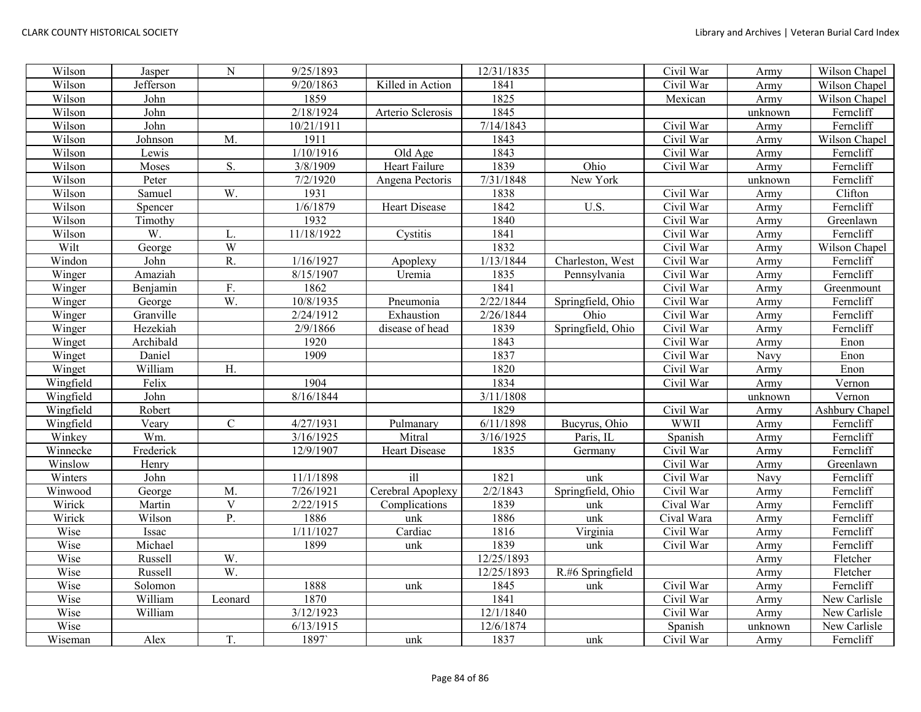| Wilson | Jasper | N | 9/25/1893 | | 12/31/1835 | | Civil War | Army | Wilson Chapel |
|---|---|---|---|---|---|---|---|---|---|
| Wilson | Jefferson | | 9/20/1863 | Killed in Action | 1841 | | Civil War | Army | Wilson Chapel |
| Wilson | John | | 1859 | | 1825 | | Mexican | Army | Wilson Chapel |
| Wilson | John | | 2/18/1924 | Arterio Sclerosis | 1845 | | | unknown | Ferncliff |
| Wilson | John | | 10/21/1911 | | 7/14/1843 | | Civil War | Army | Ferncliff |
| Wilson | Johnson | M. | 1911 | | 1843 | | Civil War | Army | Wilson Chapel |
| Wilson | Lewis | | 1/10/1916 | Old Age | 1843 | | Civil War | Army | Ferncliff |
| Wilson | Moses | S. | 3/8/1909 | Heart Failure | 1839 | Ohio | Civil War | Army | Ferncliff |
| Wilson | Peter | | 7/2/1920 | Angena Pectoris | 7/31/1848 | New York | | unknown | Ferncliff |
| Wilson | Samuel | W. | 1931 | | 1838 | | Civil War | Army | Clifton |
| Wilson | Spencer | | 1/6/1879 | Heart Disease | 1842 | U.S. | Civil War | Army | Ferncliff |
| Wilson | Timothy | | 1932 | | 1840 | | Civil War | Army | Greenlawn |
| Wilson | W. | L. | 11/18/1922 | Cystitis | 1841 | | Civil War | Army | Ferncliff |
| Wilt | George | W | | | 1832 | | Civil War | Army | Wilson Chapel |
| Windon | John | R. | 1/16/1927 | Apoplexy | 1/13/1844 | Charleston, West | Civil War | Army | Ferncliff |
| Winger | Amaziah | | 8/15/1907 | Uremia | 1835 | Pennsylvania | Civil War | Army | Ferncliff |
| Winger | Benjamin | F. | 1862 | | 1841 | | Civil War | Army | Greenmount |
| Winger | George | W. | 10/8/1935 | Pneumonia | 2/22/1844 | Springfield, Ohio | Civil War | Army | Ferncliff |
| Winger | Granville | | 2/24/1912 | Exhaustion | 2/26/1844 | Ohio | Civil War | Army | Ferncliff |
| Winger | Hezekiah | | 2/9/1866 | disease of head | 1839 | Springfield, Ohio | Civil War | Army | Ferncliff |
| Winget | Archibald | | 1920 | | 1843 | | Civil War | Army | Enon |
| Winget | Daniel | | 1909 | | 1837 | | Civil War | Navy | Enon |
| Winget | William | H. | | | 1820 | | Civil War | Army | Enon |
| Wingfield | Felix | | 1904 | | 1834 | | Civil War | Army | Vernon |
| Wingfield | John | | 8/16/1844 | | 3/11/1808 | | | unknown | Vernon |
| Wingfield | Robert | | | | 1829 | | Civil War | Army | Ashbury Chapel |
| Wingfield | Veary | C | 4/27/1931 | Pulmanary | 6/11/1898 | Bucyrus, Ohio | WWII | Army | Ferncliff |
| Winkey | Wm. | | 3/16/1925 | Mitral | 3/16/1925 | Paris, IL | Spanish | Army | Ferncliff |
| Winnecke | Frederick | | 12/9/1907 | Heart Disease | 1835 | Germany | Civil War | Army | Ferncliff |
| Winslow | Henry | | | | | | Civil War | Army | Greenlawn |
| Winters | John | | 11/1/1898 | ill | 1821 | unk | Civil War | Navy | Ferncliff |
| Winwood | George | M. | 7/26/1921 | Cerebral Apoplexy | 2/2/1843 | Springfield, Ohio | Civil War | Army | Ferncliff |
| Wirick | Martin | V | 2/22/1915 | Complications | 1839 | unk | Cival War | Army | Ferncliff |
| Wirick | Wilson | P. | 1886 | unk | 1886 | unk | Cival Wara | Army | Ferncliff |
| Wise | Issac | | 1/11/1027 | Cardiac | 1816 | Virginia | Civil War | Army | Ferncliff |
| Wise | Michael | | 1899 | unk | 1839 | unk | Civil War | Army | Ferncliff |
| Wise | Russell | W. | | | 12/25/1893 | | | Army | Fletcher |
| Wise | Russell | W. | | | 12/25/1893 | R.#6 Springfield | | Army | Fletcher |
| Wise | Solomon | | 1888 | unk | 1845 | unk | Civil War | Army | Ferncliff |
| Wise | William | Leonard | 1870 | | 1841 | | Civil War | Army | New Carlisle |
| Wise | William | | 3/12/1923 | | 12/1/1840 | | Civil War | Army | New Carlisle |
| Wise | | | 6/13/1915 | | 12/6/1874 | | Spanish | unknown | New Carlisle |
| Wiseman | Alex | T. | 1897` | unk | 1837 | unk | Civil War | Army | Ferncliff |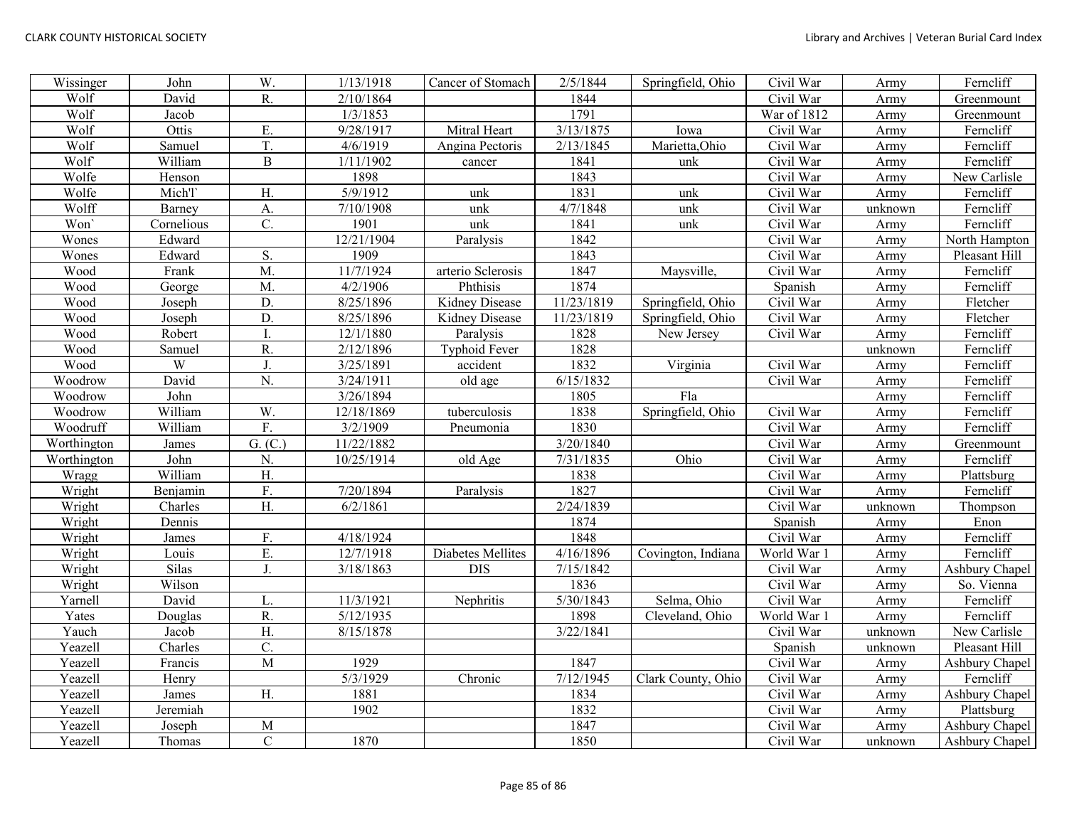| Wissinger | John | W. | 1/13/1918 | Cancer of Stomach | 2/5/1844 | Springfield, Ohio | Civil War | Army | Ferncliff |
|---|---|---|---|---|---|---|---|---|---|
| Wolf | David | R. | 2/10/1864 | | 1844 | | Civil War | Army | Greenmount |
| Wolf | Jacob | | 1/3/1853 | | 1791 | | War of 1812 | Army | Greenmount |
| Wolf | Ottis | E. | 9/28/1917 | Mitral Heart | 3/13/1875 | Iowa | Civil War | Army | Ferncliff |
| Wolf | Samuel | T. | 4/6/1919 | Angina Pectoris | 2/13/1845 | Marietta,Ohio | Civil War | Army | Ferncliff |
| Wolf` | William | B | 1/11/1902 | cancer | 1841 | unk | Civil War | Army | Ferncliff |
| Wolfe | Henson | | 1898 | | 1843 | | Civil War | Army | New Carlisle |
| Wolfe | Mich'l` | H. | 5/9/1912 | unk | 1831 | unk | Civil War | Army | Ferncliff |
| Wolff | Barney | A. | 7/10/1908 | unk | 4/7/1848 | unk | Civil War | unknown | Ferncliff |
| Won` | Cornelious | C. | 1901 | unk | 1841 | unk | Civil War | Army | Ferncliff |
| Wones | Edward | | 12/21/1904 | Paralysis | 1842 | | Civil War | Army | North Hampton |
| Wones | Edward | S. | 1909 | | 1843 | | Civil War | Army | Pleasant Hill |
| Wood | Frank | M. | 11/7/1924 | arterio Sclerosis | 1847 | Maysville, | Civil War | Army | Ferncliff |
| Wood | George | M. | 4/2/1906 | Phthisis | 1874 | | Spanish | Army | Ferncliff |
| Wood | Joseph | D. | 8/25/1896 | Kidney Disease | 11/23/1819 | Springfield, Ohio | Civil War | Army | Fletcher |
| Wood | Joseph | D. | 8/25/1896 | Kidney Disease | 11/23/1819 | Springfield, Ohio | Civil War | Army | Fletcher |
| Wood | Robert | I. | 12/1/1880 | Paralysis | 1828 | New Jersey | Civil War | Army | Ferncliff |
| Wood | Samuel | R. | 2/12/1896 | Typhoid Fever | 1828 | | | unknown | Ferncliff |
| Wood | W | J. | 3/25/1891 | accident | 1832 | Virginia | Civil War | Army | Ferncliff |
| Woodrow | David | N. | 3/24/1911 | old age | 6/15/1832 | | Civil War | Army | Ferncliff |
| Woodrow | John | | 3/26/1894 | | 1805 | Fla | | Army | Ferncliff |
| Woodrow | William | W. | 12/18/1869 | tuberculosis | 1838 | Springfield, Ohio | Civil War | Army | Ferncliff |
| Woodruff | William | F. | 3/2/1909 | Pneumonia | 1830 | | Civil War | Army | Ferncliff |
| Worthington | James | G. (C.) | 11/22/1882 | | 3/20/1840 | | Civil War | Army | Greenmount |
| Worthington | John | N. | 10/25/1914 | old Age | 7/31/1835 | Ohio | Civil War | Army | Ferncliff |
| Wragg | William | H. | | | 1838 | | Civil War | Army | Plattsburg |
| Wright | Benjamin | F. | 7/20/1894 | Paralysis | 1827 | | Civil War | Army | Ferncliff |
| Wright | Charles | H. | 6/2/1861 | | 2/24/1839 | | Civil War | unknown | Thompson |
| Wright | Dennis | | | | 1874 | | Spanish | Army | Enon |
| Wright | James | F. | 4/18/1924 | | 1848 | | Civil War | Army | Ferncliff |
| Wright | Louis | E. | 12/7/1918 | Diabetes Mellites | 4/16/1896 | Covington, Indiana | World War 1 | Army | Ferncliff |
| Wright | Silas | J. | 3/18/1863 | DIS | 7/15/1842 | | Civil War | Army | Ashbury Chapel |
| Wright | Wilson | | | | 1836 | | Civil War | Army | So. Vienna |
| Yarnell | David | L. | 11/3/1921 | Nephritis | 5/30/1843 | Selma, Ohio | Civil War | Army | Ferncliff |
| Yates | Douglas | R. | 5/12/1935 | | 1898 | Cleveland, Ohio | World War 1 | Army | Ferncliff |
| Yauch | Jacob | H. | 8/15/1878 | | 3/22/1841 | | Civil War | unknown | New Carlisle |
| Yeazell | Charles | C. | | | | | Spanish | unknown | Pleasant Hill |
| Yeazell | Francis | M | 1929 | | 1847 | | Civil War | Army | Ashbury Chapel |
| Yeazell | Henry | | 5/3/1929 | Chronic | 7/12/1945 | Clark County, Ohio | Civil War | Army | Ferncliff |
| Yeazell | James | H. | 1881 | | 1834 | | Civil War | Army | Ashbury Chapel |
| Yeazell | Jeremiah | | 1902 | | 1832 | | Civil War | Army | Plattsburg |
| Yeazell | Joseph | M | | | 1847 | | Civil War | Army | Ashbury Chapel |
| Yeazell | Thomas | C | 1870 | | 1850 | | Civil War | unknown | Ashbury Chapel |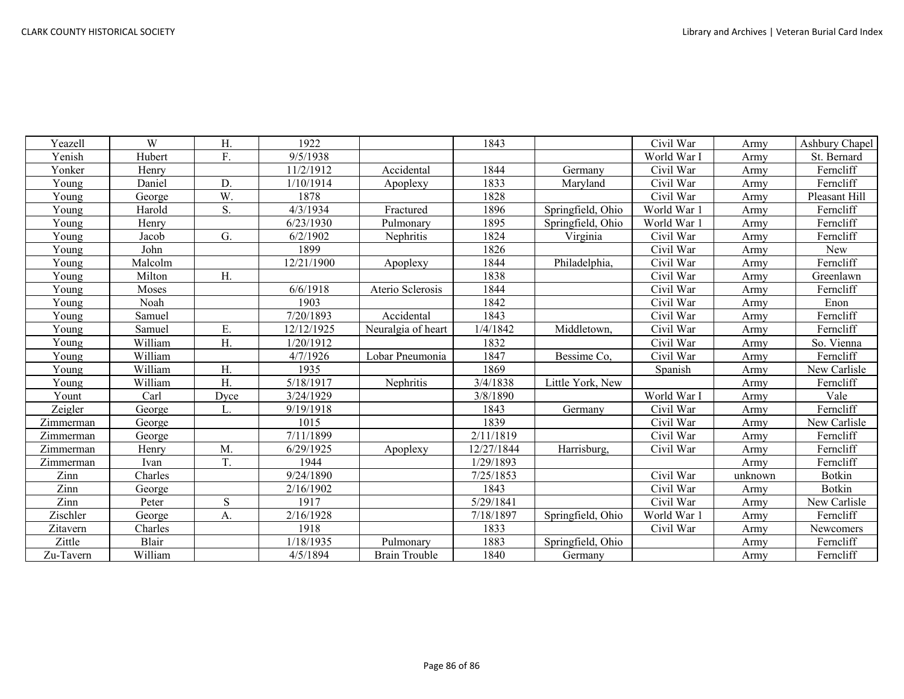| | | | | | | | | | |
|---|---|---|---|---|---|---|---|---|---|
| Yeazell | W | H. | 1922 | | 1843 | | Civil War | Army | Ashbury Chapel |
| Yenish | Hubert | F. | 9/5/1938 | | | | World War I | Army | St. Bernard |
| Yonker | Henry | | 11/2/1912 | Accidental | 1844 | Germany | Civil War | Army | Ferncliff |
| Young | Daniel | D. | 1/10/1914 | Apoplexy | 1833 | Maryland | Civil War | Army | Ferncliff |
| Young | George | W. | 1878 | | 1828 | | Civil War | Army | Pleasant Hill |
| Young | Harold | S. | 4/3/1934 | Fractured | 1896 | Springfield, Ohio | World War 1 | Army | Ferncliff |
| Young | Henry | | 6/23/1930 | Pulmonary | 1895 | Springfield, Ohio | World War 1 | Army | Ferncliff |
| Young | Jacob | G. | 6/2/1902 | Nephritis | 1824 | Virginia | Civil War | Army | Ferncliff |
| Young | John | | 1899 | | 1826 | | Civil War | Army | New |
| Young | Malcolm | | 12/21/1900 | Apoplexy | 1844 | Philadelphia, | Civil War | Army | Ferncliff |
| Young | Milton | H. | | | 1838 | | Civil War | Army | Greenlawn |
| Young | Moses | | 6/6/1918 | Aterio Sclerosis | 1844 | | Civil War | Army | Ferncliff |
| Young | Noah | | 1903 | | 1842 | | Civil War | Army | Enon |
| Young | Samuel | | 7/20/1893 | Accidental | 1843 | | Civil War | Army | Ferncliff |
| Young | Samuel | E. | 12/12/1925 | Neuralgia of heart | 1/4/1842 | Middletown, | Civil War | Army | Ferncliff |
| Young | William | H. | 1/20/1912 | | 1832 | | Civil War | Army | So. Vienna |
| Young | William | | 4/7/1926 | Lobar Pneumonia | 1847 | Bessime Co, | Civil War | Army | Ferncliff |
| Young | William | H. | 1935 | | 1869 | | Spanish | Army | New Carlisle |
| Young | William | H. | 5/18/1917 | Nephritis | 3/4/1838 | Little York, New | | Army | Ferncliff |
| Yount | Carl | Dyce | 3/24/1929 | | 3/8/1890 | | World War I | Army | Vale |
| Zeigler | George | L. | 9/19/1918 | | 1843 | Germany | Civil War | Army | Ferncliff |
| Zimmerman | George | | 1015 | | 1839 | | Civil War | Army | New Carlisle |
| Zimmerman | George | | 7/11/1899 | | 2/11/1819 | | Civil War | Army | Ferncliff |
| Zimmerman | Henry | M. | 6/29/1925 | Apoplexy | 12/27/1844 | Harrisburg, | Civil War | Army | Ferncliff |
| Zimmerman | Ivan | T. | 1944 | | 1/29/1893 | | | Army | Ferncliff |
| Zinn | Charles | | 9/24/1890 | | 7/25/1853 | | Civil War | unknown | Botkin |
| Zinn | George | | 2/16/1902 | | 1843 | | Civil War | Army | Botkin |
| Zinn | Peter | S | 1917 | | 5/29/1841 | | Civil War | Army | New Carlisle |
| Zischler | George | A. | 2/16/1928 | | 7/18/1897 | Springfield, Ohio | World War 1 | Army | Ferncliff |
| Zitavern | Charles | | 1918 | | 1833 | | Civil War | Army | Newcomers |
| Zittle | Blair | | 1/18/1935 | Pulmonary | 1883 | Springfield, Ohio | | Army | Ferncliff |
| Zu-Tavern | William | | 4/5/1894 | Brain Trouble | 1840 | Germany | | Army | Ferncliff |